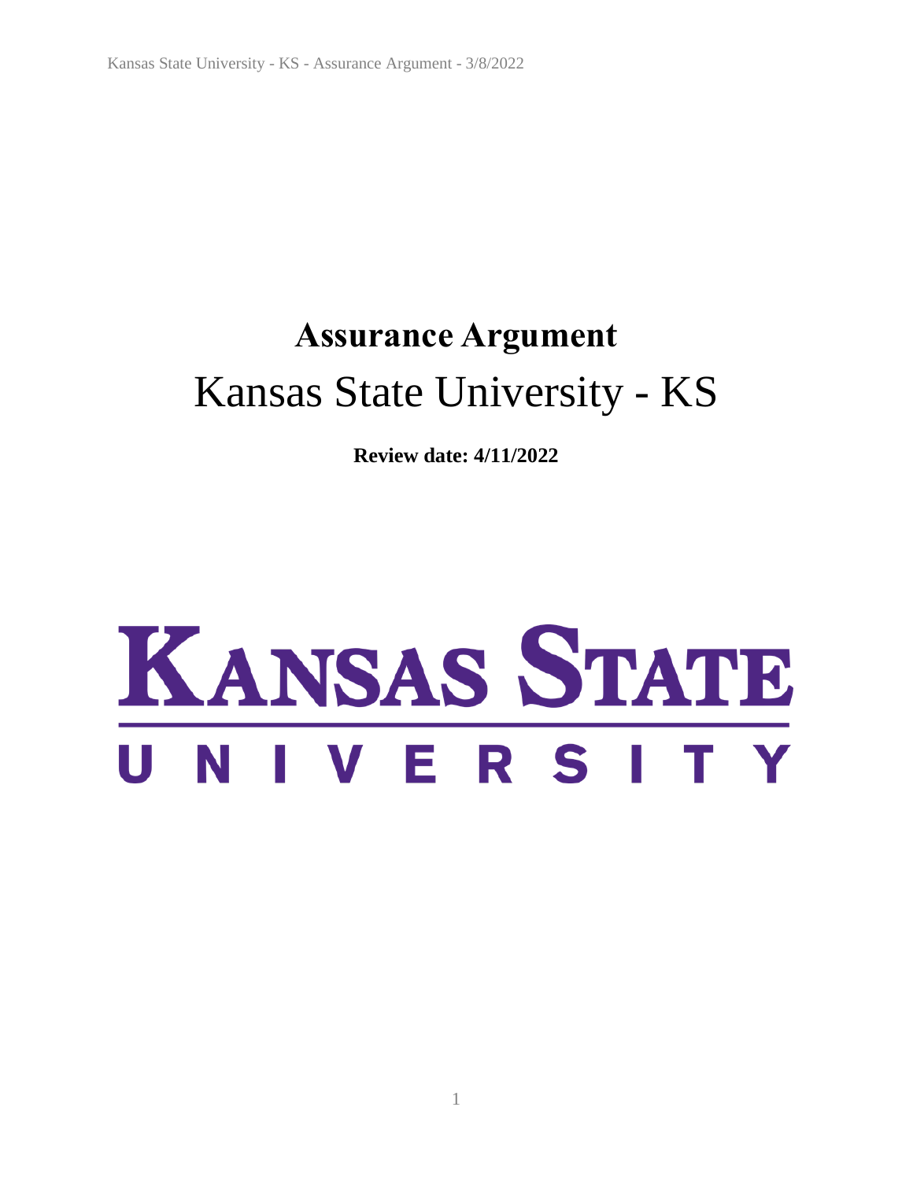# Assurance Argument

## Kansas State University - KS

**Review date: 4/11/2022**

KANSAS STATE

UNIVERSITY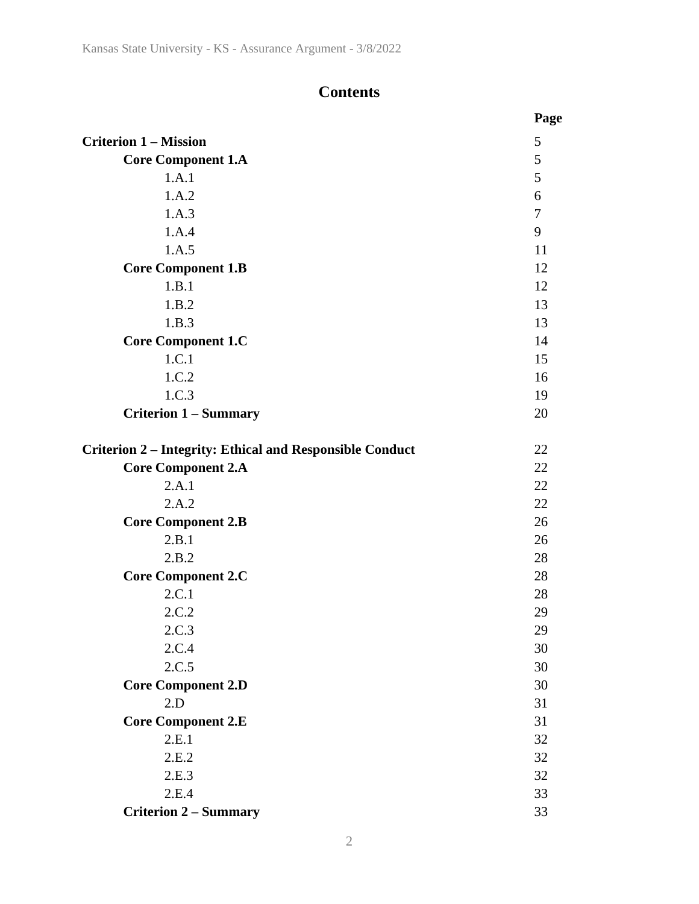# Contents

| | Page |
|---|---|
| **Criterion 1 – Mission** | 5 |
| **Core Component 1.A** | 5 |
| 1.A.1 | 5 |
| 1.A.2 | 6 |
| 1.A.3 | 7 |
| 1.A.4 | 9 |
| 1.A.5 | 11 |
| **Core Component 1.B** | 12 |
| 1.B.1 | 12 |
| 1.B.2 | 13 |
| 1.B.3 | 13 |
| **Core Component 1.C** | 14 |
| 1.C.1 | 15 |
| 1.C.2 | 16 |
| 1.C.3 | 19 |
| **Criterion 1 – Summary** | 20 |
| | |
| **Criterion 2 – Integrity: Ethical and Responsible Conduct** | 22 |
| **Core Component 2.A** | 22 |
| 2.A.1 | 22 |
| 2.A.2 | 22 |
| **Core Component 2.B** | 26 |
| 2.B.1 | 26 |
| 2.B.2 | 28 |
| **Core Component 2.C** | 28 |
| 2.C.1 | 28 |
| 2.C.2 | 29 |
| 2.C.3 | 29 |
| 2.C.4 | 30 |
| 2.C.5 | 30 |
| **Core Component 2.D** | 30 |
| 2.D | 31 |
| **Core Component 2.E** | 31 |
| 2.E.1 | 32 |
| 2.E.2 | 32 |
| 2.E.3 | 32 |
| 2.E.4 | 33 |
| **Criterion 2 – Summary** | 33 |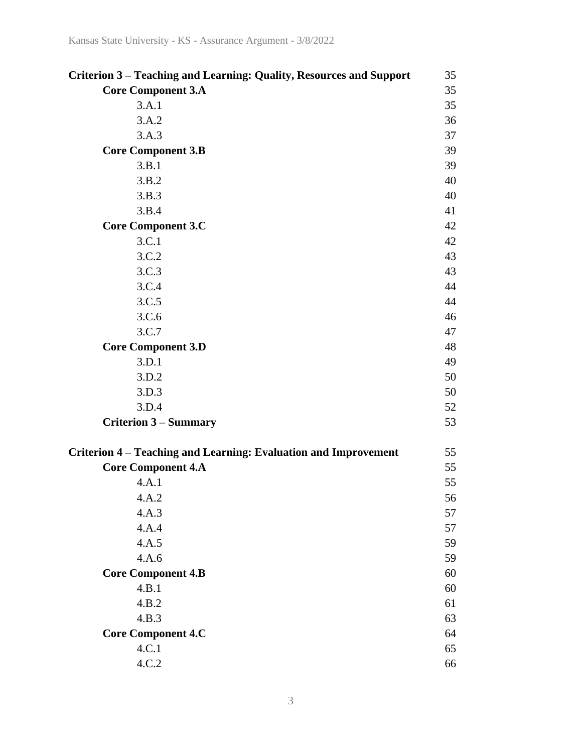| | |
|---|---|
| **Criterion 3 – Teaching and Learning: Quality, Resources and Support** | 35 |
| **Core Component 3.A** | 35 |
| 3.A.1 | 35 |
| 3.A.2 | 36 |
| 3.A.3 | 37 |
| **Core Component 3.B** | 39 |
| 3.B.1 | 39 |
| 3.B.2 | 40 |
| 3.B.3 | 40 |
| 3.B.4 | 41 |
| **Core Component 3.C** | 42 |
| 3.C.1 | 42 |
| 3.C.2 | 43 |
| 3.C.3 | 43 |
| 3.C.4 | 44 |
| 3.C.5 | 44 |
| 3.C.6 | 46 |
| 3.C.7 | 47 |
| **Core Component 3.D** | 48 |
| 3.D.1 | 49 |
| 3.D.2 | 50 |
| 3.D.3 | 50 |
| 3.D.4 | 52 |
| **Criterion 3 – Summary** | 53 |
| **Criterion 4 – Teaching and Learning: Evaluation and Improvement** | 55 |
| **Core Component 4.A** | 55 |
| 4.A.1 | 55 |
| 4.A.2 | 56 |
| 4.A.3 | 57 |
| 4.A.4 | 57 |
| 4.A.5 | 59 |
| 4.A.6 | 59 |
| **Core Component 4.B** | 60 |
| 4.B.1 | 60 |
| 4.B.2 | 61 |
| 4.B.3 | 63 |
| **Core Component 4.C** | 64 |
| 4.C.1 | 65 |
| 4.C.2 | 66 |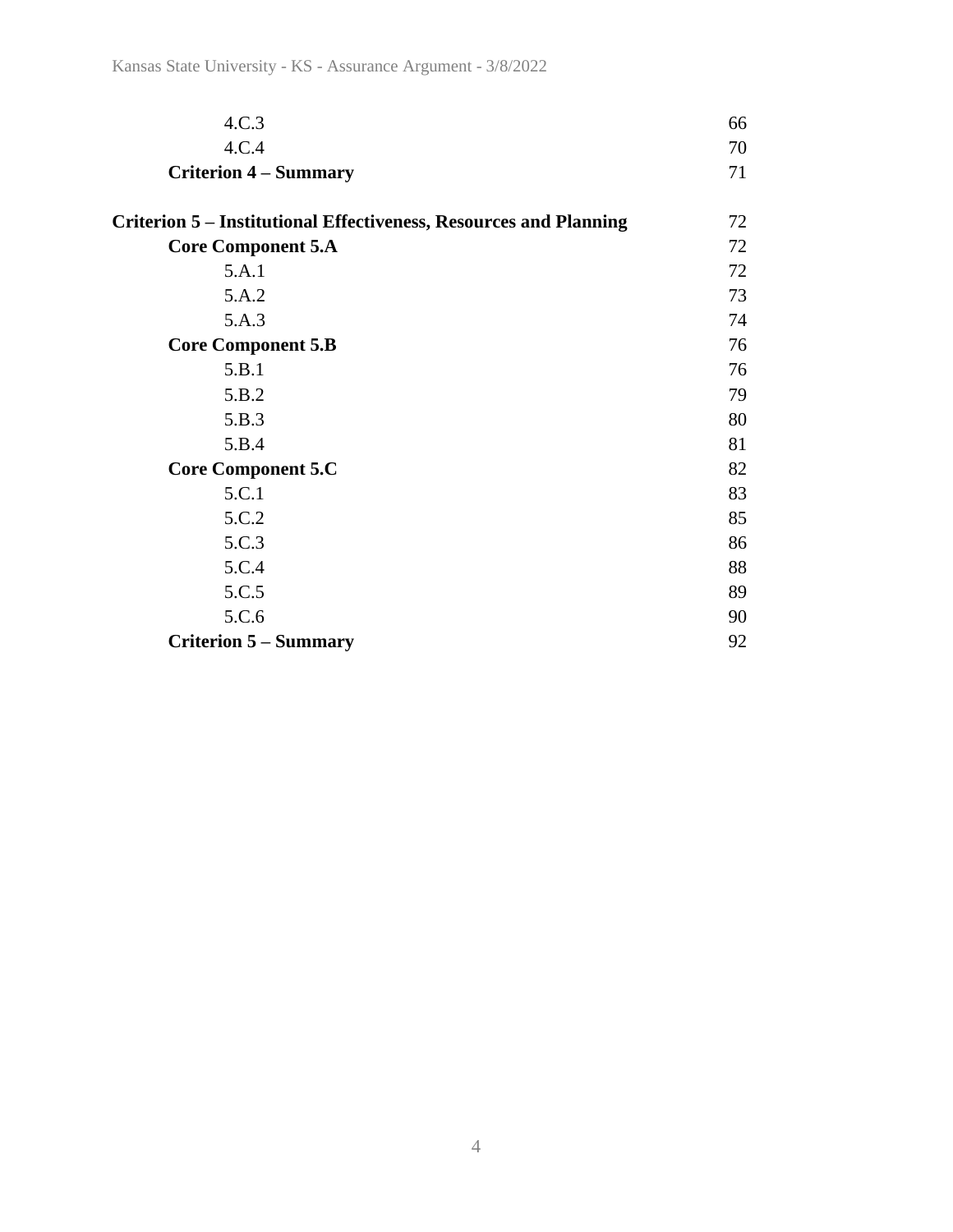| | |
|---|---|
| 4.C.3 | 66 |
| 4.C.4 | 70 |
| **Criterion 4 – Summary** | 71 |
| | |
| **Criterion 5 – Institutional Effectiveness, Resources and Planning** | 72 |
| **Core Component 5.A** | 72 |
| 5.A.1 | 72 |
| 5.A.2 | 73 |
| 5.A.3 | 74 |
| **Core Component 5.B** | 76 |
| 5.B.1 | 76 |
| 5.B.2 | 79 |
| 5.B.3 | 80 |
| 5.B.4 | 81 |
| **Core Component 5.C** | 82 |
| 5.C.1 | 83 |
| 5.C.2 | 85 |
| 5.C.3 | 86 |
| 5.C.4 | 88 |
| 5.C.5 | 89 |
| 5.C.6 | 90 |
| **Criterion 5 – Summary** | 92 |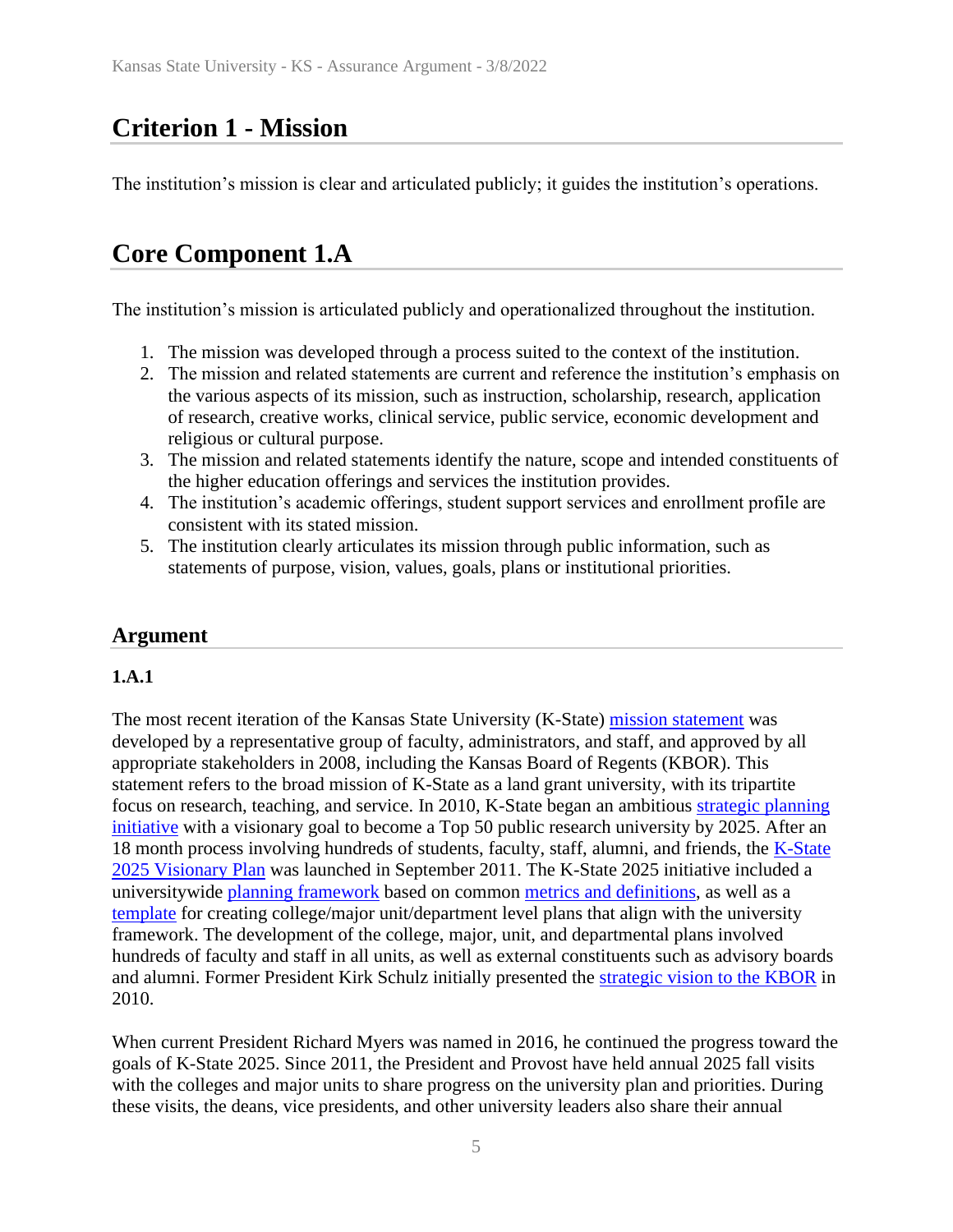# Criterion 1 - Mission

The institution's mission is clear and articulated publicly; it guides the institution's operations.

# Core Component 1.A

The institution's mission is articulated publicly and operationalized throughout the institution.

1. The mission was developed through a process suited to the context of the institution.
2. The mission and related statements are current and reference the institution's emphasis on the various aspects of its mission, such as instruction, scholarship, research, application of research, creative works, clinical service, public service, economic development and religious or cultural purpose.
3. The mission and related statements identify the nature, scope and intended constituents of the higher education offerings and services the institution provides.
4. The institution's academic offerings, student support services and enrollment profile are consistent with its stated mission.
5. The institution clearly articulates its mission through public information, such as statements of purpose, vision, values, goals, plans or institutional priorities.

## Argument

### 1.A.1

The most recent iteration of the Kansas State University (K-State) mission statement was developed by a representative group of faculty, administrators, and staff, and approved by all appropriate stakeholders in 2008, including the Kansas Board of Regents (KBOR). This statement refers to the broad mission of K-State as a land grant university, with its tripartite focus on research, teaching, and service. In 2010, K-State began an ambitious strategic planning initiative with a visionary goal to become a Top 50 public research university by 2025. After an 18 month process involving hundreds of students, faculty, staff, alumni, and friends, the K-State 2025 Visionary Plan was launched in September 2011. The K-State 2025 initiative included a universitywide planning framework based on common metrics and definitions, as well as a template for creating college/major unit/department level plans that align with the university framework. The development of the college, major, unit, and departmental plans involved hundreds of faculty and staff in all units, as well as external constituents such as advisory boards and alumni. Former President Kirk Schulz initially presented the strategic vision to the KBOR in 2010.

When current President Richard Myers was named in 2016, he continued the progress toward the goals of K-State 2025. Since 2011, the President and Provost have held annual 2025 fall visits with the colleges and major units to share progress on the university plan and priorities. During these visits, the deans, vice presidents, and other university leaders also share their annual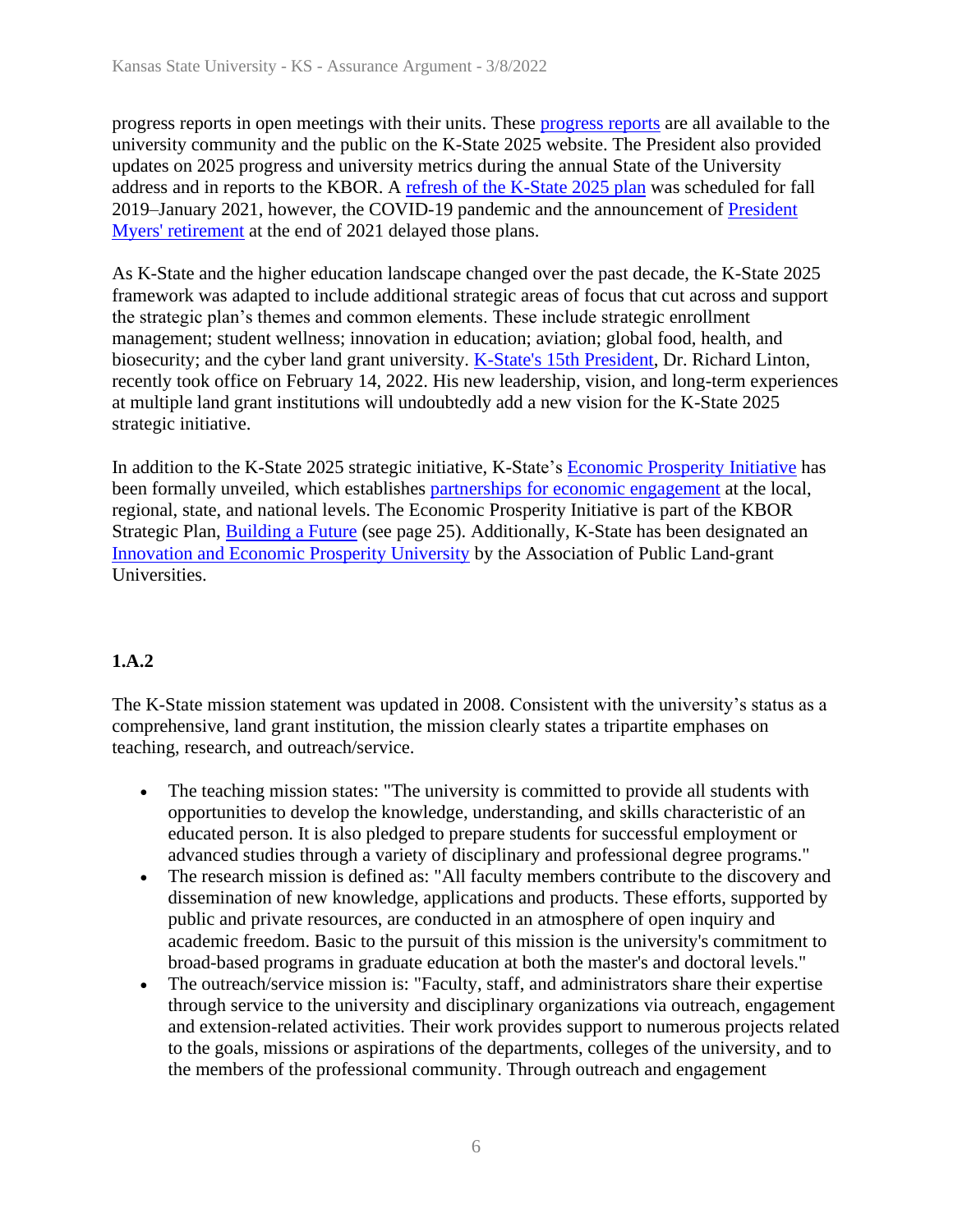progress reports in open meetings with their units. These progress reports are all available to the university community and the public on the K-State 2025 website. The President also provided updates on 2025 progress and university metrics during the annual State of the University address and in reports to the KBOR. A refresh of the K-State 2025 plan was scheduled for fall 2019–January 2021, however, the COVID-19 pandemic and the announcement of President Myers' retirement at the end of 2021 delayed those plans.

As K-State and the higher education landscape changed over the past decade, the K-State 2025 framework was adapted to include additional strategic areas of focus that cut across and support the strategic plan's themes and common elements. These include strategic enrollment management; student wellness; innovation in education; aviation; global food, health, and biosecurity; and the cyber land grant university. K-State's 15th President, Dr. Richard Linton, recently took office on February 14, 2022. His new leadership, vision, and long-term experiences at multiple land grant institutions will undoubtedly add a new vision for the K-State 2025 strategic initiative.

In addition to the K-State 2025 strategic initiative, K-State's Economic Prosperity Initiative has been formally unveiled, which establishes partnerships for economic engagement at the local, regional, state, and national levels. The Economic Prosperity Initiative is part of the KBOR Strategic Plan, Building a Future (see page 25). Additionally, K-State has been designated an Innovation and Economic Prosperity University by the Association of Public Land-grant Universities.

**1.A.2**

The K-State mission statement was updated in 2008. Consistent with the university's status as a comprehensive, land grant institution, the mission clearly states a tripartite emphases on teaching, research, and outreach/service.

- The teaching mission states: "The university is committed to provide all students with opportunities to develop the knowledge, understanding, and skills characteristic of an educated person. It is also pledged to prepare students for successful employment or advanced studies through a variety of disciplinary and professional degree programs."
- The research mission is defined as: "All faculty members contribute to the discovery and dissemination of new knowledge, applications and products. These efforts, supported by public and private resources, are conducted in an atmosphere of open inquiry and academic freedom. Basic to the pursuit of this mission is the university's commitment to broad-based programs in graduate education at both the master's and doctoral levels."
- The outreach/service mission is: "Faculty, staff, and administrators share their expertise through service to the university and disciplinary organizations via outreach, engagement and extension-related activities. Their work provides support to numerous projects related to the goals, missions or aspirations of the departments, colleges of the university, and to the members of the professional community. Through outreach and engagement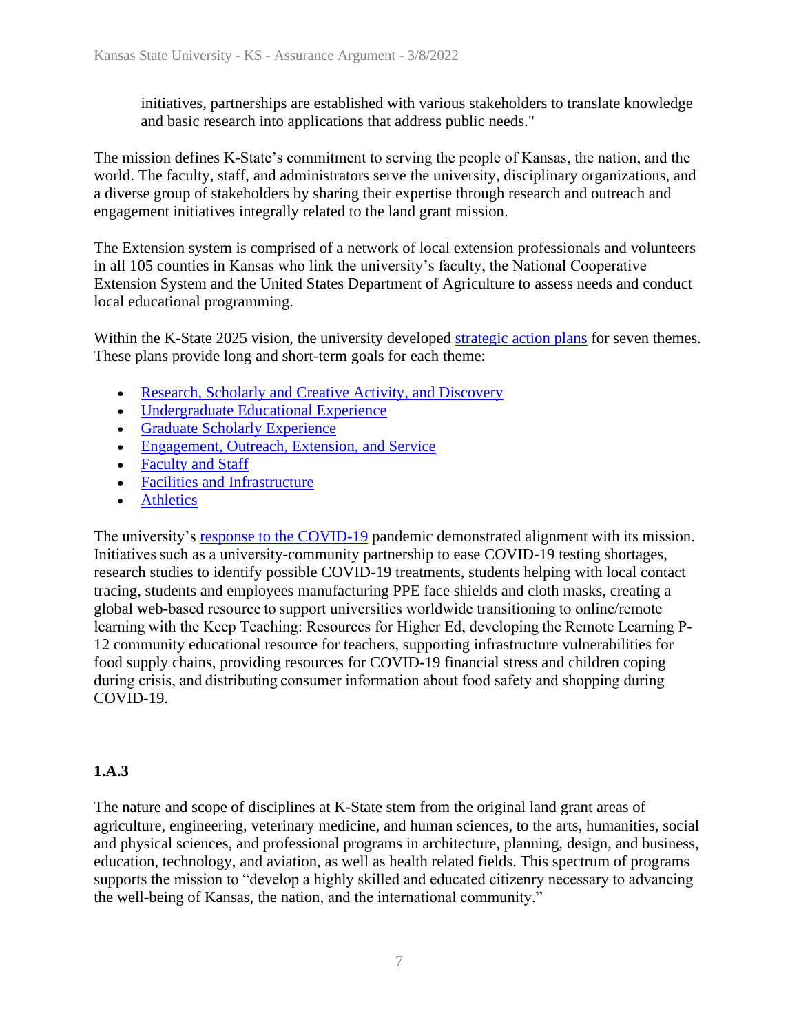initiatives, partnerships are established with various stakeholders to translate knowledge and basic research into applications that address public needs."

The mission defines K-State's commitment to serving the people of Kansas, the nation, and the world. The faculty, staff, and administrators serve the university, disciplinary organizations, and a diverse group of stakeholders by sharing their expertise through research and outreach and engagement initiatives integrally related to the land grant mission.

The Extension system is comprised of a network of local extension professionals and volunteers in all 105 counties in Kansas who link the university's faculty, the National Cooperative Extension System and the United States Department of Agriculture to assess needs and conduct local educational programming.

Within the K-State 2025 vision, the university developed strategic action plans for seven themes. These plans provide long and short-term goals for each theme:

- Research, Scholarly and Creative Activity, and Discovery
- Undergraduate Educational Experience
- Graduate Scholarly Experience
- Engagement, Outreach, Extension, and Service
- Faculty and Staff
- Facilities and Infrastructure
- Athletics

The university's response to the COVID-19 pandemic demonstrated alignment with its mission. Initiatives such as a university-community partnership to ease COVID-19 testing shortages, research studies to identify possible COVID-19 treatments, students helping with local contact tracing, students and employees manufacturing PPE face shields and cloth masks, creating a global web-based resource to support universities worldwide transitioning to online/remote learning with the Keep Teaching: Resources for Higher Ed, developing the Remote Learning P-12 community educational resource for teachers, supporting infrastructure vulnerabilities for food supply chains, providing resources for COVID-19 financial stress and children coping during crisis, and distributing consumer information about food safety and shopping during COVID-19.

### 1.A.3

The nature and scope of disciplines at K-State stem from the original land grant areas of agriculture, engineering, veterinary medicine, and human sciences, to the arts, humanities, social and physical sciences, and professional programs in architecture, planning, design, and business, education, technology, and aviation, as well as health related fields. This spectrum of programs supports the mission to "develop a highly skilled and educated citizenry necessary to advancing the well-being of Kansas, the nation, and the international community."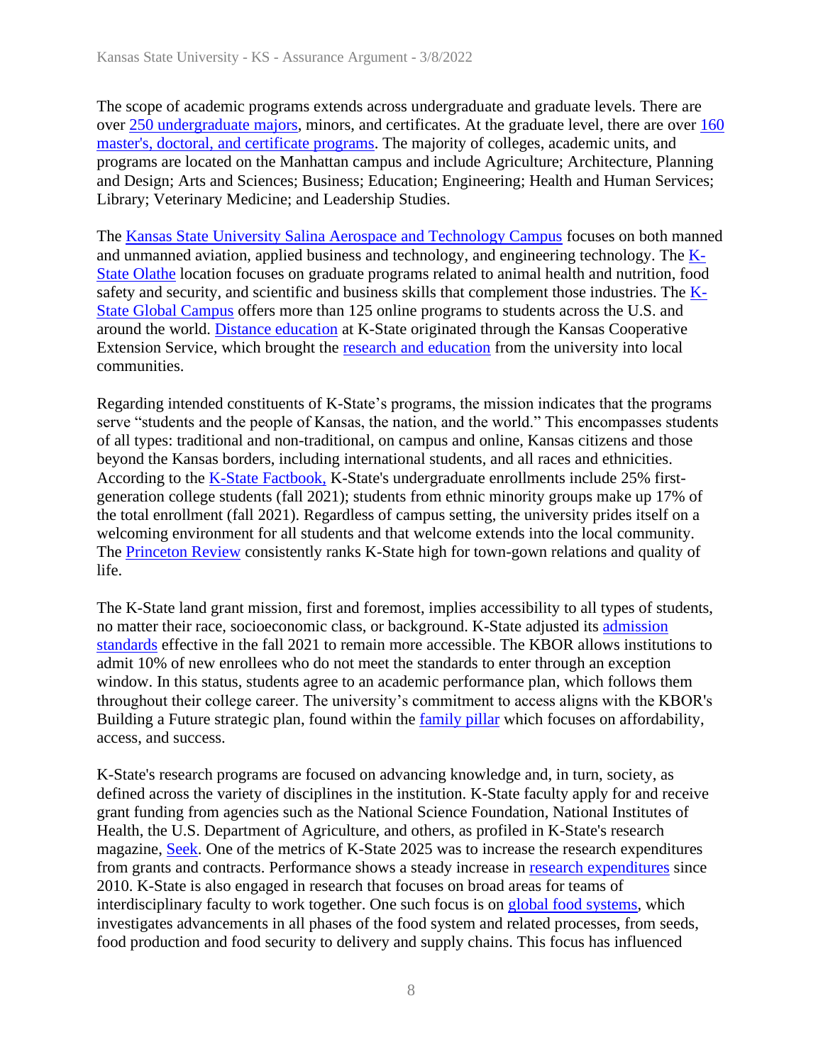The scope of academic programs extends across undergraduate and graduate levels. There are over 250 undergraduate majors, minors, and certificates. At the graduate level, there are over 160 master's, doctoral, and certificate programs. The majority of colleges, academic units, and programs are located on the Manhattan campus and include Agriculture; Architecture, Planning and Design; Arts and Sciences; Business; Education; Engineering; Health and Human Services; Library; Veterinary Medicine; and Leadership Studies.

The Kansas State University Salina Aerospace and Technology Campus focuses on both manned and unmanned aviation, applied business and technology, and engineering technology. The K-State Olathe location focuses on graduate programs related to animal health and nutrition, food safety and security, and scientific and business skills that complement those industries. The K-State Global Campus offers more than 125 online programs to students across the U.S. and around the world. Distance education at K-State originated through the Kansas Cooperative Extension Service, which brought the research and education from the university into local communities.

Regarding intended constituents of K-State's programs, the mission indicates that the programs serve "students and the people of Kansas, the nation, and the world." This encompasses students of all types: traditional and non-traditional, on campus and online, Kansas citizens and those beyond the Kansas borders, including international students, and all races and ethnicities. According to the K-State Factbook, K-State's undergraduate enrollments include 25% first-generation college students (fall 2021); students from ethnic minority groups make up 17% of the total enrollment (fall 2021). Regardless of campus setting, the university prides itself on a welcoming environment for all students and that welcome extends into the local community. The Princeton Review consistently ranks K-State high for town-gown relations and quality of life.

The K-State land grant mission, first and foremost, implies accessibility to all types of students, no matter their race, socioeconomic class, or background. K-State adjusted its admission standards effective in the fall 2021 to remain more accessible. The KBOR allows institutions to admit 10% of new enrollees who do not meet the standards to enter through an exception window. In this status, students agree to an academic performance plan, which follows them throughout their college career. The university's commitment to access aligns with the KBOR's Building a Future strategic plan, found within the family pillar which focuses on affordability, access, and success.

K-State's research programs are focused on advancing knowledge and, in turn, society, as defined across the variety of disciplines in the institution. K-State faculty apply for and receive grant funding from agencies such as the National Science Foundation, National Institutes of Health, the U.S. Department of Agriculture, and others, as profiled in K-State's research magazine, Seek. One of the metrics of K-State 2025 was to increase the research expenditures from grants and contracts. Performance shows a steady increase in research expenditures since 2010. K-State is also engaged in research that focuses on broad areas for teams of interdisciplinary faculty to work together. One such focus is on global food systems, which investigates advancements in all phases of the food system and related processes, from seeds, food production and food security to delivery and supply chains. This focus has influenced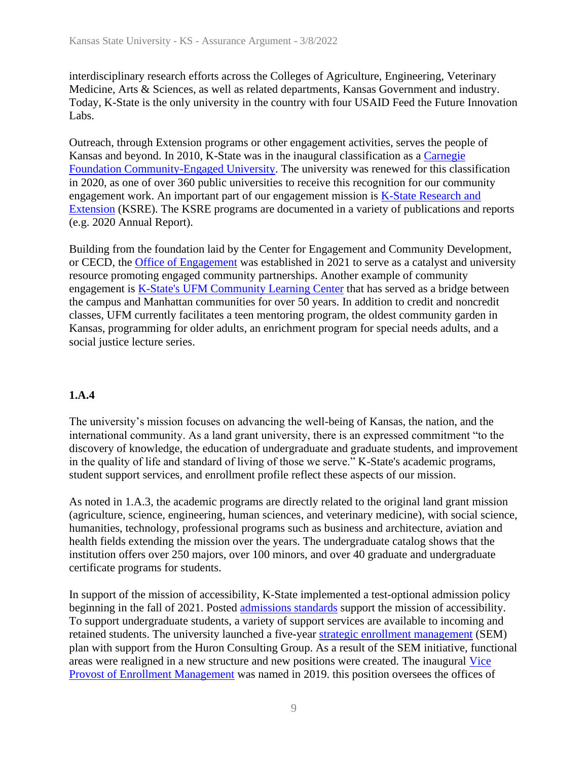interdisciplinary research efforts across the Colleges of Agriculture, Engineering, Veterinary Medicine, Arts & Sciences, as well as related departments, Kansas Government and industry. Today, K-State is the only university in the country with four USAID Feed the Future Innovation Labs.

Outreach, through Extension programs or other engagement activities, serves the people of Kansas and beyond. In 2010, K-State was in the inaugural classification as a Carnegie Foundation Community-Engaged University. The university was renewed for this classification in 2020, as one of over 360 public universities to receive this recognition for our community engagement work. An important part of our engagement mission is K-State Research and Extension (KSRE). The KSRE programs are documented in a variety of publications and reports (e.g. 2020 Annual Report).

Building from the foundation laid by the Center for Engagement and Community Development, or CECD, the Office of Engagement was established in 2021 to serve as a catalyst and university resource promoting engaged community partnerships. Another example of community engagement is K-State's UFM Community Learning Center that has served as a bridge between the campus and Manhattan communities for over 50 years. In addition to credit and noncredit classes, UFM currently facilitates a teen mentoring program, the oldest community garden in Kansas, programming for older adults, an enrichment program for special needs adults, and a social justice lecture series.

**1.A.4**

The university's mission focuses on advancing the well-being of Kansas, the nation, and the international community. As a land grant university, there is an expressed commitment "to the discovery of knowledge, the education of undergraduate and graduate students, and improvement in the quality of life and standard of living of those we serve." K-State's academic programs, student support services, and enrollment profile reflect these aspects of our mission.

As noted in 1.A.3, the academic programs are directly related to the original land grant mission (agriculture, science, engineering, human sciences, and veterinary medicine), with social science, humanities, technology, professional programs such as business and architecture, aviation and health fields extending the mission over the years. The undergraduate catalog shows that the institution offers over 250 majors, over 100 minors, and over 40 graduate and undergraduate certificate programs for students.

In support of the mission of accessibility, K-State implemented a test-optional admission policy beginning in the fall of 2021. Posted admissions standards support the mission of accessibility. To support undergraduate students, a variety of support services are available to incoming and retained students. The university launched a five-year strategic enrollment management (SEM) plan with support from the Huron Consulting Group. As a result of the SEM initiative, functional areas were realigned in a new structure and new positions were created. The inaugural Vice Provost of Enrollment Management was named in 2019. this position oversees the offices of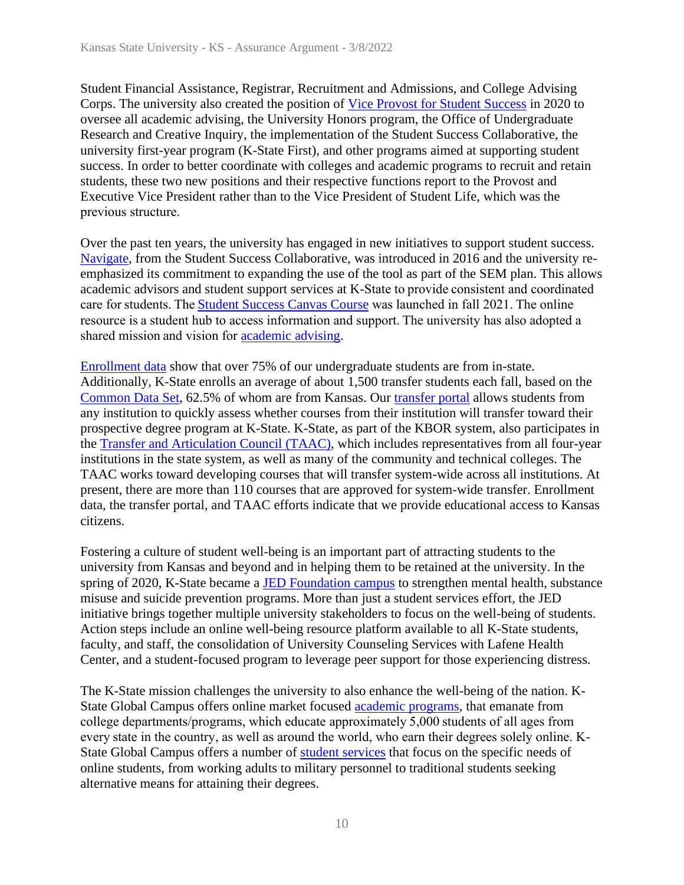Student Financial Assistance, Registrar, Recruitment and Admissions, and College Advising Corps. The university also created the position of Vice Provost for Student Success in 2020 to oversee all academic advising, the University Honors program, the Office of Undergraduate Research and Creative Inquiry, the implementation of the Student Success Collaborative, the university first-year program (K-State First), and other programs aimed at supporting student success. In order to better coordinate with colleges and academic programs to recruit and retain students, these two new positions and their respective functions report to the Provost and Executive Vice President rather than to the Vice President of Student Life, which was the previous structure.

Over the past ten years, the university has engaged in new initiatives to support student success. Navigate, from the Student Success Collaborative, was introduced in 2016 and the university re-emphasized its commitment to expanding the use of the tool as part of the SEM plan. This allows academic advisors and student support services at K-State to provide consistent and coordinated care for students. The Student Success Canvas Course was launched in fall 2021. The online resource is a student hub to access information and support. The university has also adopted a shared mission and vision for academic advising.

Enrollment data show that over 75% of our undergraduate students are from in-state. Additionally, K-State enrolls an average of about 1,500 transfer students each fall, based on the Common Data Set, 62.5% of whom are from Kansas. Our transfer portal allows students from any institution to quickly assess whether courses from their institution will transfer toward their prospective degree program at K-State. K-State, as part of the KBOR system, also participates in the Transfer and Articulation Council (TAAC), which includes representatives from all four-year institutions in the state system, as well as many of the community and technical colleges. The TAAC works toward developing courses that will transfer system-wide across all institutions. At present, there are more than 110 courses that are approved for system-wide transfer. Enrollment data, the transfer portal, and TAAC efforts indicate that we provide educational access to Kansas citizens.

Fostering a culture of student well-being is an important part of attracting students to the university from Kansas and beyond and in helping them to be retained at the university. In the spring of 2020, K-State became a JED Foundation campus to strengthen mental health, substance misuse and suicide prevention programs. More than just a student services effort, the JED initiative brings together multiple university stakeholders to focus on the well-being of students. Action steps include an online well-being resource platform available to all K-State students, faculty, and staff, the consolidation of University Counseling Services with Lafene Health Center, and a student-focused program to leverage peer support for those experiencing distress.

The K-State mission challenges the university to also enhance the well-being of the nation. K-State Global Campus offers online market focused academic programs, that emanate from college departments/programs, which educate approximately 5,000 students of all ages from every state in the country, as well as around the world, who earn their degrees solely online. K-State Global Campus offers a number of student services that focus on the specific needs of online students, from working adults to military personnel to traditional students seeking alternative means for attaining their degrees.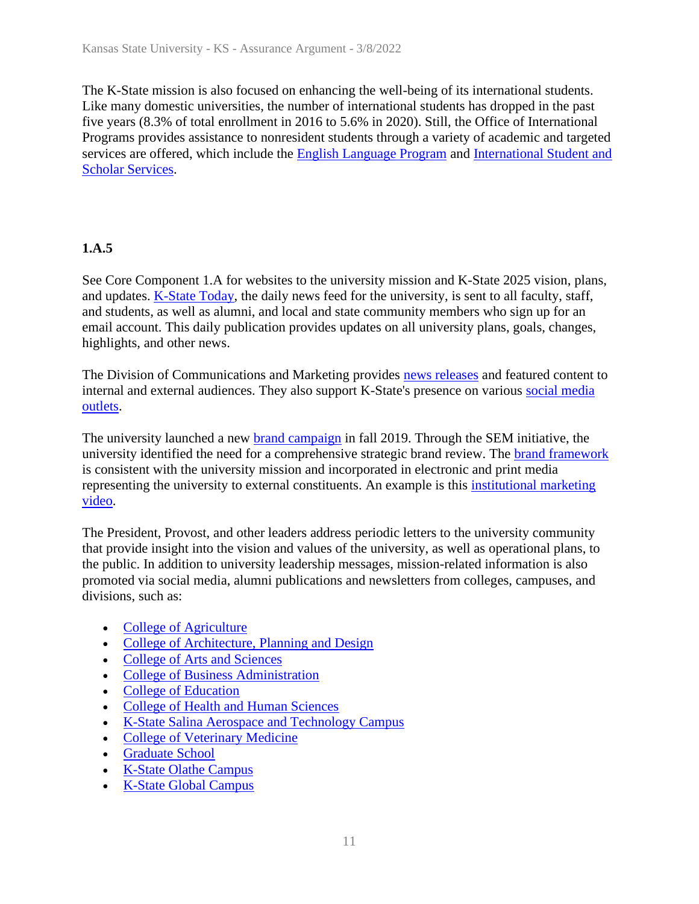The K-State mission is also focused on enhancing the well-being of its international students. Like many domestic universities, the number of international students has dropped in the past five years (8.3% of total enrollment in 2016 to 5.6% in 2020). Still, the Office of International Programs provides assistance to nonresident students through a variety of academic and targeted services are offered, which include the English Language Program and International Student and Scholar Services.

### 1.A.5

See Core Component 1.A for websites to the university mission and K-State 2025 vision, plans, and updates. K-State Today, the daily news feed for the university, is sent to all faculty, staff, and students, as well as alumni, and local and state community members who sign up for an email account. This daily publication provides updates on all university plans, goals, changes, highlights, and other news.

The Division of Communications and Marketing provides news releases and featured content to internal and external audiences. They also support K-State's presence on various social media outlets.

The university launched a new brand campaign in fall 2019. Through the SEM initiative, the university identified the need for a comprehensive strategic brand review. The brand framework is consistent with the university mission and incorporated in electronic and print media representing the university to external constituents. An example is this institutional marketing video.

The President, Provost, and other leaders address periodic letters to the university community that provide insight into the vision and values of the university, as well as operational plans, to the public. In addition to university leadership messages, mission-related information is also promoted via social media, alumni publications and newsletters from colleges, campuses, and divisions, such as:

- College of Agriculture
- College of Architecture, Planning and Design
- College of Arts and Sciences
- College of Business Administration
- College of Education
- College of Health and Human Sciences
- K-State Salina Aerospace and Technology Campus
- College of Veterinary Medicine
- Graduate School
- K-State Olathe Campus
- K-State Global Campus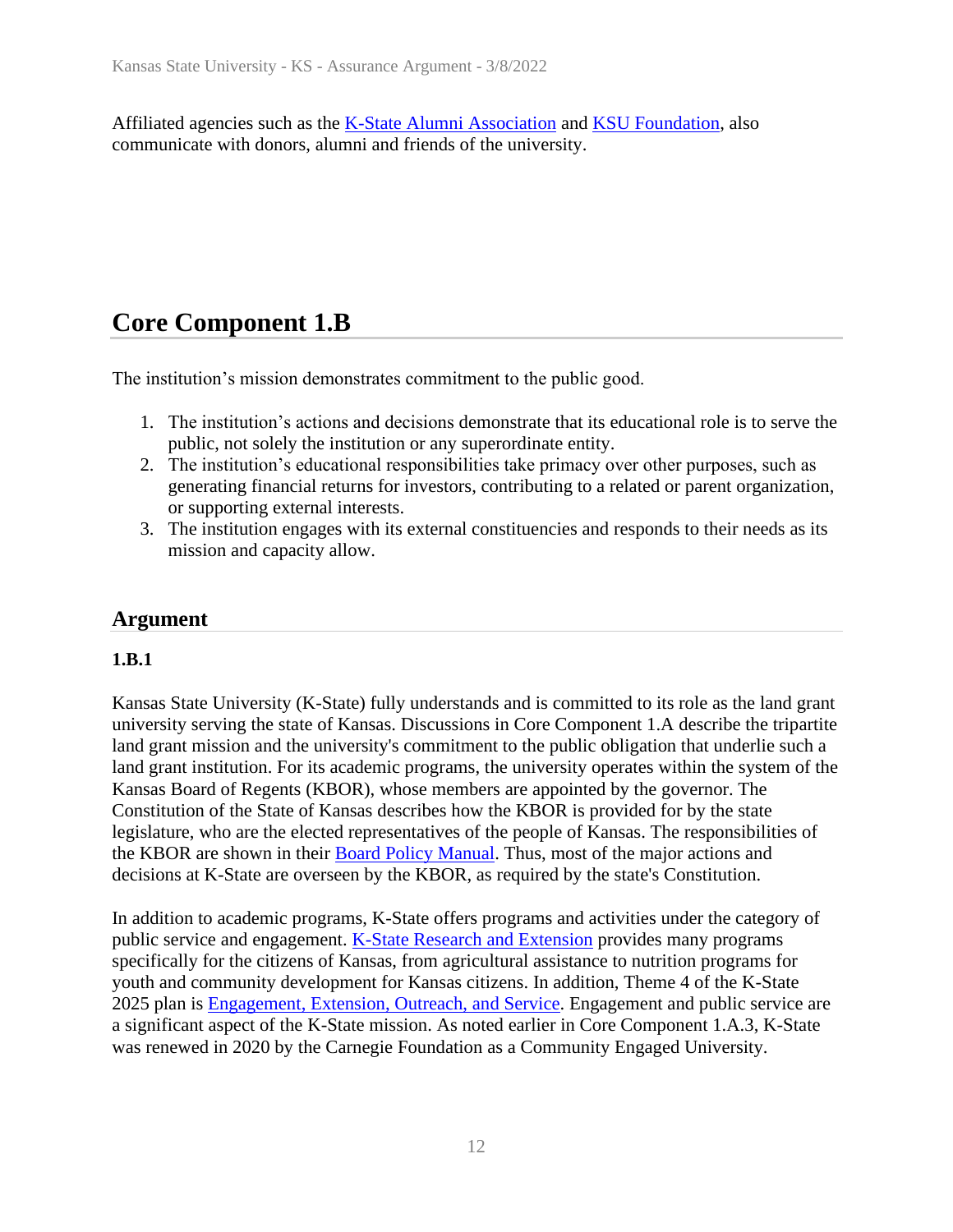Affiliated agencies such as the K-State Alumni Association and KSU Foundation, also communicate with donors, alumni and friends of the university.

## Core Component 1.B

The institution's mission demonstrates commitment to the public good.

1. The institution's actions and decisions demonstrate that its educational role is to serve the public, not solely the institution or any superordinate entity.
2. The institution's educational responsibilities take primacy over other purposes, such as generating financial returns for investors, contributing to a related or parent organization, or supporting external interests.
3. The institution engages with its external constituencies and responds to their needs as its mission and capacity allow.

### Argument

**1.B.1**

Kansas State University (K-State) fully understands and is committed to its role as the land grant university serving the state of Kansas. Discussions in Core Component 1.A describe the tripartite land grant mission and the university's commitment to the public obligation that underlie such a land grant institution. For its academic programs, the university operates within the system of the Kansas Board of Regents (KBOR), whose members are appointed by the governor. The Constitution of the State of Kansas describes how the KBOR is provided for by the state legislature, who are the elected representatives of the people of Kansas. The responsibilities of the KBOR are shown in their Board Policy Manual. Thus, most of the major actions and decisions at K-State are overseen by the KBOR, as required by the state's Constitution.

In addition to academic programs, K-State offers programs and activities under the category of public service and engagement. K-State Research and Extension provides many programs specifically for the citizens of Kansas, from agricultural assistance to nutrition programs for youth and community development for Kansas citizens. In addition, Theme 4 of the K-State 2025 plan is Engagement, Extension, Outreach, and Service. Engagement and public service are a significant aspect of the K-State mission. As noted earlier in Core Component 1.A.3, K-State was renewed in 2020 by the Carnegie Foundation as a Community Engaged University.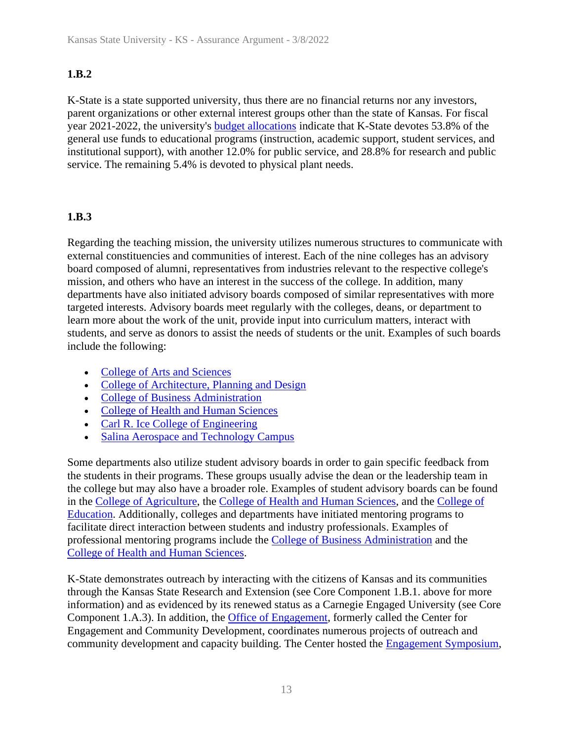### 1.B.2

K-State is a state supported university, thus there are no financial returns nor any investors, parent organizations or other external interest groups other than the state of Kansas. For fiscal year 2021-2022, the university's budget allocations indicate that K-State devotes 53.8% of the general use funds to educational programs (instruction, academic support, student services, and institutional support), with another 12.0% for public service, and 28.8% for research and public service. The remaining 5.4% is devoted to physical plant needs.

### 1.B.3

Regarding the teaching mission, the university utilizes numerous structures to communicate with external constituencies and communities of interest. Each of the nine colleges has an advisory board composed of alumni, representatives from industries relevant to the respective college's mission, and others who have an interest in the success of the college. In addition, many departments have also initiated advisory boards composed of similar representatives with more targeted interests. Advisory boards meet regularly with the colleges, deans, or department to learn more about the work of the unit, provide input into curriculum matters, interact with students, and serve as donors to assist the needs of students or the unit. Examples of such boards include the following:

- College of Arts and Sciences
- College of Architecture, Planning and Design
- College of Business Administration
- College of Health and Human Sciences
- Carl R. Ice College of Engineering
- Salina Aerospace and Technology Campus

Some departments also utilize student advisory boards in order to gain specific feedback from the students in their programs. These groups usually advise the dean or the leadership team in the college but may also have a broader role. Examples of student advisory boards can be found in the College of Agriculture, the College of Health and Human Sciences, and the College of Education. Additionally, colleges and departments have initiated mentoring programs to facilitate direct interaction between students and industry professionals. Examples of professional mentoring programs include the College of Business Administration and the College of Health and Human Sciences.

K-State demonstrates outreach by interacting with the citizens of Kansas and its communities through the Kansas State Research and Extension (see Core Component 1.B.1. above for more information) and as evidenced by its renewed status as a Carnegie Engaged University (see Core Component 1.A.3). In addition, the Office of Engagement, formerly called the Center for Engagement and Community Development, coordinates numerous projects of outreach and community development and capacity building. The Center hosted the Engagement Symposium,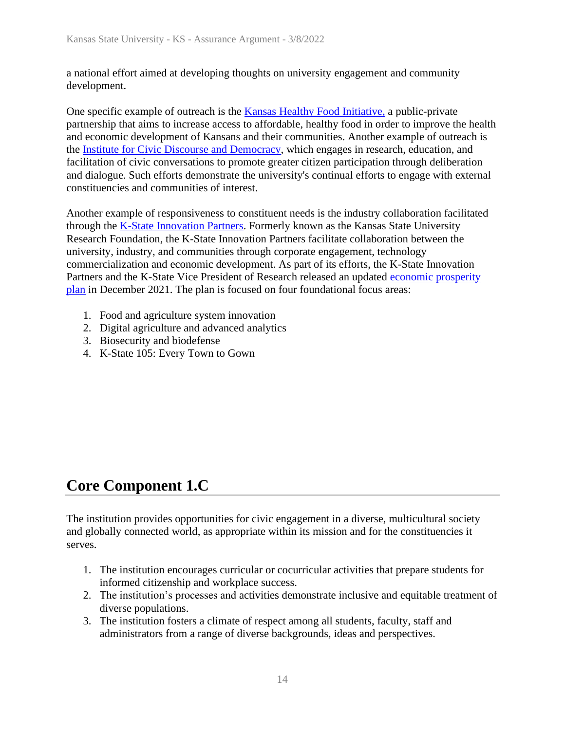a national effort aimed at developing thoughts on university engagement and community development.

One specific example of outreach is the Kansas Healthy Food Initiative, a public-private partnership that aims to increase access to affordable, healthy food in order to improve the health and economic development of Kansans and their communities. Another example of outreach is the Institute for Civic Discourse and Democracy, which engages in research, education, and facilitation of civic conversations to promote greater citizen participation through deliberation and dialogue. Such efforts demonstrate the university's continual efforts to engage with external constituencies and communities of interest.

Another example of responsiveness to constituent needs is the industry collaboration facilitated through the K-State Innovation Partners. Formerly known as the Kansas State University Research Foundation, the K-State Innovation Partners facilitate collaboration between the university, industry, and communities through corporate engagement, technology commercialization and economic development. As part of its efforts, the K-State Innovation Partners and the K-State Vice President of Research released an updated economic prosperity plan in December 2021. The plan is focused on four foundational focus areas:

1. Food and agriculture system innovation
2. Digital agriculture and advanced analytics
3. Biosecurity and biodefense
4. K-State 105: Every Town to Gown

## Core Component 1.C

The institution provides opportunities for civic engagement in a diverse, multicultural society and globally connected world, as appropriate within its mission and for the constituencies it serves.

1. The institution encourages curricular or cocurricular activities that prepare students for informed citizenship and workplace success.
2. The institution's processes and activities demonstrate inclusive and equitable treatment of diverse populations.
3. The institution fosters a climate of respect among all students, faculty, staff and administrators from a range of diverse backgrounds, ideas and perspectives.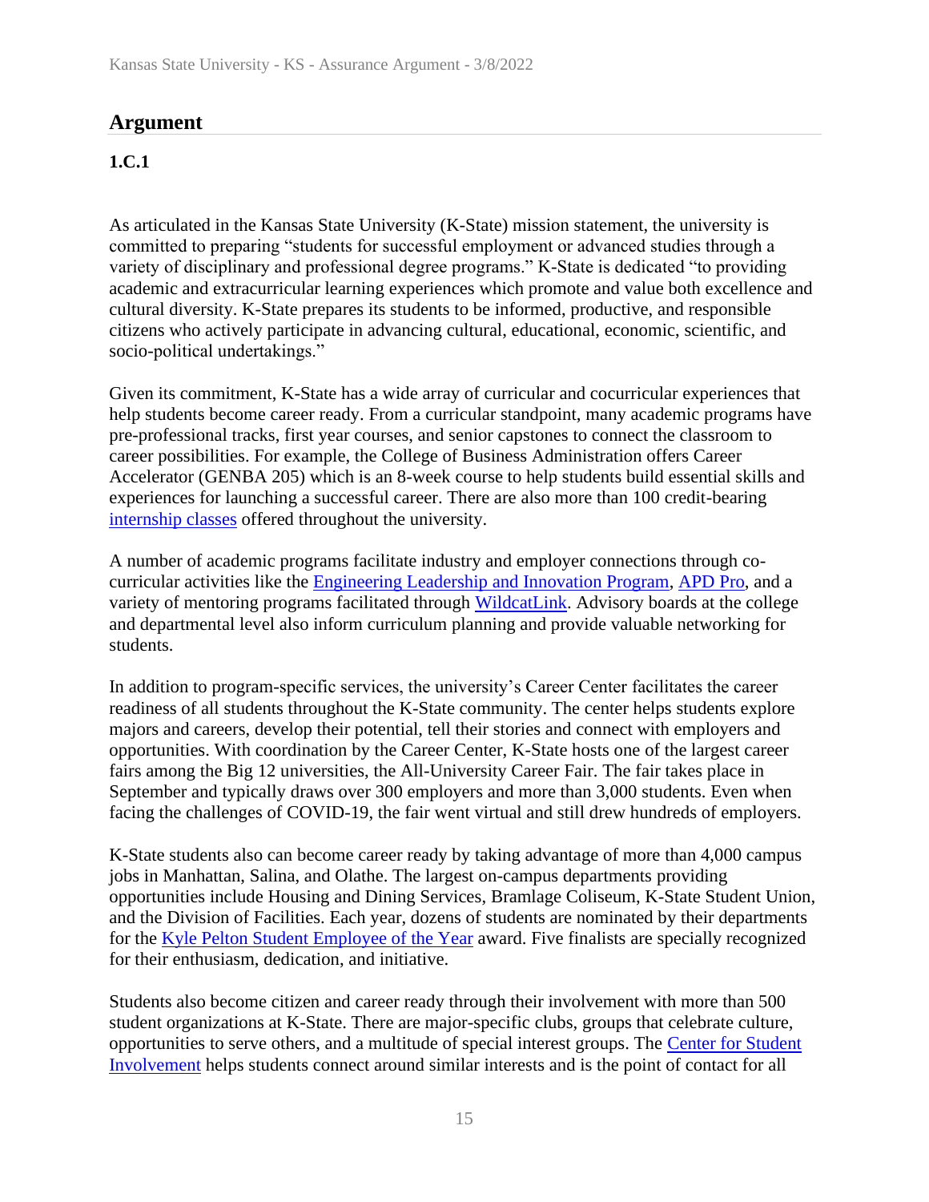## Argument

### 1.C.1

As articulated in the Kansas State University (K-State) mission statement, the university is committed to preparing "students for successful employment or advanced studies through a variety of disciplinary and professional degree programs." K-State is dedicated "to providing academic and extracurricular learning experiences which promote and value both excellence and cultural diversity. K-State prepares its students to be informed, productive, and responsible citizens who actively participate in advancing cultural, educational, economic, scientific, and socio-political undertakings."

Given its commitment, K-State has a wide array of curricular and cocurricular experiences that help students become career ready. From a curricular standpoint, many academic programs have pre-professional tracks, first year courses, and senior capstones to connect the classroom to career possibilities. For example, the College of Business Administration offers Career Accelerator (GENBA 205) which is an 8-week course to help students build essential skills and experiences for launching a successful career. There are also more than 100 credit-bearing internship classes offered throughout the university.

A number of academic programs facilitate industry and employer connections through co-curricular activities like the Engineering Leadership and Innovation Program, APD Pro, and a variety of mentoring programs facilitated through WildcatLink. Advisory boards at the college and departmental level also inform curriculum planning and provide valuable networking for students.

In addition to program-specific services, the university's Career Center facilitates the career readiness of all students throughout the K-State community. The center helps students explore majors and careers, develop their potential, tell their stories and connect with employers and opportunities. With coordination by the Career Center, K-State hosts one of the largest career fairs among the Big 12 universities, the All-University Career Fair. The fair takes place in September and typically draws over 300 employers and more than 3,000 students. Even when facing the challenges of COVID-19, the fair went virtual and still drew hundreds of employers.

K-State students also can become career ready by taking advantage of more than 4,000 campus jobs in Manhattan, Salina, and Olathe. The largest on-campus departments providing opportunities include Housing and Dining Services, Bramlage Coliseum, K-State Student Union, and the Division of Facilities. Each year, dozens of students are nominated by their departments for the Kyle Pelton Student Employee of the Year award. Five finalists are specially recognized for their enthusiasm, dedication, and initiative.

Students also become citizen and career ready through their involvement with more than 500 student organizations at K-State. There are major-specific clubs, groups that celebrate culture, opportunities to serve others, and a multitude of special interest groups. The Center for Student Involvement helps students connect around similar interests and is the point of contact for all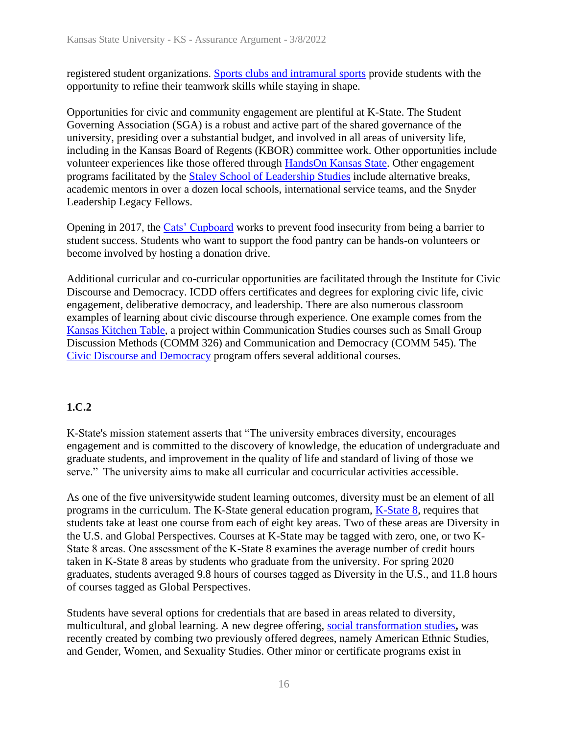registered student organizations. Sports clubs and intramural sports provide students with the opportunity to refine their teamwork skills while staying in shape.

Opportunities for civic and community engagement are plentiful at K-State. The Student Governing Association (SGA) is a robust and active part of the shared governance of the university, presiding over a substantial budget, and involved in all areas of university life, including in the Kansas Board of Regents (KBOR) committee work. Other opportunities include volunteer experiences like those offered through HandsOn Kansas State. Other engagement programs facilitated by the Staley School of Leadership Studies include alternative breaks, academic mentors in over a dozen local schools, international service teams, and the Snyder Leadership Legacy Fellows.

Opening in 2017, the Cats' Cupboard works to prevent food insecurity from being a barrier to student success. Students who want to support the food pantry can be hands-on volunteers or become involved by hosting a donation drive.

Additional curricular and co-curricular opportunities are facilitated through the Institute for Civic Discourse and Democracy. ICDD offers certificates and degrees for exploring civic life, civic engagement, deliberative democracy, and leadership. There are also numerous classroom examples of learning about civic discourse through experience. One example comes from the Kansas Kitchen Table, a project within Communication Studies courses such as Small Group Discussion Methods (COMM 326) and Communication and Democracy (COMM 545). The Civic Discourse and Democracy program offers several additional courses.

**1.C.2**

K-State's mission statement asserts that "The university embraces diversity, encourages engagement and is committed to the discovery of knowledge, the education of undergraduate and graduate students, and improvement in the quality of life and standard of living of those we serve." The university aims to make all curricular and cocurricular activities accessible.

As one of the five universitywide student learning outcomes, diversity must be an element of all programs in the curriculum. The K-State general education program, K-State 8, requires that students take at least one course from each of eight key areas. Two of these areas are Diversity in the U.S. and Global Perspectives. Courses at K-State may be tagged with zero, one, or two K-State 8 areas. One assessment of the K-State 8 examines the average number of credit hours taken in K-State 8 areas by students who graduate from the university. For spring 2020 graduates, students averaged 9.8 hours of courses tagged as Diversity in the U.S., and 11.8 hours of courses tagged as Global Perspectives.

Students have several options for credentials that are based in areas related to diversity, multicultural, and global learning. A new degree offering, social transformation studies**,** was recently created by combing two previously offered degrees, namely American Ethnic Studies, and Gender, Women, and Sexuality Studies. Other minor or certificate programs exist in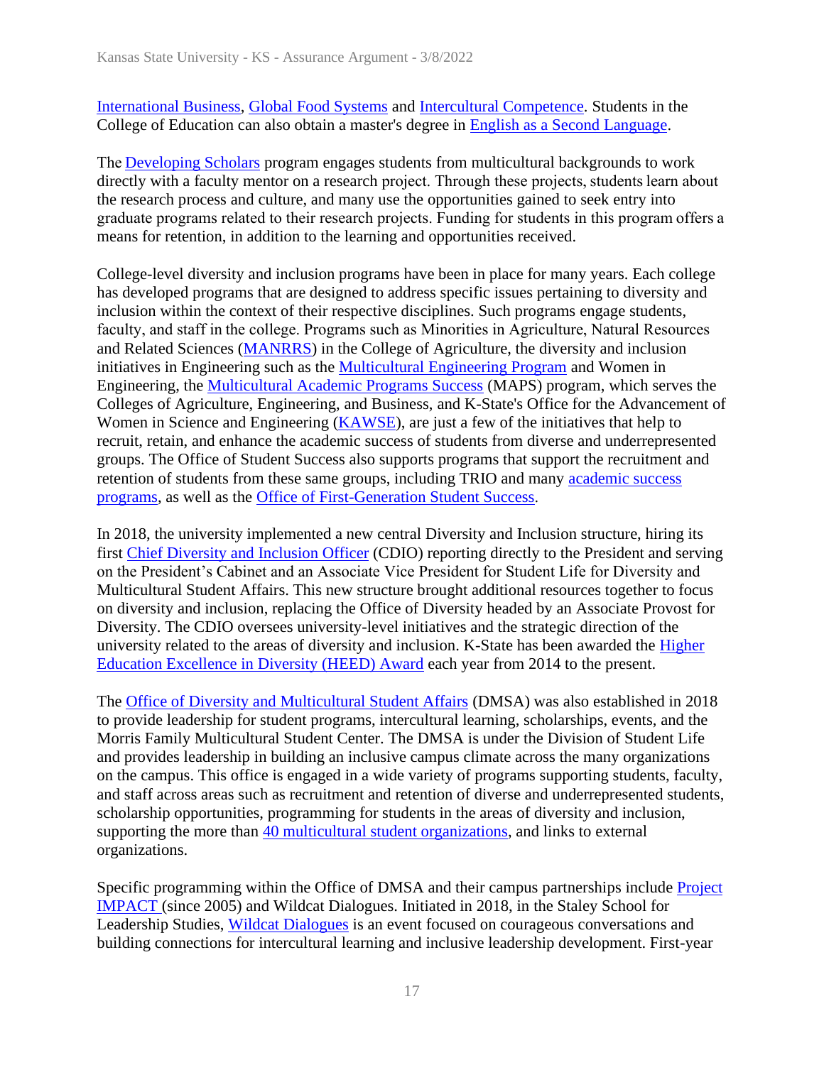International Business, Global Food Systems and Intercultural Competence. Students in the College of Education can also obtain a master's degree in English as a Second Language.

The Developing Scholars program engages students from multicultural backgrounds to work directly with a faculty mentor on a research project. Through these projects, students learn about the research process and culture, and many use the opportunities gained to seek entry into graduate programs related to their research projects. Funding for students in this program offers a means for retention, in addition to the learning and opportunities received.

College-level diversity and inclusion programs have been in place for many years. Each college has developed programs that are designed to address specific issues pertaining to diversity and inclusion within the context of their respective disciplines. Such programs engage students, faculty, and staff in the college. Programs such as Minorities in Agriculture, Natural Resources and Related Sciences (MANRRS) in the College of Agriculture, the diversity and inclusion initiatives in Engineering such as the Multicultural Engineering Program and Women in Engineering, the Multicultural Academic Programs Success (MAPS) program, which serves the Colleges of Agriculture, Engineering, and Business, and K-State's Office for the Advancement of Women in Science and Engineering (KAWSE), are just a few of the initiatives that help to recruit, retain, and enhance the academic success of students from diverse and underrepresented groups. The Office of Student Success also supports programs that support the recruitment and retention of students from these same groups, including TRIO and many academic success programs, as well as the Office of First-Generation Student Success.

In 2018, the university implemented a new central Diversity and Inclusion structure, hiring its first Chief Diversity and Inclusion Officer (CDIO) reporting directly to the President and serving on the President's Cabinet and an Associate Vice President for Student Life for Diversity and Multicultural Student Affairs. This new structure brought additional resources together to focus on diversity and inclusion, replacing the Office of Diversity headed by an Associate Provost for Diversity. The CDIO oversees university-level initiatives and the strategic direction of the university related to the areas of diversity and inclusion. K-State has been awarded the Higher Education Excellence in Diversity (HEED) Award each year from 2014 to the present.

The Office of Diversity and Multicultural Student Affairs (DMSA) was also established in 2018 to provide leadership for student programs, intercultural learning, scholarships, events, and the Morris Family Multicultural Student Center. The DMSA is under the Division of Student Life and provides leadership in building an inclusive campus climate across the many organizations on the campus. This office is engaged in a wide variety of programs supporting students, faculty, and staff across areas such as recruitment and retention of diverse and underrepresented students, scholarship opportunities, programming for students in the areas of diversity and inclusion, supporting the more than 40 multicultural student organizations, and links to external organizations.

Specific programming within the Office of DMSA and their campus partnerships include Project IMPACT (since 2005) and Wildcat Dialogues. Initiated in 2018, in the Staley School for Leadership Studies, Wildcat Dialogues is an event focused on courageous conversations and building connections for intercultural learning and inclusive leadership development. First-year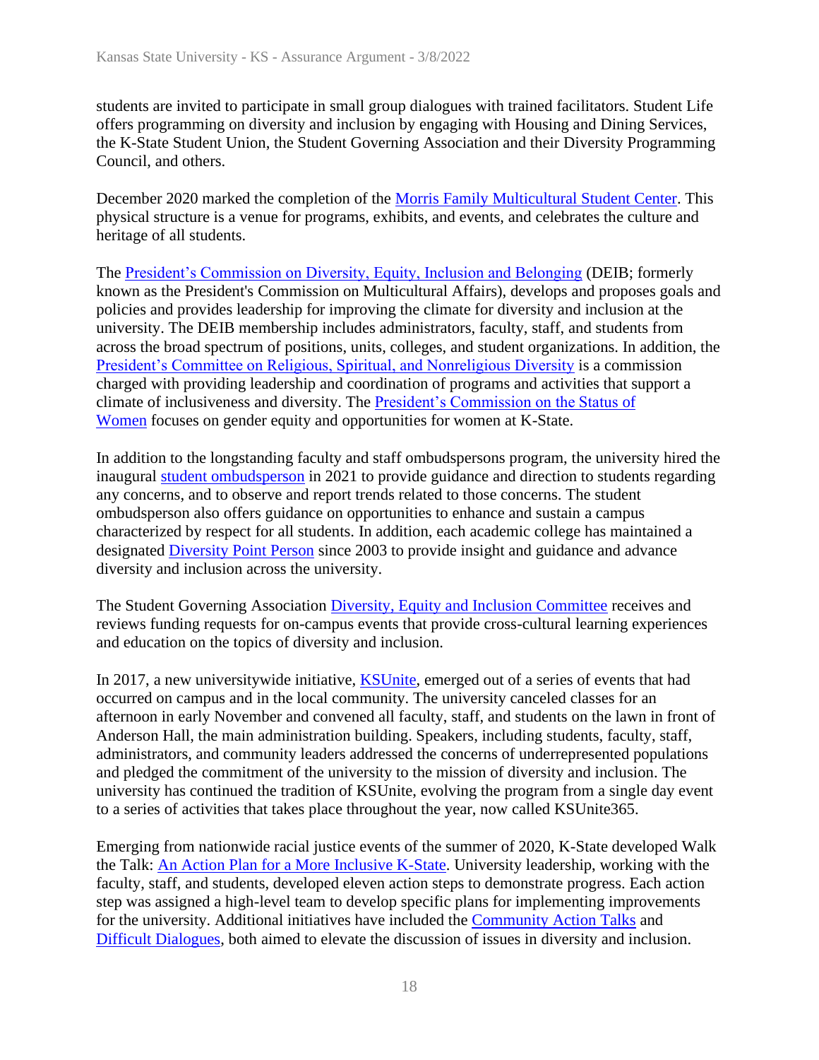students are invited to participate in small group dialogues with trained facilitators. Student Life offers programming on diversity and inclusion by engaging with Housing and Dining Services, the K-State Student Union, the Student Governing Association and their Diversity Programming Council, and others.

December 2020 marked the completion of the Morris Family Multicultural Student Center. This physical structure is a venue for programs, exhibits, and events, and celebrates the culture and heritage of all students.

The President's Commission on Diversity, Equity, Inclusion and Belonging (DEIB; formerly known as the President's Commission on Multicultural Affairs), develops and proposes goals and policies and provides leadership for improving the climate for diversity and inclusion at the university. The DEIB membership includes administrators, faculty, staff, and students from across the broad spectrum of positions, units, colleges, and student organizations. In addition, the President's Committee on Religious, Spiritual, and Nonreligious Diversity is a commission charged with providing leadership and coordination of programs and activities that support a climate of inclusiveness and diversity. The President's Commission on the Status of Women focuses on gender equity and opportunities for women at K-State.

In addition to the longstanding faculty and staff ombudspersons program, the university hired the inaugural student ombudsperson in 2021 to provide guidance and direction to students regarding any concerns, and to observe and report trends related to those concerns. The student ombudsperson also offers guidance on opportunities to enhance and sustain a campus characterized by respect for all students. In addition, each academic college has maintained a designated Diversity Point Person since 2003 to provide insight and guidance and advance diversity and inclusion across the university.

The Student Governing Association Diversity, Equity and Inclusion Committee receives and reviews funding requests for on-campus events that provide cross-cultural learning experiences and education on the topics of diversity and inclusion.

In 2017, a new universitywide initiative, KSUnite, emerged out of a series of events that had occurred on campus and in the local community. The university canceled classes for an afternoon in early November and convened all faculty, staff, and students on the lawn in front of Anderson Hall, the main administration building. Speakers, including students, faculty, staff, administrators, and community leaders addressed the concerns of underrepresented populations and pledged the commitment of the university to the mission of diversity and inclusion. The university has continued the tradition of KSUnite, evolving the program from a single day event to a series of activities that takes place throughout the year, now called KSUnite365.

Emerging from nationwide racial justice events of the summer of 2020, K-State developed Walk the Talk: An Action Plan for a More Inclusive K-State. University leadership, working with the faculty, staff, and students, developed eleven action steps to demonstrate progress. Each action step was assigned a high-level team to develop specific plans for implementing improvements for the university. Additional initiatives have included the Community Action Talks and Difficult Dialogues, both aimed to elevate the discussion of issues in diversity and inclusion.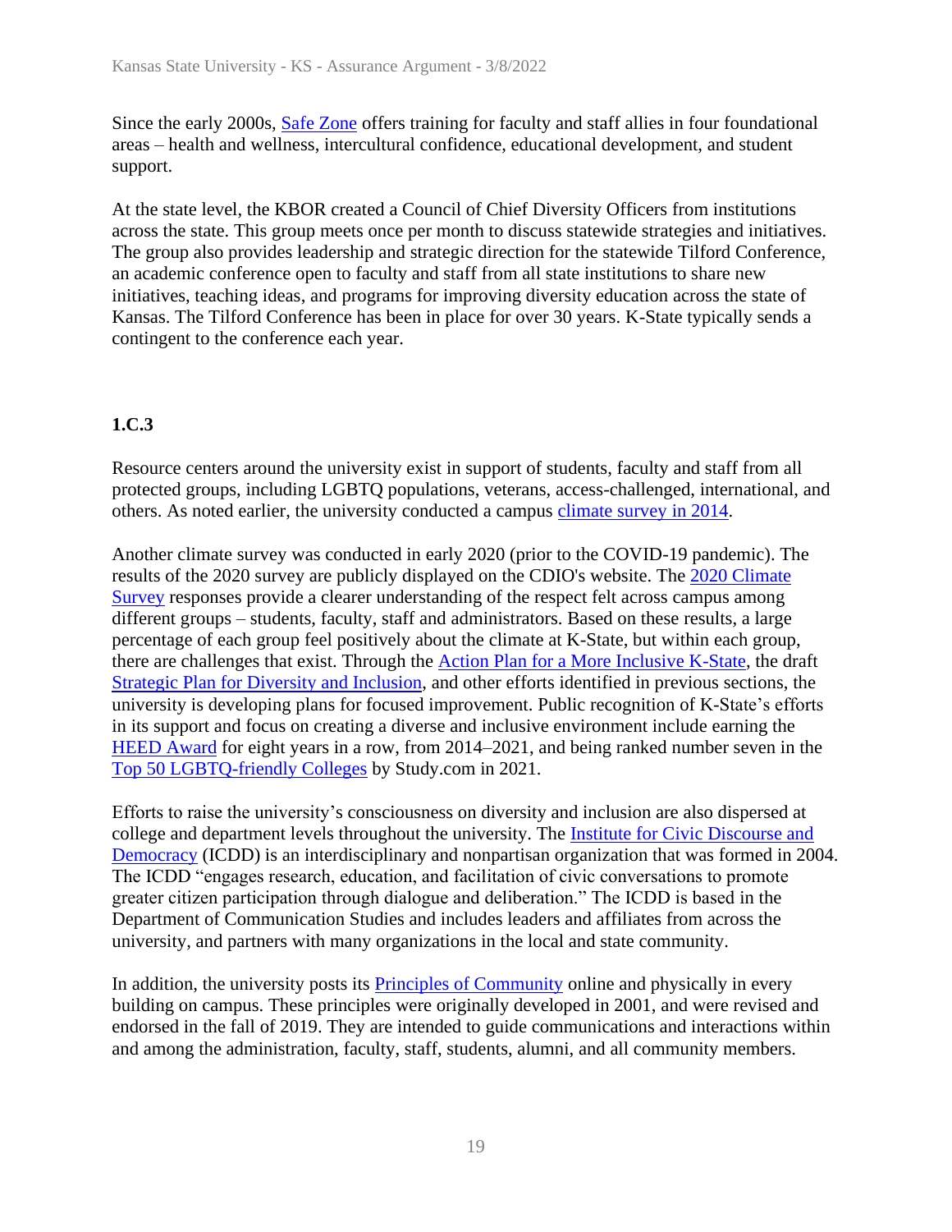Since the early 2000s, Safe Zone offers training for faculty and staff allies in four foundational areas – health and wellness, intercultural confidence, educational development, and student support.

At the state level, the KBOR created a Council of Chief Diversity Officers from institutions across the state. This group meets once per month to discuss statewide strategies and initiatives. The group also provides leadership and strategic direction for the statewide Tilford Conference, an academic conference open to faculty and staff from all state institutions to share new initiatives, teaching ideas, and programs for improving diversity education across the state of Kansas. The Tilford Conference has been in place for over 30 years. K-State typically sends a contingent to the conference each year.

**1.C.3**

Resource centers around the university exist in support of students, faculty and staff from all protected groups, including LGBTQ populations, veterans, access-challenged, international, and others. As noted earlier, the university conducted a campus climate survey in 2014.

Another climate survey was conducted in early 2020 (prior to the COVID-19 pandemic). The results of the 2020 survey are publicly displayed on the CDIO's website. The 2020 Climate Survey responses provide a clearer understanding of the respect felt across campus among different groups – students, faculty, staff and administrators. Based on these results, a large percentage of each group feel positively about the climate at K-State, but within each group, there are challenges that exist. Through the Action Plan for a More Inclusive K-State, the draft Strategic Plan for Diversity and Inclusion, and other efforts identified in previous sections, the university is developing plans for focused improvement. Public recognition of K-State's efforts in its support and focus on creating a diverse and inclusive environment include earning the HEED Award for eight years in a row, from 2014–2021, and being ranked number seven in the Top 50 LGBTQ-friendly Colleges by Study.com in 2021.

Efforts to raise the university's consciousness on diversity and inclusion are also dispersed at college and department levels throughout the university. The Institute for Civic Discourse and Democracy (ICDD) is an interdisciplinary and nonpartisan organization that was formed in 2004. The ICDD "engages research, education, and facilitation of civic conversations to promote greater citizen participation through dialogue and deliberation." The ICDD is based in the Department of Communication Studies and includes leaders and affiliates from across the university, and partners with many organizations in the local and state community.

In addition, the university posts its Principles of Community online and physically in every building on campus. These principles were originally developed in 2001, and were revised and endorsed in the fall of 2019. They are intended to guide communications and interactions within and among the administration, faculty, staff, students, alumni, and all community members.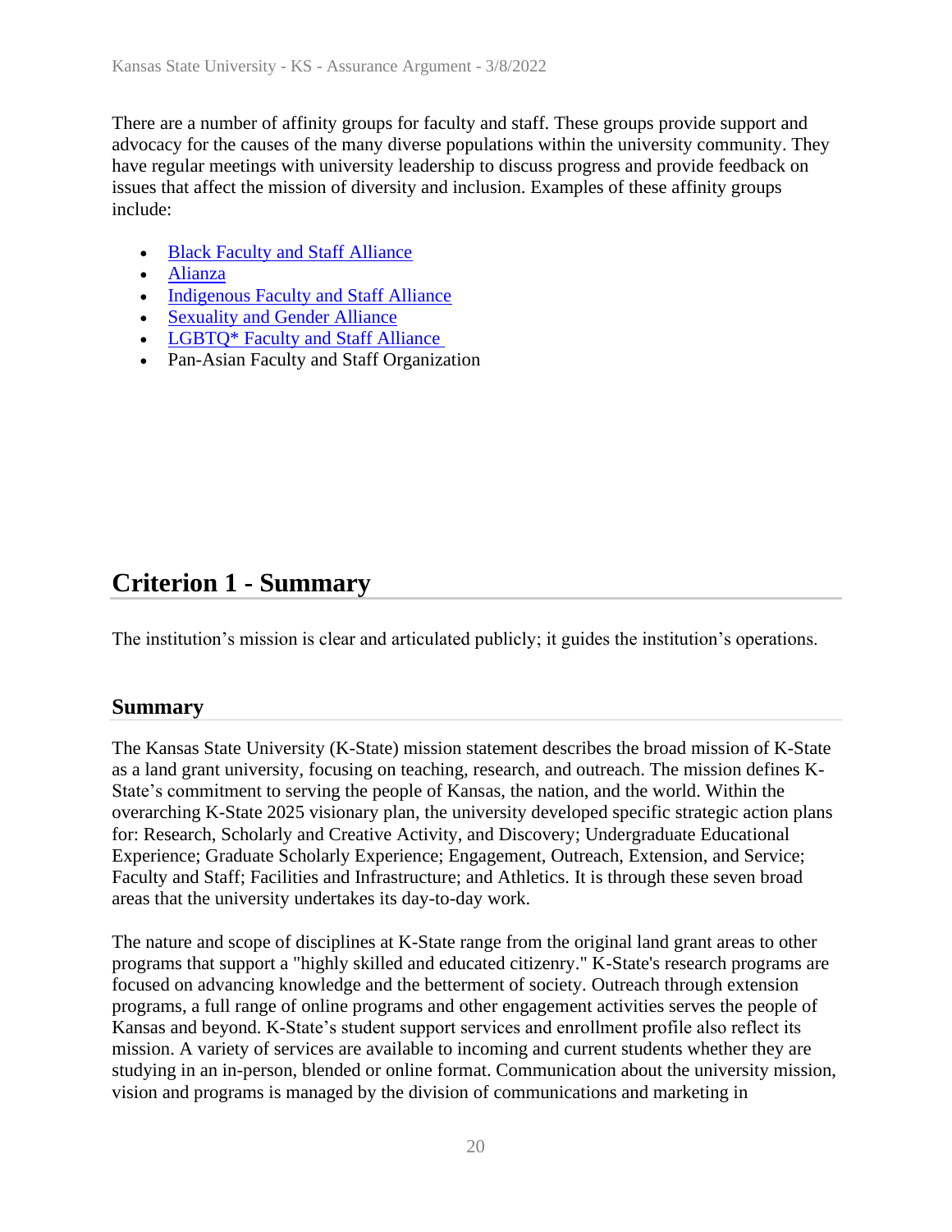There are a number of affinity groups for faculty and staff. These groups provide support and advocacy for the causes of the many diverse populations within the university community. They have regular meetings with university leadership to discuss progress and provide feedback on issues that affect the mission of diversity and inclusion. Examples of these affinity groups include:

- Black Faculty and Staff Alliance
- Alianza
- Indigenous Faculty and Staff Alliance
- Sexuality and Gender Alliance
- LGBTQ* Faculty and Staff Alliance
- Pan-Asian Faculty and Staff Organization

## Criterion 1 - Summary

The institution's mission is clear and articulated publicly; it guides the institution's operations.

### Summary

The Kansas State University (K-State) mission statement describes the broad mission of K-State as a land grant university, focusing on teaching, research, and outreach. The mission defines K-State's commitment to serving the people of Kansas, the nation, and the world. Within the overarching K-State 2025 visionary plan, the university developed specific strategic action plans for: Research, Scholarly and Creative Activity, and Discovery; Undergraduate Educational Experience; Graduate Scholarly Experience; Engagement, Outreach, Extension, and Service; Faculty and Staff; Facilities and Infrastructure; and Athletics. It is through these seven broad areas that the university undertakes its day-to-day work.

The nature and scope of disciplines at K-State range from the original land grant areas to other programs that support a "highly skilled and educated citizenry." K-State's research programs are focused on advancing knowledge and the betterment of society. Outreach through extension programs, a full range of online programs and other engagement activities serves the people of Kansas and beyond. K-State's student support services and enrollment profile also reflect its mission. A variety of services are available to incoming and current students whether they are studying in an in-person, blended or online format. Communication about the university mission, vision and programs is managed by the division of communications and marketing in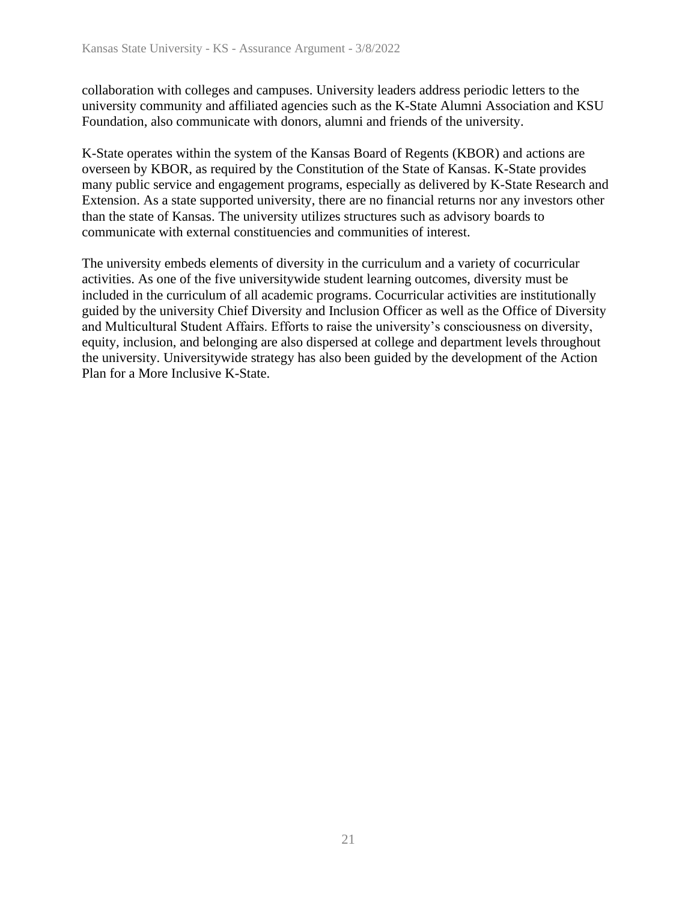collaboration with colleges and campuses. University leaders address periodic letters to the university community and affiliated agencies such as the K-State Alumni Association and KSU Foundation, also communicate with donors, alumni and friends of the university.

K-State operates within the system of the Kansas Board of Regents (KBOR) and actions are overseen by KBOR, as required by the Constitution of the State of Kansas. K-State provides many public service and engagement programs, especially as delivered by K-State Research and Extension. As a state supported university, there are no financial returns nor any investors other than the state of Kansas. The university utilizes structures such as advisory boards to communicate with external constituencies and communities of interest.

The university embeds elements of diversity in the curriculum and a variety of cocurricular activities. As one of the five universitywide student learning outcomes, diversity must be included in the curriculum of all academic programs. Cocurricular activities are institutionally guided by the university Chief Diversity and Inclusion Officer as well as the Office of Diversity and Multicultural Student Affairs. Efforts to raise the university's consciousness on diversity, equity, inclusion, and belonging are also dispersed at college and department levels throughout the university. Universitywide strategy has also been guided by the development of the Action Plan for a More Inclusive K-State.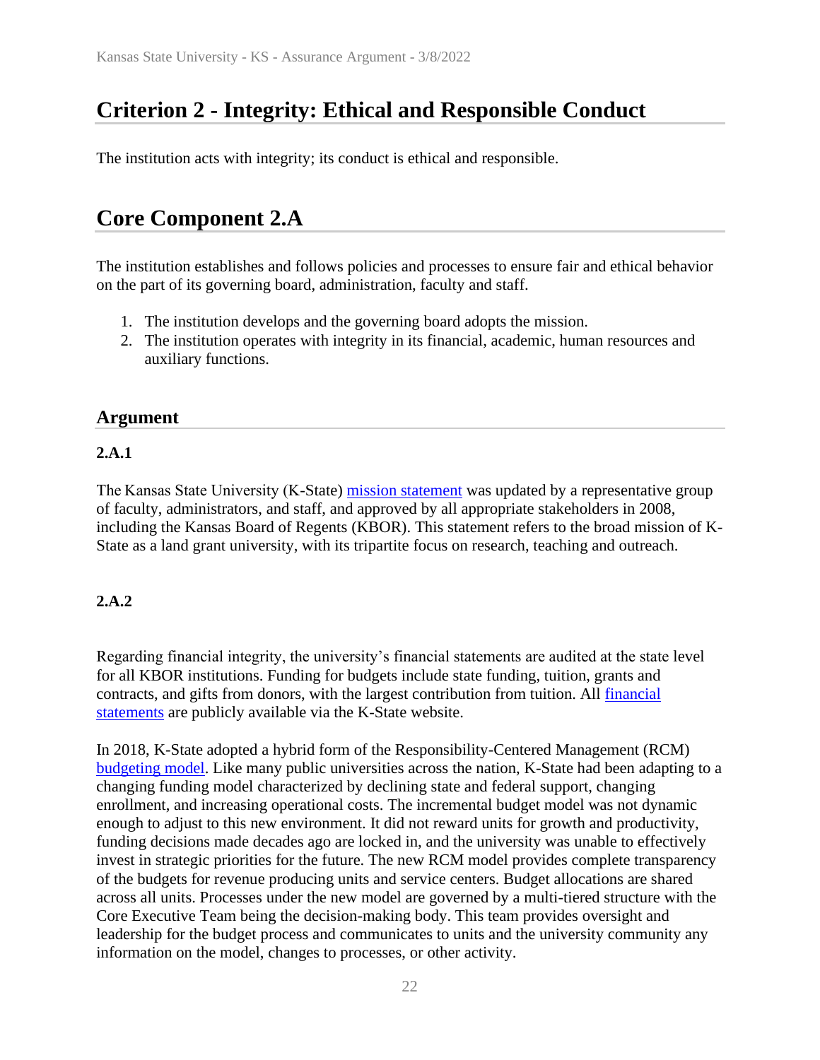# Criterion 2 - Integrity: Ethical and Responsible Conduct

The institution acts with integrity; its conduct is ethical and responsible.

# Core Component 2.A

The institution establishes and follows policies and processes to ensure fair and ethical behavior on the part of its governing board, administration, faculty and staff.

1. The institution develops and the governing board adopts the mission.
2. The institution operates with integrity in its financial, academic, human resources and auxiliary functions.

## Argument

### 2.A.1

The Kansas State University (K-State) mission statement was updated by a representative group of faculty, administrators, and staff, and approved by all appropriate stakeholders in 2008, including the Kansas Board of Regents (KBOR). This statement refers to the broad mission of K-State as a land grant university, with its tripartite focus on research, teaching and outreach.

### 2.A.2

Regarding financial integrity, the university's financial statements are audited at the state level for all KBOR institutions. Funding for budgets include state funding, tuition, grants and contracts, and gifts from donors, with the largest contribution from tuition. All financial statements are publicly available via the K-State website.

In 2018, K-State adopted a hybrid form of the Responsibility-Centered Management (RCM) budgeting model. Like many public universities across the nation, K-State had been adapting to a changing funding model characterized by declining state and federal support, changing enrollment, and increasing operational costs. The incremental budget model was not dynamic enough to adjust to this new environment. It did not reward units for growth and productivity, funding decisions made decades ago are locked in, and the university was unable to effectively invest in strategic priorities for the future. The new RCM model provides complete transparency of the budgets for revenue producing units and service centers. Budget allocations are shared across all units. Processes under the new model are governed by a multi-tiered structure with the Core Executive Team being the decision-making body. This team provides oversight and leadership for the budget process and communicates to units and the university community any information on the model, changes to processes, or other activity.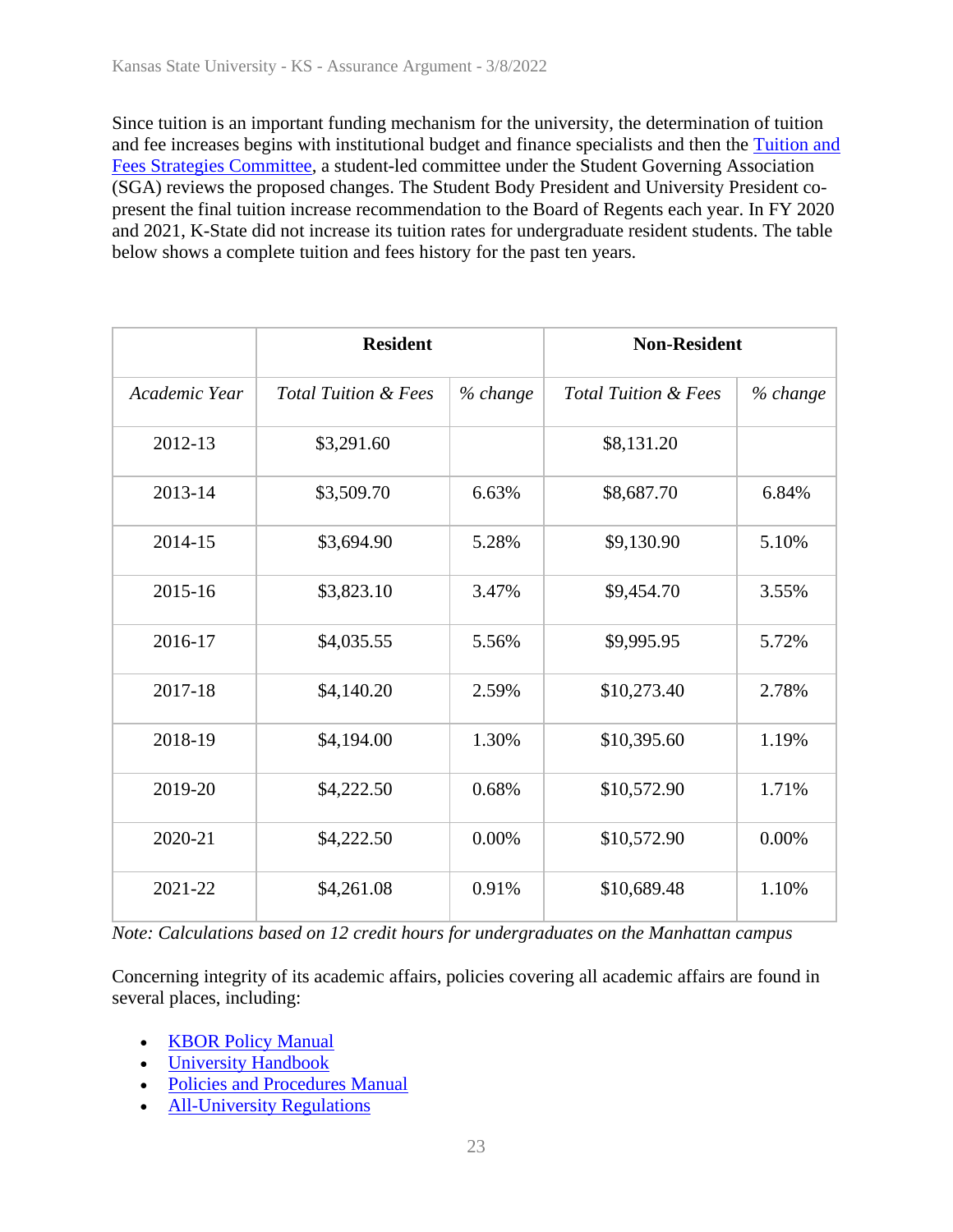Since tuition is an important funding mechanism for the university, the determination of tuition and fee increases begins with institutional budget and finance specialists and then the Tuition and Fees Strategies Committee, a student-led committee under the Student Governing Association (SGA) reviews the proposed changes. The Student Body President and University President co-present the final tuition increase recommendation to the Board of Regents each year. In FY 2020 and 2021, K-State did not increase its tuition rates for undergraduate resident students. The table below shows a complete tuition and fees history for the past ten years.

| | **Resident** | | **Non-Resident** | |
|---|---|---|---|---|
| *Academic Year* | *Total Tuition & Fees* | *% change* | *Total Tuition & Fees* | *% change* |
| 2012-13 | $3,291.60 | | $8,131.20 | |
| 2013-14 | $3,509.70 | 6.63% | $8,687.70 | 6.84% |
| 2014-15 | $3,694.90 | 5.28% | $9,130.90 | 5.10% |
| 2015-16 | $3,823.10 | 3.47% | $9,454.70 | 3.55% |
| 2016-17 | $4,035.55 | 5.56% | $9,995.95 | 5.72% |
| 2017-18 | $4,140.20 | 2.59% | $10,273.40 | 2.78% |
| 2018-19 | $4,194.00 | 1.30% | $10,395.60 | 1.19% |
| 2019-20 | $4,222.50 | 0.68% | $10,572.90 | 1.71% |
| 2020-21 | $4,222.50 | 0.00% | $10,572.90 | 0.00% |
| 2021-22 | $4,261.08 | 0.91% | $10,689.48 | 1.10% |

*Note: Calculations based on 12 credit hours for undergraduates on the Manhattan campus*

Concerning integrity of its academic affairs, policies covering all academic affairs are found in several places, including:

- KBOR Policy Manual
- University Handbook
- Policies and Procedures Manual
- All-University Regulations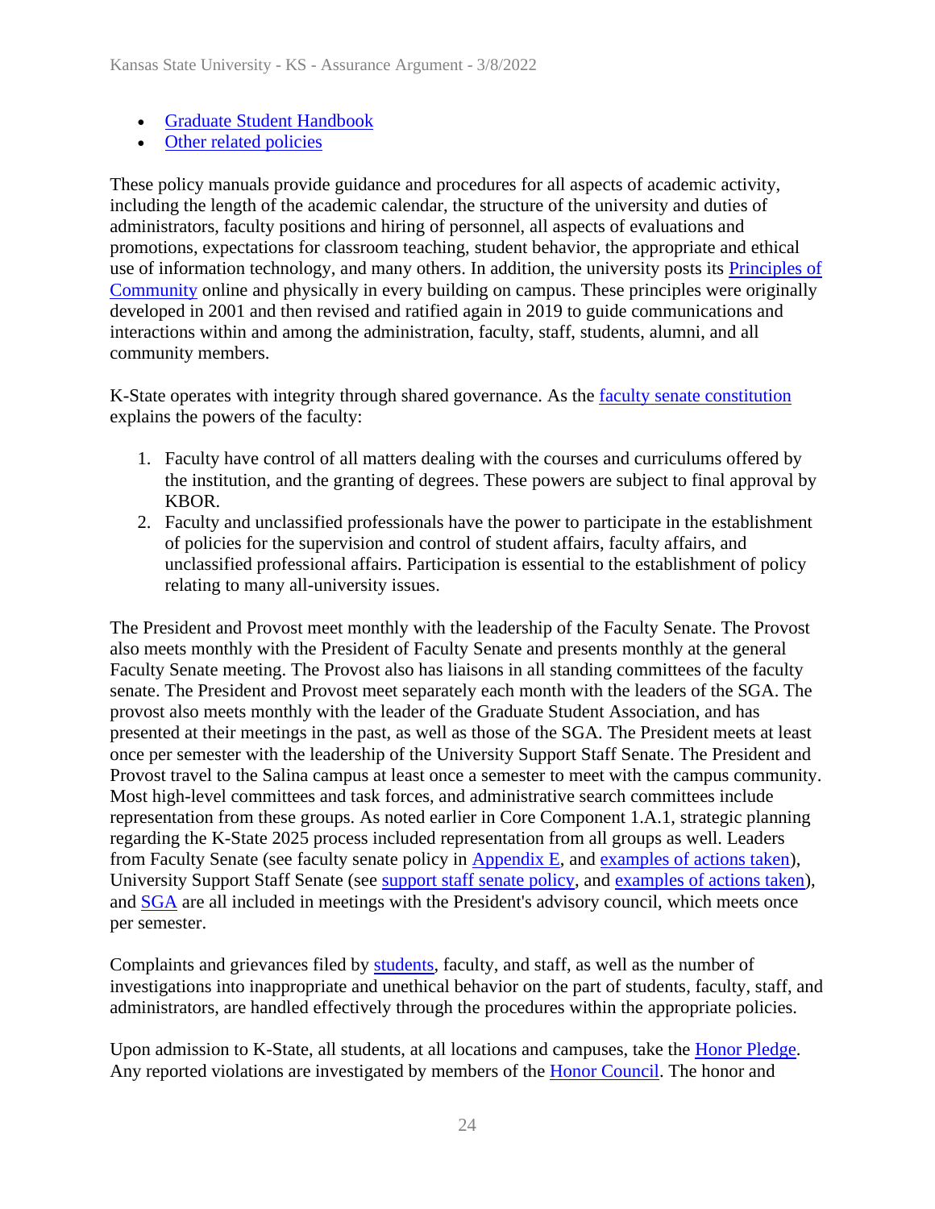- Graduate Student Handbook
- Other related policies

These policy manuals provide guidance and procedures for all aspects of academic activity, including the length of the academic calendar, the structure of the university and duties of administrators, faculty positions and hiring of personnel, all aspects of evaluations and promotions, expectations for classroom teaching, student behavior, the appropriate and ethical use of information technology, and many others. In addition, the university posts its Principles of Community online and physically in every building on campus. These principles were originally developed in 2001 and then revised and ratified again in 2019 to guide communications and interactions within and among the administration, faculty, staff, students, alumni, and all community members.

K-State operates with integrity through shared governance. As the faculty senate constitution explains the powers of the faculty:

1. Faculty have control of all matters dealing with the courses and curriculums offered by the institution, and the granting of degrees. These powers are subject to final approval by KBOR.
2. Faculty and unclassified professionals have the power to participate in the establishment of policies for the supervision and control of student affairs, faculty affairs, and unclassified professional affairs. Participation is essential to the establishment of policy relating to many all-university issues.

The President and Provost meet monthly with the leadership of the Faculty Senate. The Provost also meets monthly with the President of Faculty Senate and presents monthly at the general Faculty Senate meeting. The Provost also has liaisons in all standing committees of the faculty senate. The President and Provost meet separately each month with the leaders of the SGA. The provost also meets monthly with the leader of the Graduate Student Association, and has presented at their meetings in the past, as well as those of the SGA. The President meets at least once per semester with the leadership of the University Support Staff Senate. The President and Provost travel to the Salina campus at least once a semester to meet with the campus community. Most high-level committees and task forces, and administrative search committees include representation from these groups. As noted earlier in Core Component 1.A.1, strategic planning regarding the K-State 2025 process included representation from all groups as well. Leaders from Faculty Senate (see faculty senate policy in Appendix E, and examples of actions taken), University Support Staff Senate (see support staff senate policy, and examples of actions taken), and SGA are all included in meetings with the President's advisory council, which meets once per semester.

Complaints and grievances filed by students, faculty, and staff, as well as the number of investigations into inappropriate and unethical behavior on the part of students, faculty, staff, and administrators, are handled effectively through the procedures within the appropriate policies.

Upon admission to K-State, all students, at all locations and campuses, take the Honor Pledge. Any reported violations are investigated by members of the Honor Council. The honor and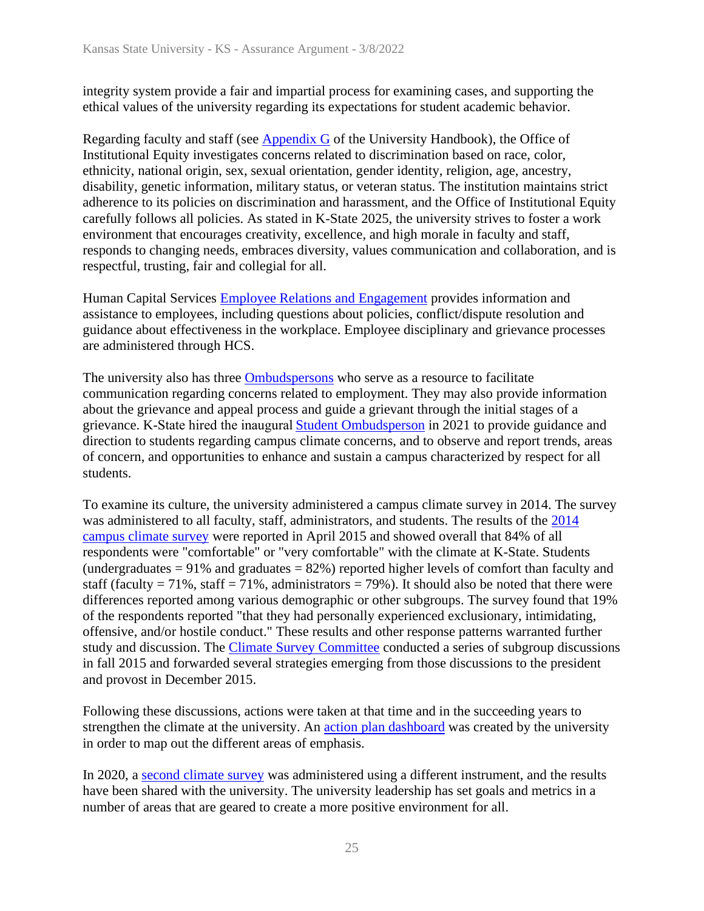integrity system provide a fair and impartial process for examining cases, and supporting the ethical values of the university regarding its expectations for student academic behavior.

Regarding faculty and staff (see Appendix G of the University Handbook), the Office of Institutional Equity investigates concerns related to discrimination based on race, color, ethnicity, national origin, sex, sexual orientation, gender identity, religion, age, ancestry, disability, genetic information, military status, or veteran status. The institution maintains strict adherence to its policies on discrimination and harassment, and the Office of Institutional Equity carefully follows all policies. As stated in K-State 2025, the university strives to foster a work environment that encourages creativity, excellence, and high morale in faculty and staff, responds to changing needs, embraces diversity, values communication and collaboration, and is respectful, trusting, fair and collegial for all.

Human Capital Services Employee Relations and Engagement provides information and assistance to employees, including questions about policies, conflict/dispute resolution and guidance about effectiveness in the workplace. Employee disciplinary and grievance processes are administered through HCS.

The university also has three Ombudspersons who serve as a resource to facilitate communication regarding concerns related to employment. They may also provide information about the grievance and appeal process and guide a grievant through the initial stages of a grievance. K-State hired the inaugural Student Ombudsperson in 2021 to provide guidance and direction to students regarding campus climate concerns, and to observe and report trends, areas of concern, and opportunities to enhance and sustain a campus characterized by respect for all students.

To examine its culture, the university administered a campus climate survey in 2014. The survey was administered to all faculty, staff, administrators, and students. The results of the 2014 campus climate survey were reported in April 2015 and showed overall that 84% of all respondents were "comfortable" or "very comfortable" with the climate at K-State. Students (undergraduates = 91% and graduates = 82%) reported higher levels of comfort than faculty and staff (faculty = 71%, staff = 71%, administrators = 79%). It should also be noted that there were differences reported among various demographic or other subgroups. The survey found that 19% of the respondents reported "that they had personally experienced exclusionary, intimidating, offensive, and/or hostile conduct." These results and other response patterns warranted further study and discussion. The Climate Survey Committee conducted a series of subgroup discussions in fall 2015 and forwarded several strategies emerging from those discussions to the president and provost in December 2015.

Following these discussions, actions were taken at that time and in the succeeding years to strengthen the climate at the university. An action plan dashboard was created by the university in order to map out the different areas of emphasis.

In 2020, a second climate survey was administered using a different instrument, and the results have been shared with the university. The university leadership has set goals and metrics in a number of areas that are geared to create a more positive environment for all.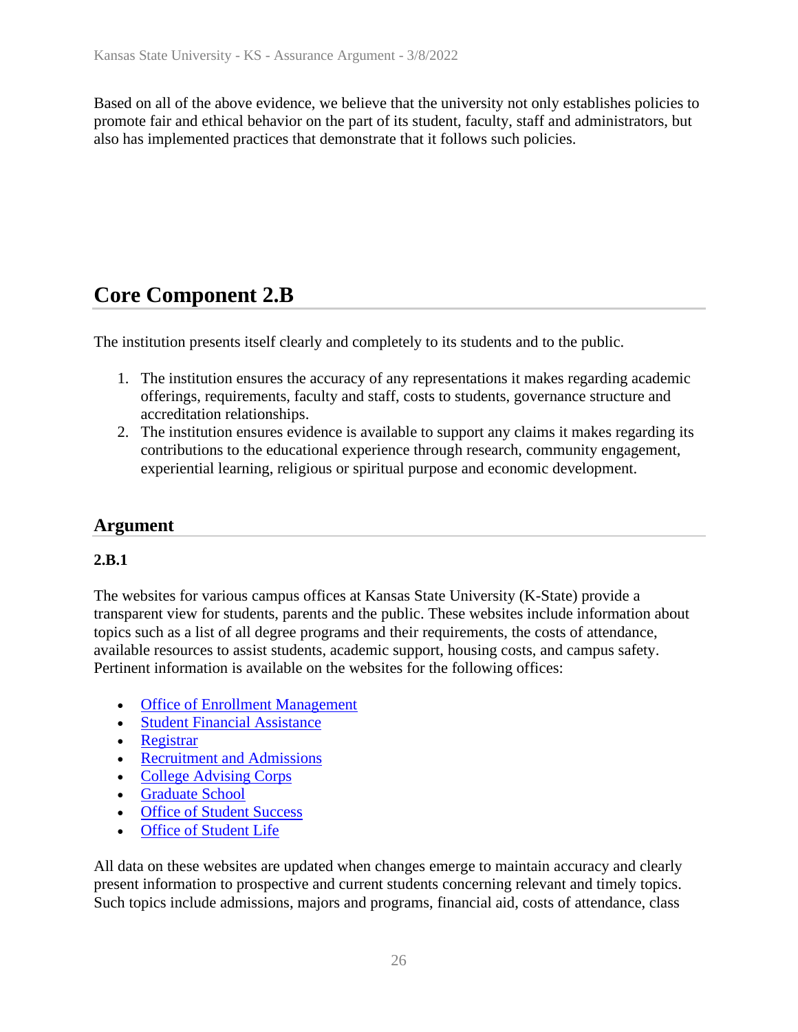Based on all of the above evidence, we believe that the university not only establishes policies to promote fair and ethical behavior on the part of its student, faculty, staff and administrators, but also has implemented practices that demonstrate that it follows such policies.

## Core Component 2.B

The institution presents itself clearly and completely to its students and to the public.

1. The institution ensures the accuracy of any representations it makes regarding academic offerings, requirements, faculty and staff, costs to students, governance structure and accreditation relationships.
2. The institution ensures evidence is available to support any claims it makes regarding its contributions to the educational experience through research, community engagement, experiential learning, religious or spiritual purpose and economic development.

### Argument

**2.B.1**

The websites for various campus offices at Kansas State University (K-State) provide a transparent view for students, parents and the public. These websites include information about topics such as a list of all degree programs and their requirements, the costs of attendance, available resources to assist students, academic support, housing costs, and campus safety. Pertinent information is available on the websites for the following offices:

- Office of Enrollment Management
- Student Financial Assistance
- Registrar
- Recruitment and Admissions
- College Advising Corps
- Graduate School
- Office of Student Success
- Office of Student Life

All data on these websites are updated when changes emerge to maintain accuracy and clearly present information to prospective and current students concerning relevant and timely topics. Such topics include admissions, majors and programs, financial aid, costs of attendance, class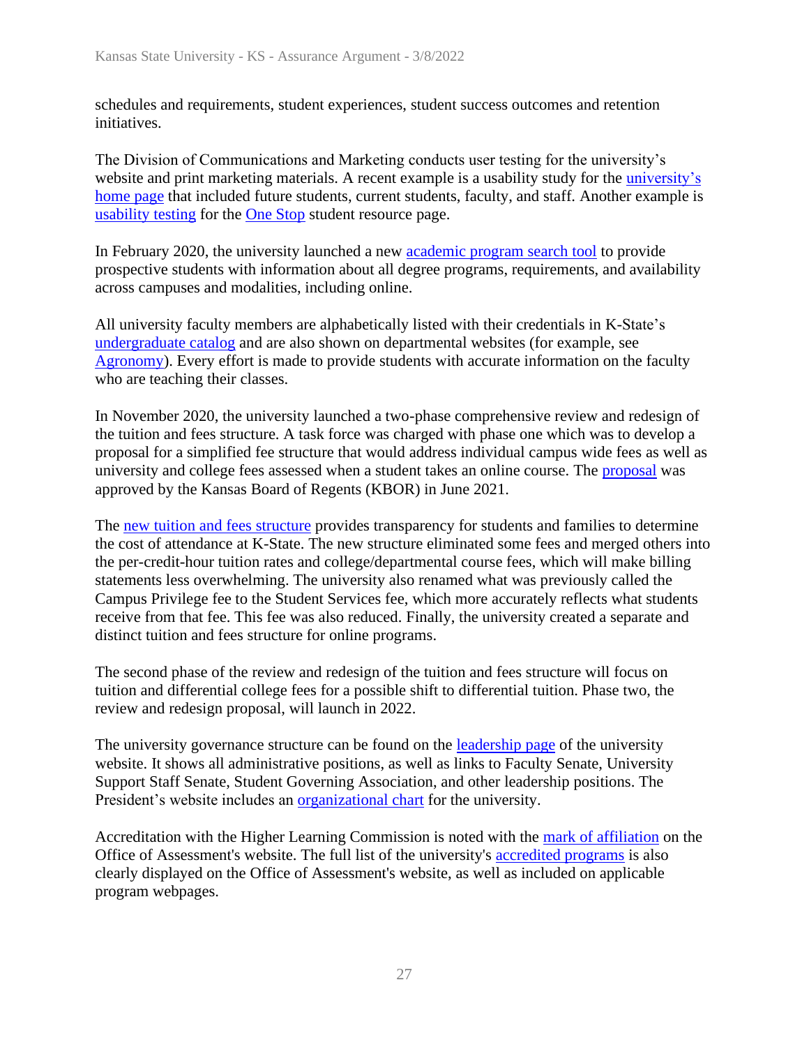schedules and requirements, student experiences, student success outcomes and retention initiatives.

The Division of Communications and Marketing conducts user testing for the university's website and print marketing materials. A recent example is a usability study for the university's home page that included future students, current students, faculty, and staff. Another example is usability testing for the One Stop student resource page.

In February 2020, the university launched a new academic program search tool to provide prospective students with information about all degree programs, requirements, and availability across campuses and modalities, including online.

All university faculty members are alphabetically listed with their credentials in K-State's undergraduate catalog and are also shown on departmental websites (for example, see Agronomy). Every effort is made to provide students with accurate information on the faculty who are teaching their classes.

In November 2020, the university launched a two-phase comprehensive review and redesign of the tuition and fees structure. A task force was charged with phase one which was to develop a proposal for a simplified fee structure that would address individual campus wide fees as well as university and college fees assessed when a student takes an online course. The proposal was approved by the Kansas Board of Regents (KBOR) in June 2021.

The new tuition and fees structure provides transparency for students and families to determine the cost of attendance at K-State. The new structure eliminated some fees and merged others into the per-credit-hour tuition rates and college/departmental course fees, which will make billing statements less overwhelming. The university also renamed what was previously called the Campus Privilege fee to the Student Services fee, which more accurately reflects what students receive from that fee. This fee was also reduced. Finally, the university created a separate and distinct tuition and fees structure for online programs.

The second phase of the review and redesign of the tuition and fees structure will focus on tuition and differential college fees for a possible shift to differential tuition. Phase two, the review and redesign proposal, will launch in 2022.

The university governance structure can be found on the leadership page of the university website. It shows all administrative positions, as well as links to Faculty Senate, University Support Staff Senate, Student Governing Association, and other leadership positions. The President's website includes an organizational chart for the university.

Accreditation with the Higher Learning Commission is noted with the mark of affiliation on the Office of Assessment's website. The full list of the university's accredited programs is also clearly displayed on the Office of Assessment's website, as well as included on applicable program webpages.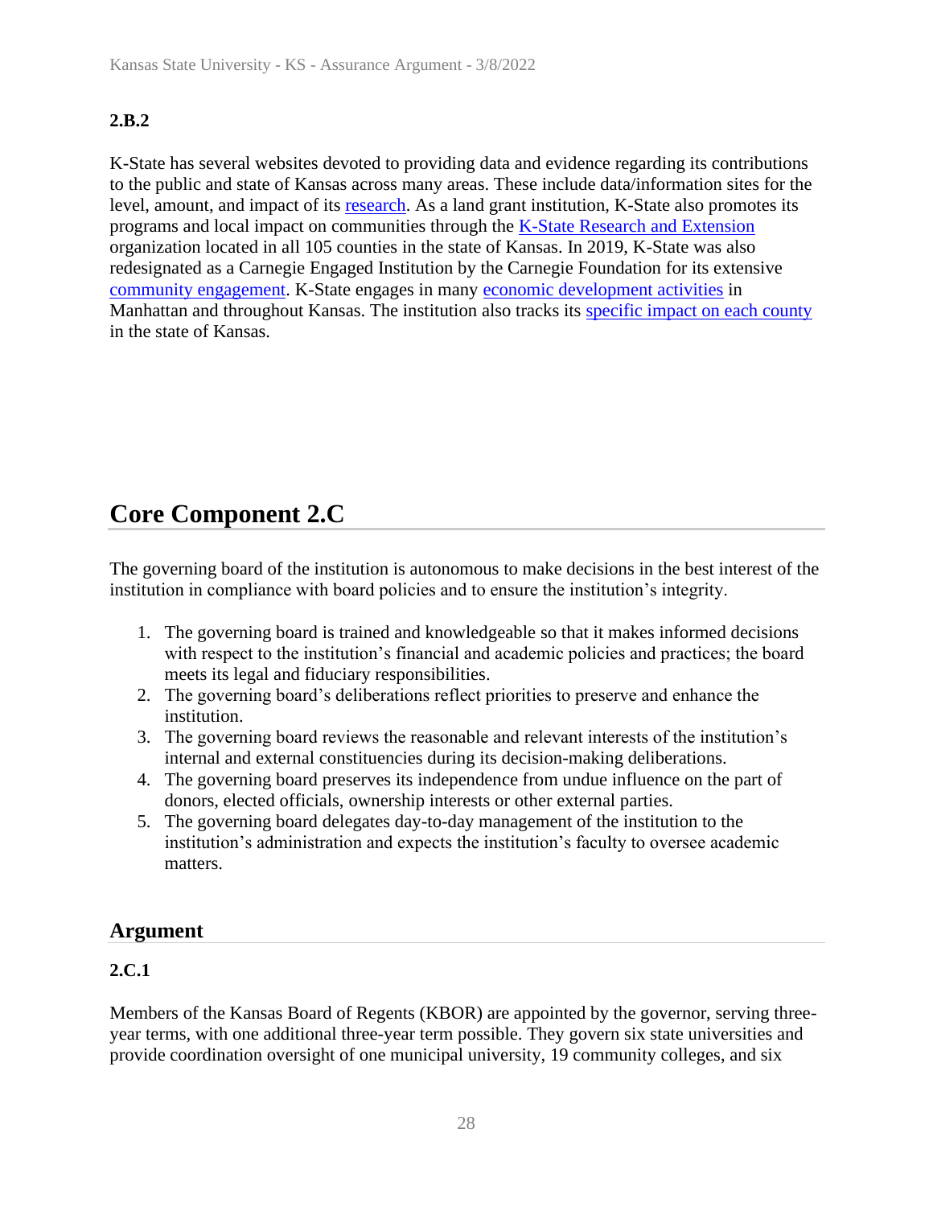### 2.B.2

K-State has several websites devoted to providing data and evidence regarding its contributions to the public and state of Kansas across many areas. These include data/information sites for the level, amount, and impact of its research. As a land grant institution, K-State also promotes its programs and local impact on communities through the K-State Research and Extension organization located in all 105 counties in the state of Kansas. In 2019, K-State was also redesignated as a Carnegie Engaged Institution by the Carnegie Foundation for its extensive community engagement. K-State engages in many economic development activities in Manhattan and throughout Kansas. The institution also tracks its specific impact on each county in the state of Kansas.

## Core Component 2.C

The governing board of the institution is autonomous to make decisions in the best interest of the institution in compliance with board policies and to ensure the institution's integrity.

1. The governing board is trained and knowledgeable so that it makes informed decisions with respect to the institution's financial and academic policies and practices; the board meets its legal and fiduciary responsibilities.
2. The governing board's deliberations reflect priorities to preserve and enhance the institution.
3. The governing board reviews the reasonable and relevant interests of the institution's internal and external constituencies during its decision-making deliberations.
4. The governing board preserves its independence from undue influence on the part of donors, elected officials, ownership interests or other external parties.
5. The governing board delegates day-to-day management of the institution to the institution's administration and expects the institution's faculty to oversee academic matters.

### Argument

### 2.C.1

Members of the Kansas Board of Regents (KBOR) are appointed by the governor, serving three-year terms, with one additional three-year term possible. They govern six state universities and provide coordination oversight of one municipal university, 19 community colleges, and six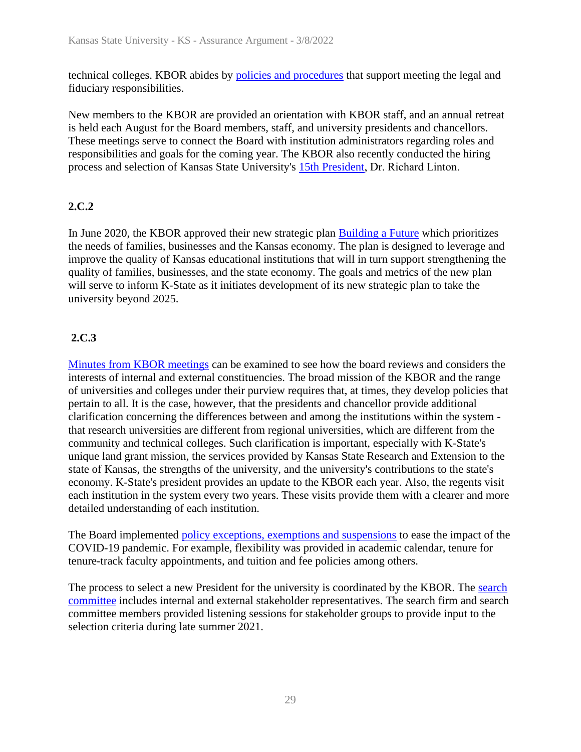technical colleges. KBOR abides by policies and procedures that support meeting the legal and fiduciary responsibilities.

New members to the KBOR are provided an orientation with KBOR staff, and an annual retreat is held each August for the Board members, staff, and university presidents and chancellors. These meetings serve to connect the Board with institution administrators regarding roles and responsibilities and goals for the coming year. The KBOR also recently conducted the hiring process and selection of Kansas State University's 15th President, Dr. Richard Linton.

### 2.C.2

In June 2020, the KBOR approved their new strategic plan Building a Future which prioritizes the needs of families, businesses and the Kansas economy. The plan is designed to leverage and improve the quality of Kansas educational institutions that will in turn support strengthening the quality of families, businesses, and the state economy. The goals and metrics of the new plan will serve to inform K-State as it initiates development of its new strategic plan to take the university beyond 2025.

### 2.C.3

Minutes from KBOR meetings can be examined to see how the board reviews and considers the interests of internal and external constituencies. The broad mission of the KBOR and the range of universities and colleges under their purview requires that, at times, they develop policies that pertain to all. It is the case, however, that the presidents and chancellor provide additional clarification concerning the differences between and among the institutions within the system - that research universities are different from regional universities, which are different from the community and technical colleges. Such clarification is important, especially with K-State's unique land grant mission, the services provided by Kansas State Research and Extension to the state of Kansas, the strengths of the university, and the university's contributions to the state's economy. K-State's president provides an update to the KBOR each year. Also, the regents visit each institution in the system every two years. These visits provide them with a clearer and more detailed understanding of each institution.

The Board implemented policy exceptions, exemptions and suspensions to ease the impact of the COVID-19 pandemic. For example, flexibility was provided in academic calendar, tenure for tenure-track faculty appointments, and tuition and fee policies among others.

The process to select a new President for the university is coordinated by the KBOR. The search committee includes internal and external stakeholder representatives. The search firm and search committee members provided listening sessions for stakeholder groups to provide input to the selection criteria during late summer 2021.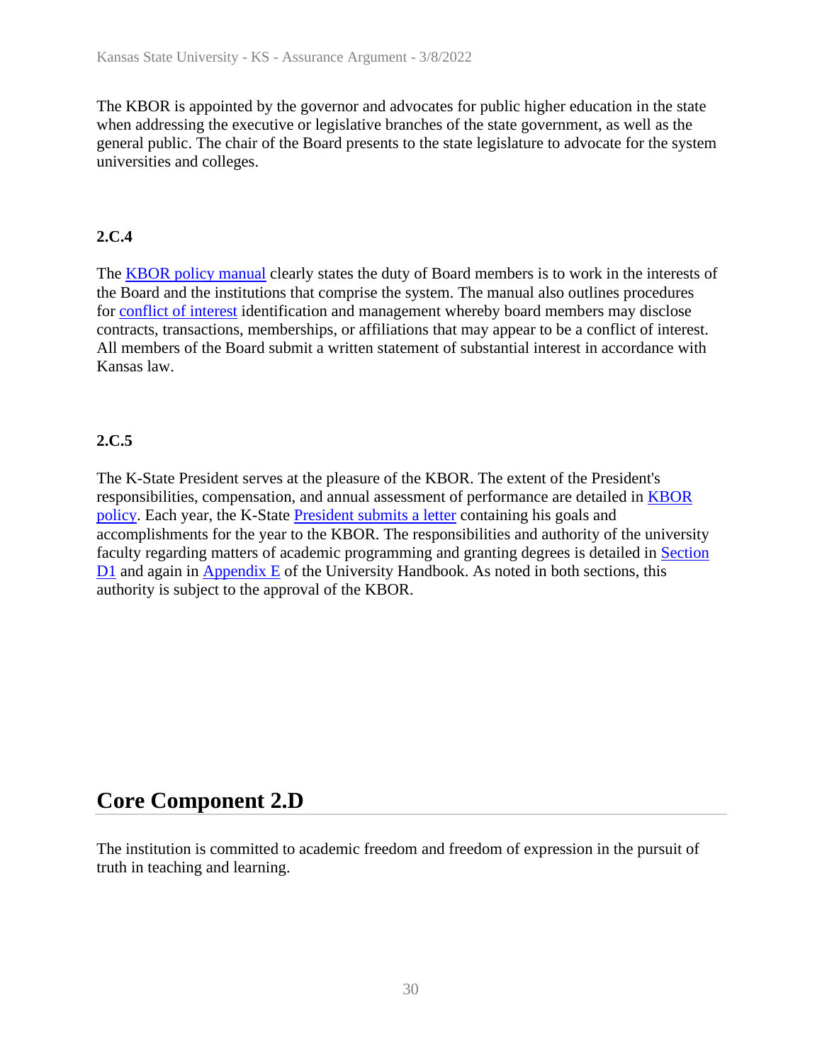The KBOR is appointed by the governor and advocates for public higher education in the state when addressing the executive or legislative branches of the state government, as well as the general public. The chair of the Board presents to the state legislature to advocate for the system universities and colleges.

**2.C.4**

The KBOR policy manual clearly states the duty of Board members is to work in the interests of the Board and the institutions that comprise the system. The manual also outlines procedures for conflict of interest identification and management whereby board members may disclose contracts, transactions, memberships, or affiliations that may appear to be a conflict of interest. All members of the Board submit a written statement of substantial interest in accordance with Kansas law.

**2.C.5**

The K-State President serves at the pleasure of the KBOR. The extent of the President's responsibilities, compensation, and annual assessment of performance are detailed in KBOR policy. Each year, the K-State President submits a letter containing his goals and accomplishments for the year to the KBOR. The responsibilities and authority of the university faculty regarding matters of academic programming and granting degrees is detailed in Section D1 and again in Appendix E of the University Handbook. As noted in both sections, this authority is subject to the approval of the KBOR.

## Core Component 2.D

The institution is committed to academic freedom and freedom of expression in the pursuit of truth in teaching and learning.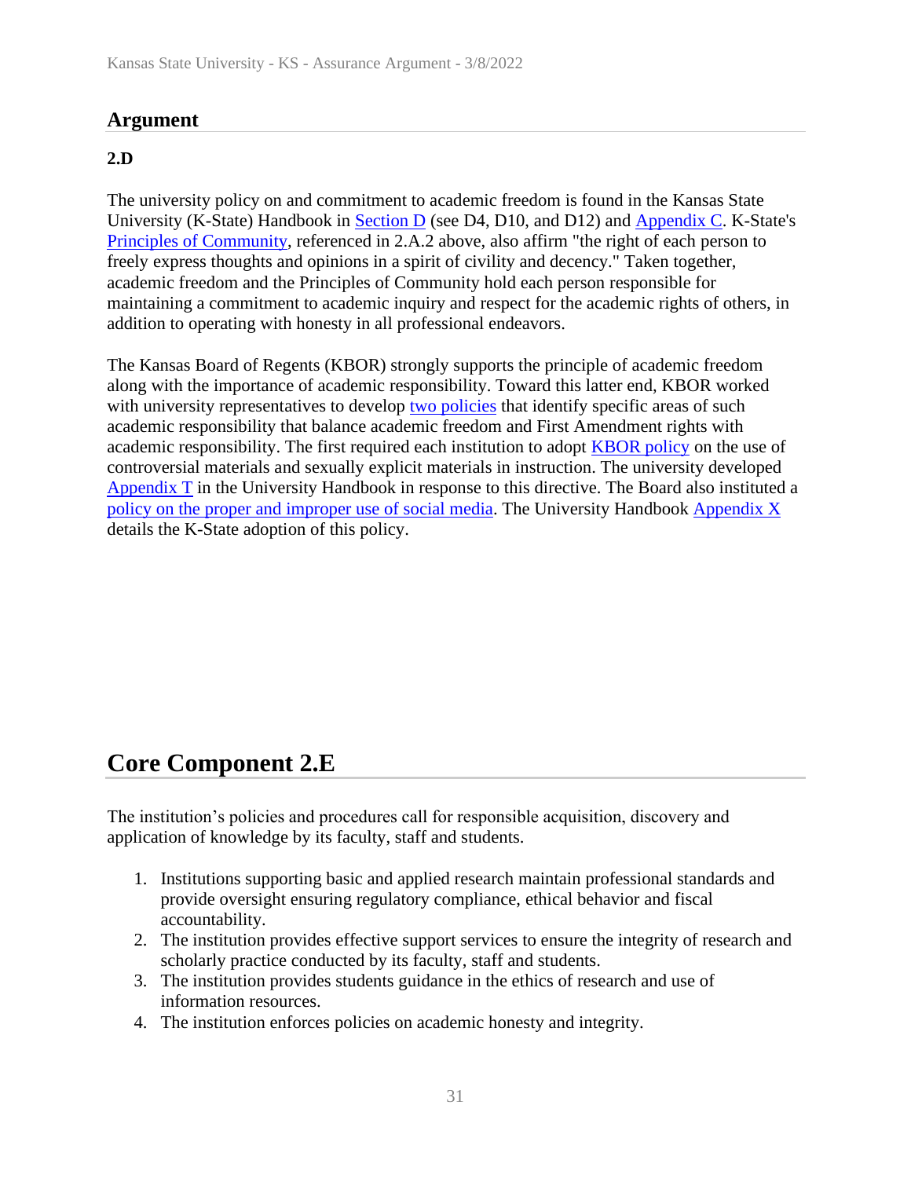## Argument

### 2.D

The university policy on and commitment to academic freedom is found in the Kansas State University (K-State) Handbook in Section D (see D4, D10, and D12) and Appendix C. K-State's Principles of Community, referenced in 2.A.2 above, also affirm "the right of each person to freely express thoughts and opinions in a spirit of civility and decency." Taken together, academic freedom and the Principles of Community hold each person responsible for maintaining a commitment to academic inquiry and respect for the academic rights of others, in addition to operating with honesty in all professional endeavors.

The Kansas Board of Regents (KBOR) strongly supports the principle of academic freedom along with the importance of academic responsibility. Toward this latter end, KBOR worked with university representatives to develop two policies that identify specific areas of such academic responsibility that balance academic freedom and First Amendment rights with academic responsibility. The first required each institution to adopt KBOR policy on the use of controversial materials and sexually explicit materials in instruction. The university developed Appendix T in the University Handbook in response to this directive. The Board also instituted a policy on the proper and improper use of social media. The University Handbook Appendix X details the K-State adoption of this policy.

# Core Component 2.E

The institution's policies and procedures call for responsible acquisition, discovery and application of knowledge by its faculty, staff and students.

1. Institutions supporting basic and applied research maintain professional standards and provide oversight ensuring regulatory compliance, ethical behavior and fiscal accountability.
2. The institution provides effective support services to ensure the integrity of research and scholarly practice conducted by its faculty, staff and students.
3. The institution provides students guidance in the ethics of research and use of information resources.
4. The institution enforces policies on academic honesty and integrity.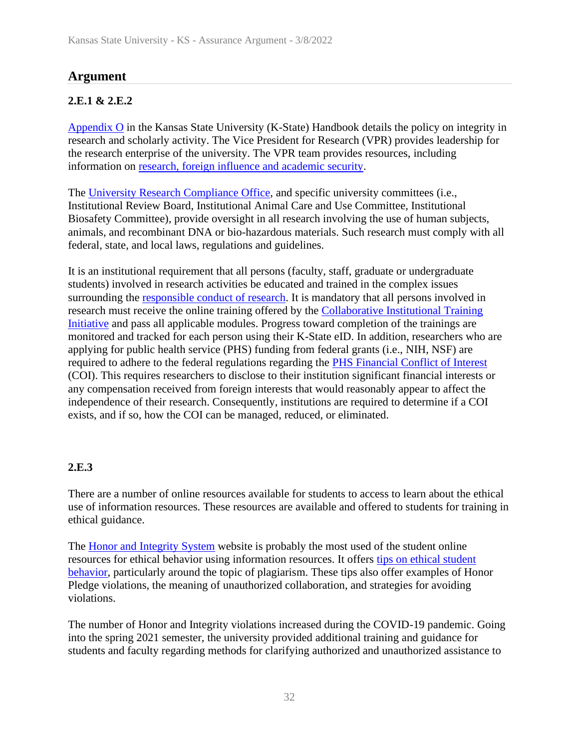## Argument

### 2.E.1 & 2.E.2

Appendix O in the Kansas State University (K-State) Handbook details the policy on integrity in research and scholarly activity. The Vice President for Research (VPR) provides leadership for the research enterprise of the university. The VPR team provides resources, including information on research, foreign influence and academic security.

The University Research Compliance Office, and specific university committees (i.e., Institutional Review Board, Institutional Animal Care and Use Committee, Institutional Biosafety Committee), provide oversight in all research involving the use of human subjects, animals, and recombinant DNA or bio-hazardous materials. Such research must comply with all federal, state, and local laws, regulations and guidelines.

It is an institutional requirement that all persons (faculty, staff, graduate or undergraduate students) involved in research activities be educated and trained in the complex issues surrounding the responsible conduct of research. It is mandatory that all persons involved in research must receive the online training offered by the Collaborative Institutional Training Initiative and pass all applicable modules. Progress toward completion of the trainings are monitored and tracked for each person using their K-State eID. In addition, researchers who are applying for public health service (PHS) funding from federal grants (i.e., NIH, NSF) are required to adhere to the federal regulations regarding the PHS Financial Conflict of Interest (COI). This requires researchers to disclose to their institution significant financial interests or any compensation received from foreign interests that would reasonably appear to affect the independence of their research. Consequently, institutions are required to determine if a COI exists, and if so, how the COI can be managed, reduced, or eliminated.

### 2.E.3

There are a number of online resources available for students to access to learn about the ethical use of information resources. These resources are available and offered to students for training in ethical guidance.

The Honor and Integrity System website is probably the most used of the student online resources for ethical behavior using information resources. It offers tips on ethical student behavior, particularly around the topic of plagiarism. These tips also offer examples of Honor Pledge violations, the meaning of unauthorized collaboration, and strategies for avoiding violations.

The number of Honor and Integrity violations increased during the COVID-19 pandemic. Going into the spring 2021 semester, the university provided additional training and guidance for students and faculty regarding methods for clarifying authorized and unauthorized assistance to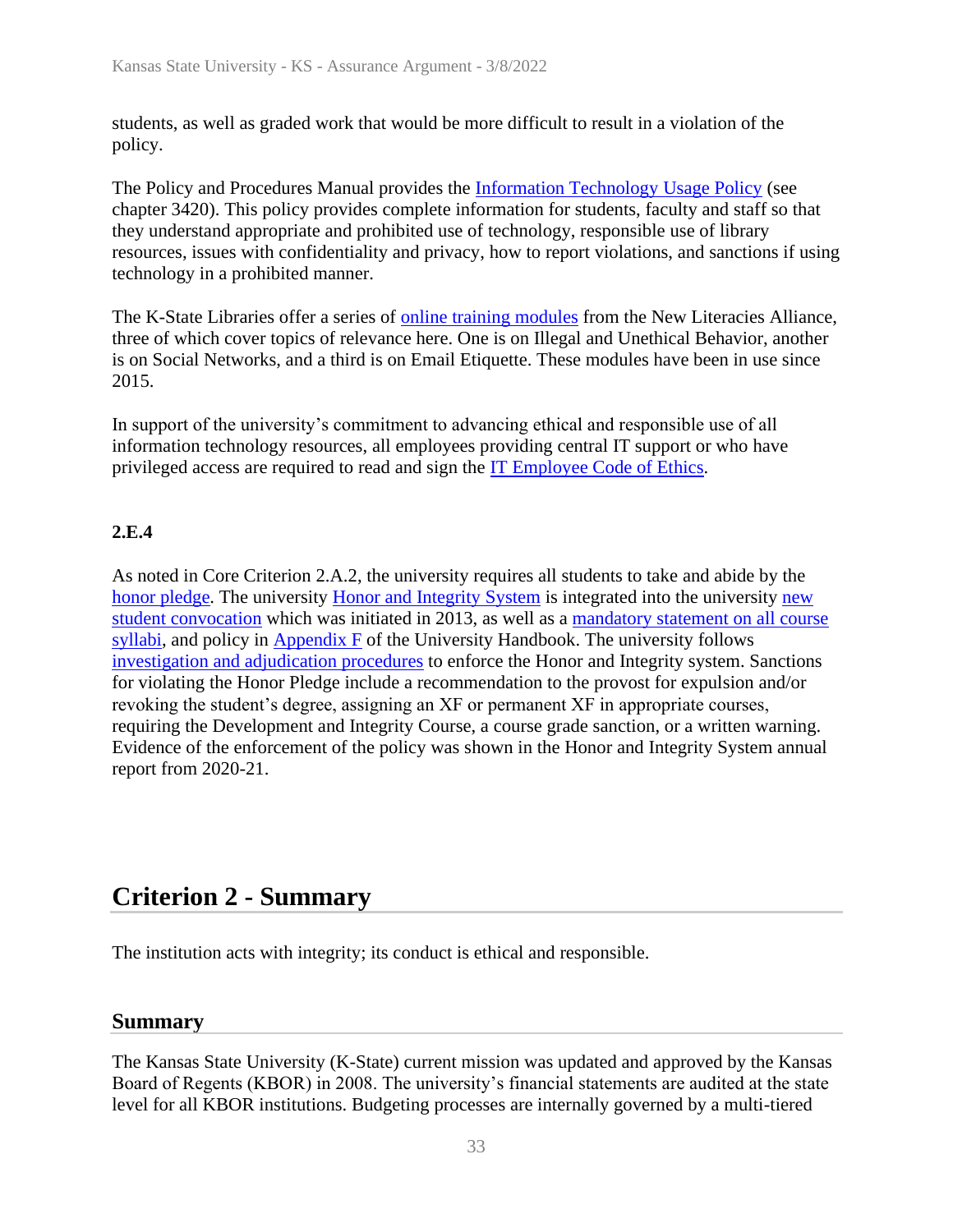students, as well as graded work that would be more difficult to result in a violation of the policy.

The Policy and Procedures Manual provides the Information Technology Usage Policy (see chapter 3420). This policy provides complete information for students, faculty and staff so that they understand appropriate and prohibited use of technology, responsible use of library resources, issues with confidentiality and privacy, how to report violations, and sanctions if using technology in a prohibited manner.

The K-State Libraries offer a series of online training modules from the New Literacies Alliance, three of which cover topics of relevance here. One is on Illegal and Unethical Behavior, another is on Social Networks, and a third is on Email Etiquette. These modules have been in use since 2015.

In support of the university's commitment to advancing ethical and responsible use of all information technology resources, all employees providing central IT support or who have privileged access are required to read and sign the IT Employee Code of Ethics.

**2.E.4**

As noted in Core Criterion 2.A.2, the university requires all students to take and abide by the honor pledge. The university Honor and Integrity System is integrated into the university new student convocation which was initiated in 2013, as well as a mandatory statement on all course syllabi, and policy in Appendix F of the University Handbook. The university follows investigation and adjudication procedures to enforce the Honor and Integrity system. Sanctions for violating the Honor Pledge include a recommendation to the provost for expulsion and/or revoking the student's degree, assigning an XF or permanent XF in appropriate courses, requiring the Development and Integrity Course, a course grade sanction, or a written warning. Evidence of the enforcement of the policy was shown in the Honor and Integrity System annual report from 2020-21.

# Criterion 2 - Summary

The institution acts with integrity; its conduct is ethical and responsible.

## Summary

The Kansas State University (K-State) current mission was updated and approved by the Kansas Board of Regents (KBOR) in 2008. The university's financial statements are audited at the state level for all KBOR institutions. Budgeting processes are internally governed by a multi-tiered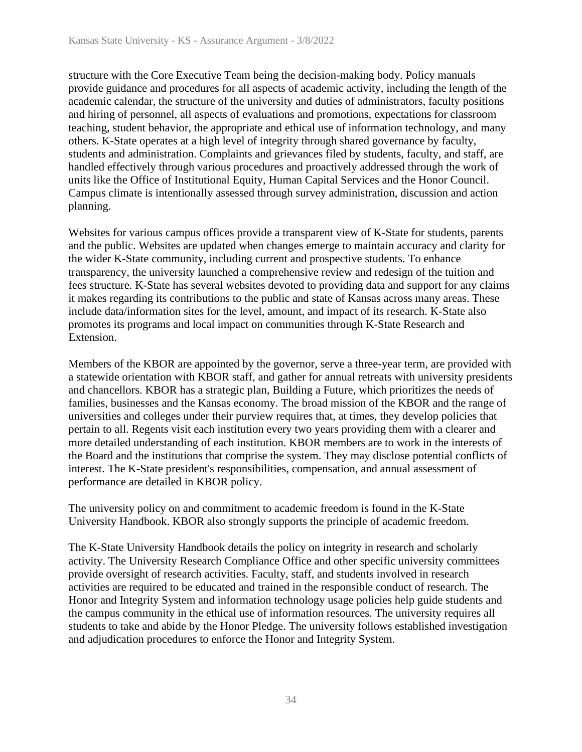structure with the Core Executive Team being the decision-making body. Policy manuals provide guidance and procedures for all aspects of academic activity, including the length of the academic calendar, the structure of the university and duties of administrators, faculty positions and hiring of personnel, all aspects of evaluations and promotions, expectations for classroom teaching, student behavior, the appropriate and ethical use of information technology, and many others. K-State operates at a high level of integrity through shared governance by faculty, students and administration. Complaints and grievances filed by students, faculty, and staff, are handled effectively through various procedures and proactively addressed through the work of units like the Office of Institutional Equity, Human Capital Services and the Honor Council. Campus climate is intentionally assessed through survey administration, discussion and action planning.

Websites for various campus offices provide a transparent view of K-State for students, parents and the public. Websites are updated when changes emerge to maintain accuracy and clarity for the wider K-State community, including current and prospective students. To enhance transparency, the university launched a comprehensive review and redesign of the tuition and fees structure. K-State has several websites devoted to providing data and support for any claims it makes regarding its contributions to the public and state of Kansas across many areas. These include data/information sites for the level, amount, and impact of its research. K-State also promotes its programs and local impact on communities through K-State Research and Extension.

Members of the KBOR are appointed by the governor, serve a three-year term, are provided with a statewide orientation with KBOR staff, and gather for annual retreats with university presidents and chancellors. KBOR has a strategic plan, Building a Future, which prioritizes the needs of families, businesses and the Kansas economy. The broad mission of the KBOR and the range of universities and colleges under their purview requires that, at times, they develop policies that pertain to all. Regents visit each institution every two years providing them with a clearer and more detailed understanding of each institution. KBOR members are to work in the interests of the Board and the institutions that comprise the system. They may disclose potential conflicts of interest. The K-State president's responsibilities, compensation, and annual assessment of performance are detailed in KBOR policy.

The university policy on and commitment to academic freedom is found in the K-State University Handbook. KBOR also strongly supports the principle of academic freedom.

The K-State University Handbook details the policy on integrity in research and scholarly activity. The University Research Compliance Office and other specific university committees provide oversight of research activities. Faculty, staff, and students involved in research activities are required to be educated and trained in the responsible conduct of research. The Honor and Integrity System and information technology usage policies help guide students and the campus community in the ethical use of information resources. The university requires all students to take and abide by the Honor Pledge. The university follows established investigation and adjudication procedures to enforce the Honor and Integrity System.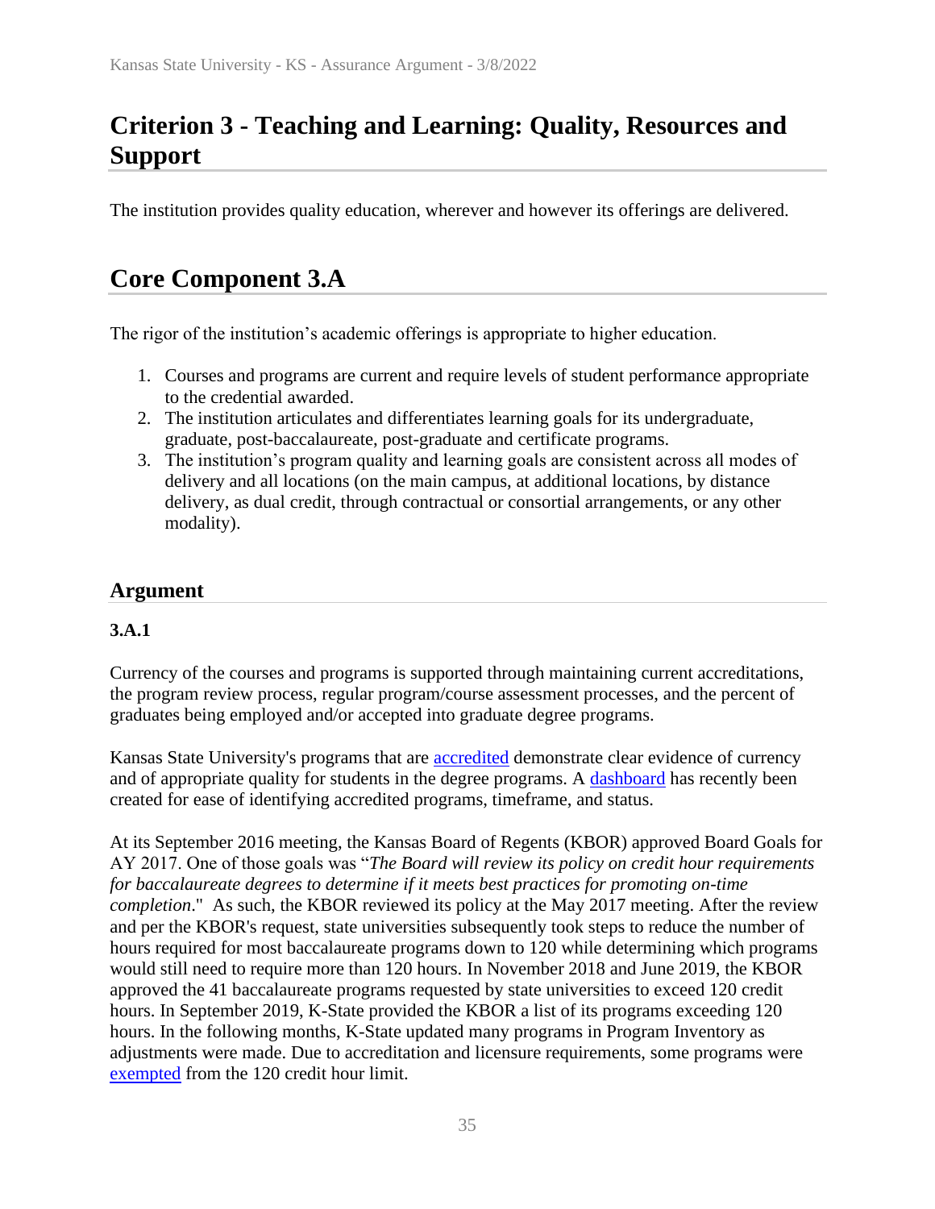# Criterion 3 - Teaching and Learning: Quality, Resources and Support

The institution provides quality education, wherever and however its offerings are delivered.

## Core Component 3.A

The rigor of the institution's academic offerings is appropriate to higher education.

1. Courses and programs are current and require levels of student performance appropriate to the credential awarded.
2. The institution articulates and differentiates learning goals for its undergraduate, graduate, post-baccalaureate, post-graduate and certificate programs.
3. The institution's program quality and learning goals are consistent across all modes of delivery and all locations (on the main campus, at additional locations, by distance delivery, as dual credit, through contractual or consortial arrangements, or any other modality).

### Argument

**3.A.1**

Currency of the courses and programs is supported through maintaining current accreditations, the program review process, regular program/course assessment processes, and the percent of graduates being employed and/or accepted into graduate degree programs.

Kansas State University's programs that are accredited demonstrate clear evidence of currency and of appropriate quality for students in the degree programs. A dashboard has recently been created for ease of identifying accredited programs, timeframe, and status.

At its September 2016 meeting, the Kansas Board of Regents (KBOR) approved Board Goals for AY 2017. One of those goals was "*The Board will review its policy on credit hour requirements for baccalaureate degrees to determine if it meets best practices for promoting on-time completion*." As such, the KBOR reviewed its policy at the May 2017 meeting. After the review and per the KBOR's request, state universities subsequently took steps to reduce the number of hours required for most baccalaureate programs down to 120 while determining which programs would still need to require more than 120 hours. In November 2018 and June 2019, the KBOR approved the 41 baccalaureate programs requested by state universities to exceed 120 credit hours. In September 2019, K-State provided the KBOR a list of its programs exceeding 120 hours. In the following months, K-State updated many programs in Program Inventory as adjustments were made. Due to accreditation and licensure requirements, some programs were exempted from the 120 credit hour limit.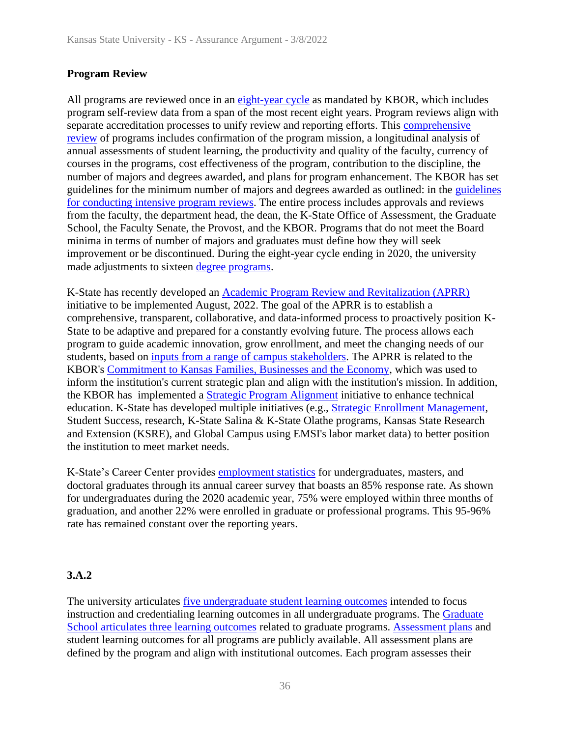**Program Review**

All programs are reviewed once in an eight-year cycle as mandated by KBOR, which includes program self-review data from a span of the most recent eight years. Program reviews align with separate accreditation processes to unify review and reporting efforts. This comprehensive review of programs includes confirmation of the program mission, a longitudinal analysis of annual assessments of student learning, the productivity and quality of the faculty, currency of courses in the programs, cost effectiveness of the program, contribution to the discipline, the number of majors and degrees awarded, and plans for program enhancement. The KBOR has set guidelines for the minimum number of majors and degrees awarded as outlined: in the guidelines for conducting intensive program reviews. The entire process includes approvals and reviews from the faculty, the department head, the dean, the K-State Office of Assessment, the Graduate School, the Faculty Senate, the Provost, and the KBOR. Programs that do not meet the Board minima in terms of number of majors and graduates must define how they will seek improvement or be discontinued. During the eight-year cycle ending in 2020, the university made adjustments to sixteen degree programs.

K-State has recently developed an Academic Program Review and Revitalization (APRR) initiative to be implemented August, 2022. The goal of the APRR is to establish a comprehensive, transparent, collaborative, and data-informed process to proactively position K-State to be adaptive and prepared for a constantly evolving future. The process allows each program to guide academic innovation, grow enrollment, and meet the changing needs of our students, based on inputs from a range of campus stakeholders. The APRR is related to the KBOR's Commitment to Kansas Families, Businesses and the Economy, which was used to inform the institution's current strategic plan and align with the institution's mission. In addition, the KBOR has implemented a Strategic Program Alignment initiative to enhance technical education. K-State has developed multiple initiatives (e.g., Strategic Enrollment Management, Student Success, research, K-State Salina & K-State Olathe programs, Kansas State Research and Extension (KSRE), and Global Campus using EMSI's labor market data) to better position the institution to meet market needs.

K-State's Career Center provides employment statistics for undergraduates, masters, and doctoral graduates through its annual career survey that boasts an 85% response rate. As shown for undergraduates during the 2020 academic year, 75% were employed within three months of graduation, and another 22% were enrolled in graduate or professional programs. This 95-96% rate has remained constant over the reporting years.

**3.A.2**

The university articulates five undergraduate student learning outcomes intended to focus instruction and credentialing learning outcomes in all undergraduate programs. The Graduate School articulates three learning outcomes related to graduate programs. Assessment plans and student learning outcomes for all programs are publicly available. All assessment plans are defined by the program and align with institutional outcomes. Each program assesses their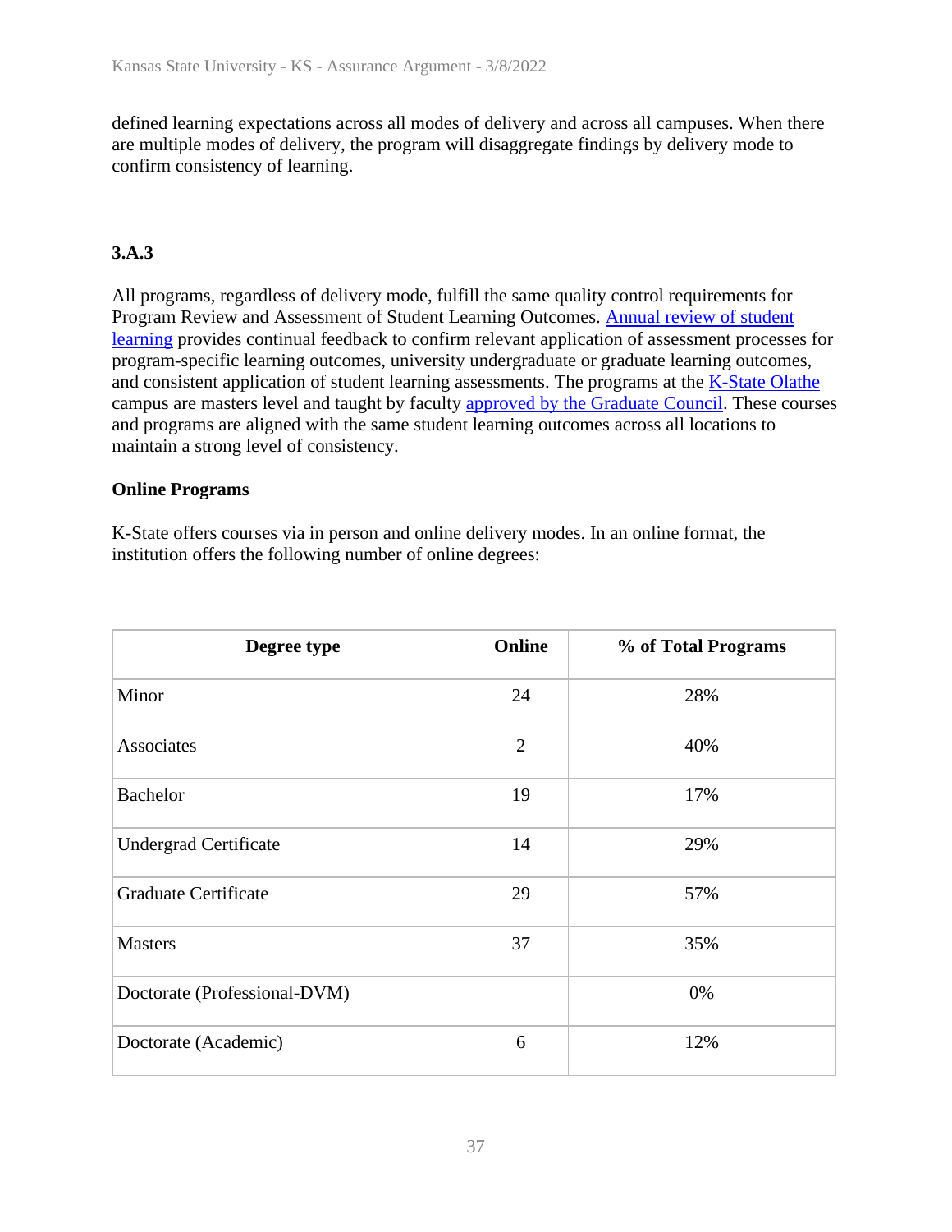defined learning expectations across all modes of delivery and across all campuses. When there are multiple modes of delivery, the program will disaggregate findings by delivery mode to confirm consistency of learning.

### 3.A.3

All programs, regardless of delivery mode, fulfill the same quality control requirements for Program Review and Assessment of Student Learning Outcomes. Annual review of student learning provides continual feedback to confirm relevant application of assessment processes for program-specific learning outcomes, university undergraduate or graduate learning outcomes, and consistent application of student learning assessments. The programs at the K-State Olathe campus are masters level and taught by faculty approved by the Graduate Council. These courses and programs are aligned with the same student learning outcomes across all locations to maintain a strong level of consistency.

**Online Programs**

K-State offers courses via in person and online delivery modes. In an online format, the institution offers the following number of online degrees:

| Degree type | Online | % of Total Programs |
|---|---|---|
| Minor | 24 | 28% |
| Associates | 2 | 40% |
| Bachelor | 19 | 17% |
| Undergrad Certificate | 14 | 29% |
| Graduate Certificate | 29 | 57% |
| Masters | 37 | 35% |
| Doctorate (Professional-DVM) | | 0% |
| Doctorate (Academic) | 6 | 12% |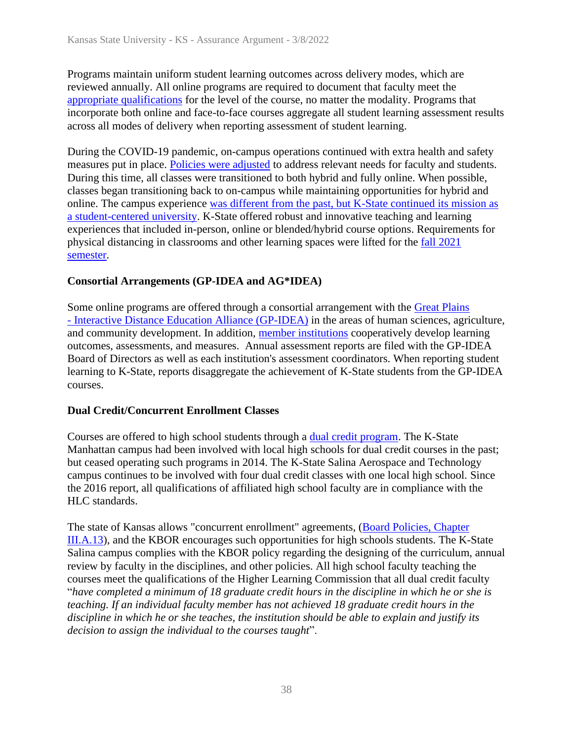Programs maintain uniform student learning outcomes across delivery modes, which are reviewed annually. All online programs are required to document that faculty meet the appropriate qualifications for the level of the course, no matter the modality. Programs that incorporate both online and face-to-face courses aggregate all student learning assessment results across all modes of delivery when reporting assessment of student learning.

During the COVID-19 pandemic, on-campus operations continued with extra health and safety measures put in place. Policies were adjusted to address relevant needs for faculty and students. During this time, all classes were transitioned to both hybrid and fully online. When possible, classes began transitioning back to on-campus while maintaining opportunities for hybrid and online. The campus experience was different from the past, but K-State continued its mission as a student-centered university. K-State offered robust and innovative teaching and learning experiences that included in-person, online or blended/hybrid course options. Requirements for physical distancing in classrooms and other learning spaces were lifted for the fall 2021 semester.

### Consortial Arrangements (GP-IDEA and AG*IDEA)

Some online programs are offered through a consortial arrangement with the Great Plains - Interactive Distance Education Alliance (GP-IDEA) in the areas of human sciences, agriculture, and community development. In addition, member institutions cooperatively develop learning outcomes, assessments, and measures. Annual assessment reports are filed with the GP-IDEA Board of Directors as well as each institution's assessment coordinators. When reporting student learning to K-State, reports disaggregate the achievement of K-State students from the GP-IDEA courses.

### Dual Credit/Concurrent Enrollment Classes

Courses are offered to high school students through a dual credit program. The K-State Manhattan campus had been involved with local high schools for dual credit courses in the past; but ceased operating such programs in 2014. The K-State Salina Aerospace and Technology campus continues to be involved with four dual credit classes with one local high school. Since the 2016 report, all qualifications of affiliated high school faculty are in compliance with the HLC standards.

The state of Kansas allows "concurrent enrollment" agreements, (Board Policies, Chapter III.A.13), and the KBOR encourages such opportunities for high schools students. The K-State Salina campus complies with the KBOR policy regarding the designing of the curriculum, annual review by faculty in the disciplines, and other policies. All high school faculty teaching the courses meet the qualifications of the Higher Learning Commission that all dual credit faculty "*have completed a minimum of 18 graduate credit hours in the discipline in which he or she is teaching. If an individual faculty member has not achieved 18 graduate credit hours in the discipline in which he or she teaches, the institution should be able to explain and justify its decision to assign the individual to the courses taught*".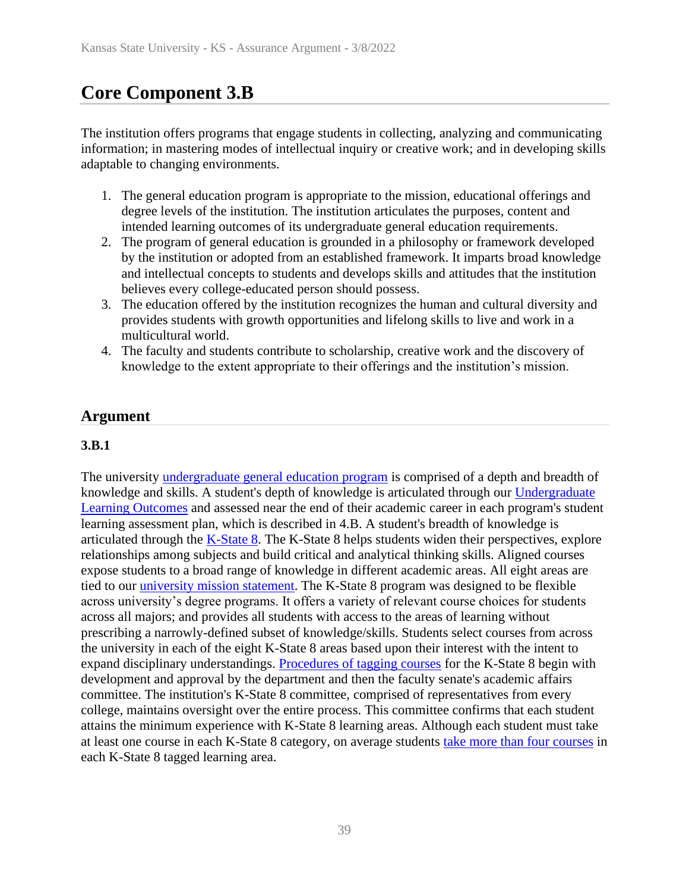# Core Component 3.B

The institution offers programs that engage students in collecting, analyzing and communicating information; in mastering modes of intellectual inquiry or creative work; and in developing skills adaptable to changing environments.

1. The general education program is appropriate to the mission, educational offerings and degree levels of the institution. The institution articulates the purposes, content and intended learning outcomes of its undergraduate general education requirements.
2. The program of general education is grounded in a philosophy or framework developed by the institution or adopted from an established framework. It imparts broad knowledge and intellectual concepts to students and develops skills and attitudes that the institution believes every college-educated person should possess.
3. The education offered by the institution recognizes the human and cultural diversity and provides students with growth opportunities and lifelong skills to live and work in a multicultural world.
4. The faculty and students contribute to scholarship, creative work and the discovery of knowledge to the extent appropriate to their offerings and the institution's mission.

## Argument

### 3.B.1

The university undergraduate general education program is comprised of a depth and breadth of knowledge and skills. A student's depth of knowledge is articulated through our Undergraduate Learning Outcomes and assessed near the end of their academic career in each program's student learning assessment plan, which is described in 4.B. A student's breadth of knowledge is articulated through the K-State 8. The K-State 8 helps students widen their perspectives, explore relationships among subjects and build critical and analytical thinking skills. Aligned courses expose students to a broad range of knowledge in different academic areas. All eight areas are tied to our university mission statement. The K-State 8 program was designed to be flexible across university's degree programs. It offers a variety of relevant course choices for students across all majors; and provides all students with access to the areas of learning without prescribing a narrowly-defined subset of knowledge/skills. Students select courses from across the university in each of the eight K-State 8 areas based upon their interest with the intent to expand disciplinary understandings. Procedures of tagging courses for the K-State 8 begin with development and approval by the department and then the faculty senate's academic affairs committee. The institution's K-State 8 committee, comprised of representatives from every college, maintains oversight over the entire process. This committee confirms that each student attains the minimum experience with K-State 8 learning areas. Although each student must take at least one course in each K-State 8 category, on average students take more than four courses in each K-State 8 tagged learning area.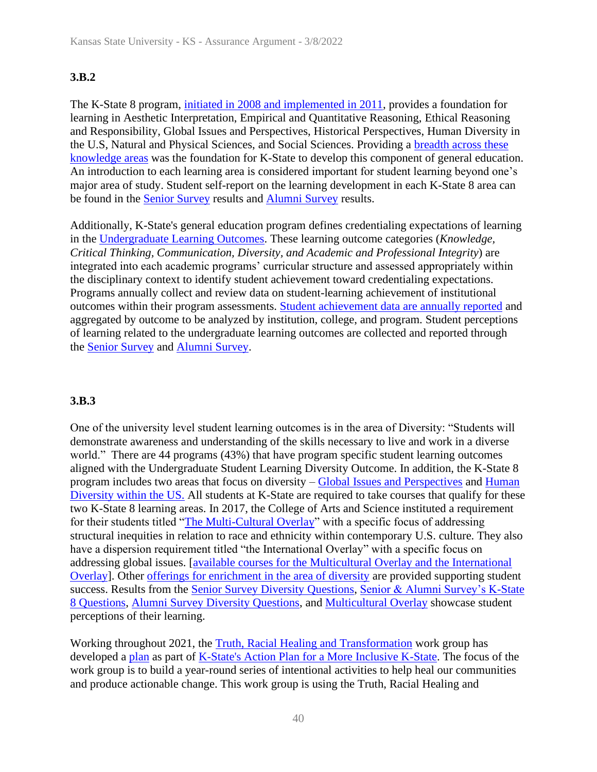### 3.B.2

The K-State 8 program, initiated in 2008 and implemented in 2011, provides a foundation for learning in Aesthetic Interpretation, Empirical and Quantitative Reasoning, Ethical Reasoning and Responsibility, Global Issues and Perspectives, Historical Perspectives, Human Diversity in the U.S, Natural and Physical Sciences, and Social Sciences. Providing a breadth across these knowledge areas was the foundation for K-State to develop this component of general education. An introduction to each learning area is considered important for student learning beyond one's major area of study. Student self-report on the learning development in each K-State 8 area can be found in the Senior Survey results and Alumni Survey results.

Additionally, K-State's general education program defines credentialing expectations of learning in the Undergraduate Learning Outcomes. These learning outcome categories (*Knowledge, Critical Thinking, Communication, Diversity, and Academic and Professional Integrity*) are integrated into each academic programs' curricular structure and assessed appropriately within the disciplinary context to identify student achievement toward credentialing expectations. Programs annually collect and review data on student-learning achievement of institutional outcomes within their program assessments. Student achievement data are annually reported and aggregated by outcome to be analyzed by institution, college, and program. Student perceptions of learning related to the undergraduate learning outcomes are collected and reported through the Senior Survey and Alumni Survey.

### 3.B.3

One of the university level student learning outcomes is in the area of Diversity: "Students will demonstrate awareness and understanding of the skills necessary to live and work in a diverse world." There are 44 programs (43%) that have program specific student learning outcomes aligned with the Undergraduate Student Learning Diversity Outcome. In addition, the K-State 8 program includes two areas that focus on diversity – Global Issues and Perspectives and Human Diversity within the US. All students at K-State are required to take courses that qualify for these two K-State 8 learning areas. In 2017, the College of Arts and Science instituted a requirement for their students titled "The Multi-Cultural Overlay" with a specific focus of addressing structural inequities in relation to race and ethnicity within contemporary U.S. culture. They also have a dispersion requirement titled "the International Overlay" with a specific focus on addressing global issues. [available courses for the Multicultural Overlay and the International Overlay]. Other offerings for enrichment in the area of diversity are provided supporting student success. Results from the Senior Survey Diversity Questions, Senior & Alumni Survey's K-State 8 Questions, Alumni Survey Diversity Questions, and Multicultural Overlay showcase student perceptions of their learning.

Working throughout 2021, the Truth, Racial Healing and Transformation work group has developed a plan as part of K-State's Action Plan for a More Inclusive K-State. The focus of the work group is to build a year-round series of intentional activities to help heal our communities and produce actionable change. This work group is using the Truth, Racial Healing and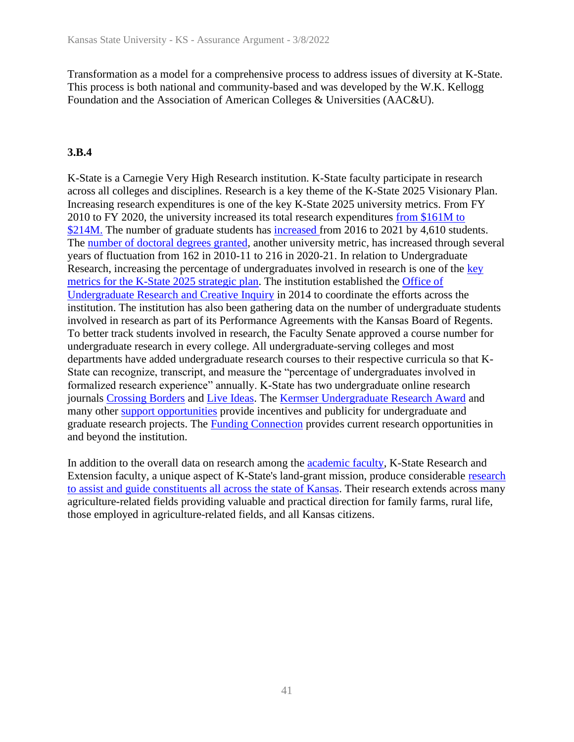Transformation as a model for a comprehensive process to address issues of diversity at K-State. This process is both national and community-based and was developed by the W.K. Kellogg Foundation and the Association of American Colleges & Universities (AAC&U).

### 3.B.4

K-State is a Carnegie Very High Research institution. K-State faculty participate in research across all colleges and disciplines. Research is a key theme of the K-State 2025 Visionary Plan. Increasing research expenditures is one of the key K-State 2025 university metrics. From FY 2010 to FY 2020, the university increased its total research expenditures from $161M to $214M. The number of graduate students has increased from 2016 to 2021 by 4,610 students. The number of doctoral degrees granted, another university metric, has increased through several years of fluctuation from 162 in 2010-11 to 216 in 2020-21. In relation to Undergraduate Research, increasing the percentage of undergraduates involved in research is one of the key metrics for the K-State 2025 strategic plan. The institution established the Office of Undergraduate Research and Creative Inquiry in 2014 to coordinate the efforts across the institution. The institution has also been gathering data on the number of undergraduate students involved in research as part of its Performance Agreements with the Kansas Board of Regents. To better track students involved in research, the Faculty Senate approved a course number for undergraduate research in every college. All undergraduate-serving colleges and most departments have added undergraduate research courses to their respective curricula so that K-State can recognize, transcript, and measure the "percentage of undergraduates involved in formalized research experience" annually. K-State has two undergraduate online research journals Crossing Borders and Live Ideas. The Kermser Undergraduate Research Award and many other support opportunities provide incentives and publicity for undergraduate and graduate research projects. The Funding Connection provides current research opportunities in and beyond the institution.

In addition to the overall data on research among the academic faculty, K-State Research and Extension faculty, a unique aspect of K-State's land-grant mission, produce considerable research to assist and guide constituents all across the state of Kansas. Their research extends across many agriculture-related fields providing valuable and practical direction for family farms, rural life, those employed in agriculture-related fields, and all Kansas citizens.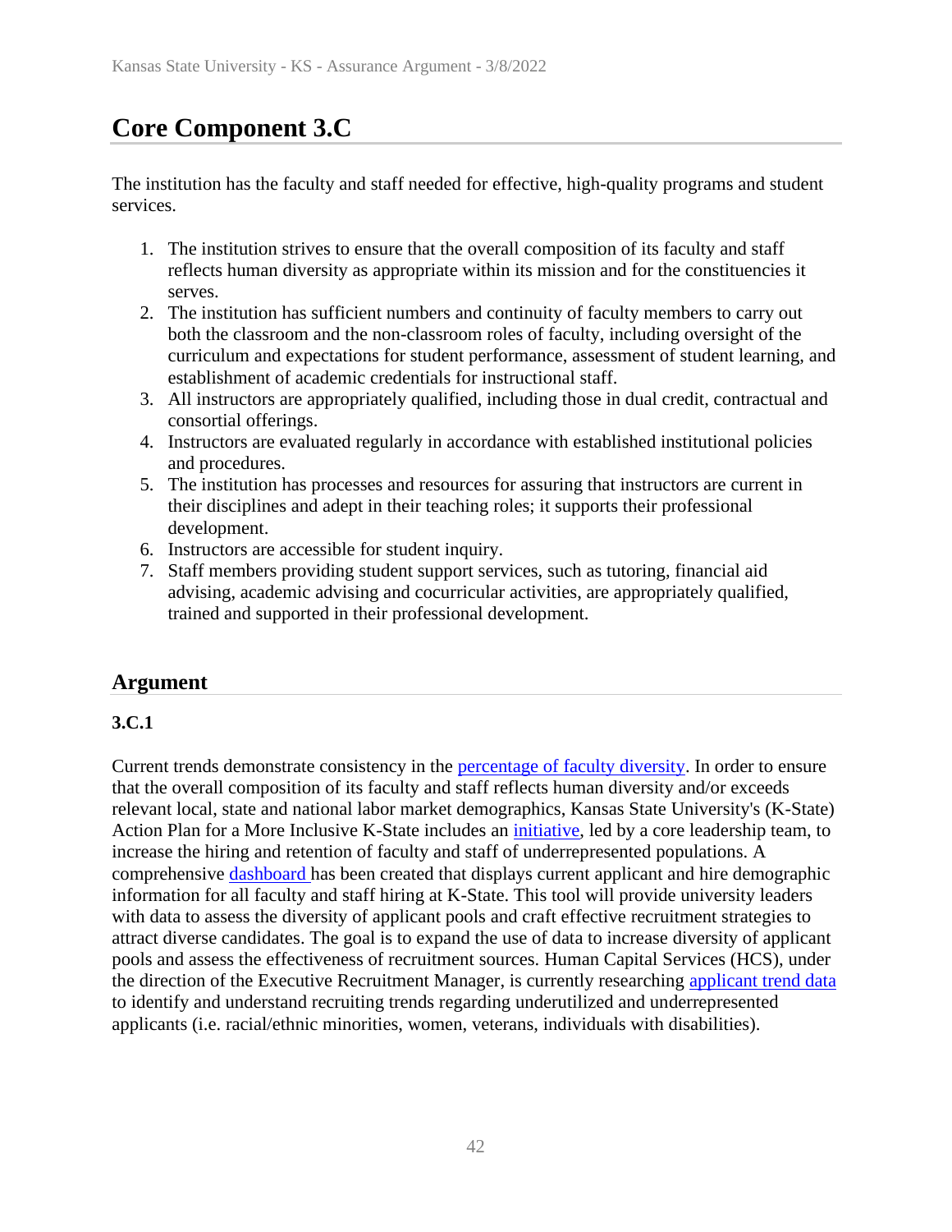# Core Component 3.C

The institution has the faculty and staff needed for effective, high-quality programs and student services.

1. The institution strives to ensure that the overall composition of its faculty and staff reflects human diversity as appropriate within its mission and for the constituencies it serves.
2. The institution has sufficient numbers and continuity of faculty members to carry out both the classroom and the non-classroom roles of faculty, including oversight of the curriculum and expectations for student performance, assessment of student learning, and establishment of academic credentials for instructional staff.
3. All instructors are appropriately qualified, including those in dual credit, contractual and consortial offerings.
4. Instructors are evaluated regularly in accordance with established institutional policies and procedures.
5. The institution has processes and resources for assuring that instructors are current in their disciplines and adept in their teaching roles; it supports their professional development.
6. Instructors are accessible for student inquiry.
7. Staff members providing student support services, such as tutoring, financial aid advising, academic advising and cocurricular activities, are appropriately qualified, trained and supported in their professional development.

## Argument

### 3.C.1

Current trends demonstrate consistency in the percentage of faculty diversity. In order to ensure that the overall composition of its faculty and staff reflects human diversity and/or exceeds relevant local, state and national labor market demographics, Kansas State University's (K-State) Action Plan for a More Inclusive K-State includes an initiative, led by a core leadership team, to increase the hiring and retention of faculty and staff of underrepresented populations. A comprehensive dashboard has been created that displays current applicant and hire demographic information for all faculty and staff hiring at K-State. This tool will provide university leaders with data to assess the diversity of applicant pools and craft effective recruitment strategies to attract diverse candidates. The goal is to expand the use of data to increase diversity of applicant pools and assess the effectiveness of recruitment sources. Human Capital Services (HCS), under the direction of the Executive Recruitment Manager, is currently researching applicant trend data to identify and understand recruiting trends regarding underutilized and underrepresented applicants (i.e. racial/ethnic minorities, women, veterans, individuals with disabilities).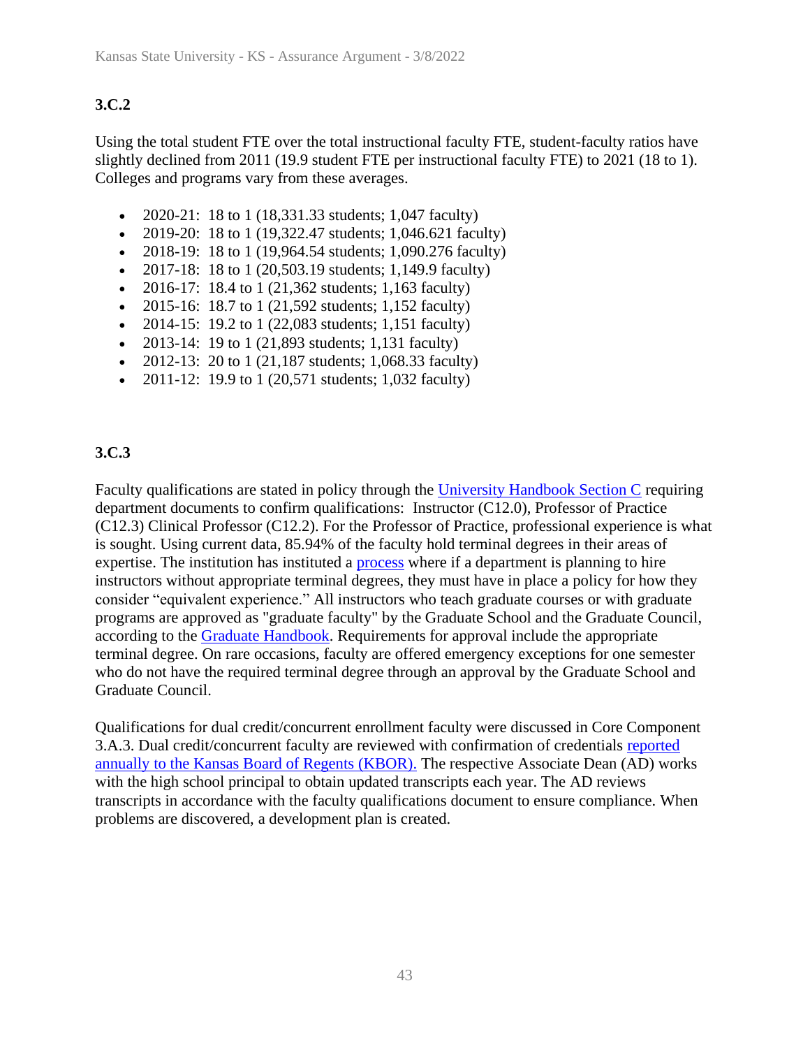### 3.C.2

Using the total student FTE over the total instructional faculty FTE, student-faculty ratios have slightly declined from 2011 (19.9 student FTE per instructional faculty FTE) to 2021 (18 to 1). Colleges and programs vary from these averages.

- 2020-21: 18 to 1 (18,331.33 students; 1,047 faculty)
- 2019-20: 18 to 1 (19,322.47 students; 1,046.621 faculty)
- 2018-19: 18 to 1 (19,964.54 students; 1,090.276 faculty)
- 2017-18: 18 to 1 (20,503.19 students; 1,149.9 faculty)
- 2016-17: 18.4 to 1 (21,362 students; 1,163 faculty)
- 2015-16: 18.7 to 1 (21,592 students; 1,152 faculty)
- 2014-15: 19.2 to 1 (22,083 students; 1,151 faculty)
- 2013-14: 19 to 1 (21,893 students; 1,131 faculty)
- 2012-13: 20 to 1 (21,187 students; 1,068.33 faculty)
- 2011-12: 19.9 to 1 (20,571 students; 1,032 faculty)

### 3.C.3

Faculty qualifications are stated in policy through the University Handbook Section C requiring department documents to confirm qualifications: Instructor (C12.0), Professor of Practice (C12.3) Clinical Professor (C12.2). For the Professor of Practice, professional experience is what is sought. Using current data, 85.94% of the faculty hold terminal degrees in their areas of expertise. The institution has instituted a process where if a department is planning to hire instructors without appropriate terminal degrees, they must have in place a policy for how they consider "equivalent experience." All instructors who teach graduate courses or with graduate programs are approved as "graduate faculty" by the Graduate School and the Graduate Council, according to the Graduate Handbook. Requirements for approval include the appropriate terminal degree. On rare occasions, faculty are offered emergency exceptions for one semester who do not have the required terminal degree through an approval by the Graduate School and Graduate Council.

Qualifications for dual credit/concurrent enrollment faculty were discussed in Core Component 3.A.3. Dual credit/concurrent faculty are reviewed with confirmation of credentials reported annually to the Kansas Board of Regents (KBOR). The respective Associate Dean (AD) works with the high school principal to obtain updated transcripts each year. The AD reviews transcripts in accordance with the faculty qualifications document to ensure compliance. When problems are discovered, a development plan is created.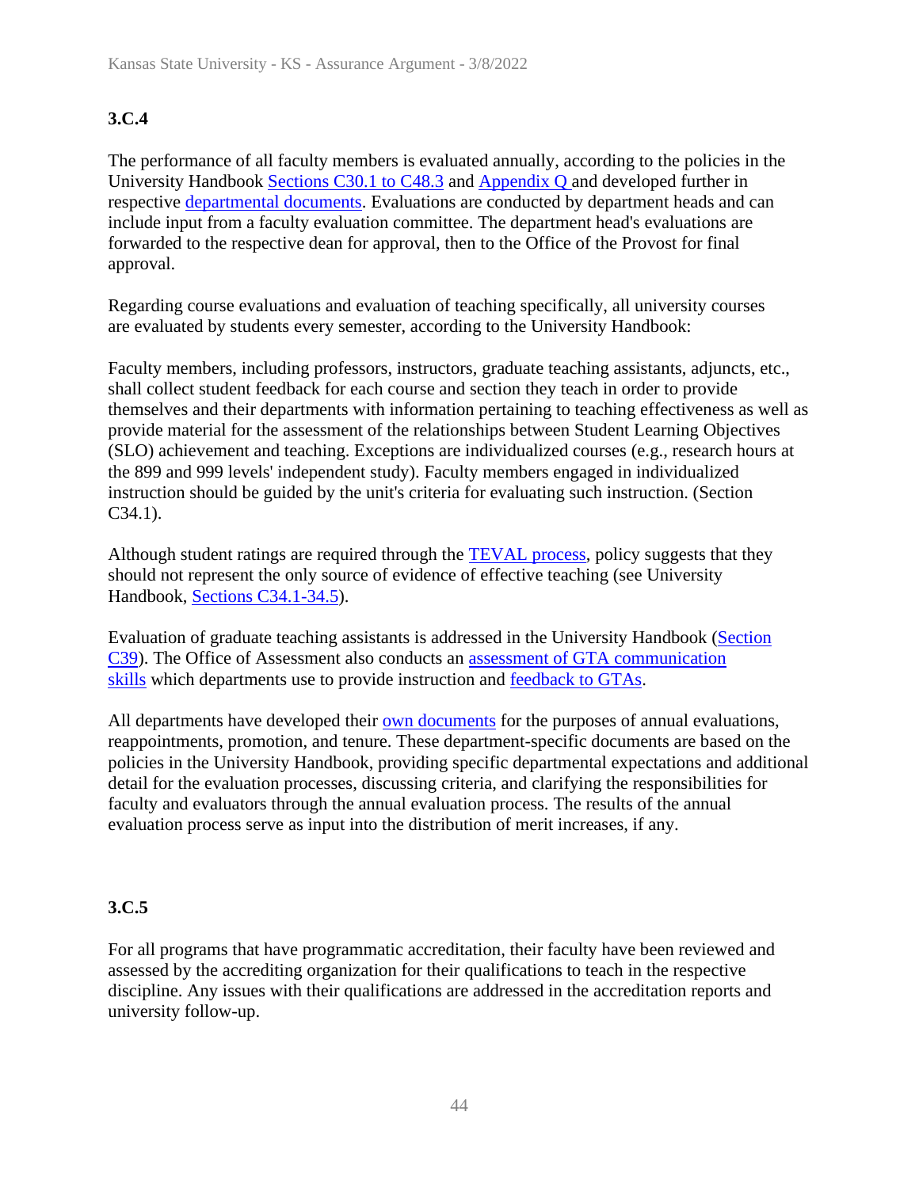### 3.C.4

The performance of all faculty members is evaluated annually, according to the policies in the University Handbook Sections C30.1 to C48.3 and Appendix Q and developed further in respective departmental documents. Evaluations are conducted by department heads and can include input from a faculty evaluation committee. The department head's evaluations are forwarded to the respective dean for approval, then to the Office of the Provost for final approval.

Regarding course evaluations and evaluation of teaching specifically, all university courses are evaluated by students every semester, according to the University Handbook:

Faculty members, including professors, instructors, graduate teaching assistants, adjuncts, etc., shall collect student feedback for each course and section they teach in order to provide themselves and their departments with information pertaining to teaching effectiveness as well as provide material for the assessment of the relationships between Student Learning Objectives (SLO) achievement and teaching. Exceptions are individualized courses (e.g., research hours at the 899 and 999 levels' independent study). Faculty members engaged in individualized instruction should be guided by the unit's criteria for evaluating such instruction. (Section C34.1).

Although student ratings are required through the TEVAL process, policy suggests that they should not represent the only source of evidence of effective teaching (see University Handbook, Sections C34.1-34.5).

Evaluation of graduate teaching assistants is addressed in the University Handbook (Section C39). The Office of Assessment also conducts an assessment of GTA communication skills which departments use to provide instruction and feedback to GTAs.

All departments have developed their own documents for the purposes of annual evaluations, reappointments, promotion, and tenure. These department-specific documents are based on the policies in the University Handbook, providing specific departmental expectations and additional detail for the evaluation processes, discussing criteria, and clarifying the responsibilities for faculty and evaluators through the annual evaluation process. The results of the annual evaluation process serve as input into the distribution of merit increases, if any.

### 3.C.5

For all programs that have programmatic accreditation, their faculty have been reviewed and assessed by the accrediting organization for their qualifications to teach in the respective discipline. Any issues with their qualifications are addressed in the accreditation reports and university follow-up.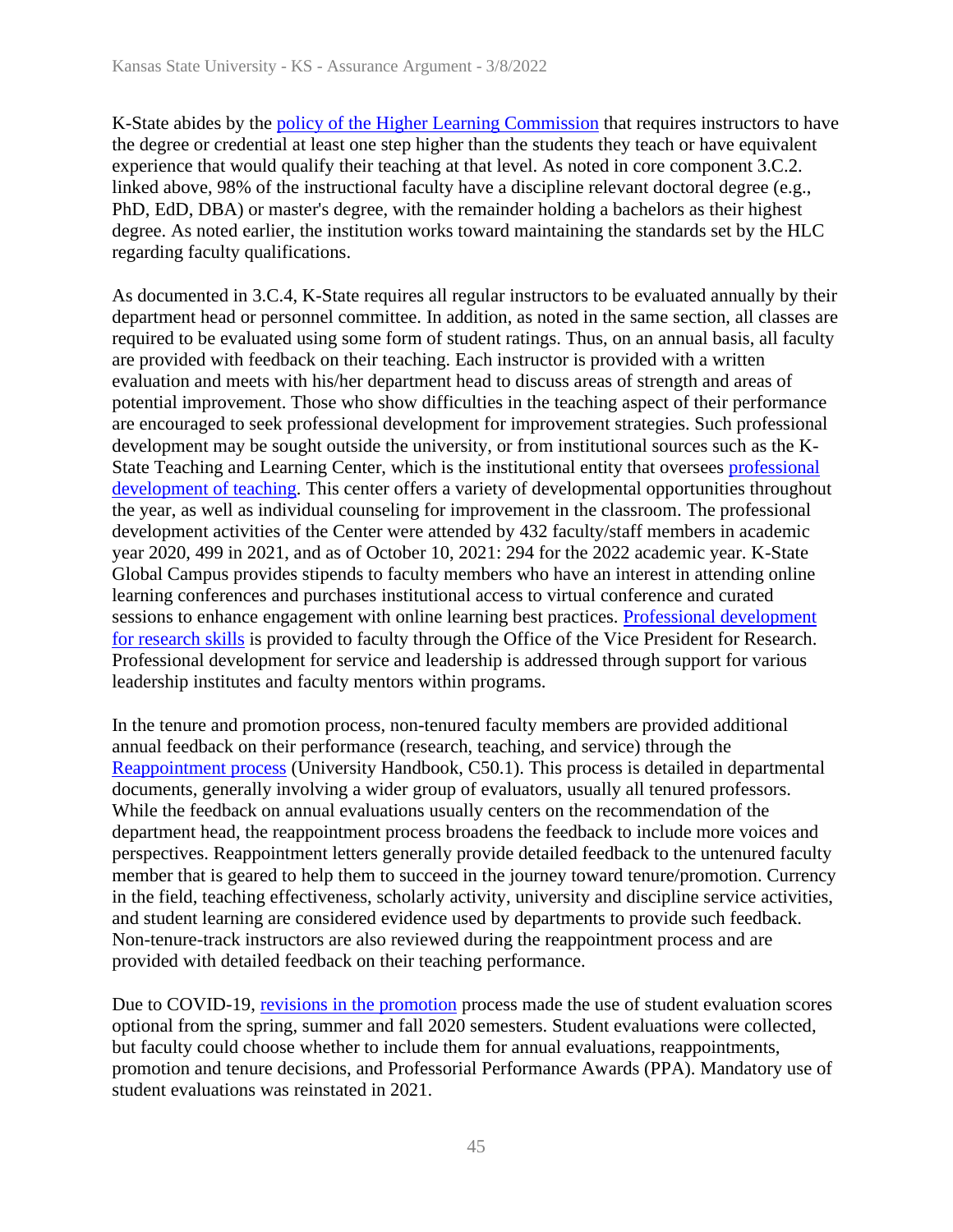K-State abides by the policy of the Higher Learning Commission that requires instructors to have the degree or credential at least one step higher than the students they teach or have equivalent experience that would qualify their teaching at that level. As noted in core component 3.C.2. linked above, 98% of the instructional faculty have a discipline relevant doctoral degree (e.g., PhD, EdD, DBA) or master's degree, with the remainder holding a bachelors as their highest degree. As noted earlier, the institution works toward maintaining the standards set by the HLC regarding faculty qualifications.

As documented in 3.C.4, K-State requires all regular instructors to be evaluated annually by their department head or personnel committee. In addition, as noted in the same section, all classes are required to be evaluated using some form of student ratings. Thus, on an annual basis, all faculty are provided with feedback on their teaching. Each instructor is provided with a written evaluation and meets with his/her department head to discuss areas of strength and areas of potential improvement. Those who show difficulties in the teaching aspect of their performance are encouraged to seek professional development for improvement strategies. Such professional development may be sought outside the university, or from institutional sources such as the K-State Teaching and Learning Center, which is the institutional entity that oversees professional development of teaching. This center offers a variety of developmental opportunities throughout the year, as well as individual counseling for improvement in the classroom. The professional development activities of the Center were attended by 432 faculty/staff members in academic year 2020, 499 in 2021, and as of October 10, 2021: 294 for the 2022 academic year. K-State Global Campus provides stipends to faculty members who have an interest in attending online learning conferences and purchases institutional access to virtual conference and curated sessions to enhance engagement with online learning best practices. Professional development for research skills is provided to faculty through the Office of the Vice President for Research. Professional development for service and leadership is addressed through support for various leadership institutes and faculty mentors within programs.

In the tenure and promotion process, non-tenured faculty members are provided additional annual feedback on their performance (research, teaching, and service) through the Reappointment process (University Handbook, C50.1). This process is detailed in departmental documents, generally involving a wider group of evaluators, usually all tenured professors. While the feedback on annual evaluations usually centers on the recommendation of the department head, the reappointment process broadens the feedback to include more voices and perspectives. Reappointment letters generally provide detailed feedback to the untenured faculty member that is geared to help them to succeed in the journey toward tenure/promotion. Currency in the field, teaching effectiveness, scholarly activity, university and discipline service activities, and student learning are considered evidence used by departments to provide such feedback. Non-tenure-track instructors are also reviewed during the reappointment process and are provided with detailed feedback on their teaching performance.

Due to COVID-19, revisions in the promotion process made the use of student evaluation scores optional from the spring, summer and fall 2020 semesters. Student evaluations were collected, but faculty could choose whether to include them for annual evaluations, reappointments, promotion and tenure decisions, and Professorial Performance Awards (PPA). Mandatory use of student evaluations was reinstated in 2021.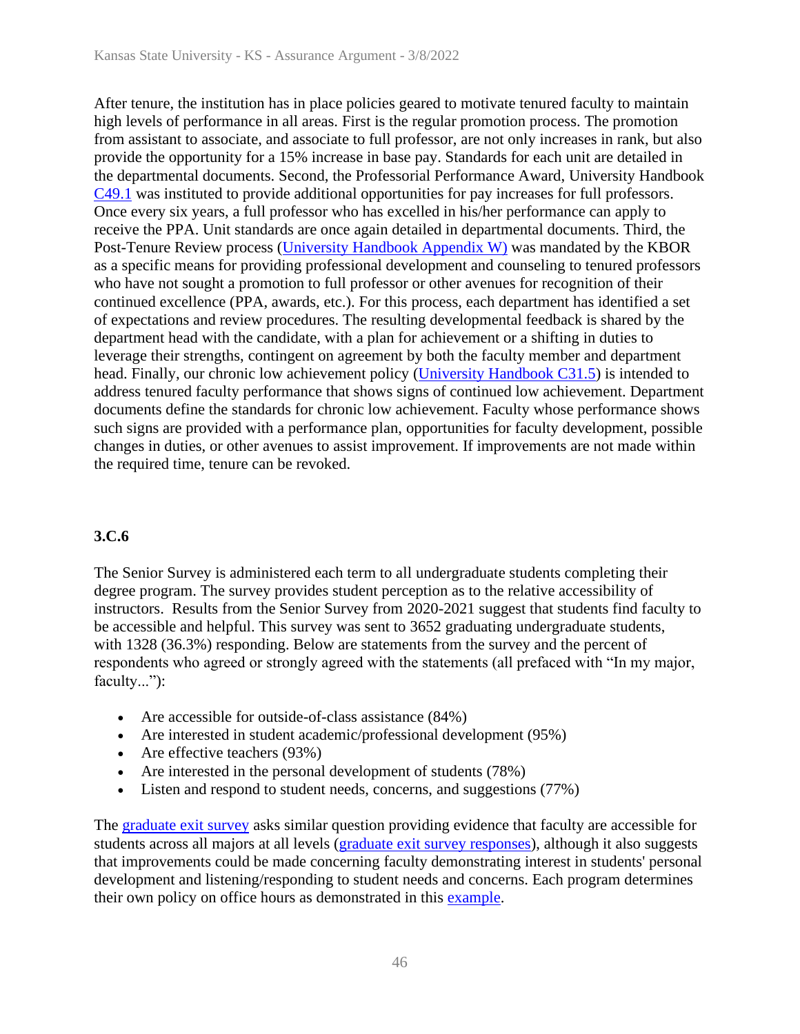After tenure, the institution has in place policies geared to motivate tenured faculty to maintain high levels of performance in all areas. First is the regular promotion process. The promotion from assistant to associate, and associate to full professor, are not only increases in rank, but also provide the opportunity for a 15% increase in base pay. Standards for each unit are detailed in the departmental documents. Second, the Professorial Performance Award, University Handbook C49.1 was instituted to provide additional opportunities for pay increases for full professors. Once every six years, a full professor who has excelled in his/her performance can apply to receive the PPA. Unit standards are once again detailed in departmental documents. Third, the Post-Tenure Review process (University Handbook Appendix W) was mandated by the KBOR as a specific means for providing professional development and counseling to tenured professors who have not sought a promotion to full professor or other avenues for recognition of their continued excellence (PPA, awards, etc.). For this process, each department has identified a set of expectations and review procedures. The resulting developmental feedback is shared by the department head with the candidate, with a plan for achievement or a shifting in duties to leverage their strengths, contingent on agreement by both the faculty member and department head. Finally, our chronic low achievement policy (University Handbook C31.5) is intended to address tenured faculty performance that shows signs of continued low achievement. Department documents define the standards for chronic low achievement. Faculty whose performance shows such signs are provided with a performance plan, opportunities for faculty development, possible changes in duties, or other avenues to assist improvement. If improvements are not made within the required time, tenure can be revoked.

### 3.C.6

The Senior Survey is administered each term to all undergraduate students completing their degree program. The survey provides student perception as to the relative accessibility of instructors. Results from the Senior Survey from 2020-2021 suggest that students find faculty to be accessible and helpful. This survey was sent to 3652 graduating undergraduate students, with 1328 (36.3%) responding. Below are statements from the survey and the percent of respondents who agreed or strongly agreed with the statements (all prefaced with "In my major, faculty..."):

- Are accessible for outside-of-class assistance (84%)
- Are interested in student academic/professional development (95%)
- Are effective teachers (93%)
- Are interested in the personal development of students (78%)
- Listen and respond to student needs, concerns, and suggestions (77%)

The graduate exit survey asks similar question providing evidence that faculty are accessible for students across all majors at all levels (graduate exit survey responses), although it also suggests that improvements could be made concerning faculty demonstrating interest in students' personal development and listening/responding to student needs and concerns. Each program determines their own policy on office hours as demonstrated in this example.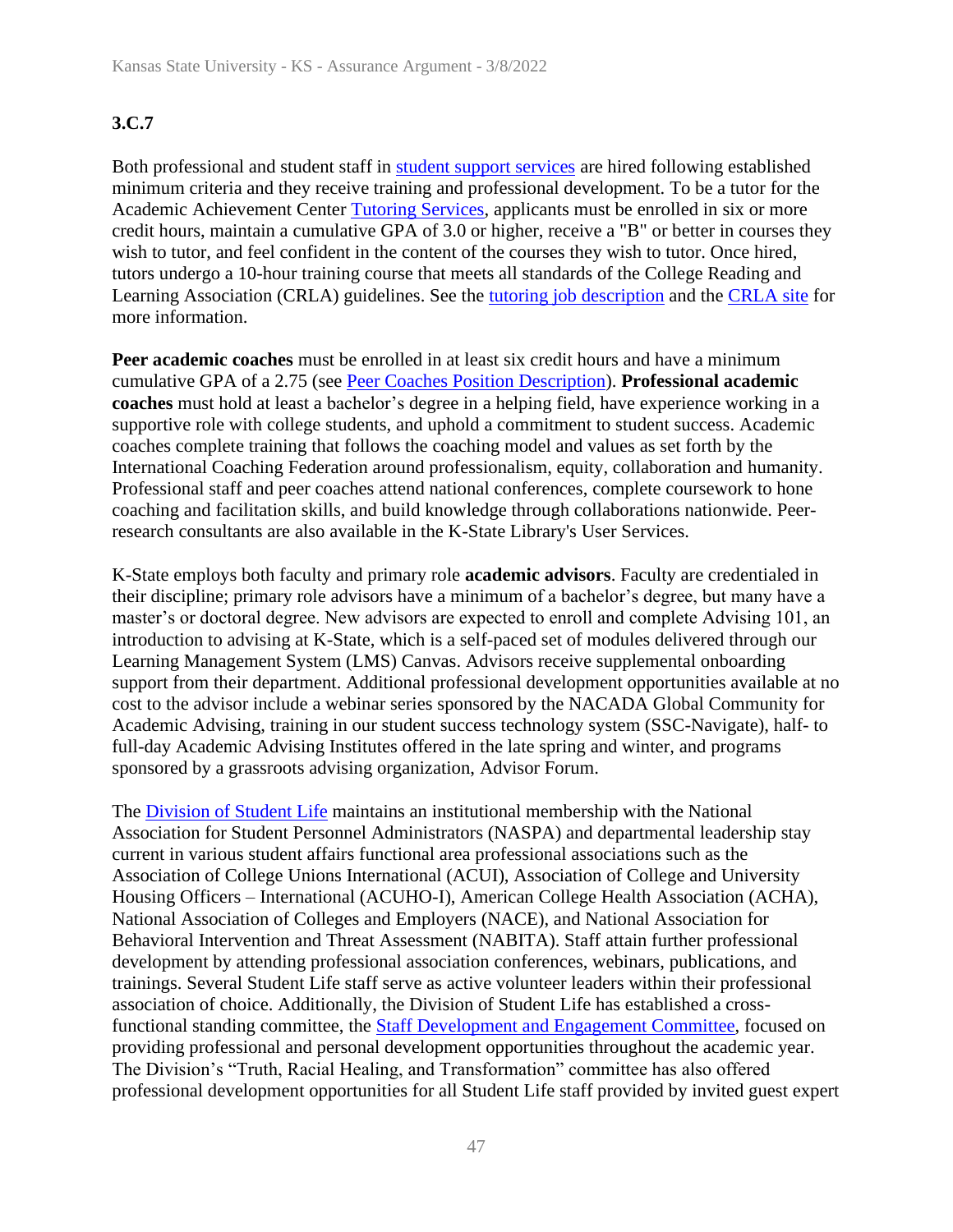### 3.C.7

Both professional and student staff in student support services are hired following established minimum criteria and they receive training and professional development. To be a tutor for the Academic Achievement Center Tutoring Services, applicants must be enrolled in six or more credit hours, maintain a cumulative GPA of 3.0 or higher, receive a "B" or better in courses they wish to tutor, and feel confident in the content of the courses they wish to tutor. Once hired, tutors undergo a 10-hour training course that meets all standards of the College Reading and Learning Association (CRLA) guidelines. See the tutoring job description and the CRLA site for more information.

**Peer academic coaches** must be enrolled in at least six credit hours and have a minimum cumulative GPA of a 2.75 (see Peer Coaches Position Description). **Professional academic coaches** must hold at least a bachelor's degree in a helping field, have experience working in a supportive role with college students, and uphold a commitment to student success. Academic coaches complete training that follows the coaching model and values as set forth by the International Coaching Federation around professionalism, equity, collaboration and humanity. Professional staff and peer coaches attend national conferences, complete coursework to hone coaching and facilitation skills, and build knowledge through collaborations nationwide. Peer-research consultants are also available in the K-State Library's User Services.

K-State employs both faculty and primary role **academic advisors**. Faculty are credentialed in their discipline; primary role advisors have a minimum of a bachelor's degree, but many have a master's or doctoral degree. New advisors are expected to enroll and complete Advising 101, an introduction to advising at K-State, which is a self-paced set of modules delivered through our Learning Management System (LMS) Canvas. Advisors receive supplemental onboarding support from their department. Additional professional development opportunities available at no cost to the advisor include a webinar series sponsored by the NACADA Global Community for Academic Advising, training in our student success technology system (SSC-Navigate), half- to full-day Academic Advising Institutes offered in the late spring and winter, and programs sponsored by a grassroots advising organization, Advisor Forum.

The Division of Student Life maintains an institutional membership with the National Association for Student Personnel Administrators (NASPA) and departmental leadership stay current in various student affairs functional area professional associations such as the Association of College Unions International (ACUI), Association of College and University Housing Officers – International (ACUHO-I), American College Health Association (ACHA), National Association of Colleges and Employers (NACE), and National Association for Behavioral Intervention and Threat Assessment (NABITA). Staff attain further professional development by attending professional association conferences, webinars, publications, and trainings. Several Student Life staff serve as active volunteer leaders within their professional association of choice. Additionally, the Division of Student Life has established a cross-functional standing committee, the Staff Development and Engagement Committee, focused on providing professional and personal development opportunities throughout the academic year. The Division's "Truth, Racial Healing, and Transformation" committee has also offered professional development opportunities for all Student Life staff provided by invited guest expert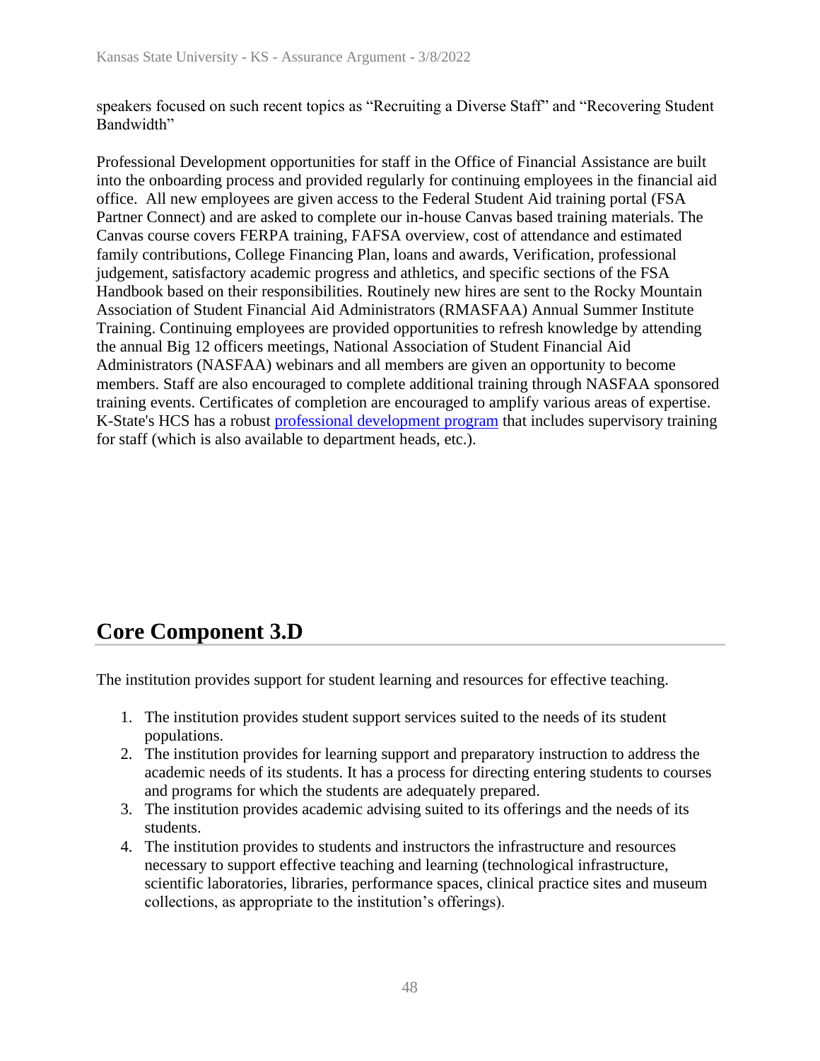speakers focused on such recent topics as "Recruiting a Diverse Staff" and "Recovering Student Bandwidth"

Professional Development opportunities for staff in the Office of Financial Assistance are built into the onboarding process and provided regularly for continuing employees in the financial aid office. All new employees are given access to the Federal Student Aid training portal (FSA Partner Connect) and are asked to complete our in-house Canvas based training materials. The Canvas course covers FERPA training, FAFSA overview, cost of attendance and estimated family contributions, College Financing Plan, loans and awards, Verification, professional judgement, satisfactory academic progress and athletics, and specific sections of the FSA Handbook based on their responsibilities. Routinely new hires are sent to the Rocky Mountain Association of Student Financial Aid Administrators (RMASFAA) Annual Summer Institute Training. Continuing employees are provided opportunities to refresh knowledge by attending the annual Big 12 officers meetings, National Association of Student Financial Aid Administrators (NASFAA) webinars and all members are given an opportunity to become members. Staff are also encouraged to complete additional training through NASFAA sponsored training events. Certificates of completion are encouraged to amplify various areas of expertise. K-State's HCS has a robust professional development program that includes supervisory training for staff (which is also available to department heads, etc.).

## Core Component 3.D

The institution provides support for student learning and resources for effective teaching.

1. The institution provides student support services suited to the needs of its student populations.
2. The institution provides for learning support and preparatory instruction to address the academic needs of its students. It has a process for directing entering students to courses and programs for which the students are adequately prepared.
3. The institution provides academic advising suited to its offerings and the needs of its students.
4. The institution provides to students and instructors the infrastructure and resources necessary to support effective teaching and learning (technological infrastructure, scientific laboratories, libraries, performance spaces, clinical practice sites and museum collections, as appropriate to the institution's offerings).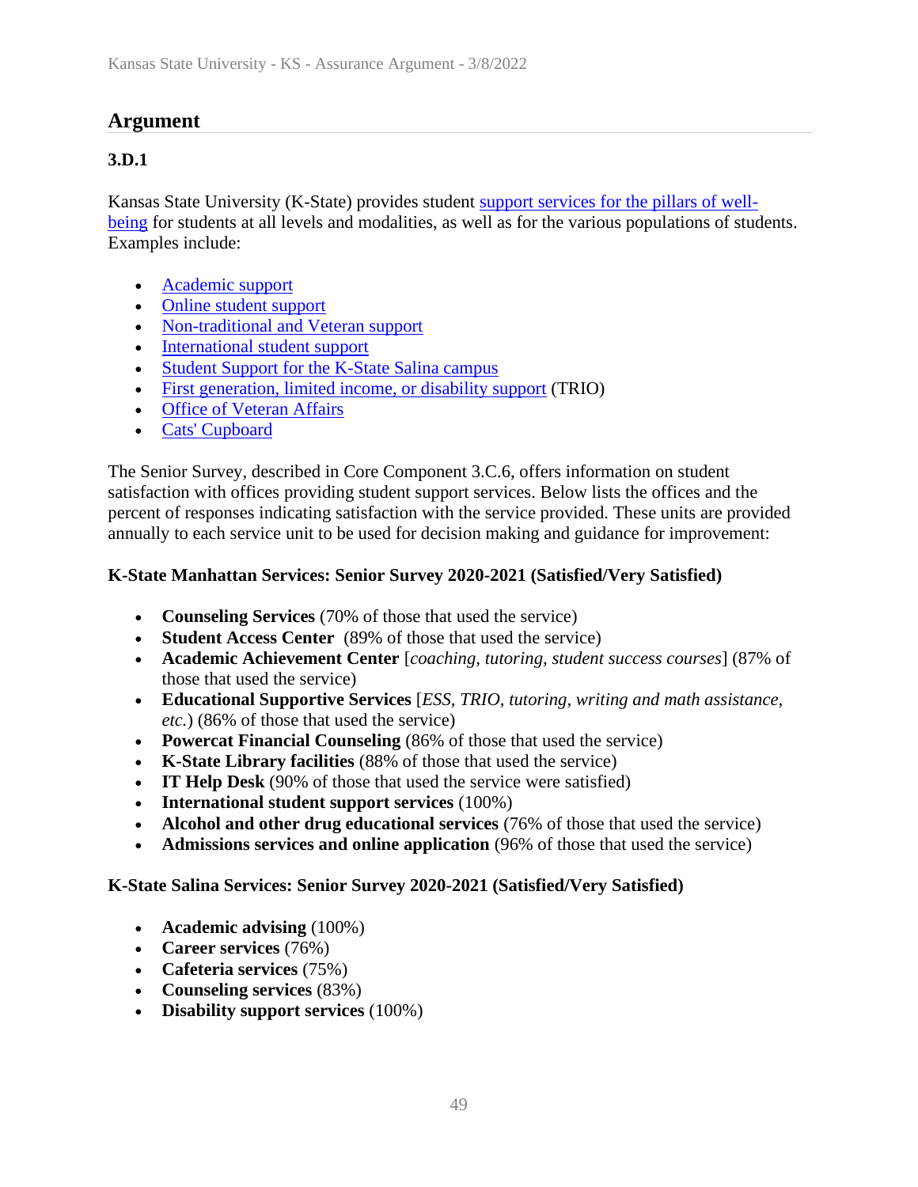## Argument

### 3.D.1

Kansas State University (K-State) provides student support services for the pillars of well-being for students at all levels and modalities, as well as for the various populations of students. Examples include:

- Academic support
- Online student support
- Non-traditional and Veteran support
- International student support
- Student Support for the K-State Salina campus
- First generation, limited income, or disability support (TRIO)
- Office of Veteran Affairs
- Cats' Cupboard

The Senior Survey, described in Core Component 3.C.6, offers information on student satisfaction with offices providing student support services. Below lists the offices and the percent of responses indicating satisfaction with the service provided. These units are provided annually to each service unit to be used for decision making and guidance for improvement:

**K-State Manhattan Services: Senior Survey 2020-2021 (Satisfied/Very Satisfied)**

- **Counseling Services** (70% of those that used the service)
- **Student Access Center** (89% of those that used the service)
- **Academic Achievement Center** [*coaching, tutoring, student success courses*] (87% of those that used the service)
- **Educational Supportive Services** [*ESS, TRIO, tutoring, writing and math assistance, etc.*) (86% of those that used the service)
- **Powercat Financial Counseling** (86% of those that used the service)
- **K-State Library facilities** (88% of those that used the service)
- **IT Help Desk** (90% of those that used the service were satisfied)
- **International student support services** (100%)
- **Alcohol and other drug educational services** (76% of those that used the service)
- **Admissions services and online application** (96% of those that used the service)

**K-State Salina Services: Senior Survey 2020-2021 (Satisfied/Very Satisfied)**

- **Academic advising** (100%)
- **Career services** (76%)
- **Cafeteria services** (75%)
- **Counseling services** (83%)
- **Disability support services** (100%)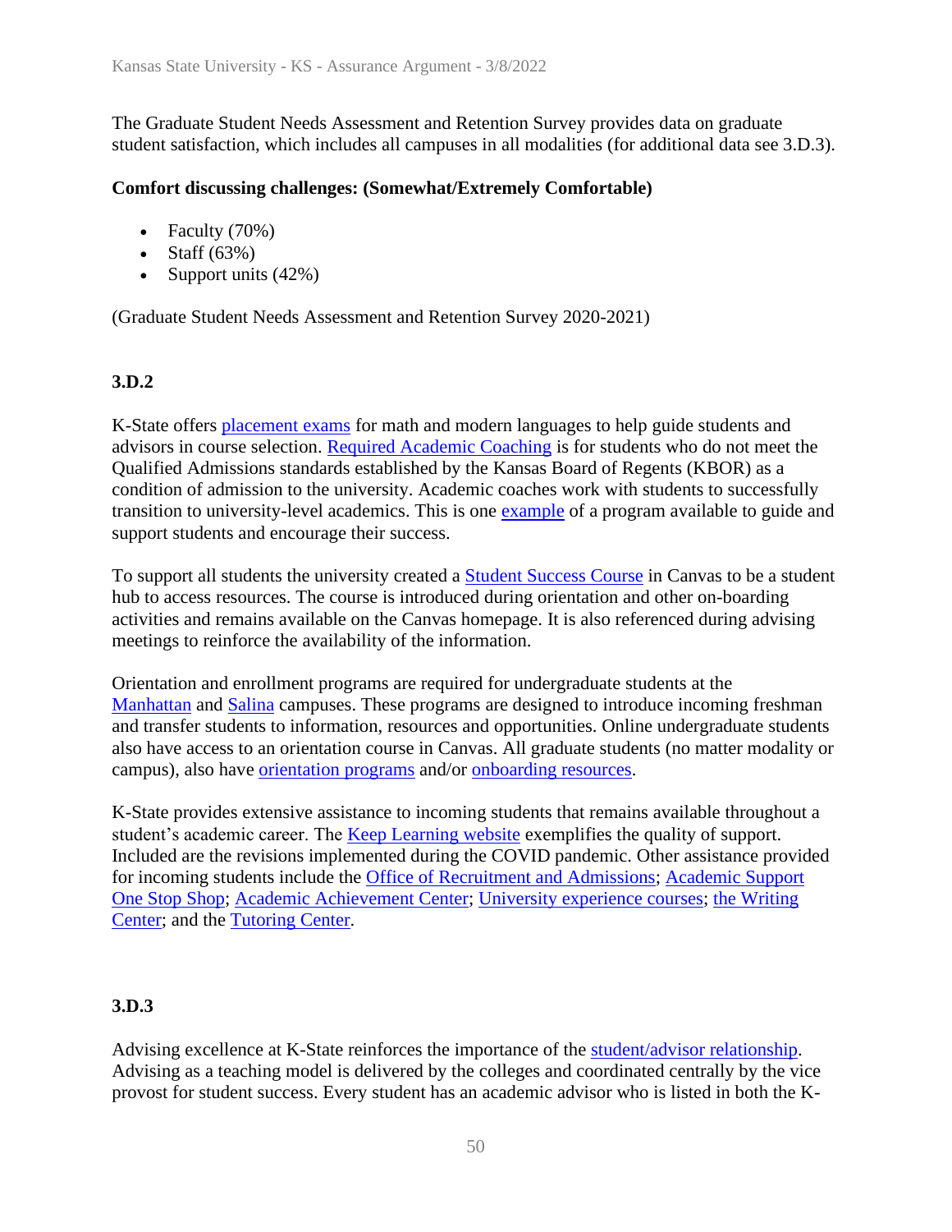The Graduate Student Needs Assessment and Retention Survey provides data on graduate student satisfaction, which includes all campuses in all modalities (for additional data see 3.D.3).

**Comfort discussing challenges: (Somewhat/Extremely Comfortable)**

- Faculty (70%)
- Staff (63%)
- Support units (42%)

(Graduate Student Needs Assessment and Retention Survey 2020-2021)

### 3.D.2

K-State offers placement exams for math and modern languages to help guide students and advisors in course selection. Required Academic Coaching is for students who do not meet the Qualified Admissions standards established by the Kansas Board of Regents (KBOR) as a condition of admission to the university. Academic coaches work with students to successfully transition to university-level academics. This is one example of a program available to guide and support students and encourage their success.

To support all students the university created a Student Success Course in Canvas to be a student hub to access resources. The course is introduced during orientation and other on-boarding activities and remains available on the Canvas homepage. It is also referenced during advising meetings to reinforce the availability of the information.

Orientation and enrollment programs are required for undergraduate students at the Manhattan and Salina campuses. These programs are designed to introduce incoming freshman and transfer students to information, resources and opportunities. Online undergraduate students also have access to an orientation course in Canvas. All graduate students (no matter modality or campus), also have orientation programs and/or onboarding resources.

K-State provides extensive assistance to incoming students that remains available throughout a student's academic career. The Keep Learning website exemplifies the quality of support. Included are the revisions implemented during the COVID pandemic. Other assistance provided for incoming students include the Office of Recruitment and Admissions; Academic Support One Stop Shop; Academic Achievement Center; University experience courses; the Writing Center; and the Tutoring Center.

### 3.D.3

Advising excellence at K-State reinforces the importance of the student/advisor relationship. Advising as a teaching model is delivered by the colleges and coordinated centrally by the vice provost for student success. Every student has an academic advisor who is listed in both the K-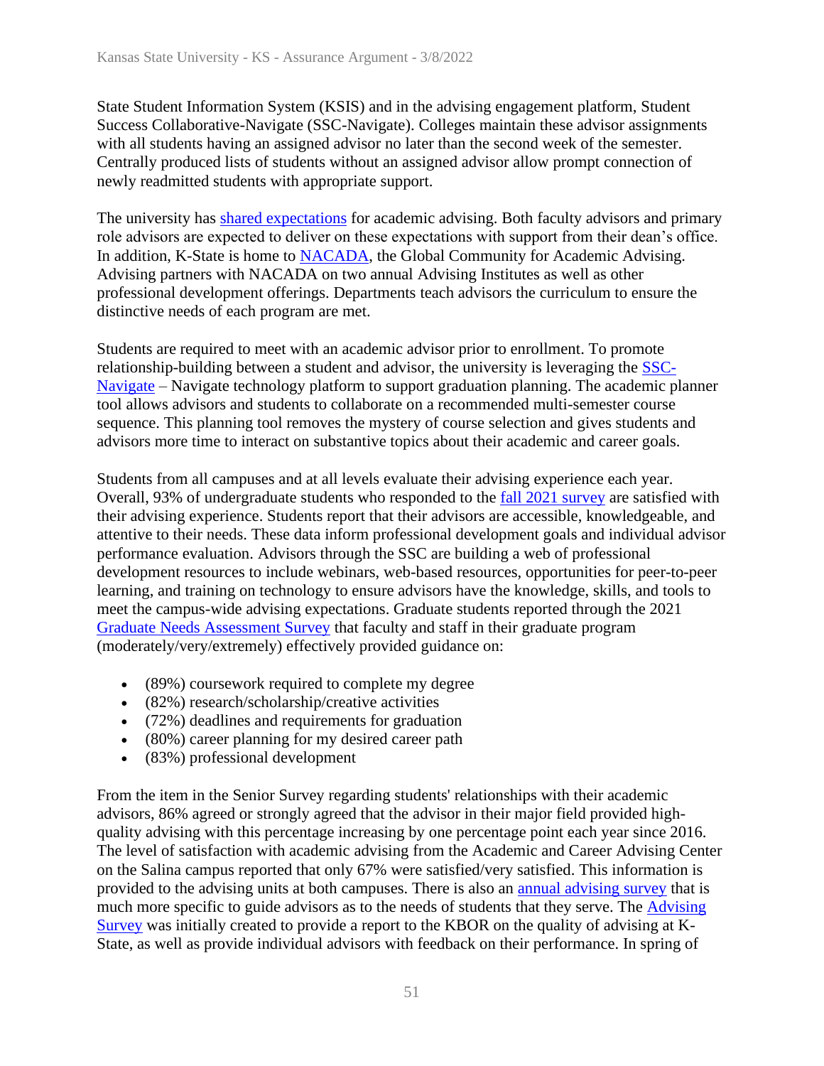State Student Information System (KSIS) and in the advising engagement platform, Student Success Collaborative-Navigate (SSC-Navigate). Colleges maintain these advisor assignments with all students having an assigned advisor no later than the second week of the semester. Centrally produced lists of students without an assigned advisor allow prompt connection of newly readmitted students with appropriate support.

The university has shared expectations for academic advising. Both faculty advisors and primary role advisors are expected to deliver on these expectations with support from their dean's office. In addition, K-State is home to NACADA, the Global Community for Academic Advising. Advising partners with NACADA on two annual Advising Institutes as well as other professional development offerings. Departments teach advisors the curriculum to ensure the distinctive needs of each program are met.

Students are required to meet with an academic advisor prior to enrollment. To promote relationship-building between a student and advisor, the university is leveraging the SSC-Navigate – Navigate technology platform to support graduation planning. The academic planner tool allows advisors and students to collaborate on a recommended multi-semester course sequence. This planning tool removes the mystery of course selection and gives students and advisors more time to interact on substantive topics about their academic and career goals.

Students from all campuses and at all levels evaluate their advising experience each year. Overall, 93% of undergraduate students who responded to the fall 2021 survey are satisfied with their advising experience. Students report that their advisors are accessible, knowledgeable, and attentive to their needs. These data inform professional development goals and individual advisor performance evaluation. Advisors through the SSC are building a web of professional development resources to include webinars, web-based resources, opportunities for peer-to-peer learning, and training on technology to ensure advisors have the knowledge, skills, and tools to meet the campus-wide advising expectations. Graduate students reported through the 2021 Graduate Needs Assessment Survey that faculty and staff in their graduate program (moderately/very/extremely) effectively provided guidance on:

- (89%) coursework required to complete my degree
- (82%) research/scholarship/creative activities
- (72%) deadlines and requirements for graduation
- (80%) career planning for my desired career path
- (83%) professional development

From the item in the Senior Survey regarding students' relationships with their academic advisors, 86% agreed or strongly agreed that the advisor in their major field provided high-quality advising with this percentage increasing by one percentage point each year since 2016. The level of satisfaction with academic advising from the Academic and Career Advising Center on the Salina campus reported that only 67% were satisfied/very satisfied. This information is provided to the advising units at both campuses. There is also an annual advising survey that is much more specific to guide advisors as to the needs of students that they serve. The Advising Survey was initially created to provide a report to the KBOR on the quality of advising at K-State, as well as provide individual advisors with feedback on their performance. In spring of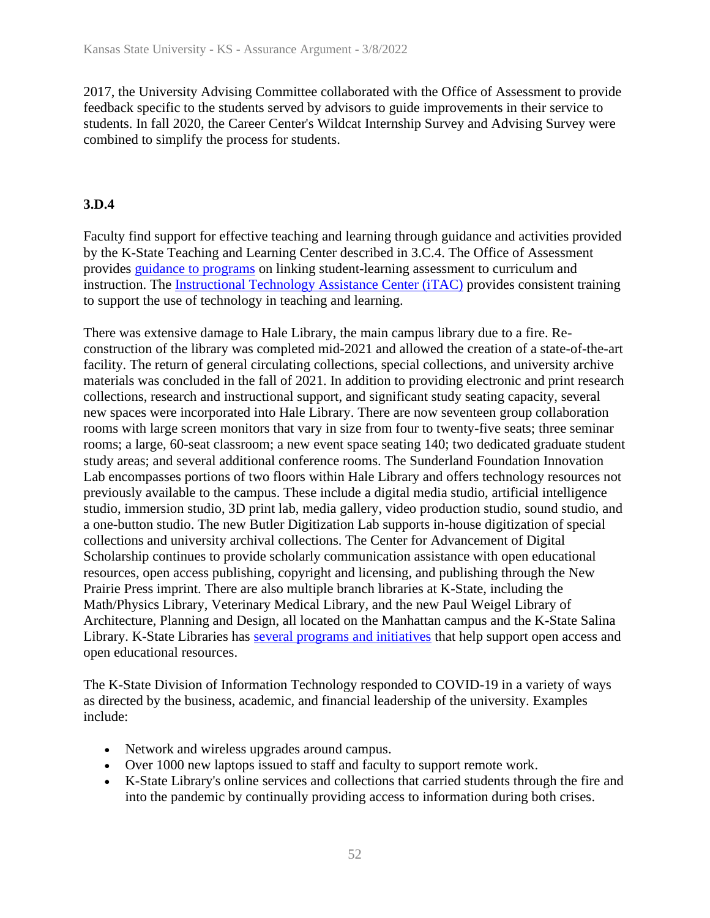2017, the University Advising Committee collaborated with the Office of Assessment to provide feedback specific to the students served by advisors to guide improvements in their service to students. In fall 2020, the Career Center's Wildcat Internship Survey and Advising Survey were combined to simplify the process for students.

### 3.D.4

Faculty find support for effective teaching and learning through guidance and activities provided by the K-State Teaching and Learning Center described in 3.C.4. The Office of Assessment provides guidance to programs on linking student-learning assessment to curriculum and instruction. The Instructional Technology Assistance Center (iTAC) provides consistent training to support the use of technology in teaching and learning.

There was extensive damage to Hale Library, the main campus library due to a fire. Re-construction of the library was completed mid-2021 and allowed the creation of a state-of-the-art facility. The return of general circulating collections, special collections, and university archive materials was concluded in the fall of 2021. In addition to providing electronic and print research collections, research and instructional support, and significant study seating capacity, several new spaces were incorporated into Hale Library. There are now seventeen group collaboration rooms with large screen monitors that vary in size from four to twenty-five seats; three seminar rooms; a large, 60-seat classroom; a new event space seating 140; two dedicated graduate student study areas; and several additional conference rooms. The Sunderland Foundation Innovation Lab encompasses portions of two floors within Hale Library and offers technology resources not previously available to the campus. These include a digital media studio, artificial intelligence studio, immersion studio, 3D print lab, media gallery, video production studio, sound studio, and a one-button studio. The new Butler Digitization Lab supports in-house digitization of special collections and university archival collections. The Center for Advancement of Digital Scholarship continues to provide scholarly communication assistance with open educational resources, open access publishing, copyright and licensing, and publishing through the New Prairie Press imprint. There are also multiple branch libraries at K-State, including the Math/Physics Library, Veterinary Medical Library, and the new Paul Weigel Library of Architecture, Planning and Design, all located on the Manhattan campus and the K-State Salina Library. K-State Libraries has several programs and initiatives that help support open access and open educational resources.

The K-State Division of Information Technology responded to COVID-19 in a variety of ways as directed by the business, academic, and financial leadership of the university. Examples include:

- Network and wireless upgrades around campus.
- Over 1000 new laptops issued to staff and faculty to support remote work.
- K-State Library's online services and collections that carried students through the fire and into the pandemic by continually providing access to information during both crises.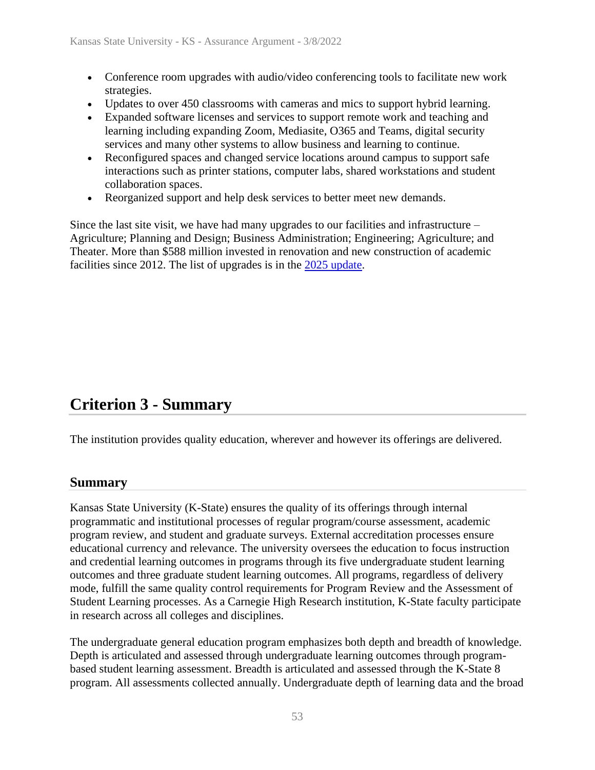- Conference room upgrades with audio/video conferencing tools to facilitate new work strategies.
- Updates to over 450 classrooms with cameras and mics to support hybrid learning.
- Expanded software licenses and services to support remote work and teaching and learning including expanding Zoom, Mediasite, O365 and Teams, digital security services and many other systems to allow business and learning to continue.
- Reconfigured spaces and changed service locations around campus to support safe interactions such as printer stations, computer labs, shared workstations and student collaboration spaces.
- Reorganized support and help desk services to better meet new demands.

Since the last site visit, we have had many upgrades to our facilities and infrastructure – Agriculture; Planning and Design; Business Administration; Engineering; Agriculture; and Theater. More than $588 million invested in renovation and new construction of academic facilities since 2012. The list of upgrades is in the 2025 update.

## Criterion 3 - Summary

The institution provides quality education, wherever and however its offerings are delivered.

### Summary

Kansas State University (K-State) ensures the quality of its offerings through internal programmatic and institutional processes of regular program/course assessment, academic program review, and student and graduate surveys. External accreditation processes ensure educational currency and relevance. The university oversees the education to focus instruction and credential learning outcomes in programs through its five undergraduate student learning outcomes and three graduate student learning outcomes. All programs, regardless of delivery mode, fulfill the same quality control requirements for Program Review and the Assessment of Student Learning processes. As a Carnegie High Research institution, K-State faculty participate in research across all colleges and disciplines.

The undergraduate general education program emphasizes both depth and breadth of knowledge. Depth is articulated and assessed through undergraduate learning outcomes through program-based student learning assessment. Breadth is articulated and assessed through the K-State 8 program. All assessments collected annually. Undergraduate depth of learning data and the broad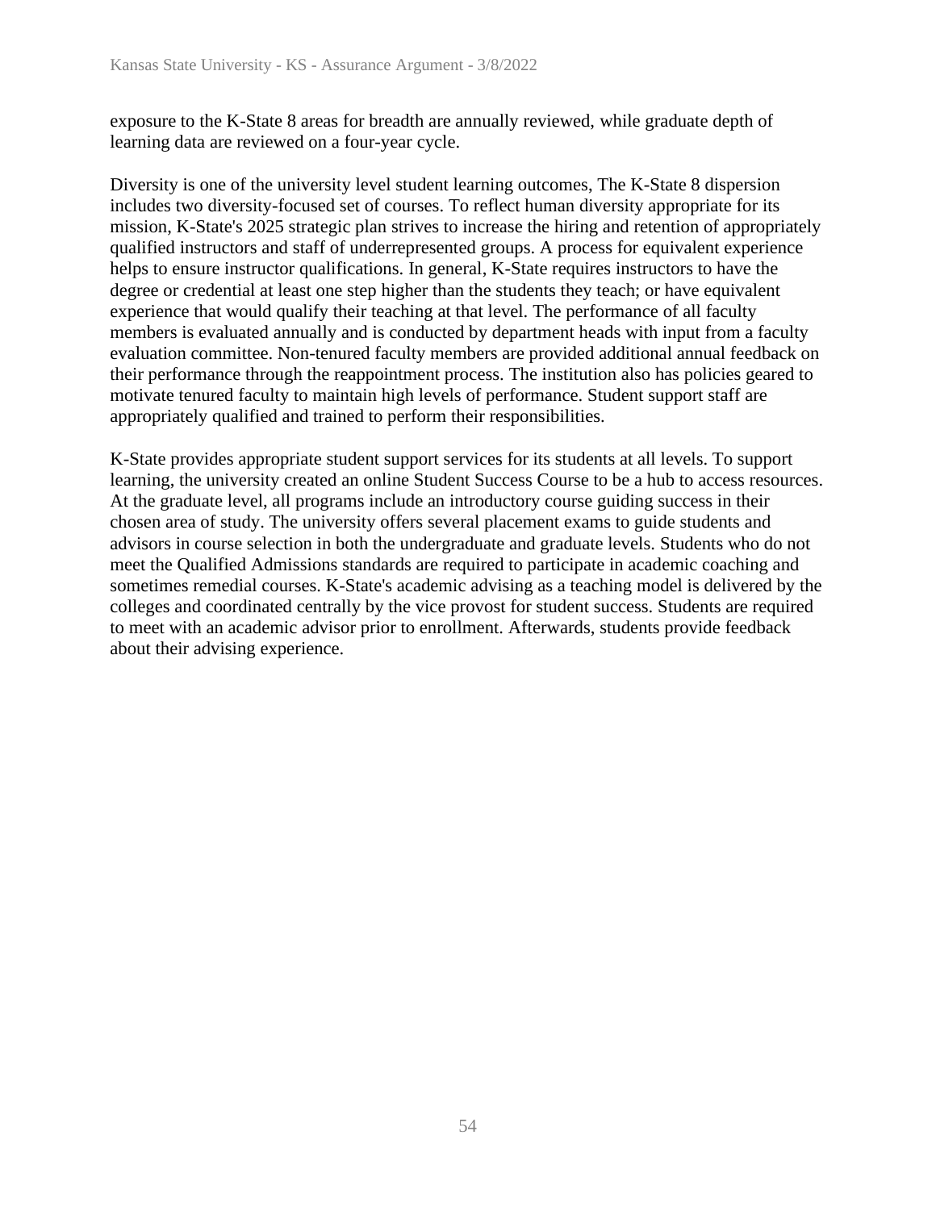exposure to the K-State 8 areas for breadth are annually reviewed, while graduate depth of learning data are reviewed on a four-year cycle.

Diversity is one of the university level student learning outcomes, The K-State 8 dispersion includes two diversity-focused set of courses. To reflect human diversity appropriate for its mission, K-State's 2025 strategic plan strives to increase the hiring and retention of appropriately qualified instructors and staff of underrepresented groups. A process for equivalent experience helps to ensure instructor qualifications. In general, K-State requires instructors to have the degree or credential at least one step higher than the students they teach; or have equivalent experience that would qualify their teaching at that level. The performance of all faculty members is evaluated annually and is conducted by department heads with input from a faculty evaluation committee. Non-tenured faculty members are provided additional annual feedback on their performance through the reappointment process. The institution also has policies geared to motivate tenured faculty to maintain high levels of performance. Student support staff are appropriately qualified and trained to perform their responsibilities.

K-State provides appropriate student support services for its students at all levels. To support learning, the university created an online Student Success Course to be a hub to access resources. At the graduate level, all programs include an introductory course guiding success in their chosen area of study. The university offers several placement exams to guide students and advisors in course selection in both the undergraduate and graduate levels. Students who do not meet the Qualified Admissions standards are required to participate in academic coaching and sometimes remedial courses. K-State's academic advising as a teaching model is delivered by the colleges and coordinated centrally by the vice provost for student success. Students are required to meet with an academic advisor prior to enrollment. Afterwards, students provide feedback about their advising experience.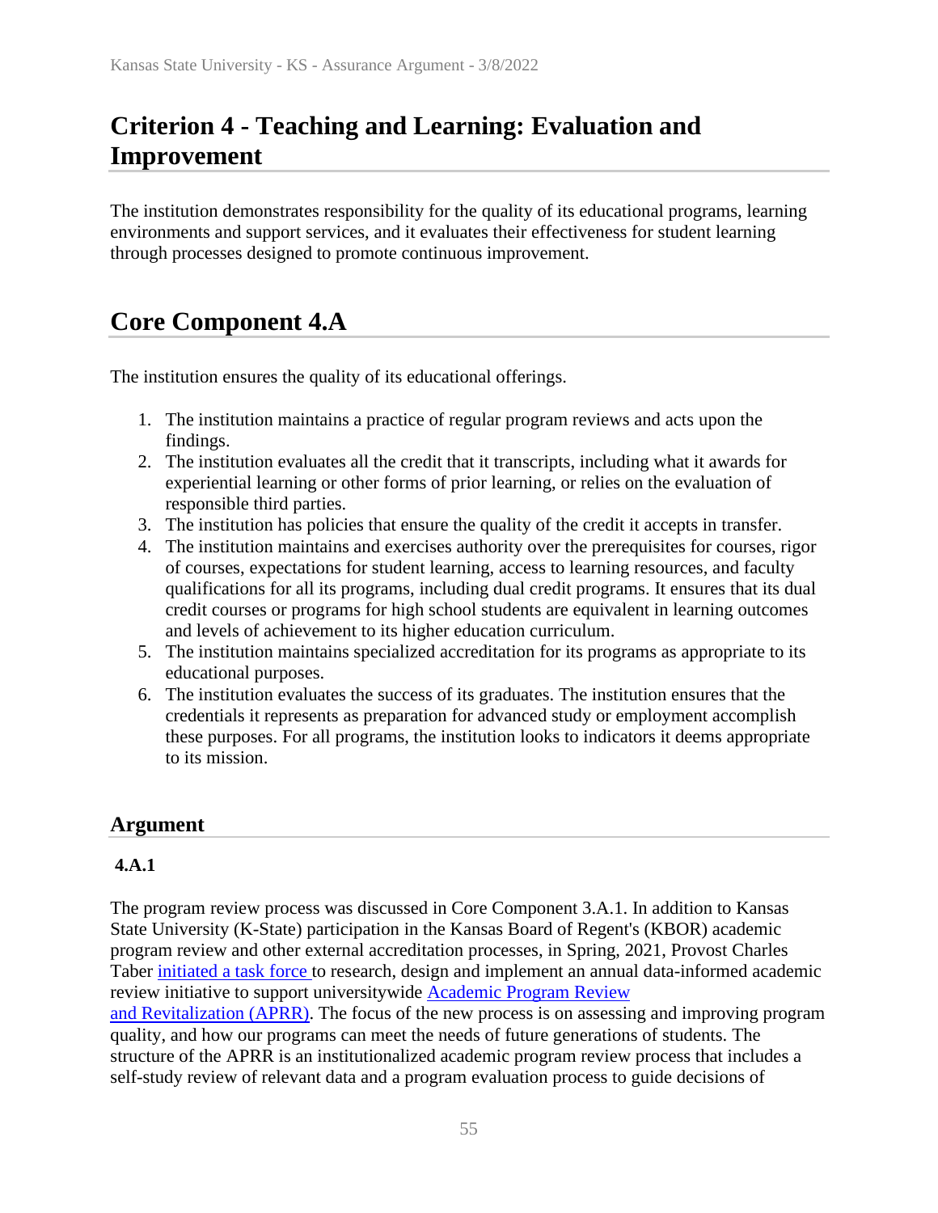# Criterion 4 - Teaching and Learning: Evaluation and Improvement

The institution demonstrates responsibility for the quality of its educational programs, learning environments and support services, and it evaluates their effectiveness for student learning through processes designed to promote continuous improvement.

## Core Component 4.A

The institution ensures the quality of its educational offerings.

1. The institution maintains a practice of regular program reviews and acts upon the findings.
2. The institution evaluates all the credit that it transcripts, including what it awards for experiential learning or other forms of prior learning, or relies on the evaluation of responsible third parties.
3. The institution has policies that ensure the quality of the credit it accepts in transfer.
4. The institution maintains and exercises authority over the prerequisites for courses, rigor of courses, expectations for student learning, access to learning resources, and faculty qualifications for all its programs, including dual credit programs. It ensures that its dual credit courses or programs for high school students are equivalent in learning outcomes and levels of achievement to its higher education curriculum.
5. The institution maintains specialized accreditation for its programs as appropriate to its educational purposes.
6. The institution evaluates the success of its graduates. The institution ensures that the credentials it represents as preparation for advanced study or employment accomplish these purposes. For all programs, the institution looks to indicators it deems appropriate to its mission.

### Argument

**4.A.1**

The program review process was discussed in Core Component 3.A.1. In addition to Kansas State University (K-State) participation in the Kansas Board of Regent's (KBOR) academic program review and other external accreditation processes, in Spring, 2021, Provost Charles Taber initiated a task force to research, design and implement an annual data-informed academic review initiative to support universitywide Academic Program Review and Revitalization (APRR). The focus of the new process is on assessing and improving program quality, and how our programs can meet the needs of future generations of students. The structure of the APRR is an institutionalized academic program review process that includes a self-study review of relevant data and a program evaluation process to guide decisions of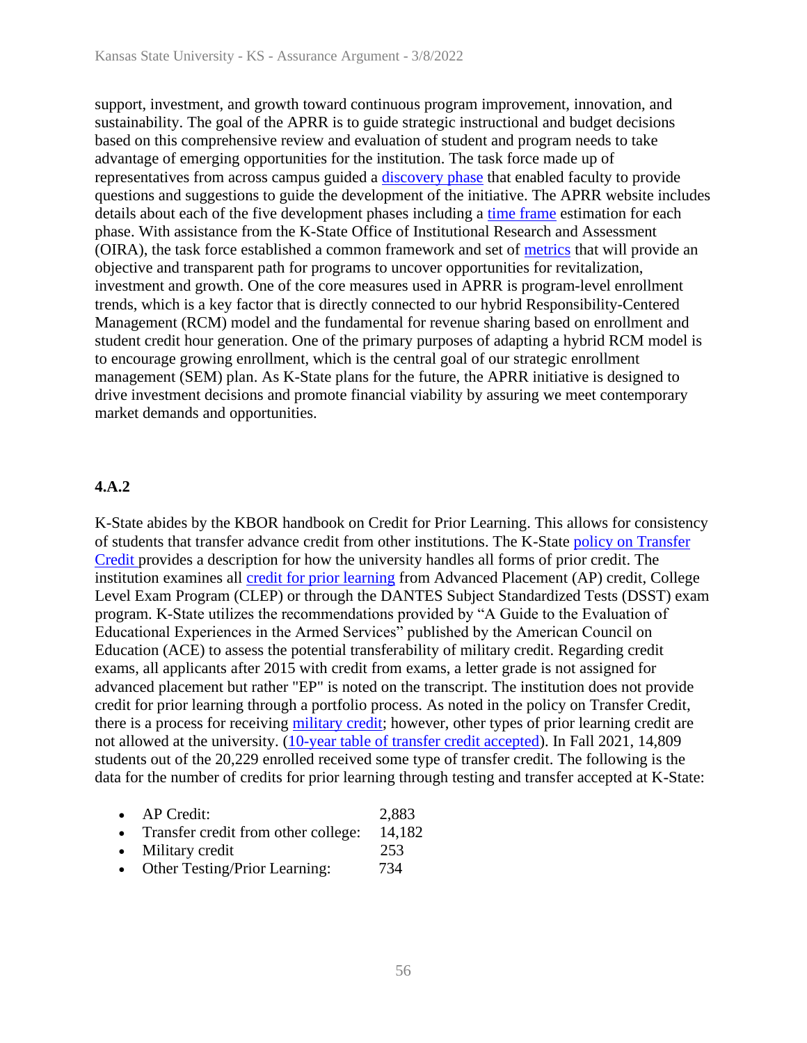support, investment, and growth toward continuous program improvement, innovation, and sustainability. The goal of the APRR is to guide strategic instructional and budget decisions based on this comprehensive review and evaluation of student and program needs to take advantage of emerging opportunities for the institution. The task force made up of representatives from across campus guided a discovery phase that enabled faculty to provide questions and suggestions to guide the development of the initiative. The APRR website includes details about each of the five development phases including a time frame estimation for each phase. With assistance from the K-State Office of Institutional Research and Assessment (OIRA), the task force established a common framework and set of metrics that will provide an objective and transparent path for programs to uncover opportunities for revitalization, investment and growth. One of the core measures used in APRR is program-level enrollment trends, which is a key factor that is directly connected to our hybrid Responsibility-Centered Management (RCM) model and the fundamental for revenue sharing based on enrollment and student credit hour generation. One of the primary purposes of adapting a hybrid RCM model is to encourage growing enrollment, which is the central goal of our strategic enrollment management (SEM) plan. As K-State plans for the future, the APRR initiative is designed to drive investment decisions and promote financial viability by assuring we meet contemporary market demands and opportunities.

**4.A.2**

K-State abides by the KBOR handbook on Credit for Prior Learning. This allows for consistency of students that transfer advance credit from other institutions. The K-State policy on Transfer Credit provides a description for how the university handles all forms of prior credit. The institution examines all credit for prior learning from Advanced Placement (AP) credit, College Level Exam Program (CLEP) or through the DANTES Subject Standardized Tests (DSST) exam program. K-State utilizes the recommendations provided by "A Guide to the Evaluation of Educational Experiences in the Armed Services" published by the American Council on Education (ACE) to assess the potential transferability of military credit. Regarding credit exams, all applicants after 2015 with credit from exams, a letter grade is not assigned for advanced placement but rather "EP" is noted on the transcript. The institution does not provide credit for prior learning through a portfolio process. As noted in the policy on Transfer Credit, there is a process for receiving military credit; however, other types of prior learning credit are not allowed at the university. (10-year table of transfer credit accepted). In Fall 2021, 14,809 students out of the 20,229 enrolled received some type of transfer credit. The following is the data for the number of credits for prior learning through testing and transfer accepted at K-State:

- AP Credit: 2,883
- Transfer credit from other college: 14,182
- Military credit 253
- Other Testing/Prior Learning: 734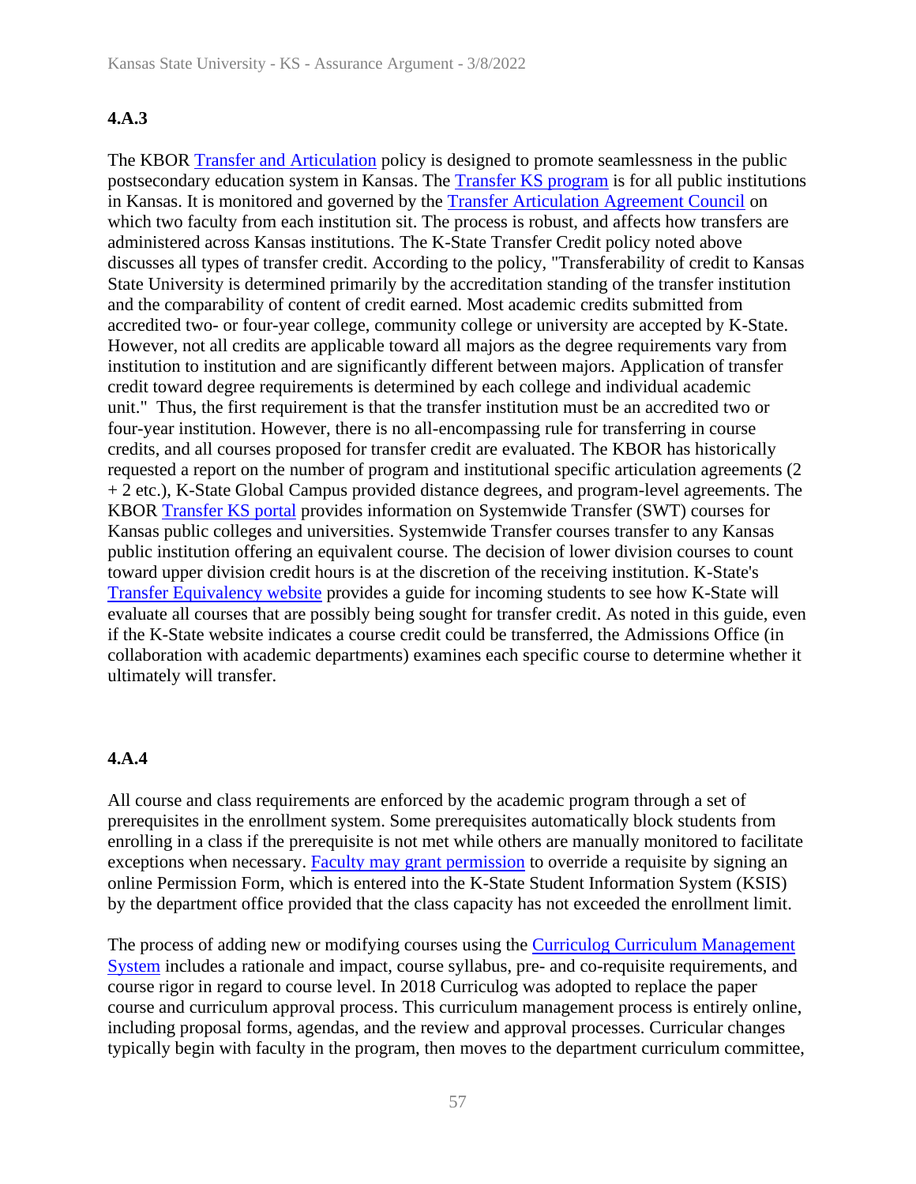### 4.A.3

The KBOR Transfer and Articulation policy is designed to promote seamlessness in the public postsecondary education system in Kansas. The Transfer KS program is for all public institutions in Kansas. It is monitored and governed by the Transfer Articulation Agreement Council on which two faculty from each institution sit. The process is robust, and affects how transfers are administered across Kansas institutions. The K-State Transfer Credit policy noted above discusses all types of transfer credit. According to the policy, "Transferability of credit to Kansas State University is determined primarily by the accreditation standing of the transfer institution and the comparability of content of credit earned. Most academic credits submitted from accredited two- or four-year college, community college or university are accepted by K-State. However, not all credits are applicable toward all majors as the degree requirements vary from institution to institution and are significantly different between majors. Application of transfer credit toward degree requirements is determined by each college and individual academic unit." Thus, the first requirement is that the transfer institution must be an accredited two or four-year institution. However, there is no all-encompassing rule for transferring in course credits, and all courses proposed for transfer credit are evaluated. The KBOR has historically requested a report on the number of program and institutional specific articulation agreements (2 + 2 etc.), K-State Global Campus provided distance degrees, and program-level agreements. The KBOR Transfer KS portal provides information on Systemwide Transfer (SWT) courses for Kansas public colleges and universities. Systemwide Transfer courses transfer to any Kansas public institution offering an equivalent course. The decision of lower division courses to count toward upper division credit hours is at the discretion of the receiving institution. K-State's Transfer Equivalency website provides a guide for incoming students to see how K-State will evaluate all courses that are possibly being sought for transfer credit. As noted in this guide, even if the K-State website indicates a course credit could be transferred, the Admissions Office (in collaboration with academic departments) examines each specific course to determine whether it ultimately will transfer.

### 4.A.4

All course and class requirements are enforced by the academic program through a set of prerequisites in the enrollment system. Some prerequisites automatically block students from enrolling in a class if the prerequisite is not met while others are manually monitored to facilitate exceptions when necessary. Faculty may grant permission to override a requisite by signing an online Permission Form, which is entered into the K-State Student Information System (KSIS) by the department office provided that the class capacity has not exceeded the enrollment limit.

The process of adding new or modifying courses using the Curriculog Curriculum Management System includes a rationale and impact, course syllabus, pre- and co-requisite requirements, and course rigor in regard to course level. In 2018 Curriculog was adopted to replace the paper course and curriculum approval process. This curriculum management process is entirely online, including proposal forms, agendas, and the review and approval processes. Curricular changes typically begin with faculty in the program, then moves to the department curriculum committee,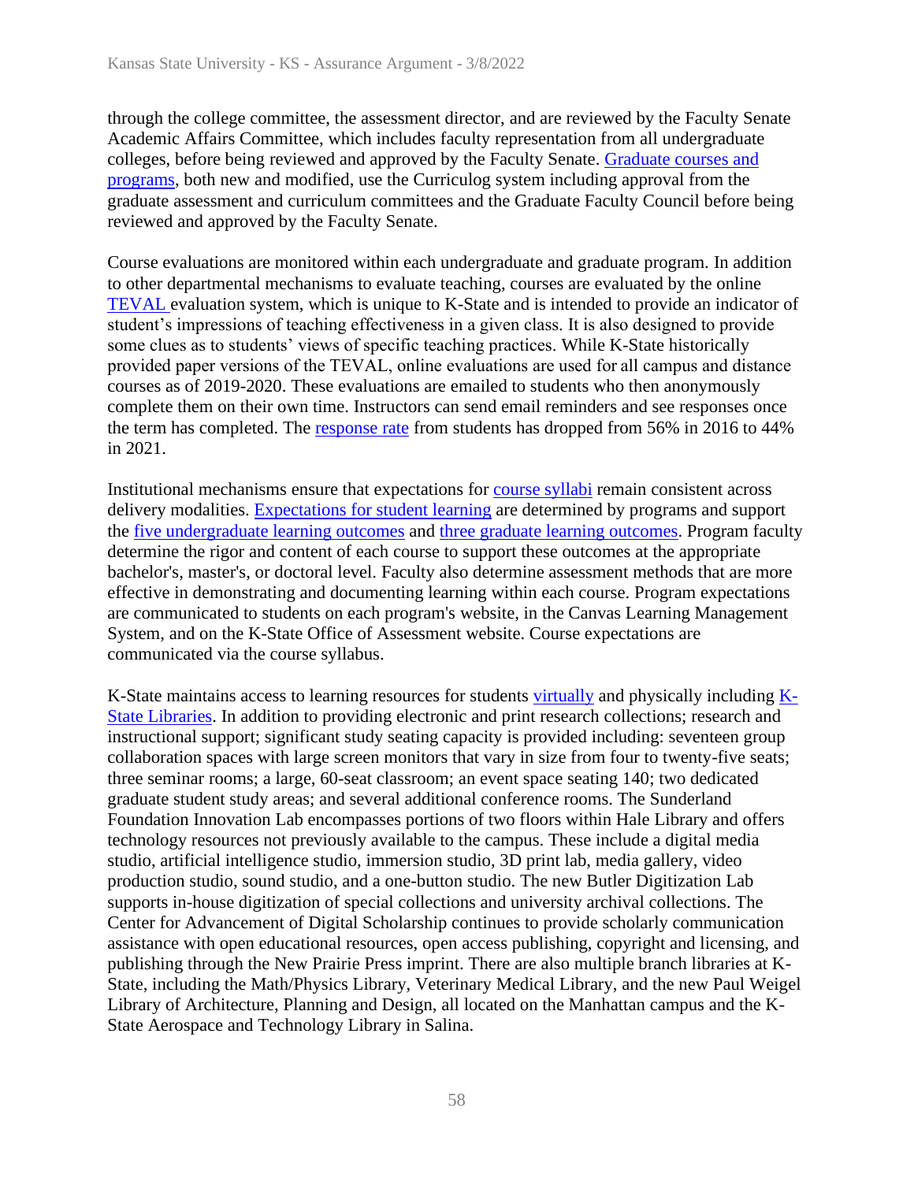through the college committee, the assessment director, and are reviewed by the Faculty Senate Academic Affairs Committee, which includes faculty representation from all undergraduate colleges, before being reviewed and approved by the Faculty Senate. Graduate courses and programs, both new and modified, use the Curriculog system including approval from the graduate assessment and curriculum committees and the Graduate Faculty Council before being reviewed and approved by the Faculty Senate.

Course evaluations are monitored within each undergraduate and graduate program. In addition to other departmental mechanisms to evaluate teaching, courses are evaluated by the online TEVAL evaluation system, which is unique to K-State and is intended to provide an indicator of student's impressions of teaching effectiveness in a given class. It is also designed to provide some clues as to students' views of specific teaching practices. While K-State historically provided paper versions of the TEVAL, online evaluations are used for all campus and distance courses as of 2019-2020. These evaluations are emailed to students who then anonymously complete them on their own time. Instructors can send email reminders and see responses once the term has completed. The response rate from students has dropped from 56% in 2016 to 44% in 2021.

Institutional mechanisms ensure that expectations for course syllabi remain consistent across delivery modalities. Expectations for student learning are determined by programs and support the five undergraduate learning outcomes and three graduate learning outcomes. Program faculty determine the rigor and content of each course to support these outcomes at the appropriate bachelor's, master's, or doctoral level. Faculty also determine assessment methods that are more effective in demonstrating and documenting learning within each course. Program expectations are communicated to students on each program's website, in the Canvas Learning Management System, and on the K-State Office of Assessment website. Course expectations are communicated via the course syllabus.

K-State maintains access to learning resources for students virtually and physically including K-State Libraries. In addition to providing electronic and print research collections; research and instructional support; significant study seating capacity is provided including: seventeen group collaboration spaces with large screen monitors that vary in size from four to twenty-five seats; three seminar rooms; a large, 60-seat classroom; an event space seating 140; two dedicated graduate student study areas; and several additional conference rooms. The Sunderland Foundation Innovation Lab encompasses portions of two floors within Hale Library and offers technology resources not previously available to the campus. These include a digital media studio, artificial intelligence studio, immersion studio, 3D print lab, media gallery, video production studio, sound studio, and a one-button studio. The new Butler Digitization Lab supports in-house digitization of special collections and university archival collections. The Center for Advancement of Digital Scholarship continues to provide scholarly communication assistance with open educational resources, open access publishing, copyright and licensing, and publishing through the New Prairie Press imprint. There are also multiple branch libraries at K-State, including the Math/Physics Library, Veterinary Medical Library, and the new Paul Weigel Library of Architecture, Planning and Design, all located on the Manhattan campus and the K-State Aerospace and Technology Library in Salina.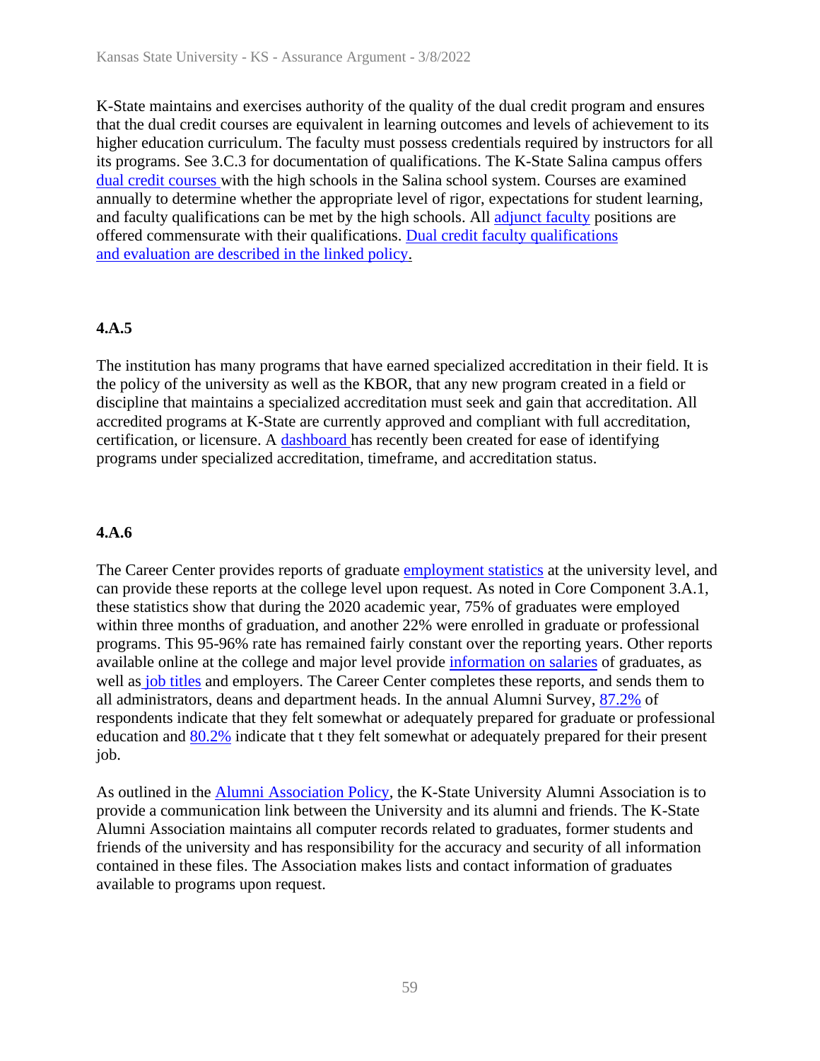K-State maintains and exercises authority of the quality of the dual credit program and ensures that the dual credit courses are equivalent in learning outcomes and levels of achievement to its higher education curriculum. The faculty must possess credentials required by instructors for all its programs. See 3.C.3 for documentation of qualifications. The K-State Salina campus offers dual credit courses with the high schools in the Salina school system. Courses are examined annually to determine whether the appropriate level of rigor, expectations for student learning, and faculty qualifications can be met by the high schools. All adjunct faculty positions are offered commensurate with their qualifications. Dual credit faculty qualifications and evaluation are described in the linked policy.

### 4.A.5

The institution has many programs that have earned specialized accreditation in their field. It is the policy of the university as well as the KBOR, that any new program created in a field or discipline that maintains a specialized accreditation must seek and gain that accreditation. All accredited programs at K-State are currently approved and compliant with full accreditation, certification, or licensure. A dashboard has recently been created for ease of identifying programs under specialized accreditation, timeframe, and accreditation status.

### 4.A.6

The Career Center provides reports of graduate employment statistics at the university level, and can provide these reports at the college level upon request. As noted in Core Component 3.A.1, these statistics show that during the 2020 academic year, 75% of graduates were employed within three months of graduation, and another 22% were enrolled in graduate or professional programs. This 95-96% rate has remained fairly constant over the reporting years. Other reports available online at the college and major level provide information on salaries of graduates, as well as job titles and employers. The Career Center completes these reports, and sends them to all administrators, deans and department heads. In the annual Alumni Survey, 87.2% of respondents indicate that they felt somewhat or adequately prepared for graduate or professional education and 80.2% indicate that t they felt somewhat or adequately prepared for their present job.

As outlined in the Alumni Association Policy, the K-State University Alumni Association is to provide a communication link between the University and its alumni and friends. The K-State Alumni Association maintains all computer records related to graduates, former students and friends of the university and has responsibility for the accuracy and security of all information contained in these files. The Association makes lists and contact information of graduates available to programs upon request.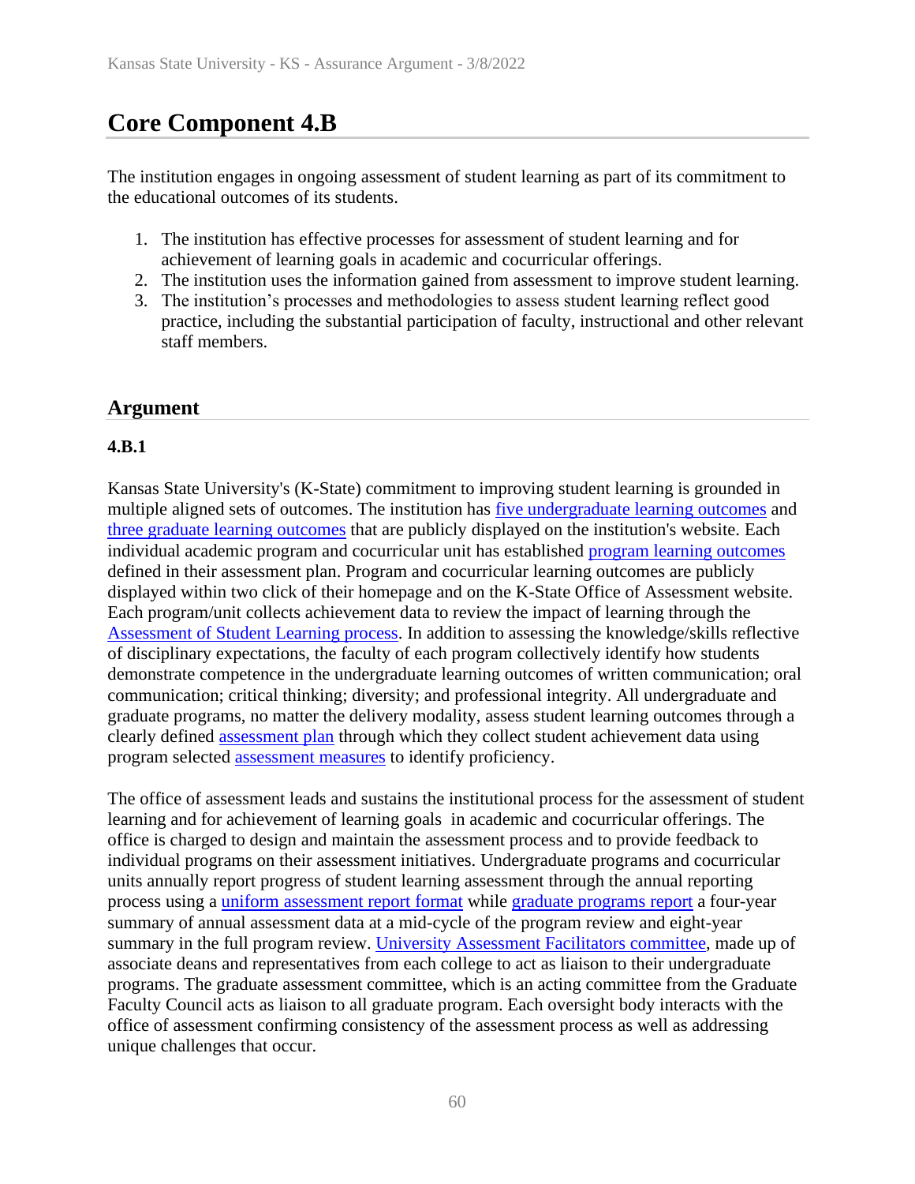# Core Component 4.B

The institution engages in ongoing assessment of student learning as part of its commitment to the educational outcomes of its students.

1. The institution has effective processes for assessment of student learning and for achievement of learning goals in academic and cocurricular offerings.
2. The institution uses the information gained from assessment to improve student learning.
3. The institution's processes and methodologies to assess student learning reflect good practice, including the substantial participation of faculty, instructional and other relevant staff members.

## Argument

### 4.B.1

Kansas State University's (K-State) commitment to improving student learning is grounded in multiple aligned sets of outcomes. The institution has five undergraduate learning outcomes and three graduate learning outcomes that are publicly displayed on the institution's website. Each individual academic program and cocurricular unit has established program learning outcomes defined in their assessment plan. Program and cocurricular learning outcomes are publicly displayed within two click of their homepage and on the K-State Office of Assessment website. Each program/unit collects achievement data to review the impact of learning through the Assessment of Student Learning process. In addition to assessing the knowledge/skills reflective of disciplinary expectations, the faculty of each program collectively identify how students demonstrate competence in the undergraduate learning outcomes of written communication; oral communication; critical thinking; diversity; and professional integrity. All undergraduate and graduate programs, no matter the delivery modality, assess student learning outcomes through a clearly defined assessment plan through which they collect student achievement data using program selected assessment measures to identify proficiency.

The office of assessment leads and sustains the institutional process for the assessment of student learning and for achievement of learning goals  in academic and cocurricular offerings. The office is charged to design and maintain the assessment process and to provide feedback to individual programs on their assessment initiatives. Undergraduate programs and cocurricular units annually report progress of student learning assessment through the annual reporting process using a uniform assessment report format while graduate programs report a four-year summary of annual assessment data at a mid-cycle of the program review and eight-year summary in the full program review. University Assessment Facilitators committee, made up of associate deans and representatives from each college to act as liaison to their undergraduate programs. The graduate assessment committee, which is an acting committee from the Graduate Faculty Council acts as liaison to all graduate program. Each oversight body interacts with the office of assessment confirming consistency of the assessment process as well as addressing unique challenges that occur.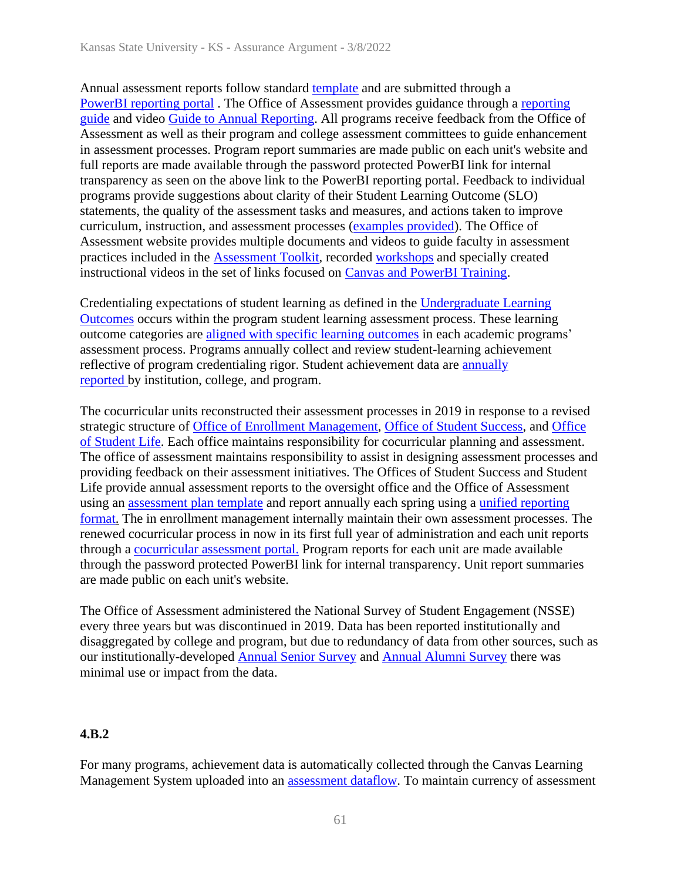Annual assessment reports follow standard template and are submitted through a PowerBI reporting portal . The Office of Assessment provides guidance through a reporting guide and video Guide to Annual Reporting. All programs receive feedback from the Office of Assessment as well as their program and college assessment committees to guide enhancement in assessment processes. Program report summaries are made public on each unit's website and full reports are made available through the password protected PowerBI link for internal transparency as seen on the above link to the PowerBI reporting portal. Feedback to individual programs provide suggestions about clarity of their Student Learning Outcome (SLO) statements, the quality of the assessment tasks and measures, and actions taken to improve curriculum, instruction, and assessment processes (examples provided). The Office of Assessment website provides multiple documents and videos to guide faculty in assessment practices included in the Assessment Toolkit, recorded workshops and specially created instructional videos in the set of links focused on Canvas and PowerBI Training.

Credentialing expectations of student learning as defined in the Undergraduate Learning Outcomes occurs within the program student learning assessment process. These learning outcome categories are aligned with specific learning outcomes in each academic programs' assessment process. Programs annually collect and review student-learning achievement reflective of program credentialing rigor. Student achievement data are annually reported by institution, college, and program.

The cocurricular units reconstructed their assessment processes in 2019 in response to a revised strategic structure of Office of Enrollment Management, Office of Student Success, and Office of Student Life. Each office maintains responsibility for cocurricular planning and assessment. The office of assessment maintains responsibility to assist in designing assessment processes and providing feedback on their assessment initiatives. The Offices of Student Success and Student Life provide annual assessment reports to the oversight office and the Office of Assessment using an assessment plan template and report annually each spring using a unified reporting format. The in enrollment management internally maintain their own assessment processes. The renewed cocurricular process in now in its first full year of administration and each unit reports through a cocurricular assessment portal. Program reports for each unit are made available through the password protected PowerBI link for internal transparency. Unit report summaries are made public on each unit's website.

The Office of Assessment administered the National Survey of Student Engagement (NSSE) every three years but was discontinued in 2019. Data has been reported institutionally and disaggregated by college and program, but due to redundancy of data from other sources, such as our institutionally-developed Annual Senior Survey and Annual Alumni Survey there was minimal use or impact from the data.

**4.B.2**

For many programs, achievement data is automatically collected through the Canvas Learning Management System uploaded into an assessment dataflow. To maintain currency of assessment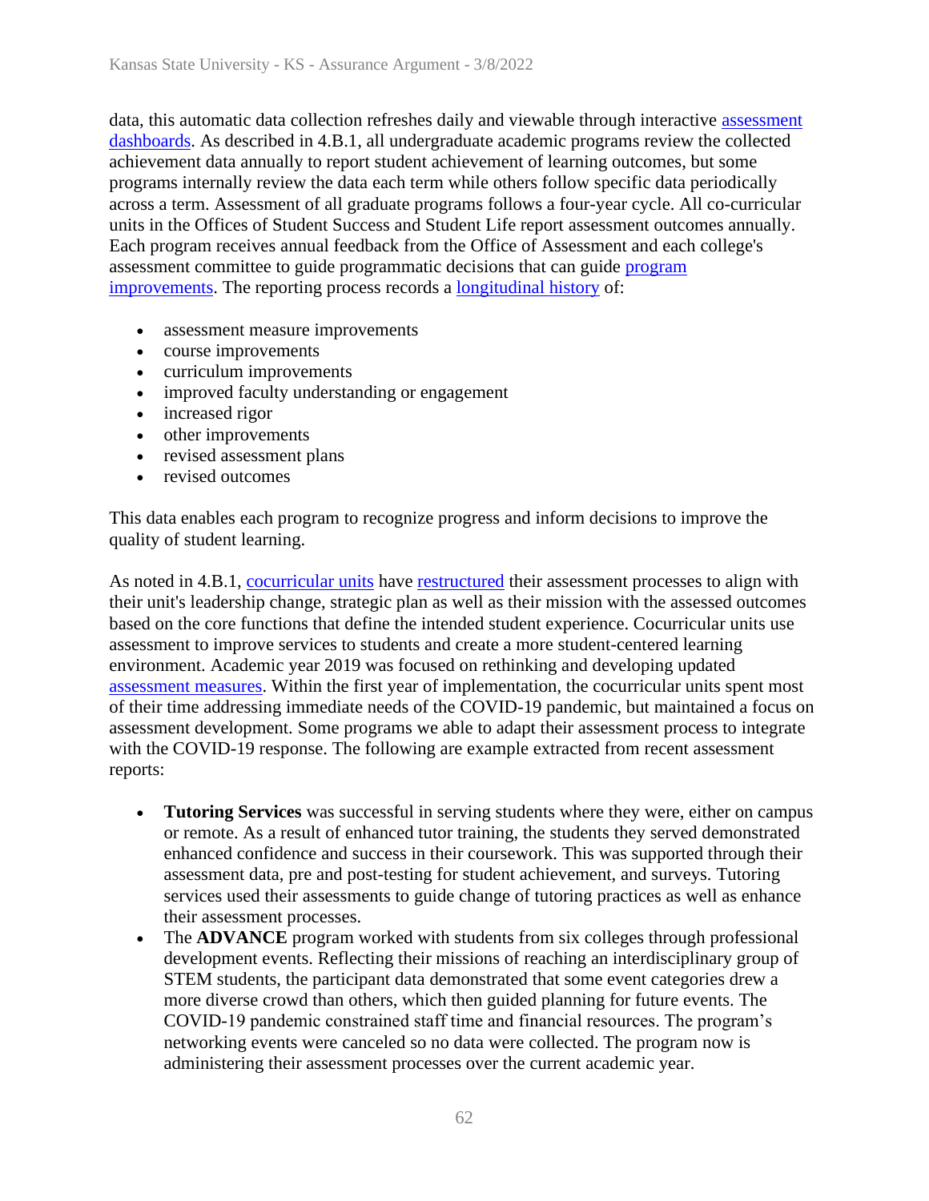data, this automatic data collection refreshes daily and viewable through interactive assessment dashboards. As described in 4.B.1, all undergraduate academic programs review the collected achievement data annually to report student achievement of learning outcomes, but some programs internally review the data each term while others follow specific data periodically across a term. Assessment of all graduate programs follows a four-year cycle. All co-curricular units in the Offices of Student Success and Student Life report assessment outcomes annually. Each program receives annual feedback from the Office of Assessment and each college's assessment committee to guide programmatic decisions that can guide program improvements. The reporting process records a longitudinal history of:

- assessment measure improvements
- course improvements
- curriculum improvements
- improved faculty understanding or engagement
- increased rigor
- other improvements
- revised assessment plans
- revised outcomes

This data enables each program to recognize progress and inform decisions to improve the quality of student learning.

As noted in 4.B.1, cocurricular units have restructured their assessment processes to align with their unit's leadership change, strategic plan as well as their mission with the assessed outcomes based on the core functions that define the intended student experience. Cocurricular units use assessment to improve services to students and create a more student-centered learning environment. Academic year 2019 was focused on rethinking and developing updated assessment measures. Within the first year of implementation, the cocurricular units spent most of their time addressing immediate needs of the COVID-19 pandemic, but maintained a focus on assessment development. Some programs we able to adapt their assessment process to integrate with the COVID-19 response. The following are example extracted from recent assessment reports:

- **Tutoring Services** was successful in serving students where they were, either on campus or remote. As a result of enhanced tutor training, the students they served demonstrated enhanced confidence and success in their coursework. This was supported through their assessment data, pre and post-testing for student achievement, and surveys. Tutoring services used their assessments to guide change of tutoring practices as well as enhance their assessment processes.
- The **ADVANCE** program worked with students from six colleges through professional development events. Reflecting their missions of reaching an interdisciplinary group of STEM students, the participant data demonstrated that some event categories drew a more diverse crowd than others, which then guided planning for future events. The COVID-19 pandemic constrained staff time and financial resources. The program's networking events were canceled so no data were collected. The program now is administering their assessment processes over the current academic year.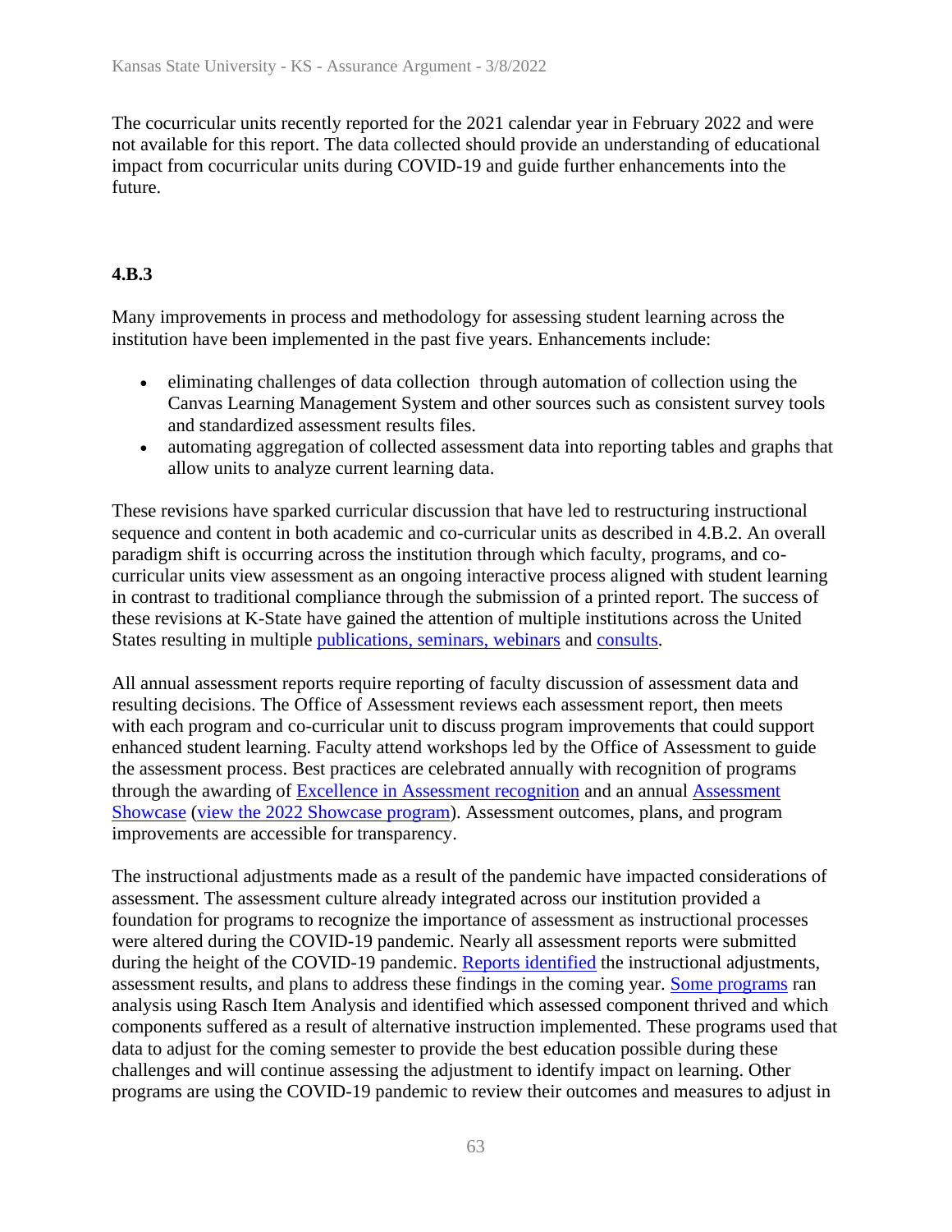The cocurricular units recently reported for the 2021 calendar year in February 2022 and were not available for this report. The data collected should provide an understanding of educational impact from cocurricular units during COVID-19 and guide further enhancements into the future.

**4.B.3**

Many improvements in process and methodology for assessing student learning across the institution have been implemented in the past five years. Enhancements include:

- eliminating challenges of data collection through automation of collection using the Canvas Learning Management System and other sources such as consistent survey tools and standardized assessment results files.
- automating aggregation of collected assessment data into reporting tables and graphs that allow units to analyze current learning data.

These revisions have sparked curricular discussion that have led to restructuring instructional sequence and content in both academic and co-curricular units as described in 4.B.2. An overall paradigm shift is occurring across the institution through which faculty, programs, and co-curricular units view assessment as an ongoing interactive process aligned with student learning in contrast to traditional compliance through the submission of a printed report. The success of these revisions at K-State have gained the attention of multiple institutions across the United States resulting in multiple publications, seminars, webinars and consults.

All annual assessment reports require reporting of faculty discussion of assessment data and resulting decisions. The Office of Assessment reviews each assessment report, then meets with each program and co-curricular unit to discuss program improvements that could support enhanced student learning. Faculty attend workshops led by the Office of Assessment to guide the assessment process. Best practices are celebrated annually with recognition of programs through the awarding of Excellence in Assessment recognition and an annual Assessment Showcase (view the 2022 Showcase program). Assessment outcomes, plans, and program improvements are accessible for transparency.

The instructional adjustments made as a result of the pandemic have impacted considerations of assessment. The assessment culture already integrated across our institution provided a foundation for programs to recognize the importance of assessment as instructional processes were altered during the COVID-19 pandemic. Nearly all assessment reports were submitted during the height of the COVID-19 pandemic. Reports identified the instructional adjustments, assessment results, and plans to address these findings in the coming year. Some programs ran analysis using Rasch Item Analysis and identified which assessed component thrived and which components suffered as a result of alternative instruction implemented. These programs used that data to adjust for the coming semester to provide the best education possible during these challenges and will continue assessing the adjustment to identify impact on learning. Other programs are using the COVID-19 pandemic to review their outcomes and measures to adjust in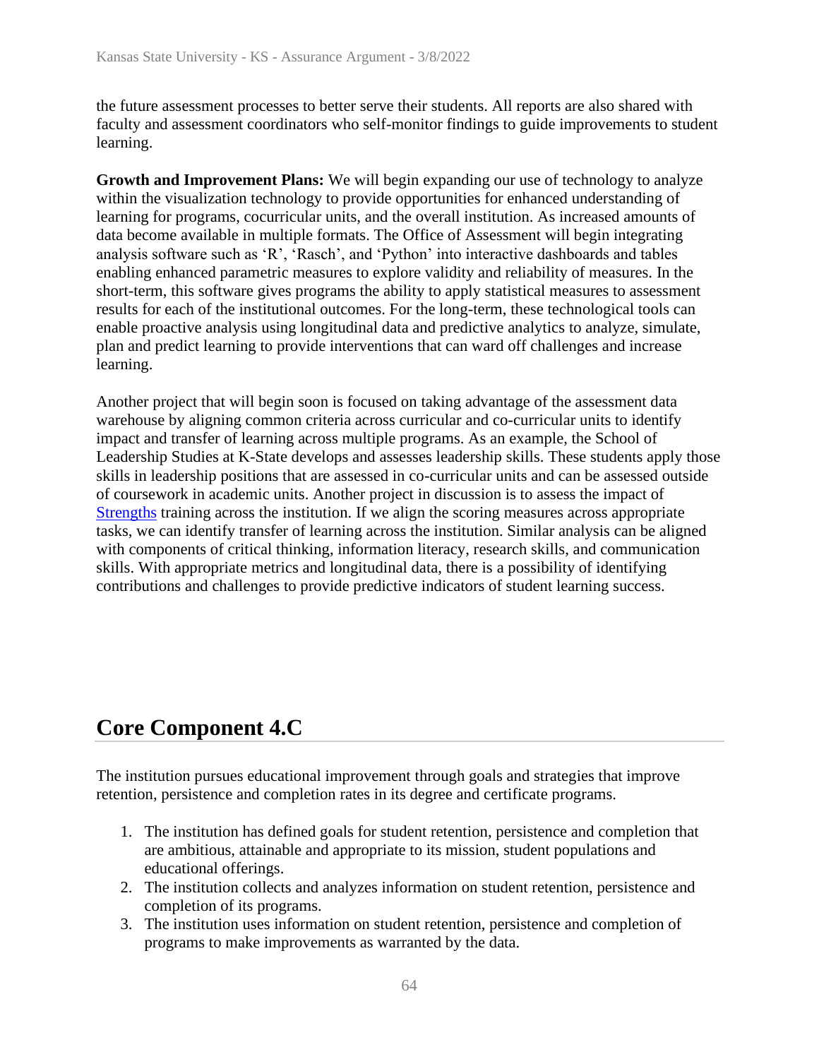the future assessment processes to better serve their students. All reports are also shared with faculty and assessment coordinators who self-monitor findings to guide improvements to student learning.

**Growth and Improvement Plans:** We will begin expanding our use of technology to analyze within the visualization technology to provide opportunities for enhanced understanding of learning for programs, cocurricular units, and the overall institution. As increased amounts of data become available in multiple formats. The Office of Assessment will begin integrating analysis software such as 'R', 'Rasch', and 'Python' into interactive dashboards and tables enabling enhanced parametric measures to explore validity and reliability of measures. In the short-term, this software gives programs the ability to apply statistical measures to assessment results for each of the institutional outcomes. For the long-term, these technological tools can enable proactive analysis using longitudinal data and predictive analytics to analyze, simulate, plan and predict learning to provide interventions that can ward off challenges and increase learning.

Another project that will begin soon is focused on taking advantage of the assessment data warehouse by aligning common criteria across curricular and co-curricular units to identify impact and transfer of learning across multiple programs. As an example, the School of Leadership Studies at K-State develops and assesses leadership skills. These students apply those skills in leadership positions that are assessed in co-curricular units and can be assessed outside of coursework in academic units. Another project in discussion is to assess the impact of Strengths training across the institution. If we align the scoring measures across appropriate tasks, we can identify transfer of learning across the institution. Similar analysis can be aligned with components of critical thinking, information literacy, research skills, and communication skills. With appropriate metrics and longitudinal data, there is a possibility of identifying contributions and challenges to provide predictive indicators of student learning success.

## Core Component 4.C

The institution pursues educational improvement through goals and strategies that improve retention, persistence and completion rates in its degree and certificate programs.

1. The institution has defined goals for student retention, persistence and completion that are ambitious, attainable and appropriate to its mission, student populations and educational offerings.
2. The institution collects and analyzes information on student retention, persistence and completion of its programs.
3. The institution uses information on student retention, persistence and completion of programs to make improvements as warranted by the data.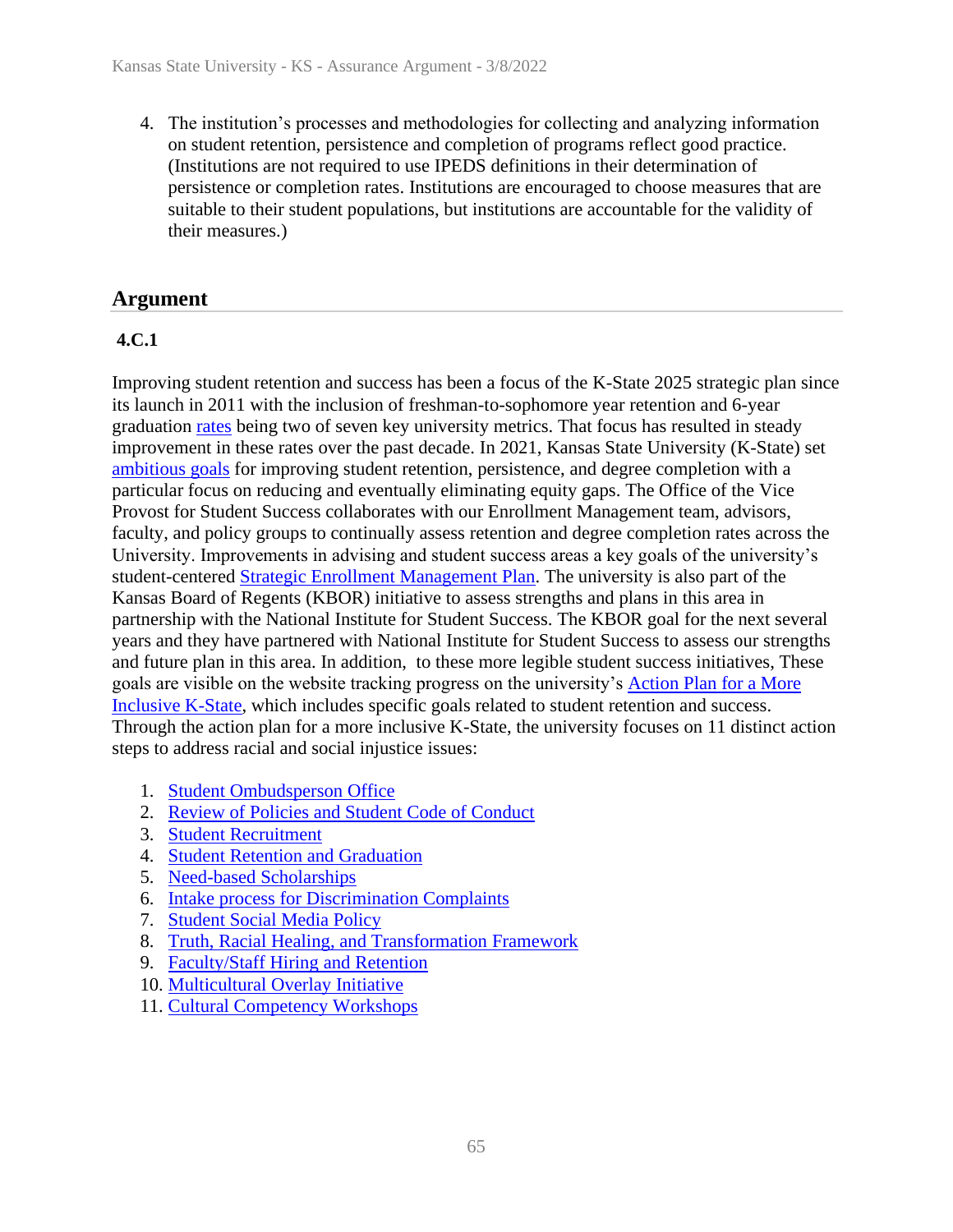4. The institution's processes and methodologies for collecting and analyzing information on student retention, persistence and completion of programs reflect good practice. (Institutions are not required to use IPEDS definitions in their determination of persistence or completion rates. Institutions are encouraged to choose measures that are suitable to their student populations, but institutions are accountable for the validity of their measures.)

## Argument

### 4.C.1

Improving student retention and success has been a focus of the K-State 2025 strategic plan since its launch in 2011 with the inclusion of freshman-to-sophomore year retention and 6-year graduation rates being two of seven key university metrics. That focus has resulted in steady improvement in these rates over the past decade. In 2021, Kansas State University (K-State) set ambitious goals for improving student retention, persistence, and degree completion with a particular focus on reducing and eventually eliminating equity gaps. The Office of the Vice Provost for Student Success collaborates with our Enrollment Management team, advisors, faculty, and policy groups to continually assess retention and degree completion rates across the University. Improvements in advising and student success areas a key goals of the university's student-centered Strategic Enrollment Management Plan. The university is also part of the Kansas Board of Regents (KBOR) initiative to assess strengths and plans in this area in partnership with the National Institute for Student Success. The KBOR goal for the next several years and they have partnered with National Institute for Student Success to assess our strengths and future plan in this area. In addition, to these more legible student success initiatives, These goals are visible on the website tracking progress on the university's Action Plan for a More Inclusive K-State, which includes specific goals related to student retention and success. Through the action plan for a more inclusive K-State, the university focuses on 11 distinct action steps to address racial and social injustice issues:

1. Student Ombudsperson Office
2. Review of Policies and Student Code of Conduct
3. Student Recruitment
4. Student Retention and Graduation
5. Need-based Scholarships
6. Intake process for Discrimination Complaints
7. Student Social Media Policy
8. Truth, Racial Healing, and Transformation Framework
9. Faculty/Staff Hiring and Retention
10. Multicultural Overlay Initiative
11. Cultural Competency Workshops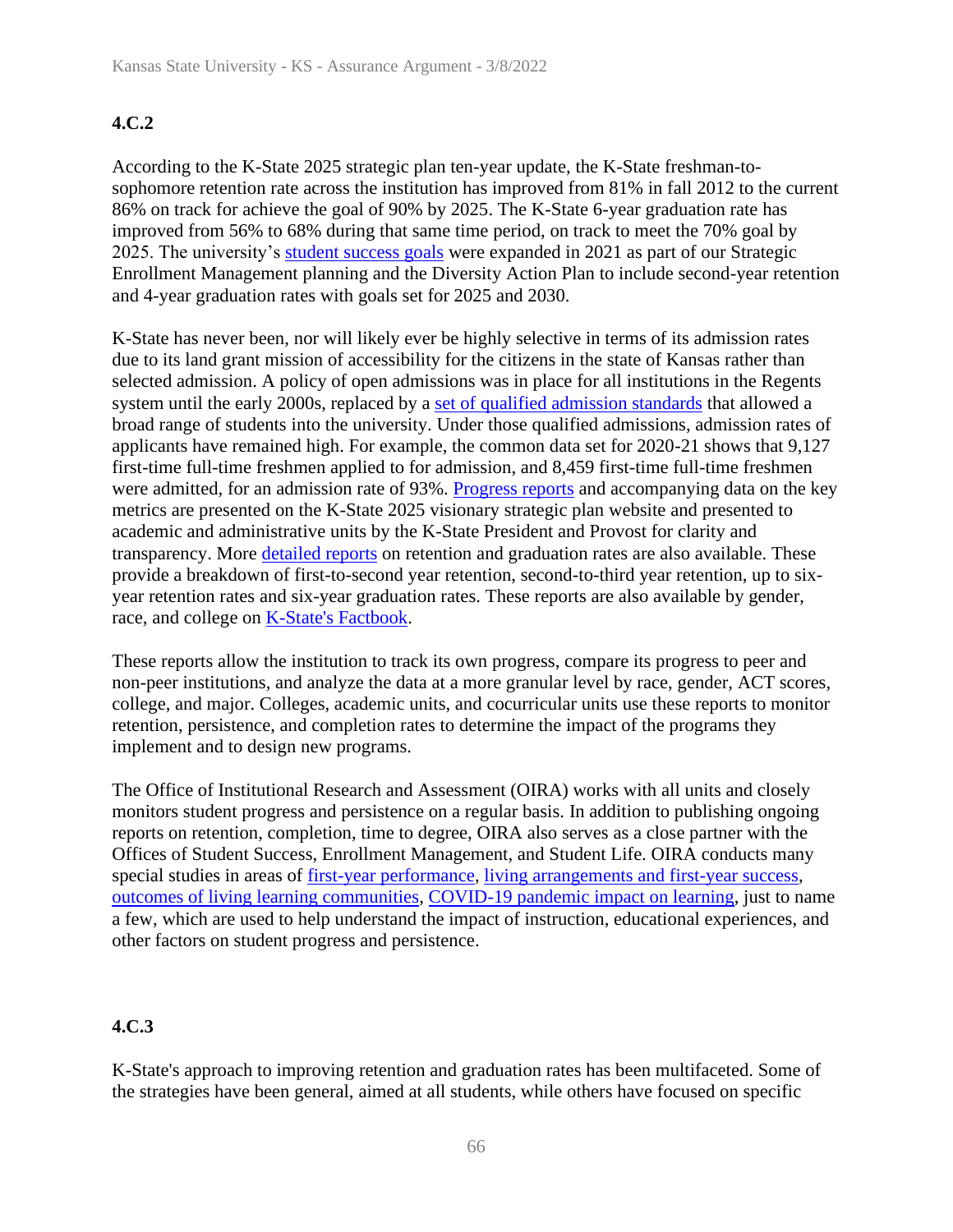### 4.C.2

According to the K-State 2025 strategic plan ten-year update, the K-State freshman-to-sophomore retention rate across the institution has improved from 81% in fall 2012 to the current 86% on track for achieve the goal of 90% by 2025. The K-State 6-year graduation rate has improved from 56% to 68% during that same time period, on track to meet the 70% goal by 2025. The university's student success goals were expanded in 2021 as part of our Strategic Enrollment Management planning and the Diversity Action Plan to include second-year retention and 4-year graduation rates with goals set for 2025 and 2030.

K-State has never been, nor will likely ever be highly selective in terms of its admission rates due to its land grant mission of accessibility for the citizens in the state of Kansas rather than selected admission. A policy of open admissions was in place for all institutions in the Regents system until the early 2000s, replaced by a set of qualified admission standards that allowed a broad range of students into the university. Under those qualified admissions, admission rates of applicants have remained high. For example, the common data set for 2020-21 shows that 9,127 first-time full-time freshmen applied to for admission, and 8,459 first-time full-time freshmen were admitted, for an admission rate of 93%. Progress reports and accompanying data on the key metrics are presented on the K-State 2025 visionary strategic plan website and presented to academic and administrative units by the K-State President and Provost for clarity and transparency. More detailed reports on retention and graduation rates are also available. These provide a breakdown of first-to-second year retention, second-to-third year retention, up to six-year retention rates and six-year graduation rates. These reports are also available by gender, race, and college on K-State's Factbook.

These reports allow the institution to track its own progress, compare its progress to peer and non-peer institutions, and analyze the data at a more granular level by race, gender, ACT scores, college, and major. Colleges, academic units, and cocurricular units use these reports to monitor retention, persistence, and completion rates to determine the impact of the programs they implement and to design new programs.

The Office of Institutional Research and Assessment (OIRA) works with all units and closely monitors student progress and persistence on a regular basis. In addition to publishing ongoing reports on retention, completion, time to degree, OIRA also serves as a close partner with the Offices of Student Success, Enrollment Management, and Student Life. OIRA conducts many special studies in areas of first-year performance, living arrangements and first-year success, outcomes of living learning communities, COVID-19 pandemic impact on learning, just to name a few, which are used to help understand the impact of instruction, educational experiences, and other factors on student progress and persistence.

### 4.C.3

K-State's approach to improving retention and graduation rates has been multifaceted. Some of the strategies have been general, aimed at all students, while others have focused on specific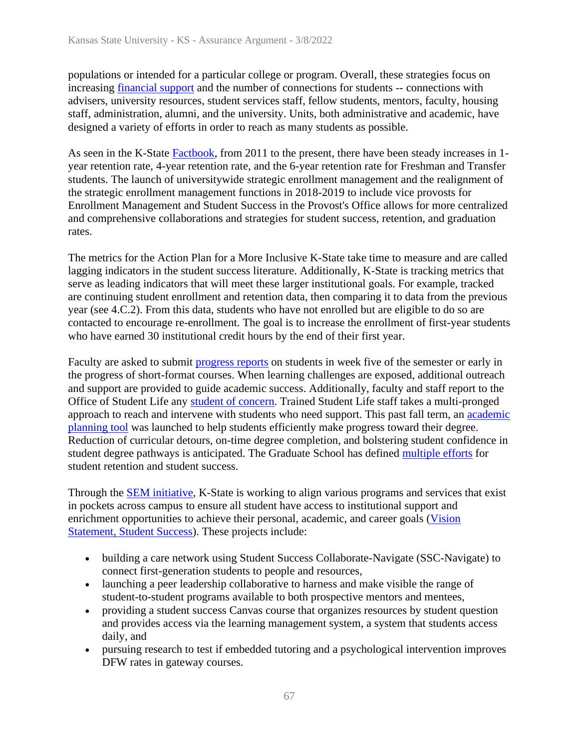populations or intended for a particular college or program. Overall, these strategies focus on increasing financial support and the number of connections for students -- connections with advisers, university resources, student services staff, fellow students, mentors, faculty, housing staff, administration, alumni, and the university. Units, both administrative and academic, have designed a variety of efforts in order to reach as many students as possible.

As seen in the K-State Factbook, from 2011 to the present, there have been steady increases in 1-year retention rate, 4-year retention rate, and the 6-year retention rate for Freshman and Transfer students. The launch of universitywide strategic enrollment management and the realignment of the strategic enrollment management functions in 2018-2019 to include vice provosts for Enrollment Management and Student Success in the Provost's Office allows for more centralized and comprehensive collaborations and strategies for student success, retention, and graduation rates.

The metrics for the Action Plan for a More Inclusive K-State take time to measure and are called lagging indicators in the student success literature. Additionally, K-State is tracking metrics that serve as leading indicators that will meet these larger institutional goals. For example, tracked are continuing student enrollment and retention data, then comparing it to data from the previous year (see 4.C.2). From this data, students who have not enrolled but are eligible to do so are contacted to encourage re-enrollment. The goal is to increase the enrollment of first-year students who have earned 30 institutional credit hours by the end of their first year.

Faculty are asked to submit progress reports on students in week five of the semester or early in the progress of short-format courses. When learning challenges are exposed, additional outreach and support are provided to guide academic success. Additionally, faculty and staff report to the Office of Student Life any student of concern. Trained Student Life staff takes a multi-pronged approach to reach and intervene with students who need support. This past fall term, an academic planning tool was launched to help students efficiently make progress toward their degree. Reduction of curricular detours, on-time degree completion, and bolstering student confidence in student degree pathways is anticipated. The Graduate School has defined multiple efforts for student retention and student success.

Through the SEM initiative, K-State is working to align various programs and services that exist in pockets across campus to ensure all student have access to institutional support and enrichment opportunities to achieve their personal, academic, and career goals (Vision Statement, Student Success). These projects include:

- building a care network using Student Success Collaborate-Navigate (SSC-Navigate) to connect first-generation students to people and resources,
- launching a peer leadership collaborative to harness and make visible the range of student-to-student programs available to both prospective mentors and mentees,
- providing a student success Canvas course that organizes resources by student question and provides access via the learning management system, a system that students access daily, and
- pursuing research to test if embedded tutoring and a psychological intervention improves DFW rates in gateway courses.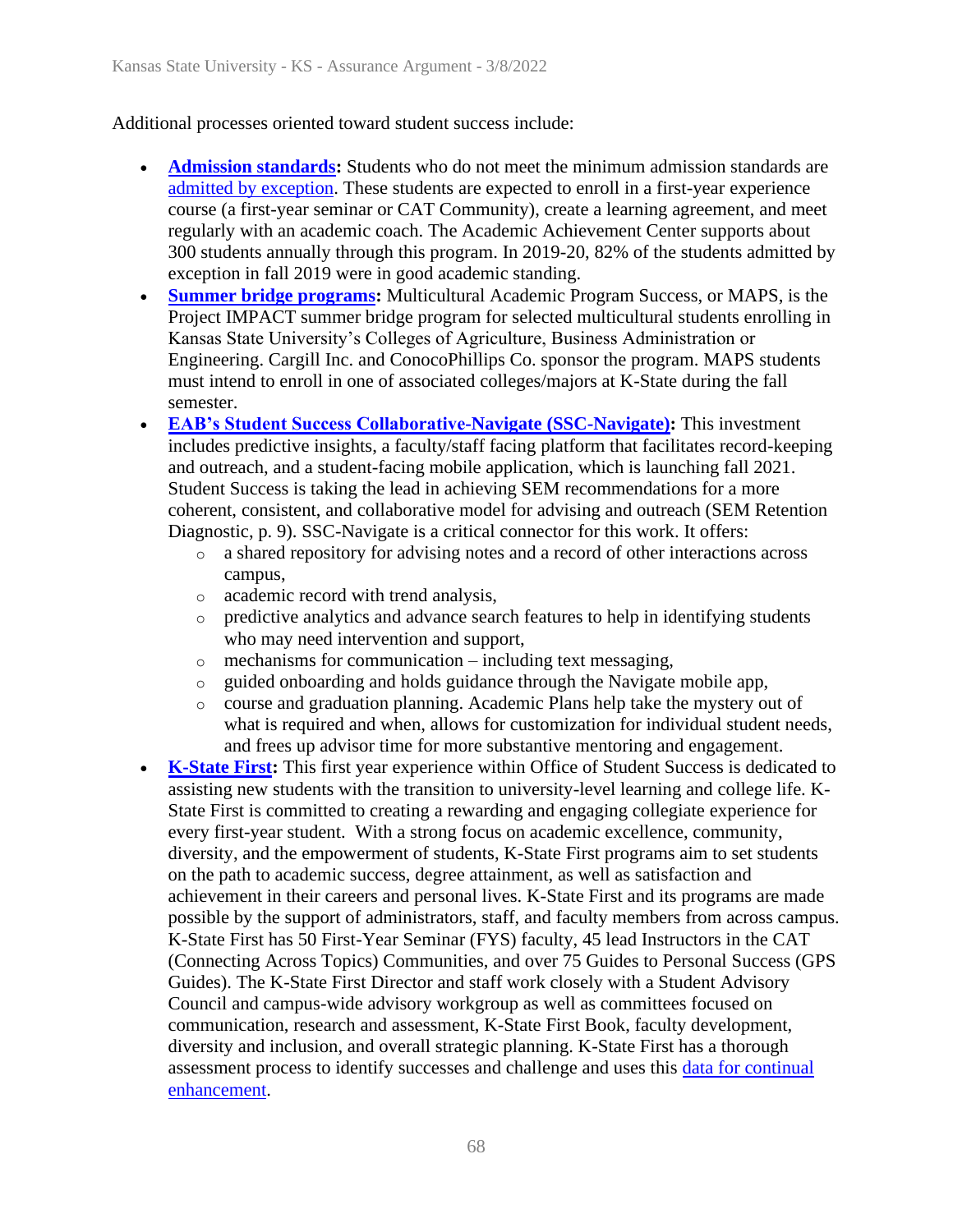Additional processes oriented toward student success include:

- **Admission standards:** Students who do not meet the minimum admission standards are admitted by exception. These students are expected to enroll in a first-year experience course (a first-year seminar or CAT Community), create a learning agreement, and meet regularly with an academic coach. The Academic Achievement Center supports about 300 students annually through this program. In 2019-20, 82% of the students admitted by exception in fall 2019 were in good academic standing.
- **Summer bridge programs:** Multicultural Academic Program Success, or MAPS, is the Project IMPACT summer bridge program for selected multicultural students enrolling in Kansas State University's Colleges of Agriculture, Business Administration or Engineering. Cargill Inc. and ConocoPhillips Co. sponsor the program. MAPS students must intend to enroll in one of associated colleges/majors at K-State during the fall semester.
- **EAB's Student Success Collaborative-Navigate (SSC-Navigate):** This investment includes predictive insights, a faculty/staff facing platform that facilitates record-keeping and outreach, and a student-facing mobile application, which is launching fall 2021. Student Success is taking the lead in achieving SEM recommendations for a more coherent, consistent, and collaborative model for advising and outreach (SEM Retention Diagnostic, p. 9). SSC-Navigate is a critical connector for this work. It offers:
  - a shared repository for advising notes and a record of other interactions across campus,
  - academic record with trend analysis,
  - predictive analytics and advance search features to help in identifying students who may need intervention and support,
  - mechanisms for communication – including text messaging,
  - guided onboarding and holds guidance through the Navigate mobile app,
  - course and graduation planning. Academic Plans help take the mystery out of what is required and when, allows for customization for individual student needs, and frees up advisor time for more substantive mentoring and engagement.
- **K-State First:** This first year experience within Office of Student Success is dedicated to assisting new students with the transition to university-level learning and college life. K-State First is committed to creating a rewarding and engaging collegiate experience for every first-year student. With a strong focus on academic excellence, community, diversity, and the empowerment of students, K-State First programs aim to set students on the path to academic success, degree attainment, as well as satisfaction and achievement in their careers and personal lives. K-State First and its programs are made possible by the support of administrators, staff, and faculty members from across campus. K-State First has 50 First-Year Seminar (FYS) faculty, 45 lead Instructors in the CAT (Connecting Across Topics) Communities, and over 75 Guides to Personal Success (GPS Guides). The K-State First Director and staff work closely with a Student Advisory Council and campus-wide advisory workgroup as well as committees focused on communication, research and assessment, K-State First Book, faculty development, diversity and inclusion, and overall strategic planning. K-State First has a thorough assessment process to identify successes and challenge and uses this data for continual enhancement.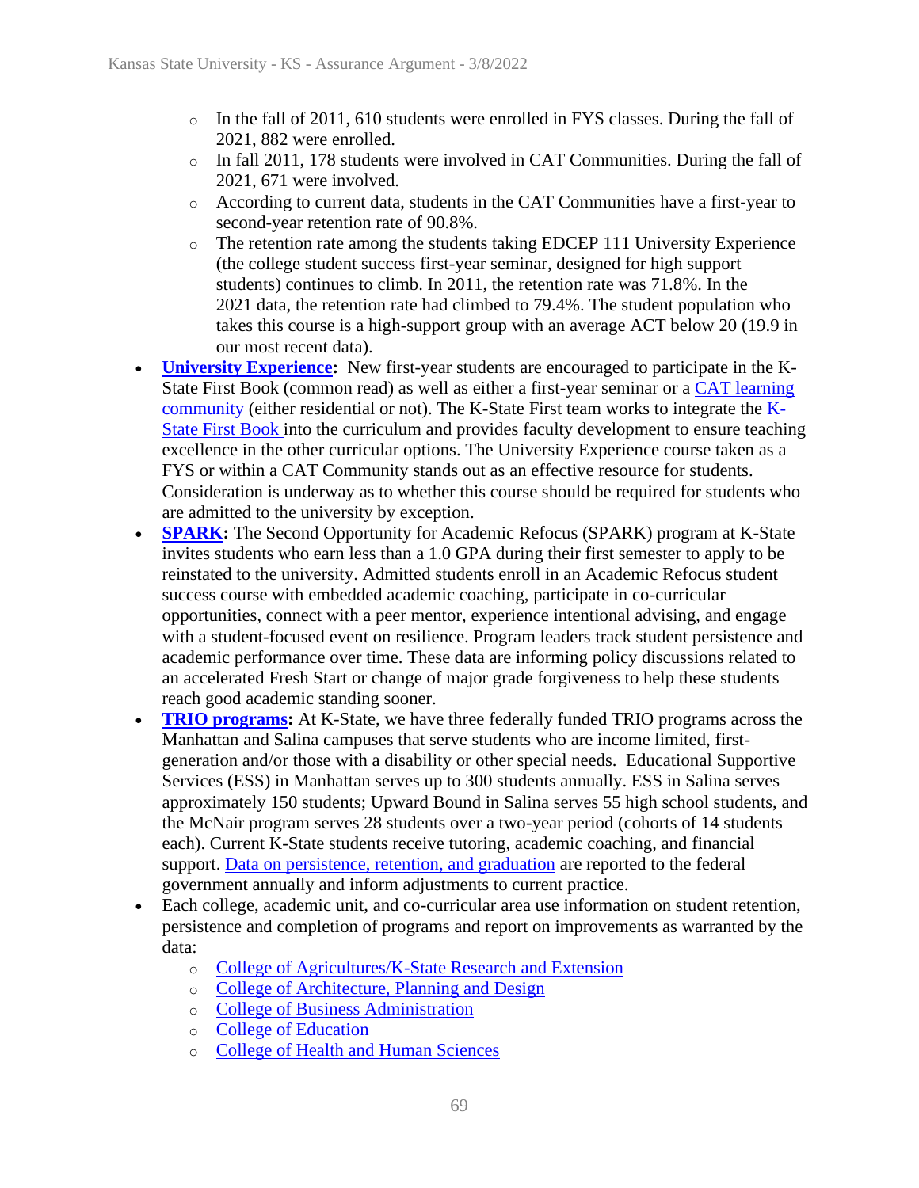- In the fall of 2011, 610 students were enrolled in FYS classes. During the fall of 2021, 882 were enrolled.
  - In fall 2011, 178 students were involved in CAT Communities. During the fall of 2021, 671 were involved.
  - According to current data, students in the CAT Communities have a first-year to second-year retention rate of 90.8%.
  - The retention rate among the students taking EDCEP 111 University Experience (the college student success first-year seminar, designed for high support students) continues to climb. In 2011, the retention rate was 71.8%. In the 2021 data, the retention rate had climbed to 79.4%. The student population who takes this course is a high-support group with an average ACT below 20 (19.9 in our most recent data).
- **University Experience:** New first-year students are encouraged to participate in the K-State First Book (common read) as well as either a first-year seminar or a CAT learning community (either residential or not). The K-State First team works to integrate the K-State First Book into the curriculum and provides faculty development to ensure teaching excellence in the other curricular options. The University Experience course taken as a FYS or within a CAT Community stands out as an effective resource for students. Consideration is underway as to whether this course should be required for students who are admitted to the university by exception.
- **SPARK:** The Second Opportunity for Academic Refocus (SPARK) program at K-State invites students who earn less than a 1.0 GPA during their first semester to apply to be reinstated to the university. Admitted students enroll in an Academic Refocus student success course with embedded academic coaching, participate in co-curricular opportunities, connect with a peer mentor, experience intentional advising, and engage with a student-focused event on resilience. Program leaders track student persistence and academic performance over time. These data are informing policy discussions related to an accelerated Fresh Start or change of major grade forgiveness to help these students reach good academic standing sooner.
- **TRIO programs:** At K-State, we have three federally funded TRIO programs across the Manhattan and Salina campuses that serve students who are income limited, first-generation and/or those with a disability or other special needs. Educational Supportive Services (ESS) in Manhattan serves up to 300 students annually. ESS in Salina serves approximately 150 students; Upward Bound in Salina serves 55 high school students, and the McNair program serves 28 students over a two-year period (cohorts of 14 students each). Current K-State students receive tutoring, academic coaching, and financial support. Data on persistence, retention, and graduation are reported to the federal government annually and inform adjustments to current practice.
- Each college, academic unit, and co-curricular area use information on student retention, persistence and completion of programs and report on improvements as warranted by the data:
  - College of Agricultures/K-State Research and Extension
  - College of Architecture, Planning and Design
  - College of Business Administration
  - College of Education
  - College of Health and Human Sciences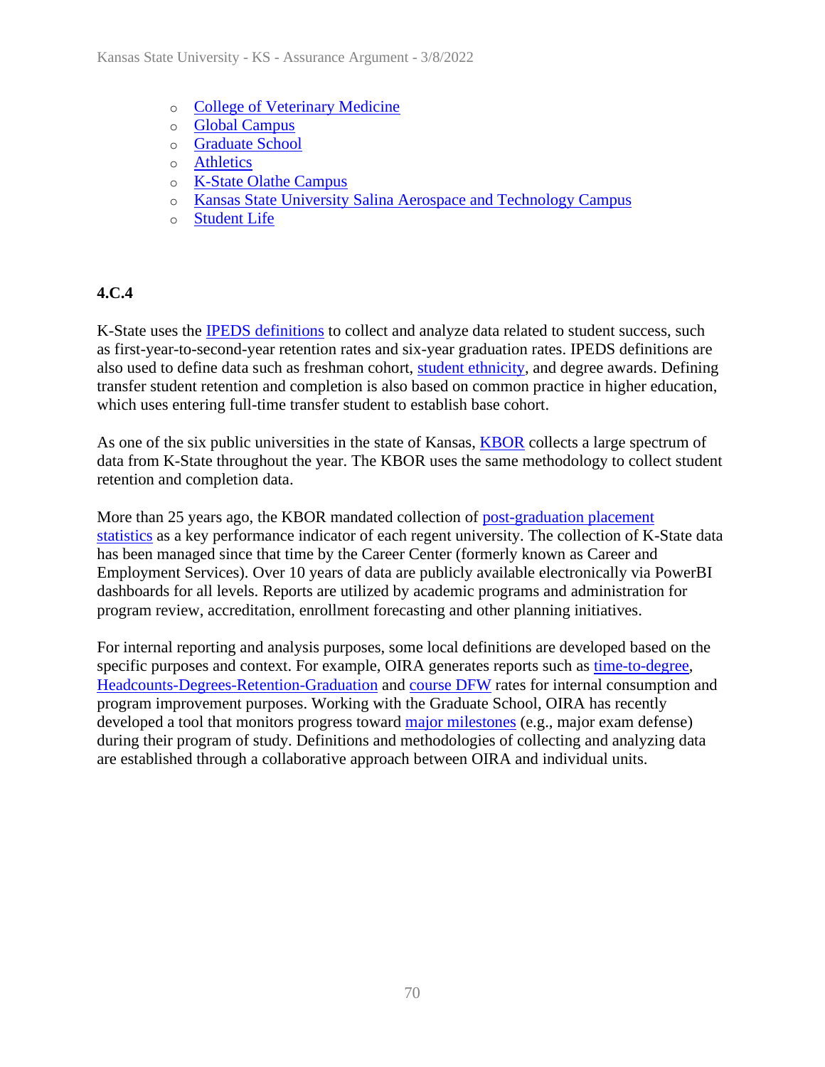- College of Veterinary Medicine
- Global Campus
- Graduate School
- Athletics
- K-State Olathe Campus
- Kansas State University Salina Aerospace and Technology Campus
- Student Life

**4.C.4**

K-State uses the IPEDS definitions to collect and analyze data related to student success, such as first-year-to-second-year retention rates and six-year graduation rates. IPEDS definitions are also used to define data such as freshman cohort, student ethnicity, and degree awards. Defining transfer student retention and completion is also based on common practice in higher education, which uses entering full-time transfer student to establish base cohort.

As one of the six public universities in the state of Kansas, KBOR collects a large spectrum of data from K-State throughout the year. The KBOR uses the same methodology to collect student retention and completion data.

More than 25 years ago, the KBOR mandated collection of post-graduation placement statistics as a key performance indicator of each regent university. The collection of K-State data has been managed since that time by the Career Center (formerly known as Career and Employment Services). Over 10 years of data are publicly available electronically via PowerBI dashboards for all levels. Reports are utilized by academic programs and administration for program review, accreditation, enrollment forecasting and other planning initiatives.

For internal reporting and analysis purposes, some local definitions are developed based on the specific purposes and context. For example, OIRA generates reports such as time-to-degree, Headcounts-Degrees-Retention-Graduation and course DFW rates for internal consumption and program improvement purposes. Working with the Graduate School, OIRA has recently developed a tool that monitors progress toward major milestones (e.g., major exam defense) during their program of study. Definitions and methodologies of collecting and analyzing data are established through a collaborative approach between OIRA and individual units.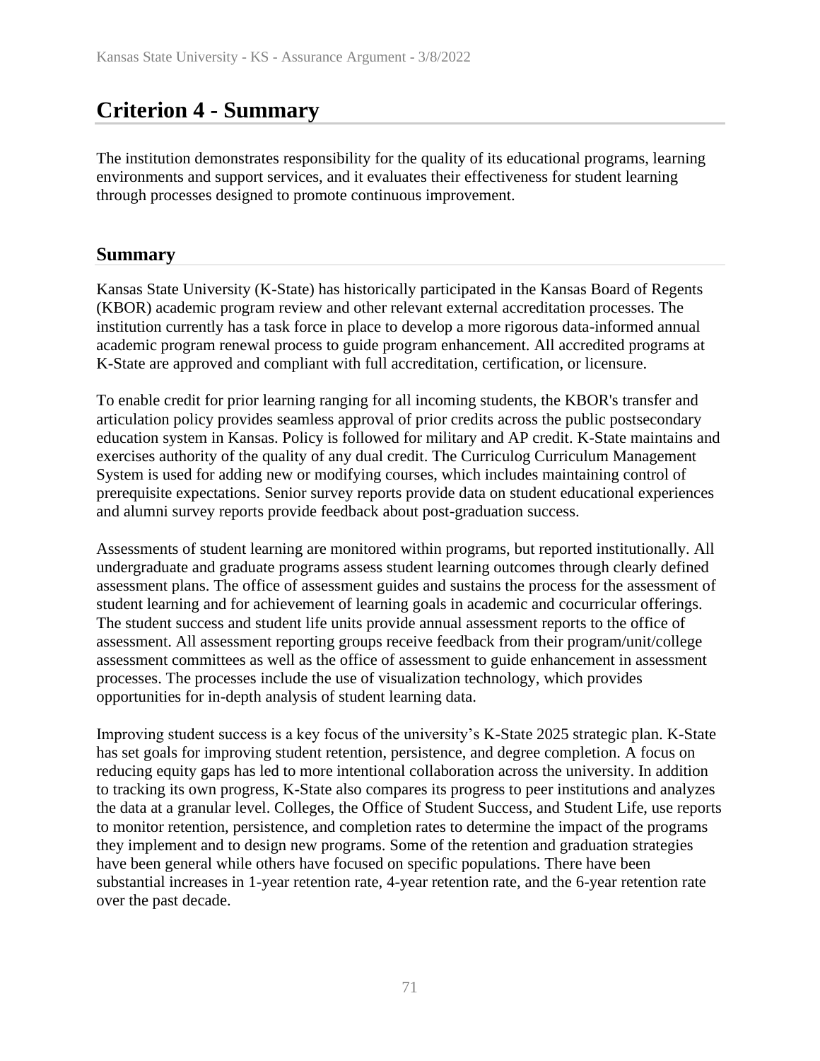# Criterion 4 - Summary

The institution demonstrates responsibility for the quality of its educational programs, learning environments and support services, and it evaluates their effectiveness for student learning through processes designed to promote continuous improvement.

## Summary

Kansas State University (K-State) has historically participated in the Kansas Board of Regents (KBOR) academic program review and other relevant external accreditation processes. The institution currently has a task force in place to develop a more rigorous data-informed annual academic program renewal process to guide program enhancement. All accredited programs at K-State are approved and compliant with full accreditation, certification, or licensure.

To enable credit for prior learning ranging for all incoming students, the KBOR's transfer and articulation policy provides seamless approval of prior credits across the public postsecondary education system in Kansas. Policy is followed for military and AP credit. K-State maintains and exercises authority of the quality of any dual credit. The Curriculog Curriculum Management System is used for adding new or modifying courses, which includes maintaining control of prerequisite expectations. Senior survey reports provide data on student educational experiences and alumni survey reports provide feedback about post-graduation success.

Assessments of student learning are monitored within programs, but reported institutionally. All undergraduate and graduate programs assess student learning outcomes through clearly defined assessment plans. The office of assessment guides and sustains the process for the assessment of student learning and for achievement of learning goals in academic and cocurricular offerings. The student success and student life units provide annual assessment reports to the office of assessment. All assessment reporting groups receive feedback from their program/unit/college assessment committees as well as the office of assessment to guide enhancement in assessment processes. The processes include the use of visualization technology, which provides opportunities for in-depth analysis of student learning data.

Improving student success is a key focus of the university's K-State 2025 strategic plan. K-State has set goals for improving student retention, persistence, and degree completion. A focus on reducing equity gaps has led to more intentional collaboration across the university. In addition to tracking its own progress, K-State also compares its progress to peer institutions and analyzes the data at a granular level. Colleges, the Office of Student Success, and Student Life, use reports to monitor retention, persistence, and completion rates to determine the impact of the programs they implement and to design new programs. Some of the retention and graduation strategies have been general while others have focused on specific populations. There have been substantial increases in 1-year retention rate, 4-year retention rate, and the 6-year retention rate over the past decade.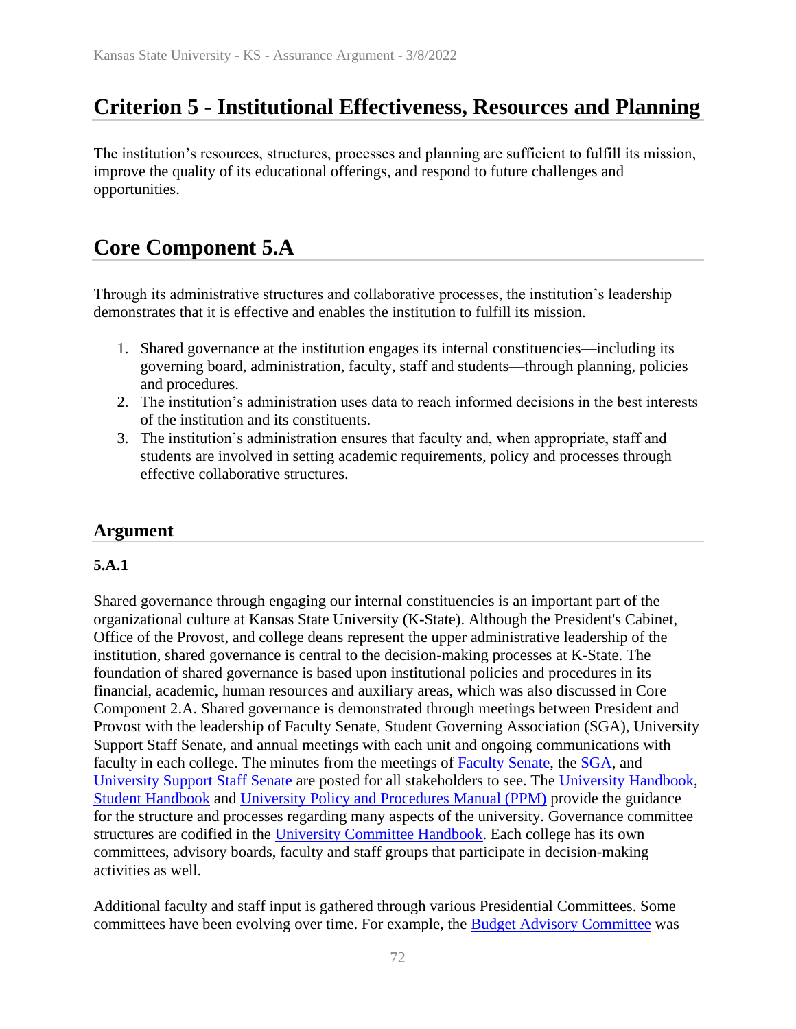# Criterion 5 - Institutional Effectiveness, Resources and Planning

The institution's resources, structures, processes and planning are sufficient to fulfill its mission, improve the quality of its educational offerings, and respond to future challenges and opportunities.

# Core Component 5.A

Through its administrative structures and collaborative processes, the institution's leadership demonstrates that it is effective and enables the institution to fulfill its mission.

1. Shared governance at the institution engages its internal constituencies—including its governing board, administration, faculty, staff and students—through planning, policies and procedures.
2. The institution's administration uses data to reach informed decisions in the best interests of the institution and its constituents.
3. The institution's administration ensures that faculty and, when appropriate, staff and students are involved in setting academic requirements, policy and processes through effective collaborative structures.

## Argument

### 5.A.1

Shared governance through engaging our internal constituencies is an important part of the organizational culture at Kansas State University (K-State). Although the President's Cabinet, Office of the Provost, and college deans represent the upper administrative leadership of the institution, shared governance is central to the decision-making processes at K-State. The foundation of shared governance is based upon institutional policies and procedures in its financial, academic, human resources and auxiliary areas, which was also discussed in Core Component 2.A. Shared governance is demonstrated through meetings between President and Provost with the leadership of Faculty Senate, Student Governing Association (SGA), University Support Staff Senate, and annual meetings with each unit and ongoing communications with faculty in each college. The minutes from the meetings of Faculty Senate, the SGA, and University Support Staff Senate are posted for all stakeholders to see. The University Handbook, Student Handbook and University Policy and Procedures Manual (PPM) provide the guidance for the structure and processes regarding many aspects of the university. Governance committee structures are codified in the University Committee Handbook. Each college has its own committees, advisory boards, faculty and staff groups that participate in decision-making activities as well.

Additional faculty and staff input is gathered through various Presidential Committees. Some committees have been evolving over time. For example, the Budget Advisory Committee was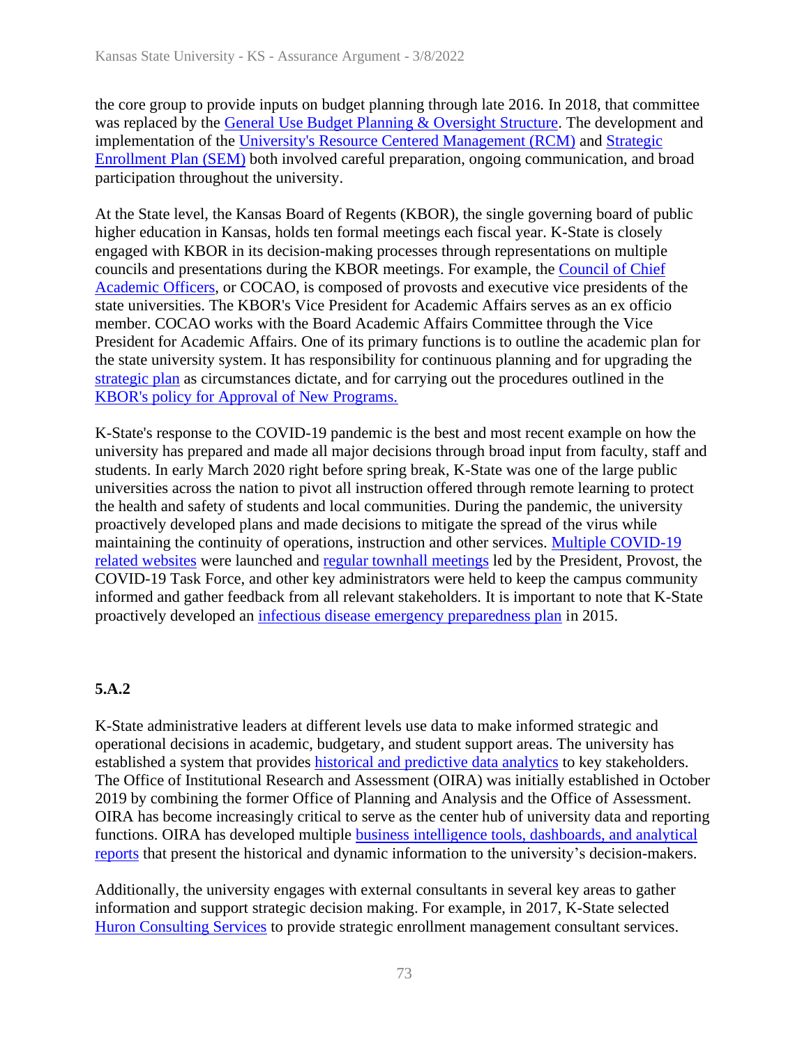the core group to provide inputs on budget planning through late 2016. In 2018, that committee was replaced by the General Use Budget Planning & Oversight Structure. The development and implementation of the University's Resource Centered Management (RCM) and Strategic Enrollment Plan (SEM) both involved careful preparation, ongoing communication, and broad participation throughout the university.

At the State level, the Kansas Board of Regents (KBOR), the single governing board of public higher education in Kansas, holds ten formal meetings each fiscal year. K-State is closely engaged with KBOR in its decision-making processes through representations on multiple councils and presentations during the KBOR meetings. For example, the Council of Chief Academic Officers, or COCAO, is composed of provosts and executive vice presidents of the state universities. The KBOR's Vice President for Academic Affairs serves as an ex officio member. COCAO works with the Board Academic Affairs Committee through the Vice President for Academic Affairs. One of its primary functions is to outline the academic plan for the state university system. It has responsibility for continuous planning and for upgrading the strategic plan as circumstances dictate, and for carrying out the procedures outlined in the KBOR's policy for Approval of New Programs.

K-State's response to the COVID-19 pandemic is the best and most recent example on how the university has prepared and made all major decisions through broad input from faculty, staff and students. In early March 2020 right before spring break, K-State was one of the large public universities across the nation to pivot all instruction offered through remote learning to protect the health and safety of students and local communities. During the pandemic, the university proactively developed plans and made decisions to mitigate the spread of the virus while maintaining the continuity of operations, instruction and other services. Multiple COVID-19 related websites were launched and regular townhall meetings led by the President, Provost, the COVID-19 Task Force, and other key administrators were held to keep the campus community informed and gather feedback from all relevant stakeholders. It is important to note that K-State proactively developed an infectious disease emergency preparedness plan in 2015.

### 5.A.2

K-State administrative leaders at different levels use data to make informed strategic and operational decisions in academic, budgetary, and student support areas. The university has established a system that provides historical and predictive data analytics to key stakeholders. The Office of Institutional Research and Assessment (OIRA) was initially established in October 2019 by combining the former Office of Planning and Analysis and the Office of Assessment. OIRA has become increasingly critical to serve as the center hub of university data and reporting functions. OIRA has developed multiple business intelligence tools, dashboards, and analytical reports that present the historical and dynamic information to the university's decision-makers.

Additionally, the university engages with external consultants in several key areas to gather information and support strategic decision making. For example, in 2017, K-State selected Huron Consulting Services to provide strategic enrollment management consultant services.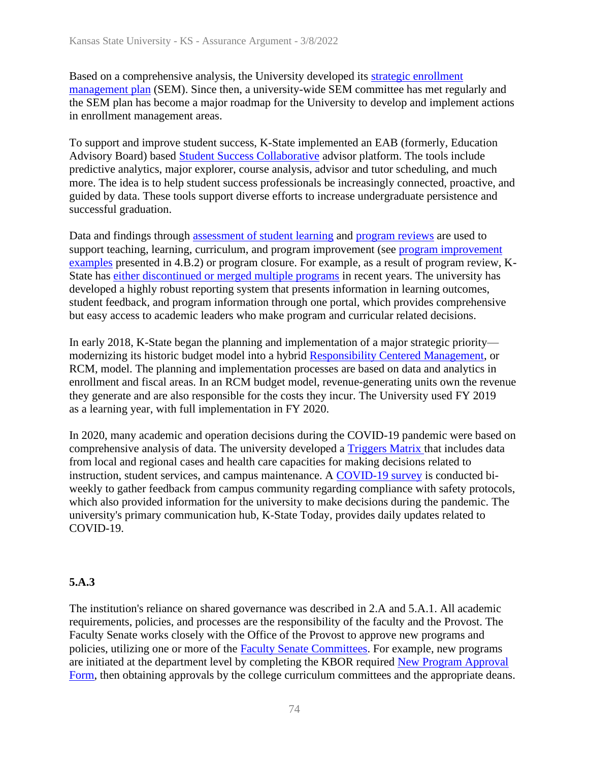Based on a comprehensive analysis, the University developed its strategic enrollment management plan (SEM). Since then, a university-wide SEM committee has met regularly and the SEM plan has become a major roadmap for the University to develop and implement actions in enrollment management areas.

To support and improve student success, K-State implemented an EAB (formerly, Education Advisory Board) based Student Success Collaborative advisor platform. The tools include predictive analytics, major explorer, course analysis, advisor and tutor scheduling, and much more. The idea is to help student success professionals be increasingly connected, proactive, and guided by data. These tools support diverse efforts to increase undergraduate persistence and successful graduation.

Data and findings through assessment of student learning and program reviews are used to support teaching, learning, curriculum, and program improvement (see program improvement examples presented in 4.B.2) or program closure. For example, as a result of program review, K-State has either discontinued or merged multiple programs in recent years. The university has developed a highly robust reporting system that presents information in learning outcomes, student feedback, and program information through one portal, which provides comprehensive but easy access to academic leaders who make program and curricular related decisions.

In early 2018, K-State began the planning and implementation of a major strategic priority—modernizing its historic budget model into a hybrid Responsibility Centered Management, or RCM, model. The planning and implementation processes are based on data and analytics in enrollment and fiscal areas. In an RCM budget model, revenue-generating units own the revenue they generate and are also responsible for the costs they incur. The University used FY 2019 as a learning year, with full implementation in FY 2020.

In 2020, many academic and operation decisions during the COVID-19 pandemic were based on comprehensive analysis of data. The university developed a Triggers Matrix that includes data from local and regional cases and health care capacities for making decisions related to instruction, student services, and campus maintenance. A COVID-19 survey is conducted bi-weekly to gather feedback from campus community regarding compliance with safety protocols, which also provided information for the university to make decisions during the pandemic. The university's primary communication hub, K-State Today, provides daily updates related to COVID-19.

**5.A.3**

The institution's reliance on shared governance was described in 2.A and 5.A.1. All academic requirements, policies, and processes are the responsibility of the faculty and the Provost. The Faculty Senate works closely with the Office of the Provost to approve new programs and policies, utilizing one or more of the Faculty Senate Committees. For example, new programs are initiated at the department level by completing the KBOR required New Program Approval Form, then obtaining approvals by the college curriculum committees and the appropriate deans.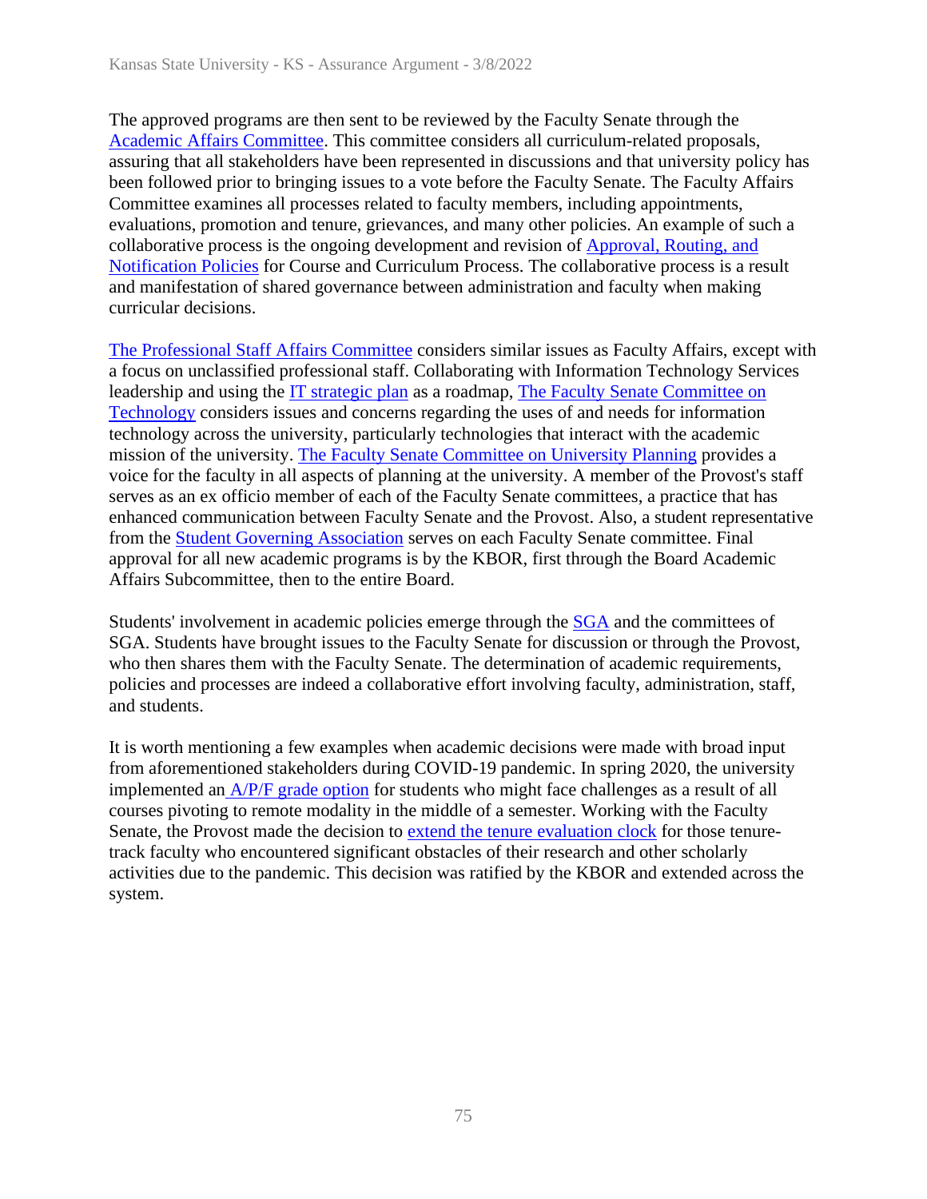The approved programs are then sent to be reviewed by the Faculty Senate through the Academic Affairs Committee. This committee considers all curriculum-related proposals, assuring that all stakeholders have been represented in discussions and that university policy has been followed prior to bringing issues to a vote before the Faculty Senate. The Faculty Affairs Committee examines all processes related to faculty members, including appointments, evaluations, promotion and tenure, grievances, and many other policies. An example of such a collaborative process is the ongoing development and revision of Approval, Routing, and Notification Policies for Course and Curriculum Process. The collaborative process is a result and manifestation of shared governance between administration and faculty when making curricular decisions.

The Professional Staff Affairs Committee considers similar issues as Faculty Affairs, except with a focus on unclassified professional staff. Collaborating with Information Technology Services leadership and using the IT strategic plan as a roadmap, The Faculty Senate Committee on Technology considers issues and concerns regarding the uses of and needs for information technology across the university, particularly technologies that interact with the academic mission of the university. The Faculty Senate Committee on University Planning provides a voice for the faculty in all aspects of planning at the university. A member of the Provost's staff serves as an ex officio member of each of the Faculty Senate committees, a practice that has enhanced communication between Faculty Senate and the Provost. Also, a student representative from the Student Governing Association serves on each Faculty Senate committee. Final approval for all new academic programs is by the KBOR, first through the Board Academic Affairs Subcommittee, then to the entire Board.

Students' involvement in academic policies emerge through the SGA and the committees of SGA. Students have brought issues to the Faculty Senate for discussion or through the Provost, who then shares them with the Faculty Senate. The determination of academic requirements, policies and processes are indeed a collaborative effort involving faculty, administration, staff, and students.

It is worth mentioning a few examples when academic decisions were made with broad input from aforementioned stakeholders during COVID-19 pandemic. In spring 2020, the university implemented an A/P/F grade option for students who might face challenges as a result of all courses pivoting to remote modality in the middle of a semester. Working with the Faculty Senate, the Provost made the decision to extend the tenure evaluation clock for those tenure-track faculty who encountered significant obstacles of their research and other scholarly activities due to the pandemic. This decision was ratified by the KBOR and extended across the system.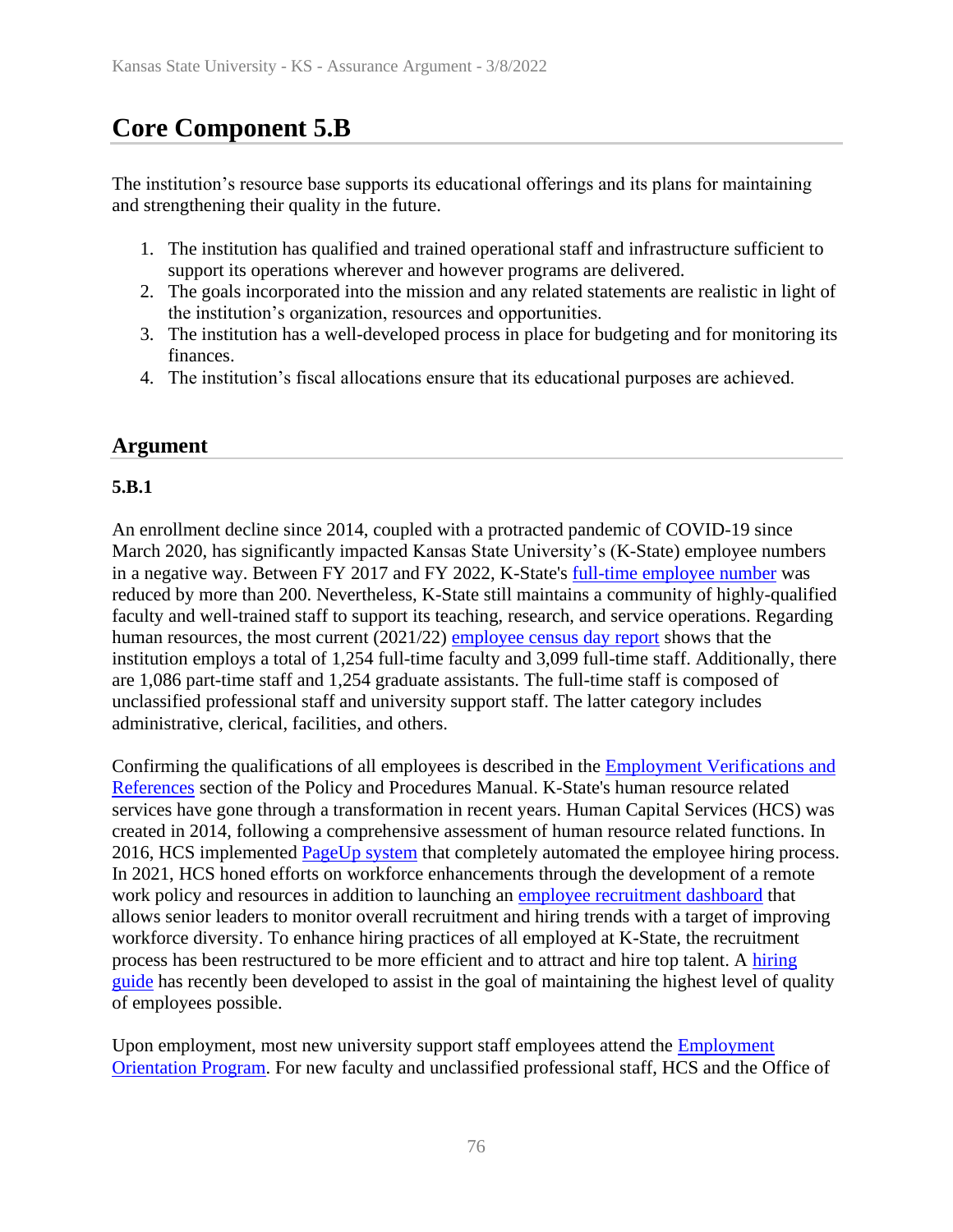# Core Component 5.B

The institution's resource base supports its educational offerings and its plans for maintaining and strengthening their quality in the future.

1. The institution has qualified and trained operational staff and infrastructure sufficient to support its operations wherever and however programs are delivered.
2. The goals incorporated into the mission and any related statements are realistic in light of the institution's organization, resources and opportunities.
3. The institution has a well-developed process in place for budgeting and for monitoring its finances.
4. The institution's fiscal allocations ensure that its educational purposes are achieved.

## Argument

### 5.B.1

An enrollment decline since 2014, coupled with a protracted pandemic of COVID-19 since March 2020, has significantly impacted Kansas State University's (K-State) employee numbers in a negative way. Between FY 2017 and FY 2022, K-State's full-time employee number was reduced by more than 200. Nevertheless, K-State still maintains a community of highly-qualified faculty and well-trained staff to support its teaching, research, and service operations. Regarding human resources, the most current (2021/22) employee census day report shows that the institution employs a total of 1,254 full-time faculty and 3,099 full-time staff. Additionally, there are 1,086 part-time staff and 1,254 graduate assistants. The full-time staff is composed of unclassified professional staff and university support staff. The latter category includes administrative, clerical, facilities, and others.

Confirming the qualifications of all employees is described in the Employment Verifications and References section of the Policy and Procedures Manual. K-State's human resource related services have gone through a transformation in recent years. Human Capital Services (HCS) was created in 2014, following a comprehensive assessment of human resource related functions. In 2016, HCS implemented PageUp system that completely automated the employee hiring process. In 2021, HCS honed efforts on workforce enhancements through the development of a remote work policy and resources in addition to launching an employee recruitment dashboard that allows senior leaders to monitor overall recruitment and hiring trends with a target of improving workforce diversity. To enhance hiring practices of all employed at K-State, the recruitment process has been restructured to be more efficient and to attract and hire top talent. A hiring guide has recently been developed to assist in the goal of maintaining the highest level of quality of employees possible.

Upon employment, most new university support staff employees attend the Employment Orientation Program. For new faculty and unclassified professional staff, HCS and the Office of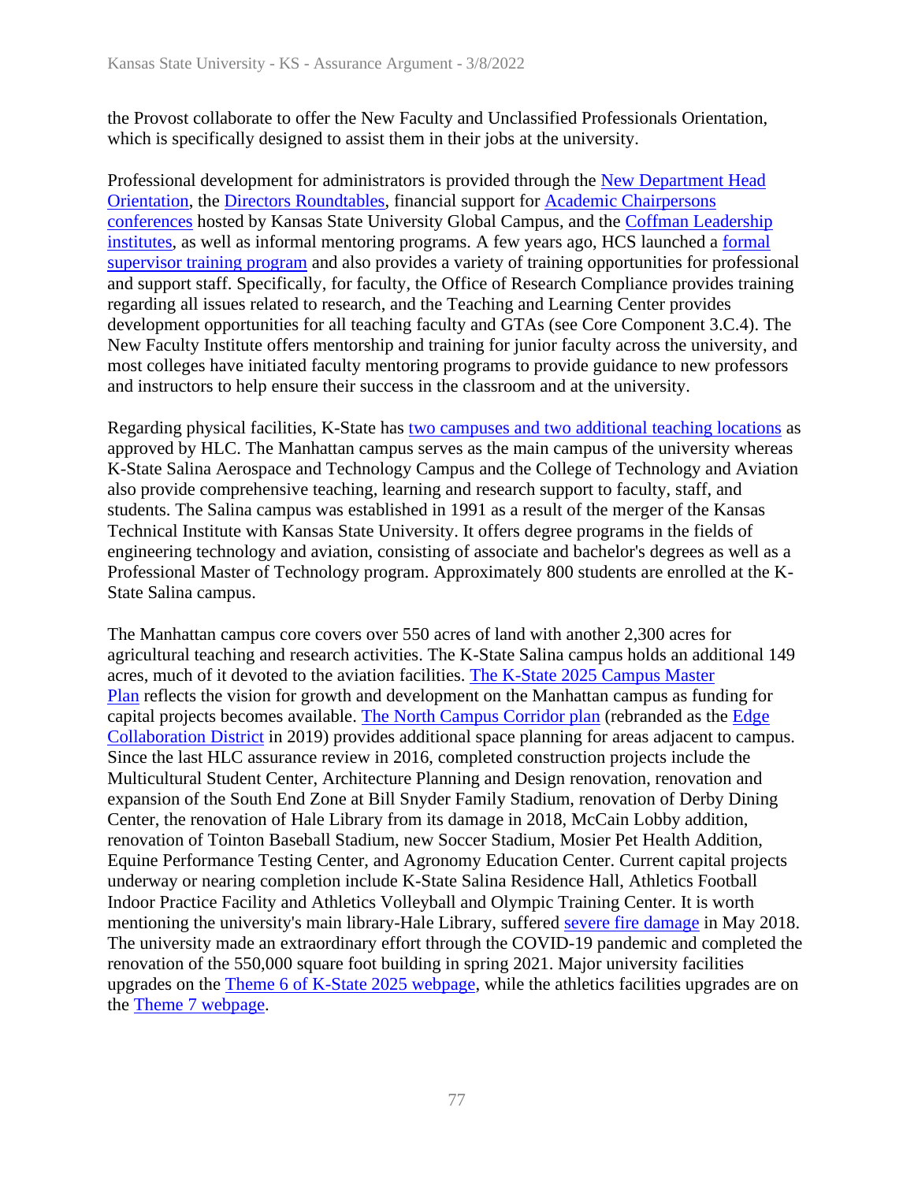the Provost collaborate to offer the New Faculty and Unclassified Professionals Orientation, which is specifically designed to assist them in their jobs at the university.

Professional development for administrators is provided through the New Department Head Orientation, the Directors Roundtables, financial support for Academic Chairpersons conferences hosted by Kansas State University Global Campus, and the Coffman Leadership institutes, as well as informal mentoring programs. A few years ago, HCS launched a formal supervisor training program and also provides a variety of training opportunities for professional and support staff. Specifically, for faculty, the Office of Research Compliance provides training regarding all issues related to research, and the Teaching and Learning Center provides development opportunities for all teaching faculty and GTAs (see Core Component 3.C.4). The New Faculty Institute offers mentorship and training for junior faculty across the university, and most colleges have initiated faculty mentoring programs to provide guidance to new professors and instructors to help ensure their success in the classroom and at the university.

Regarding physical facilities, K-State has two campuses and two additional teaching locations as approved by HLC. The Manhattan campus serves as the main campus of the university whereas K-State Salina Aerospace and Technology Campus and the College of Technology and Aviation also provide comprehensive teaching, learning and research support to faculty, staff, and students. The Salina campus was established in 1991 as a result of the merger of the Kansas Technical Institute with Kansas State University. It offers degree programs in the fields of engineering technology and aviation, consisting of associate and bachelor's degrees as well as a Professional Master of Technology program. Approximately 800 students are enrolled at the K-State Salina campus.

The Manhattan campus core covers over 550 acres of land with another 2,300 acres for agricultural teaching and research activities. The K-State Salina campus holds an additional 149 acres, much of it devoted to the aviation facilities. The K-State 2025 Campus Master Plan reflects the vision for growth and development on the Manhattan campus as funding for capital projects becomes available. The North Campus Corridor plan (rebranded as the Edge Collaboration District in 2019) provides additional space planning for areas adjacent to campus. Since the last HLC assurance review in 2016, completed construction projects include the Multicultural Student Center, Architecture Planning and Design renovation, renovation and expansion of the South End Zone at Bill Snyder Family Stadium, renovation of Derby Dining Center, the renovation of Hale Library from its damage in 2018, McCain Lobby addition, renovation of Tointon Baseball Stadium, new Soccer Stadium, Mosier Pet Health Addition, Equine Performance Testing Center, and Agronomy Education Center. Current capital projects underway or nearing completion include K-State Salina Residence Hall, Athletics Football Indoor Practice Facility and Athletics Volleyball and Olympic Training Center. It is worth mentioning the university's main library-Hale Library, suffered severe fire damage in May 2018. The university made an extraordinary effort through the COVID-19 pandemic and completed the renovation of the 550,000 square foot building in spring 2021. Major university facilities upgrades on the Theme 6 of K-State 2025 webpage, while the athletics facilities upgrades are on the Theme 7 webpage.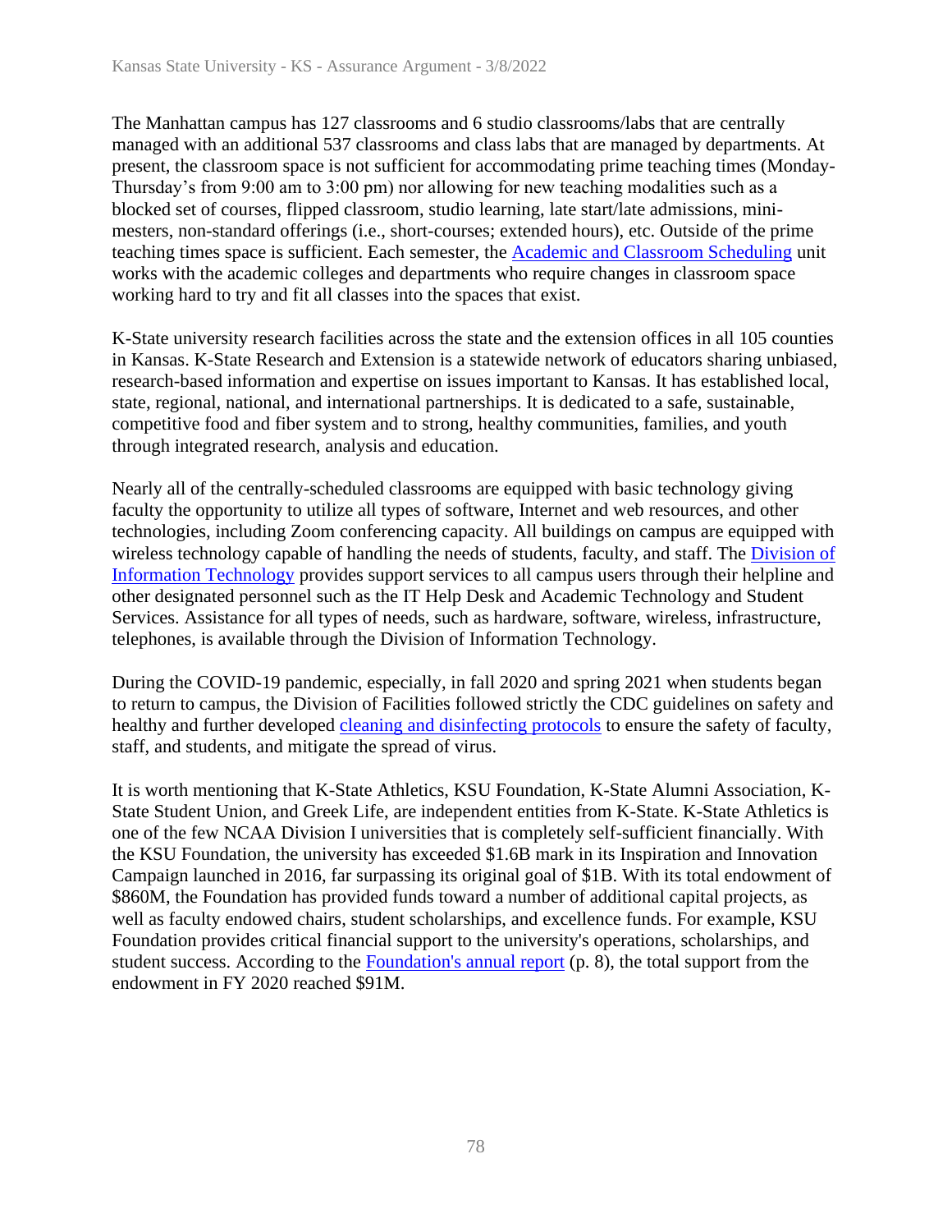The Manhattan campus has 127 classrooms and 6 studio classrooms/labs that are centrally managed with an additional 537 classrooms and class labs that are managed by departments. At present, the classroom space is not sufficient for accommodating prime teaching times (Monday-Thursday's from 9:00 am to 3:00 pm) nor allowing for new teaching modalities such as a blocked set of courses, flipped classroom, studio learning, late start/late admissions, mini-mesters, non-standard offerings (i.e., short-courses; extended hours), etc. Outside of the prime teaching times space is sufficient. Each semester, the Academic and Classroom Scheduling unit works with the academic colleges and departments who require changes in classroom space working hard to try and fit all classes into the spaces that exist.

K-State university research facilities across the state and the extension offices in all 105 counties in Kansas. K-State Research and Extension is a statewide network of educators sharing unbiased, research-based information and expertise on issues important to Kansas. It has established local, state, regional, national, and international partnerships. It is dedicated to a safe, sustainable, competitive food and fiber system and to strong, healthy communities, families, and youth through integrated research, analysis and education.

Nearly all of the centrally-scheduled classrooms are equipped with basic technology giving faculty the opportunity to utilize all types of software, Internet and web resources, and other technologies, including Zoom conferencing capacity. All buildings on campus are equipped with wireless technology capable of handling the needs of students, faculty, and staff. The Division of Information Technology provides support services to all campus users through their helpline and other designated personnel such as the IT Help Desk and Academic Technology and Student Services. Assistance for all types of needs, such as hardware, software, wireless, infrastructure, telephones, is available through the Division of Information Technology.

During the COVID-19 pandemic, especially, in fall 2020 and spring 2021 when students began to return to campus, the Division of Facilities followed strictly the CDC guidelines on safety and healthy and further developed cleaning and disinfecting protocols to ensure the safety of faculty, staff, and students, and mitigate the spread of virus.

It is worth mentioning that K-State Athletics, KSU Foundation, K-State Alumni Association, K-State Student Union, and Greek Life, are independent entities from K-State. K-State Athletics is one of the few NCAA Division I universities that is completely self-sufficient financially. With the KSU Foundation, the university has exceeded $1.6B mark in its Inspiration and Innovation Campaign launched in 2016, far surpassing its original goal of $1B. With its total endowment of $860M, the Foundation has provided funds toward a number of additional capital projects, as well as faculty endowed chairs, student scholarships, and excellence funds. For example, KSU Foundation provides critical financial support to the university's operations, scholarships, and student success. According to the Foundation's annual report (p. 8), the total support from the endowment in FY 2020 reached $91M.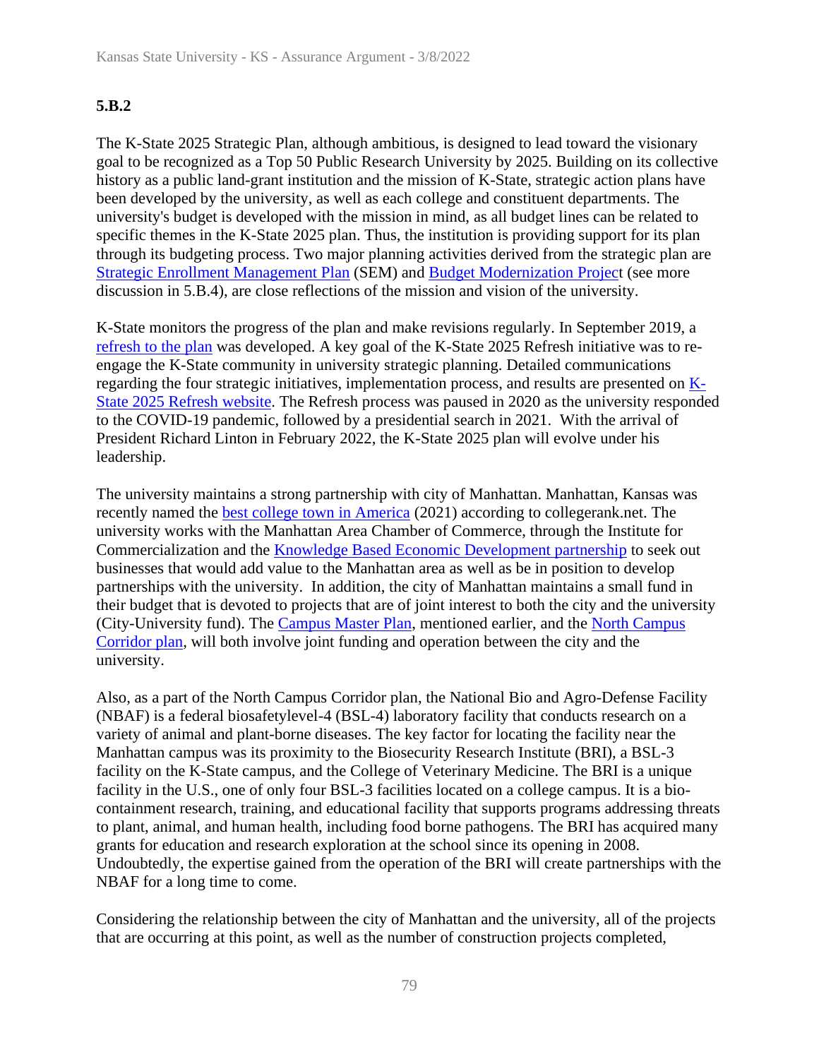### 5.B.2

The K-State 2025 Strategic Plan, although ambitious, is designed to lead toward the visionary goal to be recognized as a Top 50 Public Research University by 2025. Building on its collective history as a public land-grant institution and the mission of K-State, strategic action plans have been developed by the university, as well as each college and constituent departments. The university's budget is developed with the mission in mind, as all budget lines can be related to specific themes in the K-State 2025 plan. Thus, the institution is providing support for its plan through its budgeting process. Two major planning activities derived from the strategic plan are Strategic Enrollment Management Plan (SEM) and Budget Modernization Project (see more discussion in 5.B.4), are close reflections of the mission and vision of the university.

K-State monitors the progress of the plan and make revisions regularly. In September 2019, a refresh to the plan was developed. A key goal of the K-State 2025 Refresh initiative was to re-engage the K-State community in university strategic planning. Detailed communications regarding the four strategic initiatives, implementation process, and results are presented on K-State 2025 Refresh website. The Refresh process was paused in 2020 as the university responded to the COVID-19 pandemic, followed by a presidential search in 2021. With the arrival of President Richard Linton in February 2022, the K-State 2025 plan will evolve under his leadership.

The university maintains a strong partnership with city of Manhattan. Manhattan, Kansas was recently named the best college town in America (2021) according to collegerank.net. The university works with the Manhattan Area Chamber of Commerce, through the Institute for Commercialization and the Knowledge Based Economic Development partnership to seek out businesses that would add value to the Manhattan area as well as be in position to develop partnerships with the university. In addition, the city of Manhattan maintains a small fund in their budget that is devoted to projects that are of joint interest to both the city and the university (City-University fund). The Campus Master Plan, mentioned earlier, and the North Campus Corridor plan, will both involve joint funding and operation between the city and the university.

Also, as a part of the North Campus Corridor plan, the National Bio and Agro-Defense Facility (NBAF) is a federal biosafetylevel-4 (BSL-4) laboratory facility that conducts research on a variety of animal and plant-borne diseases. The key factor for locating the facility near the Manhattan campus was its proximity to the Biosecurity Research Institute (BRI), a BSL-3 facility on the K-State campus, and the College of Veterinary Medicine. The BRI is a unique facility in the U.S., one of only four BSL-3 facilities located on a college campus. It is a bio-containment research, training, and educational facility that supports programs addressing threats to plant, animal, and human health, including food borne pathogens. The BRI has acquired many grants for education and research exploration at the school since its opening in 2008. Undoubtedly, the expertise gained from the operation of the BRI will create partnerships with the NBAF for a long time to come.

Considering the relationship between the city of Manhattan and the university, all of the projects that are occurring at this point, as well as the number of construction projects completed,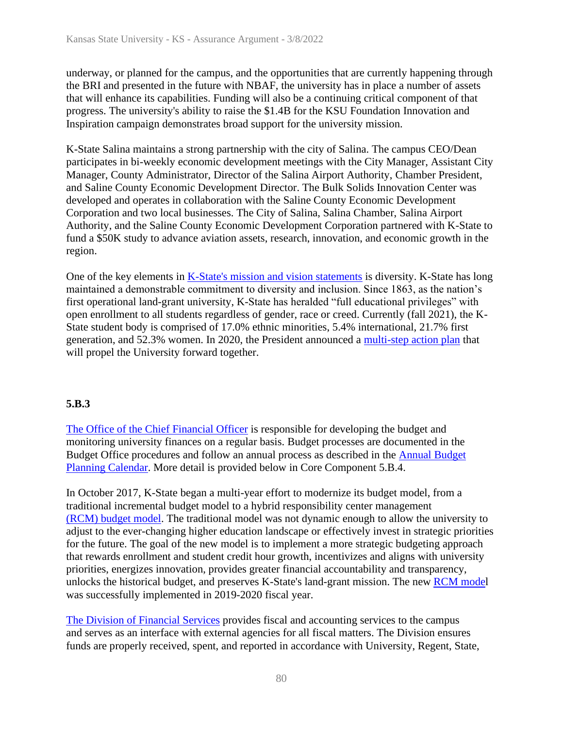underway, or planned for the campus, and the opportunities that are currently happening through the BRI and presented in the future with NBAF, the university has in place a number of assets that will enhance its capabilities. Funding will also be a continuing critical component of that progress. The university's ability to raise the $1.4B for the KSU Foundation Innovation and Inspiration campaign demonstrates broad support for the university mission.

K-State Salina maintains a strong partnership with the city of Salina. The campus CEO/Dean participates in bi-weekly economic development meetings with the City Manager, Assistant City Manager, County Administrator, Director of the Salina Airport Authority, Chamber President, and Saline County Economic Development Director. The Bulk Solids Innovation Center was developed and operates in collaboration with the Saline County Economic Development Corporation and two local businesses. The City of Salina, Salina Chamber, Salina Airport Authority, and the Saline County Economic Development Corporation partnered with K-State to fund a $50K study to advance aviation assets, research, innovation, and economic growth in the region.

One of the key elements in K-State's mission and vision statements is diversity. K-State has long maintained a demonstrable commitment to diversity and inclusion. Since 1863, as the nation's first operational land-grant university, K-State has heralded "full educational privileges" with open enrollment to all students regardless of gender, race or creed. Currently (fall 2021), the K-State student body is comprised of 17.0% ethnic minorities, 5.4% international, 21.7% first generation, and 52.3% women. In 2020, the President announced a multi-step action plan that will propel the University forward together.

**5.B.3**

The Office of the Chief Financial Officer is responsible for developing the budget and monitoring university finances on a regular basis. Budget processes are documented in the Budget Office procedures and follow an annual process as described in the Annual Budget Planning Calendar. More detail is provided below in Core Component 5.B.4.

In October 2017, K-State began a multi-year effort to modernize its budget model, from a traditional incremental budget model to a hybrid responsibility center management (RCM) budget model. The traditional model was not dynamic enough to allow the university to adjust to the ever-changing higher education landscape or effectively invest in strategic priorities for the future. The goal of the new model is to implement a more strategic budgeting approach that rewards enrollment and student credit hour growth, incentivizes and aligns with university priorities, energizes innovation, provides greater financial accountability and transparency, unlocks the historical budget, and preserves K-State's land-grant mission. The new RCM model was successfully implemented in 2019-2020 fiscal year.

The Division of Financial Services provides fiscal and accounting services to the campus and serves as an interface with external agencies for all fiscal matters. The Division ensures funds are properly received, spent, and reported in accordance with University, Regent, State,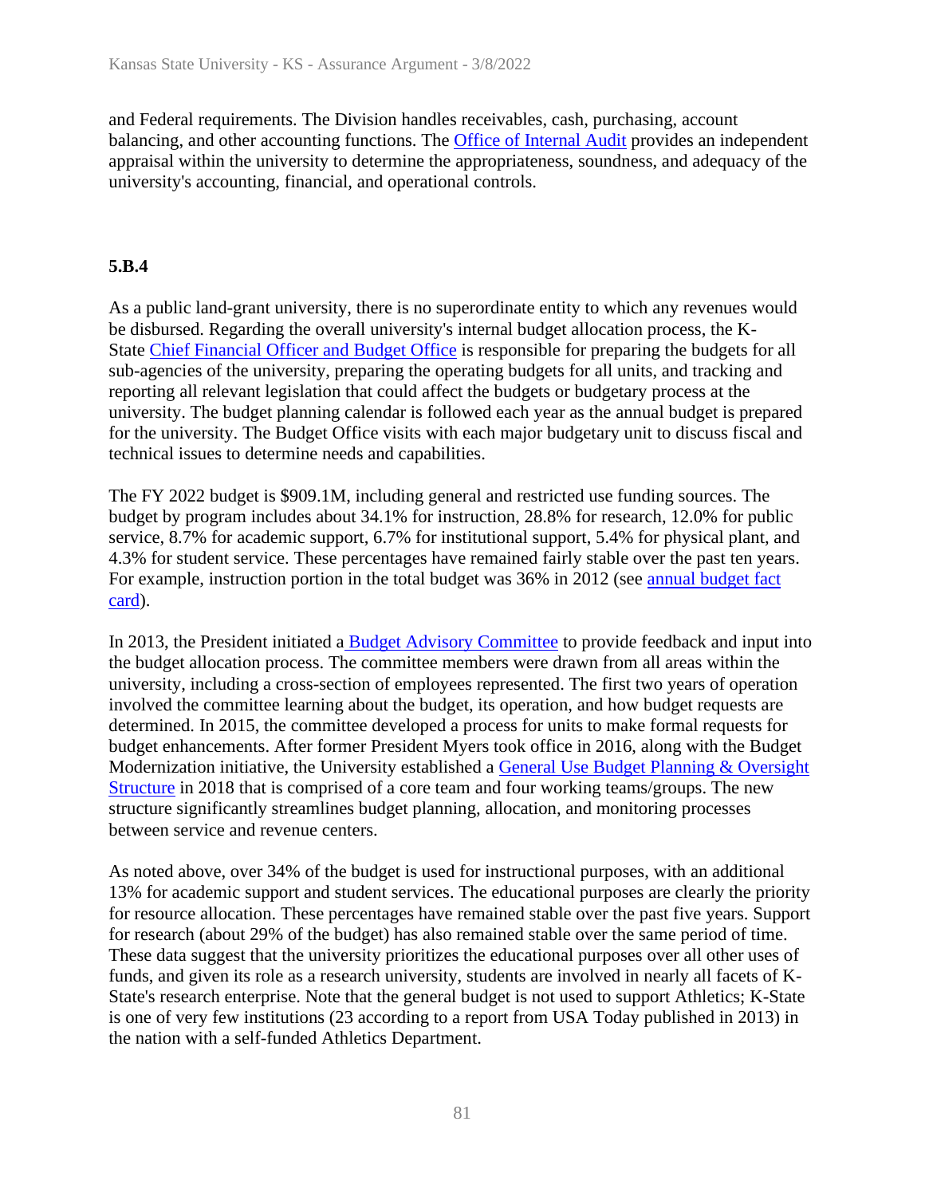and Federal requirements. The Division handles receivables, cash, purchasing, account balancing, and other accounting functions. The Office of Internal Audit provides an independent appraisal within the university to determine the appropriateness, soundness, and adequacy of the university's accounting, financial, and operational controls.

**5.B.4**

As a public land-grant university, there is no superordinate entity to which any revenues would be disbursed. Regarding the overall university's internal budget allocation process, the K-State Chief Financial Officer and Budget Office is responsible for preparing the budgets for all sub-agencies of the university, preparing the operating budgets for all units, and tracking and reporting all relevant legislation that could affect the budgets or budgetary process at the university. The budget planning calendar is followed each year as the annual budget is prepared for the university. The Budget Office visits with each major budgetary unit to discuss fiscal and technical issues to determine needs and capabilities.

The FY 2022 budget is $909.1M, including general and restricted use funding sources. The budget by program includes about 34.1% for instruction, 28.8% for research, 12.0% for public service, 8.7% for academic support, 6.7% for institutional support, 5.4% for physical plant, and 4.3% for student service. These percentages have remained fairly stable over the past ten years. For example, instruction portion in the total budget was 36% in 2012 (see annual budget fact card).

In 2013, the President initiated a Budget Advisory Committee to provide feedback and input into the budget allocation process. The committee members were drawn from all areas within the university, including a cross-section of employees represented. The first two years of operation involved the committee learning about the budget, its operation, and how budget requests are determined. In 2015, the committee developed a process for units to make formal requests for budget enhancements. After former President Myers took office in 2016, along with the Budget Modernization initiative, the University established a General Use Budget Planning & Oversight Structure in 2018 that is comprised of a core team and four working teams/groups. The new structure significantly streamlines budget planning, allocation, and monitoring processes between service and revenue centers.

As noted above, over 34% of the budget is used for instructional purposes, with an additional 13% for academic support and student services. The educational purposes are clearly the priority for resource allocation. These percentages have remained stable over the past five years. Support for research (about 29% of the budget) has also remained stable over the same period of time. These data suggest that the university prioritizes the educational purposes over all other uses of funds, and given its role as a research university, students are involved in nearly all facets of K-State's research enterprise. Note that the general budget is not used to support Athletics; K-State is one of very few institutions (23 according to a report from USA Today published in 2013) in the nation with a self-funded Athletics Department.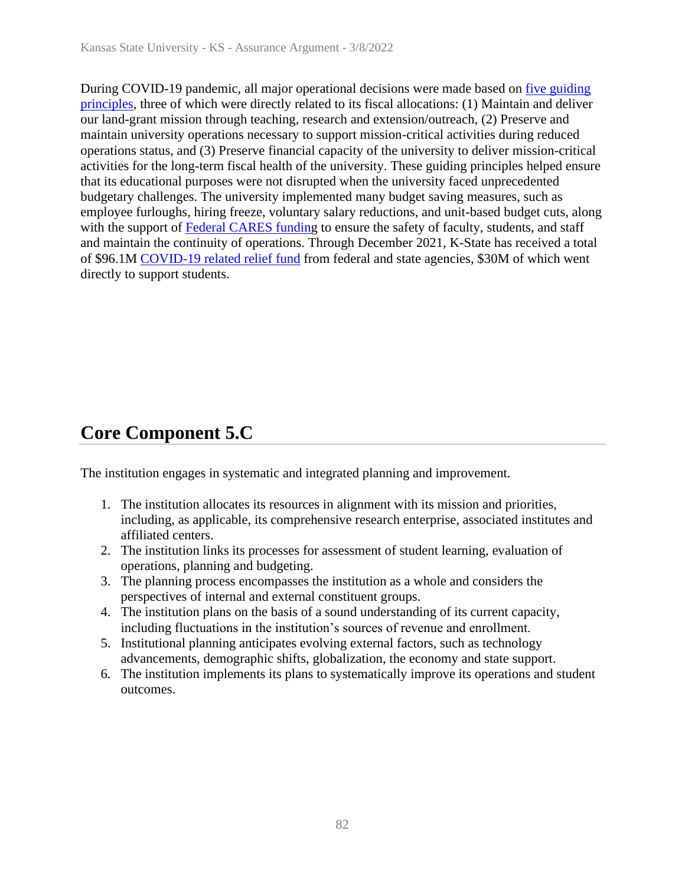During COVID-19 pandemic, all major operational decisions were made based on five guiding principles, three of which were directly related to its fiscal allocations: (1) Maintain and deliver our land-grant mission through teaching, research and extension/outreach, (2) Preserve and maintain university operations necessary to support mission-critical activities during reduced operations status, and (3) Preserve financial capacity of the university to deliver mission-critical activities for the long-term fiscal health of the university. These guiding principles helped ensure that its educational purposes were not disrupted when the university faced unprecedented budgetary challenges. The university implemented many budget saving measures, such as employee furloughs, hiring freeze, voluntary salary reductions, and unit-based budget cuts, along with the support of Federal CARES funding to ensure the safety of faculty, students, and staff and maintain the continuity of operations. Through December 2021, K-State has received a total of $96.1M COVID-19 related relief fund from federal and state agencies, $30M of which went directly to support students.

## Core Component 5.C

The institution engages in systematic and integrated planning and improvement.

1. The institution allocates its resources in alignment with its mission and priorities, including, as applicable, its comprehensive research enterprise, associated institutes and affiliated centers.
2. The institution links its processes for assessment of student learning, evaluation of operations, planning and budgeting.
3. The planning process encompasses the institution as a whole and considers the perspectives of internal and external constituent groups.
4. The institution plans on the basis of a sound understanding of its current capacity, including fluctuations in the institution's sources of revenue and enrollment.
5. Institutional planning anticipates evolving external factors, such as technology advancements, demographic shifts, globalization, the economy and state support.
6. The institution implements its plans to systematically improve its operations and student outcomes.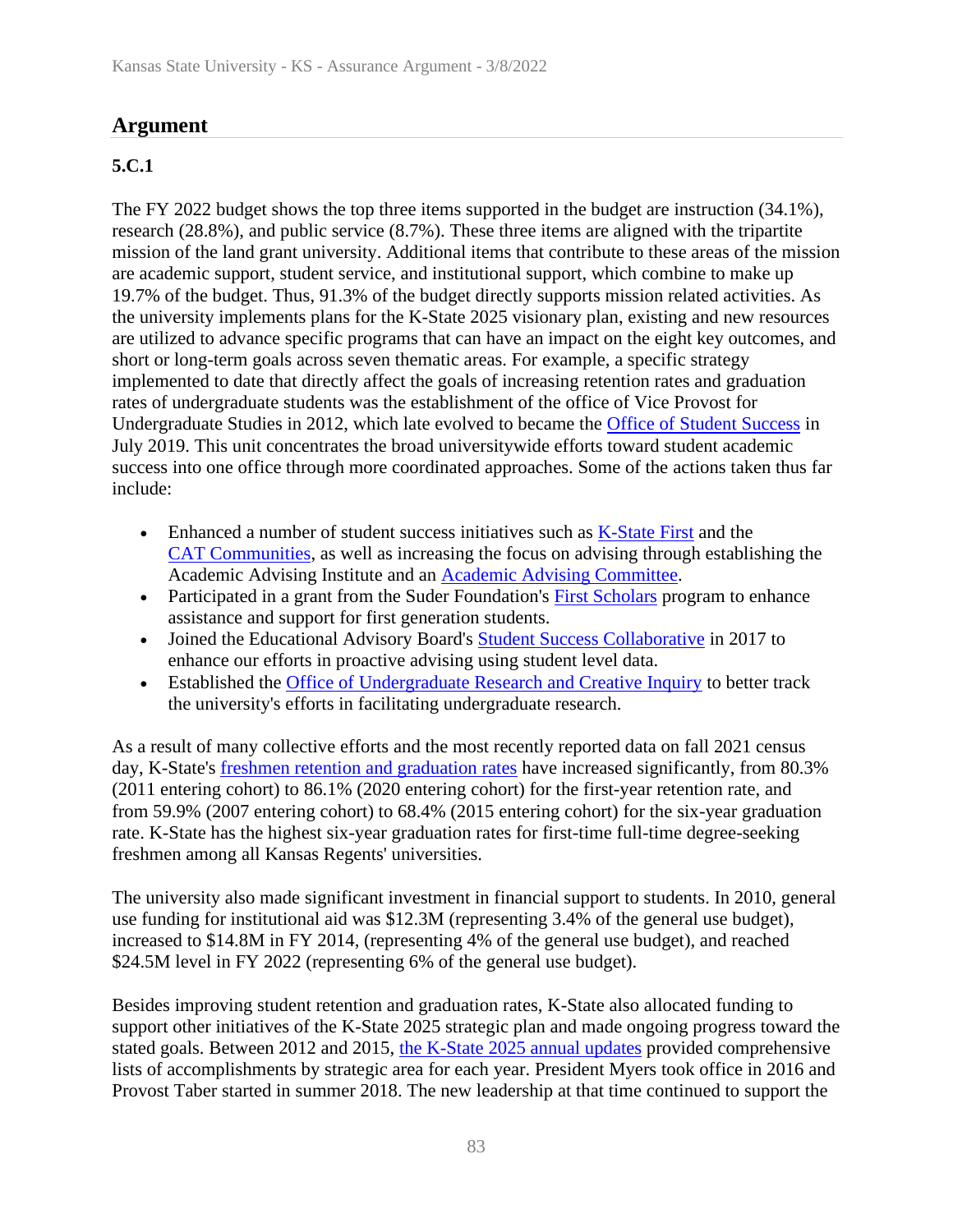## Argument

### 5.C.1

The FY 2022 budget shows the top three items supported in the budget are instruction (34.1%), research (28.8%), and public service (8.7%). These three items are aligned with the tripartite mission of the land grant university. Additional items that contribute to these areas of the mission are academic support, student service, and institutional support, which combine to make up 19.7% of the budget. Thus, 91.3% of the budget directly supports mission related activities. As the university implements plans for the K-State 2025 visionary plan, existing and new resources are utilized to advance specific programs that can have an impact on the eight key outcomes, and short or long-term goals across seven thematic areas. For example, a specific strategy implemented to date that directly affect the goals of increasing retention rates and graduation rates of undergraduate students was the establishment of the office of Vice Provost for Undergraduate Studies in 2012, which late evolved to became the Office of Student Success in July 2019. This unit concentrates the broad universitywide efforts toward student academic success into one office through more coordinated approaches. Some of the actions taken thus far include:

- Enhanced a number of student success initiatives such as K-State First and the CAT Communities, as well as increasing the focus on advising through establishing the Academic Advising Institute and an Academic Advising Committee.
- Participated in a grant from the Suder Foundation's First Scholars program to enhance assistance and support for first generation students.
- Joined the Educational Advisory Board's Student Success Collaborative in 2017 to enhance our efforts in proactive advising using student level data.
- Established the Office of Undergraduate Research and Creative Inquiry to better track the university's efforts in facilitating undergraduate research.

As a result of many collective efforts and the most recently reported data on fall 2021 census day, K-State's freshmen retention and graduation rates have increased significantly, from 80.3% (2011 entering cohort) to 86.1% (2020 entering cohort) for the first-year retention rate, and from 59.9% (2007 entering cohort) to 68.4% (2015 entering cohort) for the six-year graduation rate. K-State has the highest six-year graduation rates for first-time full-time degree-seeking freshmen among all Kansas Regents' universities.

The university also made significant investment in financial support to students. In 2010, general use funding for institutional aid was $12.3M (representing 3.4% of the general use budget), increased to $14.8M in FY 2014, (representing 4% of the general use budget), and reached $24.5M level in FY 2022 (representing 6% of the general use budget).

Besides improving student retention and graduation rates, K-State also allocated funding to support other initiatives of the K-State 2025 strategic plan and made ongoing progress toward the stated goals. Between 2012 and 2015, the K-State 2025 annual updates provided comprehensive lists of accomplishments by strategic area for each year. President Myers took office in 2016 and Provost Taber started in summer 2018. The new leadership at that time continued to support the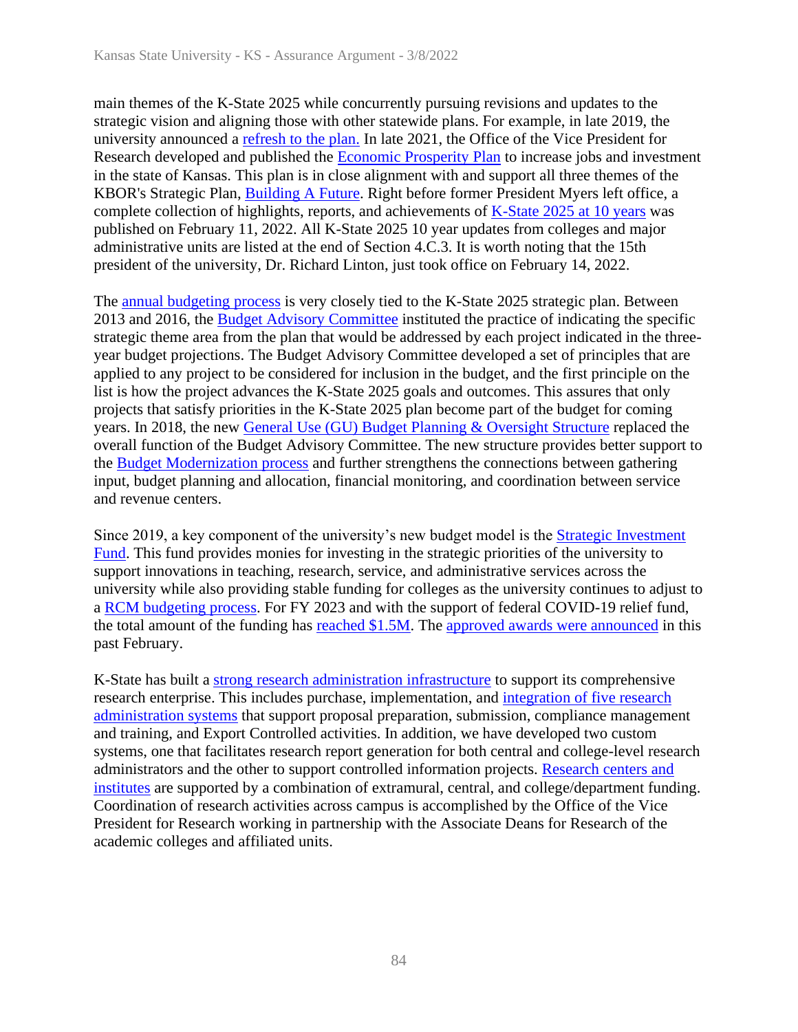main themes of the K-State 2025 while concurrently pursuing revisions and updates to the strategic vision and aligning those with other statewide plans. For example, in late 2019, the university announced a refresh to the plan. In late 2021, the Office of the Vice President for Research developed and published the Economic Prosperity Plan to increase jobs and investment in the state of Kansas. This plan is in close alignment with and support all three themes of the KBOR's Strategic Plan, Building A Future. Right before former President Myers left office, a complete collection of highlights, reports, and achievements of K-State 2025 at 10 years was published on February 11, 2022. All K-State 2025 10 year updates from colleges and major administrative units are listed at the end of Section 4.C.3. It is worth noting that the 15th president of the university, Dr. Richard Linton, just took office on February 14, 2022.

The annual budgeting process is very closely tied to the K-State 2025 strategic plan. Between 2013 and 2016, the Budget Advisory Committee instituted the practice of indicating the specific strategic theme area from the plan that would be addressed by each project indicated in the three-year budget projections. The Budget Advisory Committee developed a set of principles that are applied to any project to be considered for inclusion in the budget, and the first principle on the list is how the project advances the K-State 2025 goals and outcomes. This assures that only projects that satisfy priorities in the K-State 2025 plan become part of the budget for coming years. In 2018, the new General Use (GU) Budget Planning & Oversight Structure replaced the overall function of the Budget Advisory Committee. The new structure provides better support to the Budget Modernization process and further strengthens the connections between gathering input, budget planning and allocation, financial monitoring, and coordination between service and revenue centers.

Since 2019, a key component of the university's new budget model is the Strategic Investment Fund. This fund provides monies for investing in the strategic priorities of the university to support innovations in teaching, research, service, and administrative services across the university while also providing stable funding for colleges as the university continues to adjust to a RCM budgeting process. For FY 2023 and with the support of federal COVID-19 relief fund, the total amount of the funding has reached $1.5M. The approved awards were announced in this past February.

K-State has built a strong research administration infrastructure to support its comprehensive research enterprise. This includes purchase, implementation, and integration of five research administration systems that support proposal preparation, submission, compliance management and training, and Export Controlled activities. In addition, we have developed two custom systems, one that facilitates research report generation for both central and college-level research administrators and the other to support controlled information projects. Research centers and institutes are supported by a combination of extramural, central, and college/department funding. Coordination of research activities across campus is accomplished by the Office of the Vice President for Research working in partnership with the Associate Deans for Research of the academic colleges and affiliated units.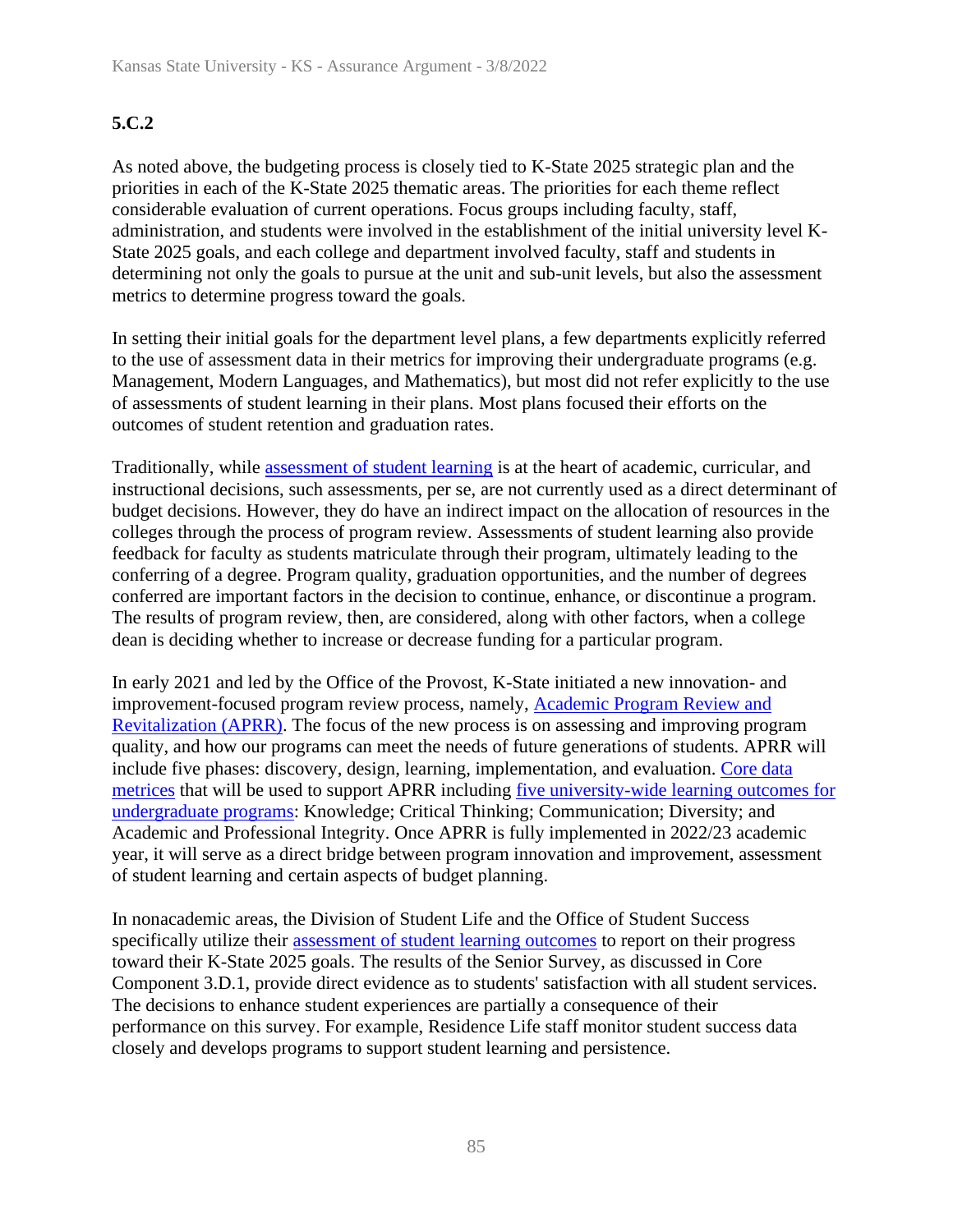**5.C.2**

As noted above, the budgeting process is closely tied to K-State 2025 strategic plan and the priorities in each of the K-State 2025 thematic areas. The priorities for each theme reflect considerable evaluation of current operations. Focus groups including faculty, staff, administration, and students were involved in the establishment of the initial university level K-State 2025 goals, and each college and department involved faculty, staff and students in determining not only the goals to pursue at the unit and sub-unit levels, but also the assessment metrics to determine progress toward the goals.

In setting their initial goals for the department level plans, a few departments explicitly referred to the use of assessment data in their metrics for improving their undergraduate programs (e.g. Management, Modern Languages, and Mathematics), but most did not refer explicitly to the use of assessments of student learning in their plans. Most plans focused their efforts on the outcomes of student retention and graduation rates.

Traditionally, while assessment of student learning is at the heart of academic, curricular, and instructional decisions, such assessments, per se, are not currently used as a direct determinant of budget decisions. However, they do have an indirect impact on the allocation of resources in the colleges through the process of program review. Assessments of student learning also provide feedback for faculty as students matriculate through their program, ultimately leading to the conferring of a degree. Program quality, graduation opportunities, and the number of degrees conferred are important factors in the decision to continue, enhance, or discontinue a program. The results of program review, then, are considered, along with other factors, when a college dean is deciding whether to increase or decrease funding for a particular program.

In early 2021 and led by the Office of the Provost, K-State initiated a new innovation- and improvement-focused program review process, namely, Academic Program Review and Revitalization (APRR). The focus of the new process is on assessing and improving program quality, and how our programs can meet the needs of future generations of students. APRR will include five phases: discovery, design, learning, implementation, and evaluation. Core data metrices that will be used to support APRR including five university-wide learning outcomes for undergraduate programs: Knowledge; Critical Thinking; Communication; Diversity; and Academic and Professional Integrity. Once APRR is fully implemented in 2022/23 academic year, it will serve as a direct bridge between program innovation and improvement, assessment of student learning and certain aspects of budget planning.

In nonacademic areas, the Division of Student Life and the Office of Student Success specifically utilize their assessment of student learning outcomes to report on their progress toward their K-State 2025 goals. The results of the Senior Survey, as discussed in Core Component 3.D.1, provide direct evidence as to students' satisfaction with all student services. The decisions to enhance student experiences are partially a consequence of their performance on this survey. For example, Residence Life staff monitor student success data closely and develops programs to support student learning and persistence.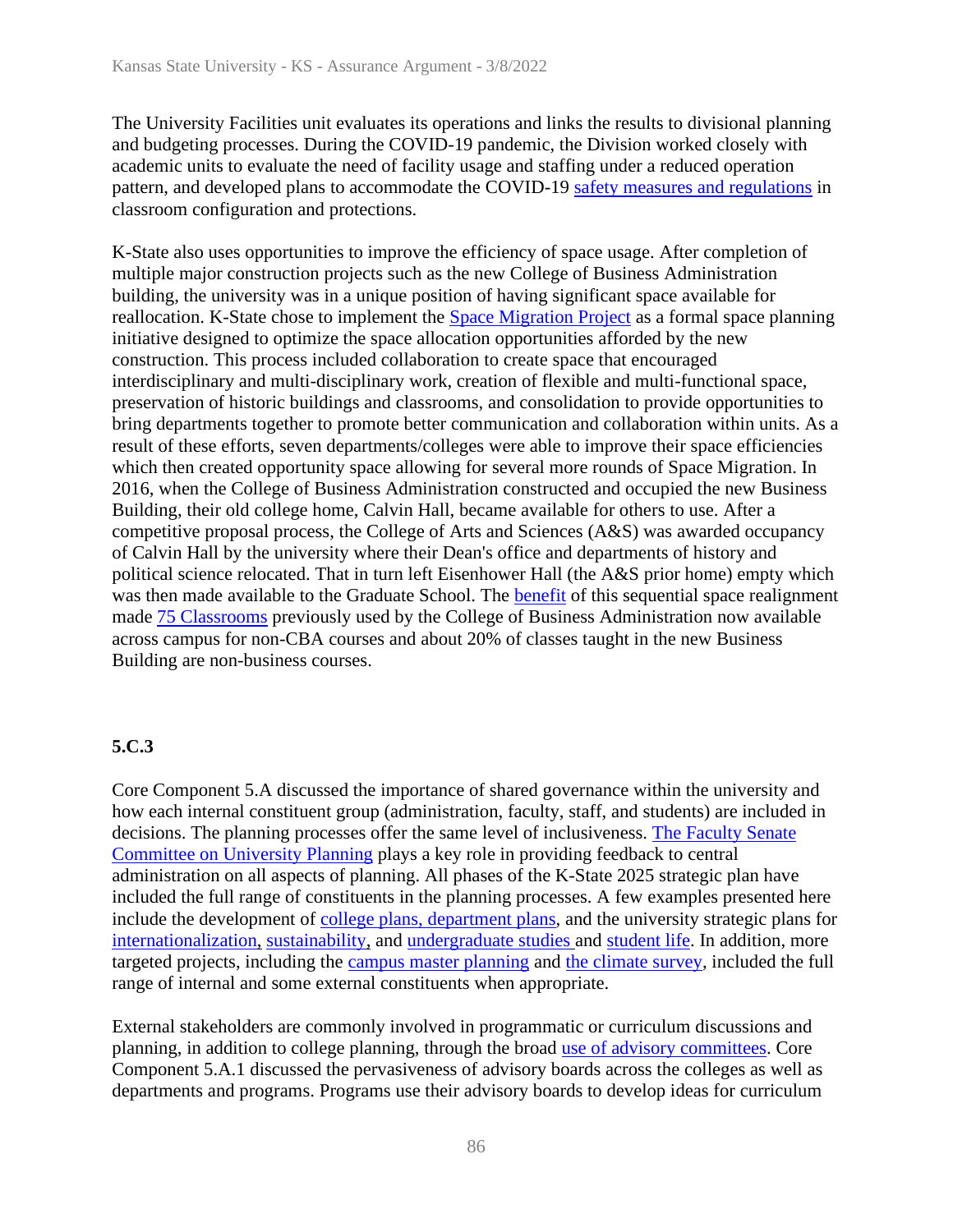The University Facilities unit evaluates its operations and links the results to divisional planning and budgeting processes. During the COVID-19 pandemic, the Division worked closely with academic units to evaluate the need of facility usage and staffing under a reduced operation pattern, and developed plans to accommodate the COVID-19 safety measures and regulations in classroom configuration and protections.

K-State also uses opportunities to improve the efficiency of space usage. After completion of multiple major construction projects such as the new College of Business Administration building, the university was in a unique position of having significant space available for reallocation. K-State chose to implement the Space Migration Project as a formal space planning initiative designed to optimize the space allocation opportunities afforded by the new construction. This process included collaboration to create space that encouraged interdisciplinary and multi-disciplinary work, creation of flexible and multi-functional space, preservation of historic buildings and classrooms, and consolidation to provide opportunities to bring departments together to promote better communication and collaboration within units. As a result of these efforts, seven departments/colleges were able to improve their space efficiencies which then created opportunity space allowing for several more rounds of Space Migration. In 2016, when the College of Business Administration constructed and occupied the new Business Building, their old college home, Calvin Hall, became available for others to use. After a competitive proposal process, the College of Arts and Sciences (A&S) was awarded occupancy of Calvin Hall by the university where their Dean's office and departments of history and political science relocated. That in turn left Eisenhower Hall (the A&S prior home) empty which was then made available to the Graduate School. The benefit of this sequential space realignment made 75 Classrooms previously used by the College of Business Administration now available across campus for non-CBA courses and about 20% of classes taught in the new Business Building are non-business courses.

### 5.C.3

Core Component 5.A discussed the importance of shared governance within the university and how each internal constituent group (administration, faculty, staff, and students) are included in decisions. The planning processes offer the same level of inclusiveness. The Faculty Senate Committee on University Planning plays a key role in providing feedback to central administration on all aspects of planning. All phases of the K-State 2025 strategic plan have included the full range of constituents in the planning processes. A few examples presented here include the development of college plans, department plans, and the university strategic plans for internationalization, sustainability, and undergraduate studies and student life. In addition, more targeted projects, including the campus master planning and the climate survey, included the full range of internal and some external constituents when appropriate.

External stakeholders are commonly involved in programmatic or curriculum discussions and planning, in addition to college planning, through the broad use of advisory committees. Core Component 5.A.1 discussed the pervasiveness of advisory boards across the colleges as well as departments and programs. Programs use their advisory boards to develop ideas for curriculum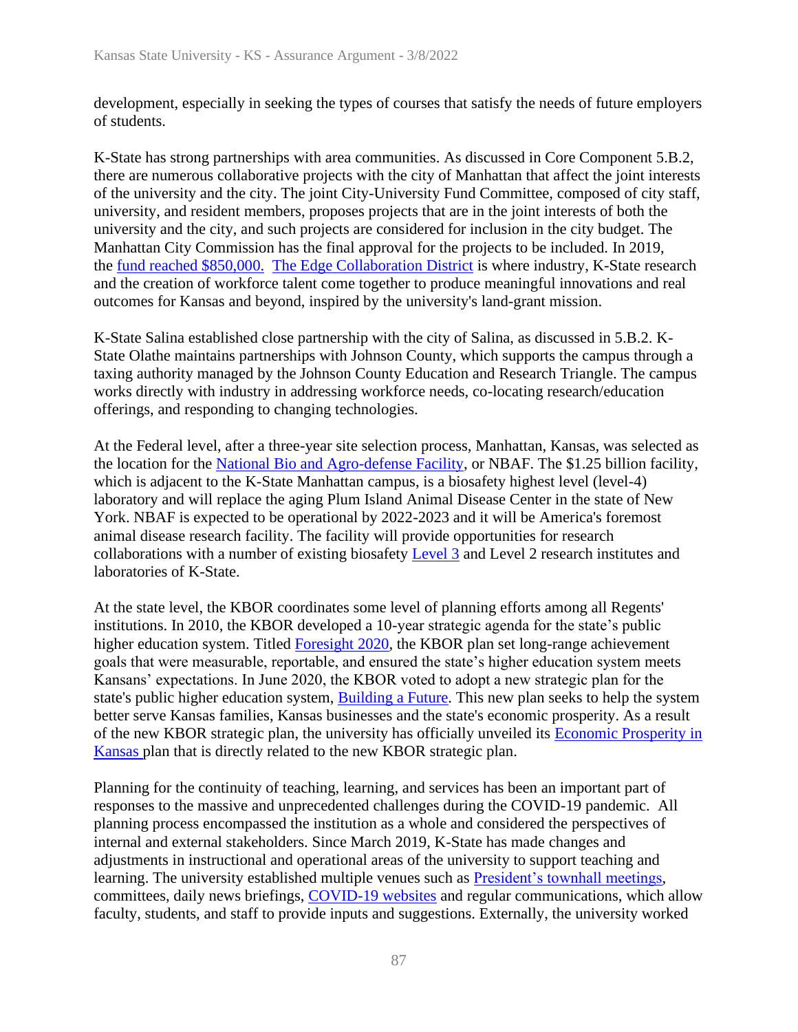development, especially in seeking the types of courses that satisfy the needs of future employers of students.

K-State has strong partnerships with area communities. As discussed in Core Component 5.B.2, there are numerous collaborative projects with the city of Manhattan that affect the joint interests of the university and the city. The joint City-University Fund Committee, composed of city staff, university, and resident members, proposes projects that are in the joint interests of both the university and the city, and such projects are considered for inclusion in the city budget. The Manhattan City Commission has the final approval for the projects to be included. In 2019, the fund reached $850,000. The Edge Collaboration District is where industry, K-State research and the creation of workforce talent come together to produce meaningful innovations and real outcomes for Kansas and beyond, inspired by the university's land-grant mission.

K-State Salina established close partnership with the city of Salina, as discussed in 5.B.2. K-State Olathe maintains partnerships with Johnson County, which supports the campus through a taxing authority managed by the Johnson County Education and Research Triangle. The campus works directly with industry in addressing workforce needs, co-locating research/education offerings, and responding to changing technologies.

At the Federal level, after a three-year site selection process, Manhattan, Kansas, was selected as the location for the National Bio and Agro-defense Facility, or NBAF. The $1.25 billion facility, which is adjacent to the K-State Manhattan campus, is a biosafety highest level (level-4) laboratory and will replace the aging Plum Island Animal Disease Center in the state of New York. NBAF is expected to be operational by 2022-2023 and it will be America's foremost animal disease research facility. The facility will provide opportunities for research collaborations with a number of existing biosafety Level 3 and Level 2 research institutes and laboratories of K-State.

At the state level, the KBOR coordinates some level of planning efforts among all Regents' institutions. In 2010, the KBOR developed a 10-year strategic agenda for the state's public higher education system. Titled Foresight 2020, the KBOR plan set long-range achievement goals that were measurable, reportable, and ensured the state's higher education system meets Kansans' expectations. In June 2020, the KBOR voted to adopt a new strategic plan for the state's public higher education system, Building a Future. This new plan seeks to help the system better serve Kansas families, Kansas businesses and the state's economic prosperity. As a result of the new KBOR strategic plan, the university has officially unveiled its Economic Prosperity in Kansas plan that is directly related to the new KBOR strategic plan.

Planning for the continuity of teaching, learning, and services has been an important part of responses to the massive and unprecedented challenges during the COVID-19 pandemic. All planning process encompassed the institution as a whole and considered the perspectives of internal and external stakeholders. Since March 2019, K-State has made changes and adjustments in instructional and operational areas of the university to support teaching and learning. The university established multiple venues such as President's townhall meetings, committees, daily news briefings, COVID-19 websites and regular communications, which allow faculty, students, and staff to provide inputs and suggestions. Externally, the university worked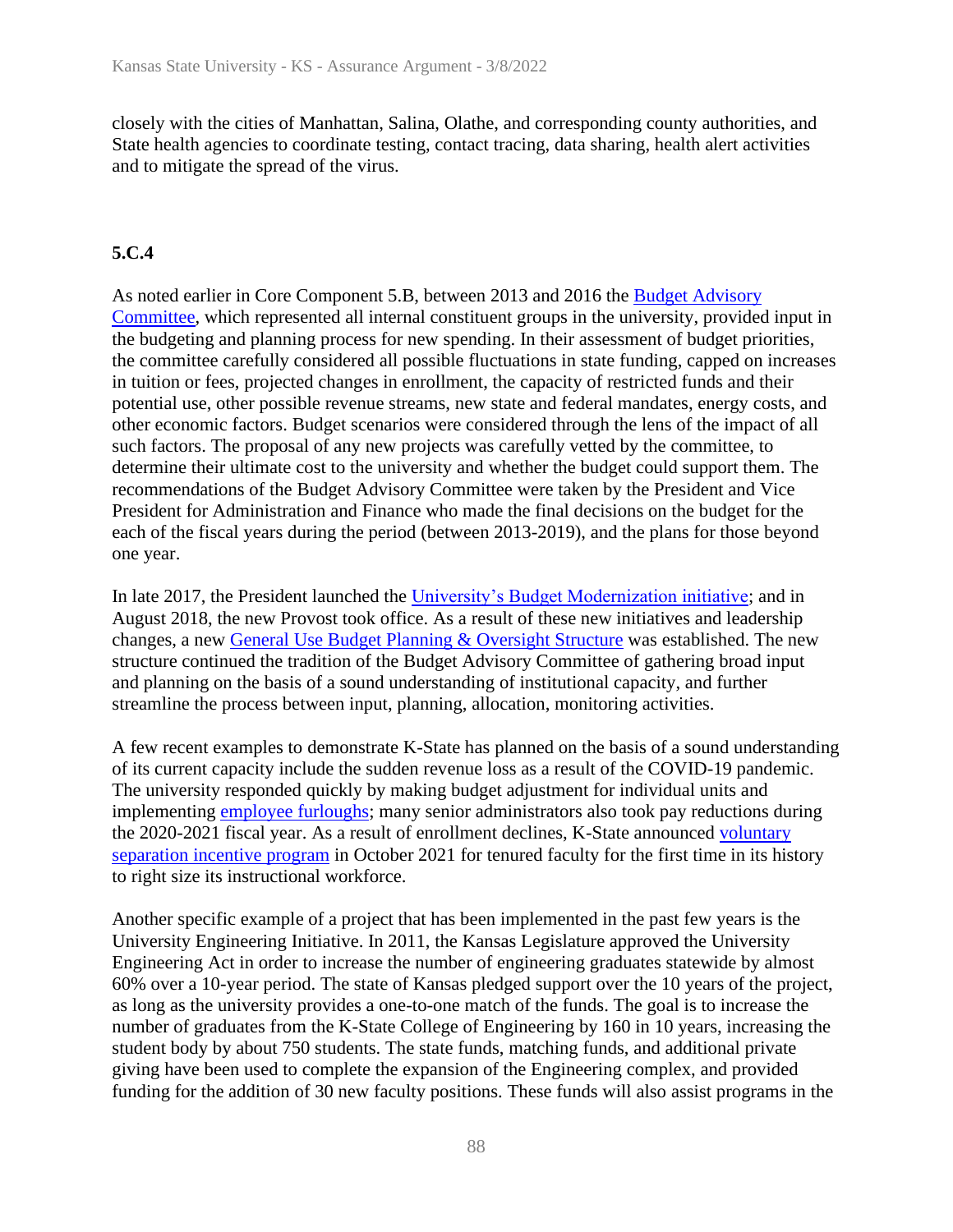closely with the cities of Manhattan, Salina, Olathe, and corresponding county authorities, and State health agencies to coordinate testing, contact tracing, data sharing, health alert activities and to mitigate the spread of the virus.

**5.C.4**

As noted earlier in Core Component 5.B, between 2013 and 2016 the Budget Advisory Committee, which represented all internal constituent groups in the university, provided input in the budgeting and planning process for new spending. In their assessment of budget priorities, the committee carefully considered all possible fluctuations in state funding, capped on increases in tuition or fees, projected changes in enrollment, the capacity of restricted funds and their potential use, other possible revenue streams, new state and federal mandates, energy costs, and other economic factors. Budget scenarios were considered through the lens of the impact of all such factors. The proposal of any new projects was carefully vetted by the committee, to determine their ultimate cost to the university and whether the budget could support them. The recommendations of the Budget Advisory Committee were taken by the President and Vice President for Administration and Finance who made the final decisions on the budget for the each of the fiscal years during the period (between 2013-2019), and the plans for those beyond one year.

In late 2017, the President launched the University's Budget Modernization initiative; and in August 2018, the new Provost took office. As a result of these new initiatives and leadership changes, a new General Use Budget Planning & Oversight Structure was established. The new structure continued the tradition of the Budget Advisory Committee of gathering broad input and planning on the basis of a sound understanding of institutional capacity, and further streamline the process between input, planning, allocation, monitoring activities.

A few recent examples to demonstrate K-State has planned on the basis of a sound understanding of its current capacity include the sudden revenue loss as a result of the COVID-19 pandemic. The university responded quickly by making budget adjustment for individual units and implementing employee furloughs; many senior administrators also took pay reductions during the 2020-2021 fiscal year. As a result of enrollment declines, K-State announced voluntary separation incentive program in October 2021 for tenured faculty for the first time in its history to right size its instructional workforce.

Another specific example of a project that has been implemented in the past few years is the University Engineering Initiative. In 2011, the Kansas Legislature approved the University Engineering Act in order to increase the number of engineering graduates statewide by almost 60% over a 10-year period. The state of Kansas pledged support over the 10 years of the project, as long as the university provides a one-to-one match of the funds. The goal is to increase the number of graduates from the K-State College of Engineering by 160 in 10 years, increasing the student body by about 750 students. The state funds, matching funds, and additional private giving have been used to complete the expansion of the Engineering complex, and provided funding for the addition of 30 new faculty positions. These funds will also assist programs in the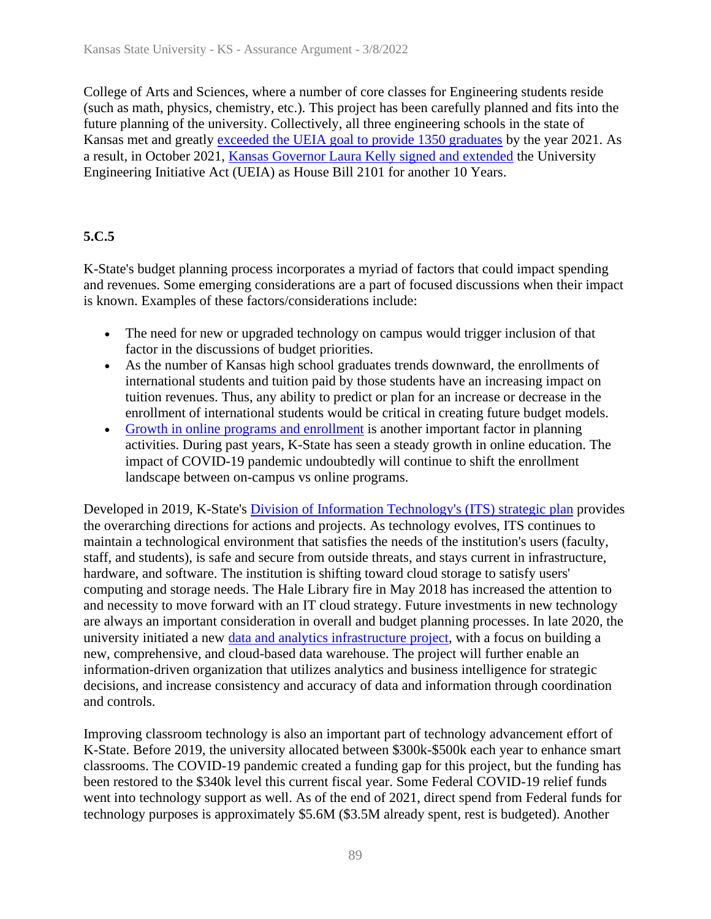College of Arts and Sciences, where a number of core classes for Engineering students reside (such as math, physics, chemistry, etc.). This project has been carefully planned and fits into the future planning of the university. Collectively, all three engineering schools in the state of Kansas met and greatly exceeded the UEIA goal to provide 1350 graduates by the year 2021. As a result, in October 2021, Kansas Governor Laura Kelly signed and extended the University Engineering Initiative Act (UEIA) as House Bill 2101 for another 10 Years.

**5.C.5**

K-State's budget planning process incorporates a myriad of factors that could impact spending and revenues. Some emerging considerations are a part of focused discussions when their impact is known. Examples of these factors/considerations include:

- The need for new or upgraded technology on campus would trigger inclusion of that factor in the discussions of budget priorities.
- As the number of Kansas high school graduates trends downward, the enrollments of international students and tuition paid by those students have an increasing impact on tuition revenues. Thus, any ability to predict or plan for an increase or decrease in the enrollment of international students would be critical in creating future budget models.
- Growth in online programs and enrollment is another important factor in planning activities. During past years, K-State has seen a steady growth in online education. The impact of COVID-19 pandemic undoubtedly will continue to shift the enrollment landscape between on-campus vs online programs.

Developed in 2019, K-State's Division of Information Technology's (ITS) strategic plan provides the overarching directions for actions and projects. As technology evolves, ITS continues to maintain a technological environment that satisfies the needs of the institution's users (faculty, staff, and students), is safe and secure from outside threats, and stays current in infrastructure, hardware, and software. The institution is shifting toward cloud storage to satisfy users' computing and storage needs. The Hale Library fire in May 2018 has increased the attention to and necessity to move forward with an IT cloud strategy. Future investments in new technology are always an important consideration in overall and budget planning processes. In late 2020, the university initiated a new data and analytics infrastructure project, with a focus on building a new, comprehensive, and cloud-based data warehouse. The project will further enable an information-driven organization that utilizes analytics and business intelligence for strategic decisions, and increase consistency and accuracy of data and information through coordination and controls.

Improving classroom technology is also an important part of technology advancement effort of K-State. Before 2019, the university allocated between $300k-$500k each year to enhance smart classrooms. The COVID-19 pandemic created a funding gap for this project, but the funding has been restored to the $340k level this current fiscal year. Some Federal COVID-19 relief funds went into technology support as well. As of the end of 2021, direct spend from Federal funds for technology purposes is approximately $5.6M ($3.5M already spent, rest is budgeted). Another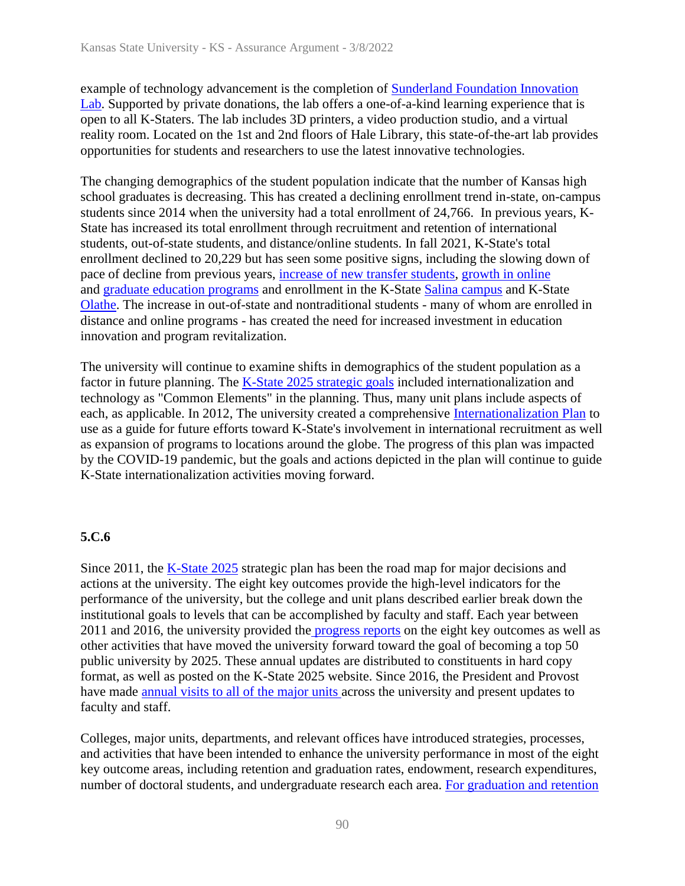example of technology advancement is the completion of Sunderland Foundation Innovation Lab. Supported by private donations, the lab offers a one-of-a-kind learning experience that is open to all K-Staters. The lab includes 3D printers, a video production studio, and a virtual reality room. Located on the 1st and 2nd floors of Hale Library, this state-of-the-art lab provides opportunities for students and researchers to use the latest innovative technologies.

The changing demographics of the student population indicate that the number of Kansas high school graduates is decreasing. This has created a declining enrollment trend in-state, on-campus students since 2014 when the university had a total enrollment of 24,766. In previous years, K-State has increased its total enrollment through recruitment and retention of international students, out-of-state students, and distance/online students. In fall 2021, K-State's total enrollment declined to 20,229 but has seen some positive signs, including the slowing down of pace of decline from previous years, increase of new transfer students, growth in online and graduate education programs and enrollment in the K-State Salina campus and K-State Olathe. The increase in out-of-state and nontraditional students - many of whom are enrolled in distance and online programs - has created the need for increased investment in education innovation and program revitalization.

The university will continue to examine shifts in demographics of the student population as a factor in future planning. The K-State 2025 strategic goals included internationalization and technology as "Common Elements" in the planning. Thus, many unit plans include aspects of each, as applicable. In 2012, The university created a comprehensive Internationalization Plan to use as a guide for future efforts toward K-State's involvement in international recruitment as well as expansion of programs to locations around the globe. The progress of this plan was impacted by the COVID-19 pandemic, but the goals and actions depicted in the plan will continue to guide K-State internationalization activities moving forward.

**5.C.6**

Since 2011, the K-State 2025 strategic plan has been the road map for major decisions and actions at the university. The eight key outcomes provide the high-level indicators for the performance of the university, but the college and unit plans described earlier break down the institutional goals to levels that can be accomplished by faculty and staff. Each year between 2011 and 2016, the university provided the progress reports on the eight key outcomes as well as other activities that have moved the university forward toward the goal of becoming a top 50 public university by 2025. These annual updates are distributed to constituents in hard copy format, as well as posted on the K-State 2025 website. Since 2016, the President and Provost have made annual visits to all of the major units across the university and present updates to faculty and staff.

Colleges, major units, departments, and relevant offices have introduced strategies, processes, and activities that have been intended to enhance the university performance in most of the eight key outcome areas, including retention and graduation rates, endowment, research expenditures, number of doctoral students, and undergraduate research each area. For graduation and retention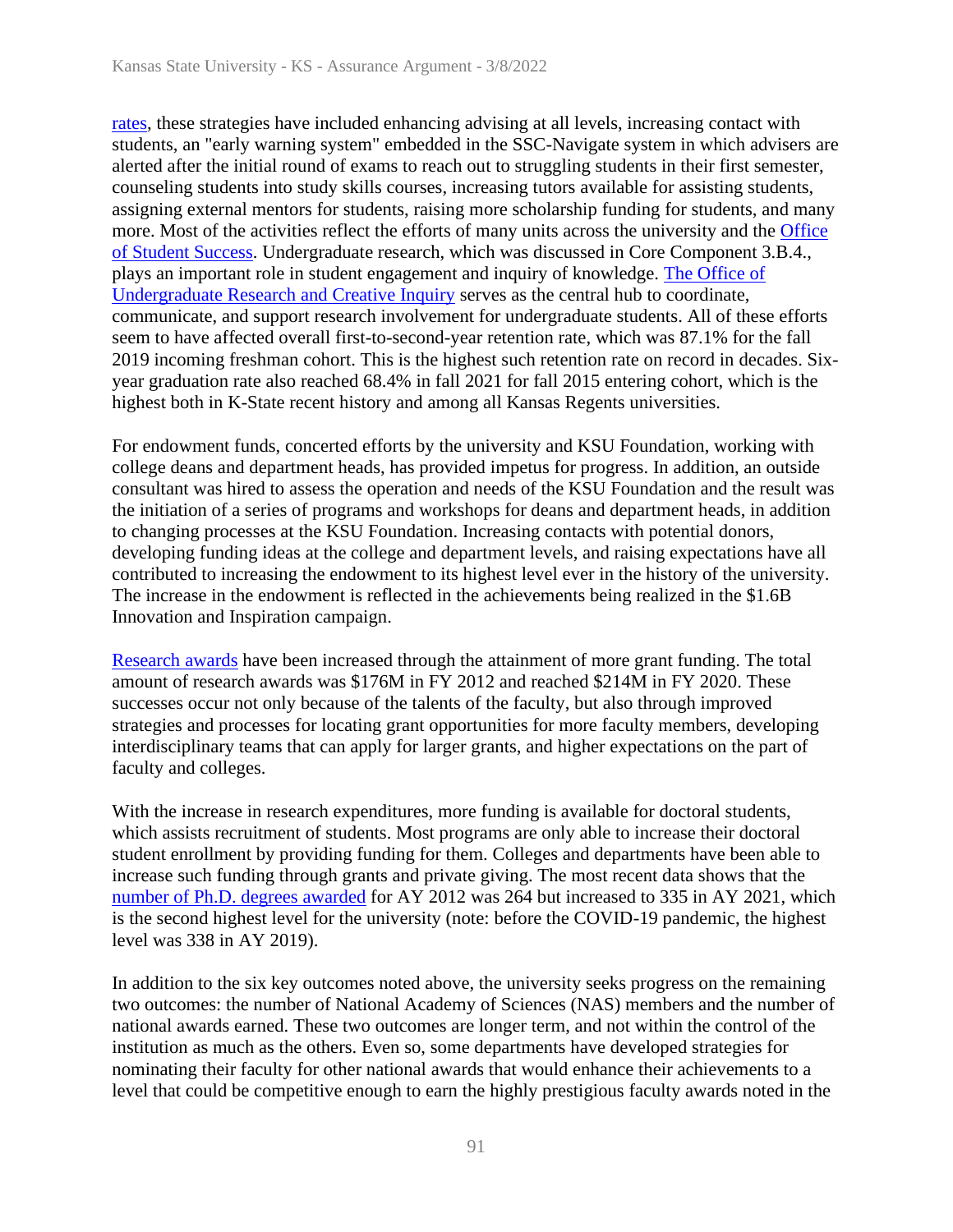rates, these strategies have included enhancing advising at all levels, increasing contact with students, an "early warning system" embedded in the SSC-Navigate system in which advisers are alerted after the initial round of exams to reach out to struggling students in their first semester, counseling students into study skills courses, increasing tutors available for assisting students, assigning external mentors for students, raising more scholarship funding for students, and many more. Most of the activities reflect the efforts of many units across the university and the Office of Student Success. Undergraduate research, which was discussed in Core Component 3.B.4., plays an important role in student engagement and inquiry of knowledge. The Office of Undergraduate Research and Creative Inquiry serves as the central hub to coordinate, communicate, and support research involvement for undergraduate students. All of these efforts seem to have affected overall first-to-second-year retention rate, which was 87.1% for the fall 2019 incoming freshman cohort. This is the highest such retention rate on record in decades. Six-year graduation rate also reached 68.4% in fall 2021 for fall 2015 entering cohort, which is the highest both in K-State recent history and among all Kansas Regents universities.

For endowment funds, concerted efforts by the university and KSU Foundation, working with college deans and department heads, has provided impetus for progress. In addition, an outside consultant was hired to assess the operation and needs of the KSU Foundation and the result was the initiation of a series of programs and workshops for deans and department heads, in addition to changing processes at the KSU Foundation. Increasing contacts with potential donors, developing funding ideas at the college and department levels, and raising expectations have all contributed to increasing the endowment to its highest level ever in the history of the university. The increase in the endowment is reflected in the achievements being realized in the $1.6B Innovation and Inspiration campaign.

Research awards have been increased through the attainment of more grant funding. The total amount of research awards was $176M in FY 2012 and reached $214M in FY 2020. These successes occur not only because of the talents of the faculty, but also through improved strategies and processes for locating grant opportunities for more faculty members, developing interdisciplinary teams that can apply for larger grants, and higher expectations on the part of faculty and colleges.

With the increase in research expenditures, more funding is available for doctoral students, which assists recruitment of students. Most programs are only able to increase their doctoral student enrollment by providing funding for them. Colleges and departments have been able to increase such funding through grants and private giving. The most recent data shows that the number of Ph.D. degrees awarded for AY 2012 was 264 but increased to 335 in AY 2021, which is the second highest level for the university (note: before the COVID-19 pandemic, the highest level was 338 in AY 2019).

In addition to the six key outcomes noted above, the university seeks progress on the remaining two outcomes: the number of National Academy of Sciences (NAS) members and the number of national awards earned. These two outcomes are longer term, and not within the control of the institution as much as the others. Even so, some departments have developed strategies for nominating their faculty for other national awards that would enhance their achievements to a level that could be competitive enough to earn the highly prestigious faculty awards noted in the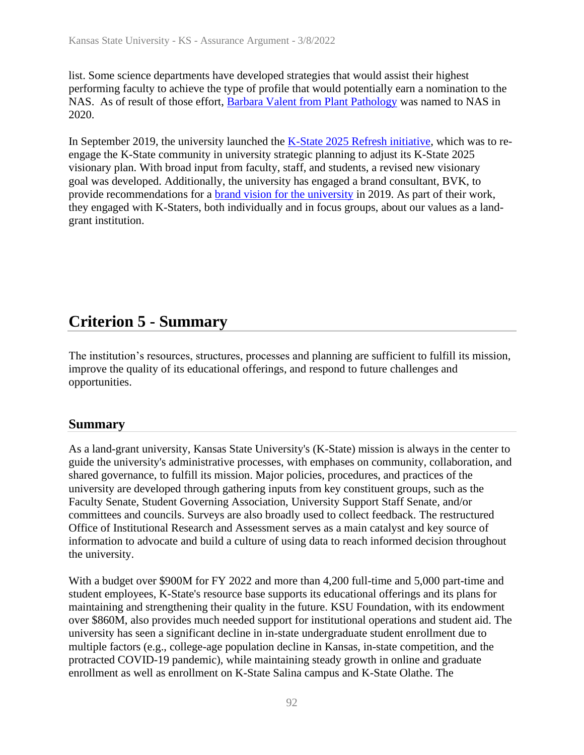list. Some science departments have developed strategies that would assist their highest performing faculty to achieve the type of profile that would potentially earn a nomination to the NAS. As of result of those effort, Barbara Valent from Plant Pathology was named to NAS in 2020.

In September 2019, the university launched the K-State 2025 Refresh initiative, which was to re-engage the K-State community in university strategic planning to adjust its K-State 2025 visionary plan. With broad input from faculty, staff, and students, a revised new visionary goal was developed. Additionally, the university has engaged a brand consultant, BVK, to provide recommendations for a brand vision for the university in 2019. As part of their work, they engaged with K-Staters, both individually and in focus groups, about our values as a land-grant institution.

# Criterion 5 - Summary

The institution's resources, structures, processes and planning are sufficient to fulfill its mission, improve the quality of its educational offerings, and respond to future challenges and opportunities.

## Summary

As a land-grant university, Kansas State University's (K-State) mission is always in the center to guide the university's administrative processes, with emphases on community, collaboration, and shared governance, to fulfill its mission. Major policies, procedures, and practices of the university are developed through gathering inputs from key constituent groups, such as the Faculty Senate, Student Governing Association, University Support Staff Senate, and/or committees and councils. Surveys are also broadly used to collect feedback. The restructured Office of Institutional Research and Assessment serves as a main catalyst and key source of information to advocate and build a culture of using data to reach informed decision throughout the university.

With a budget over $900M for FY 2022 and more than 4,200 full-time and 5,000 part-time and student employees, K-State's resource base supports its educational offerings and its plans for maintaining and strengthening their quality in the future. KSU Foundation, with its endowment over $860M, also provides much needed support for institutional operations and student aid. The university has seen a significant decline in in-state undergraduate student enrollment due to multiple factors (e.g., college-age population decline in Kansas, in-state competition, and the protracted COVID-19 pandemic), while maintaining steady growth in online and graduate enrollment as well as enrollment on K-State Salina campus and K-State Olathe. The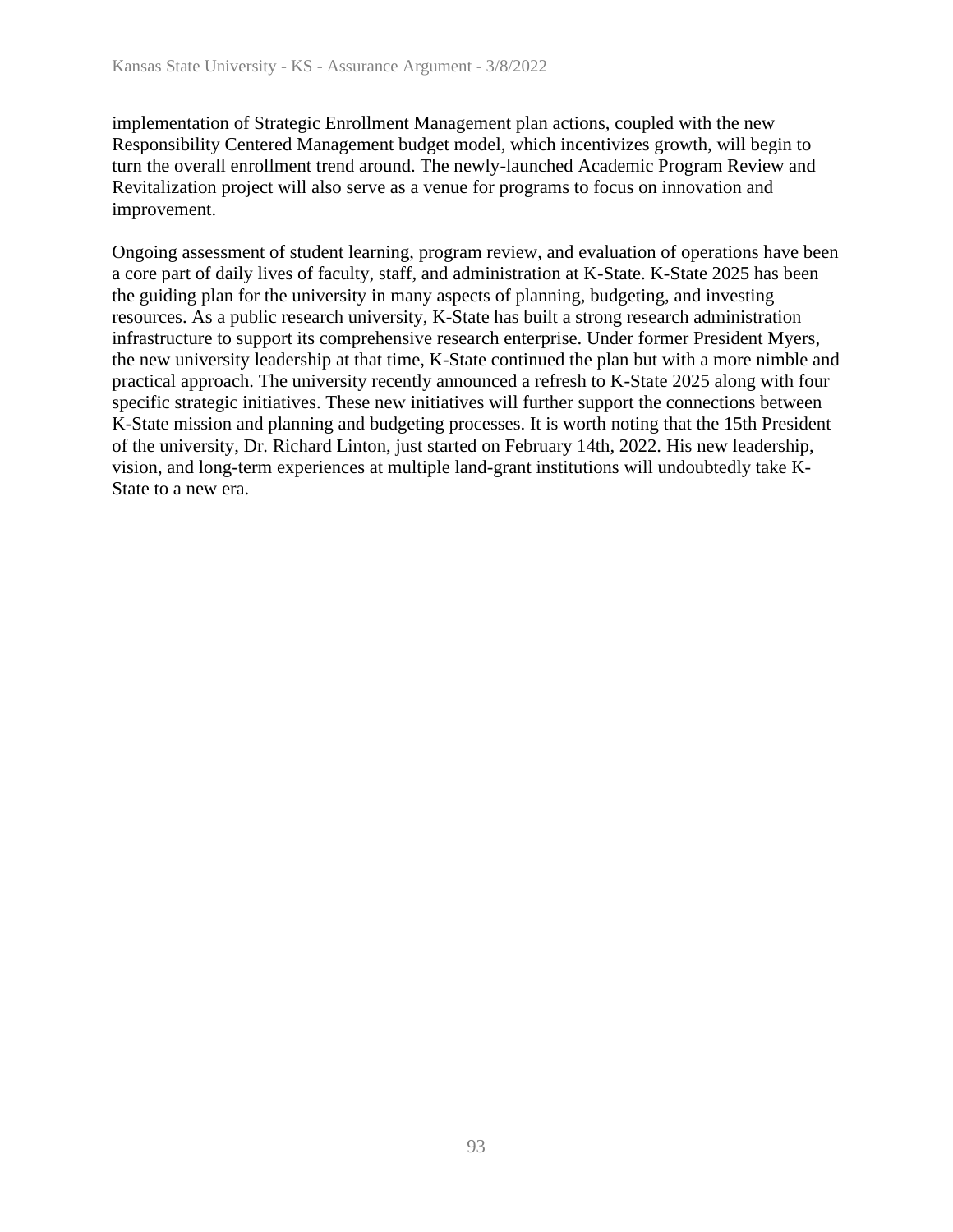implementation of Strategic Enrollment Management plan actions, coupled with the new Responsibility Centered Management budget model, which incentivizes growth, will begin to turn the overall enrollment trend around. The newly-launched Academic Program Review and Revitalization project will also serve as a venue for programs to focus on innovation and improvement.

Ongoing assessment of student learning, program review, and evaluation of operations have been a core part of daily lives of faculty, staff, and administration at K-State. K-State 2025 has been the guiding plan for the university in many aspects of planning, budgeting, and investing resources. As a public research university, K-State has built a strong research administration infrastructure to support its comprehensive research enterprise. Under former President Myers, the new university leadership at that time, K-State continued the plan but with a more nimble and practical approach. The university recently announced a refresh to K-State 2025 along with four specific strategic initiatives. These new initiatives will further support the connections between K-State mission and planning and budgeting processes. It is worth noting that the 15th President of the university, Dr. Richard Linton, just started on February 14th, 2022. His new leadership, vision, and long-term experiences at multiple land-grant institutions will undoubtedly take K-State to a new era.